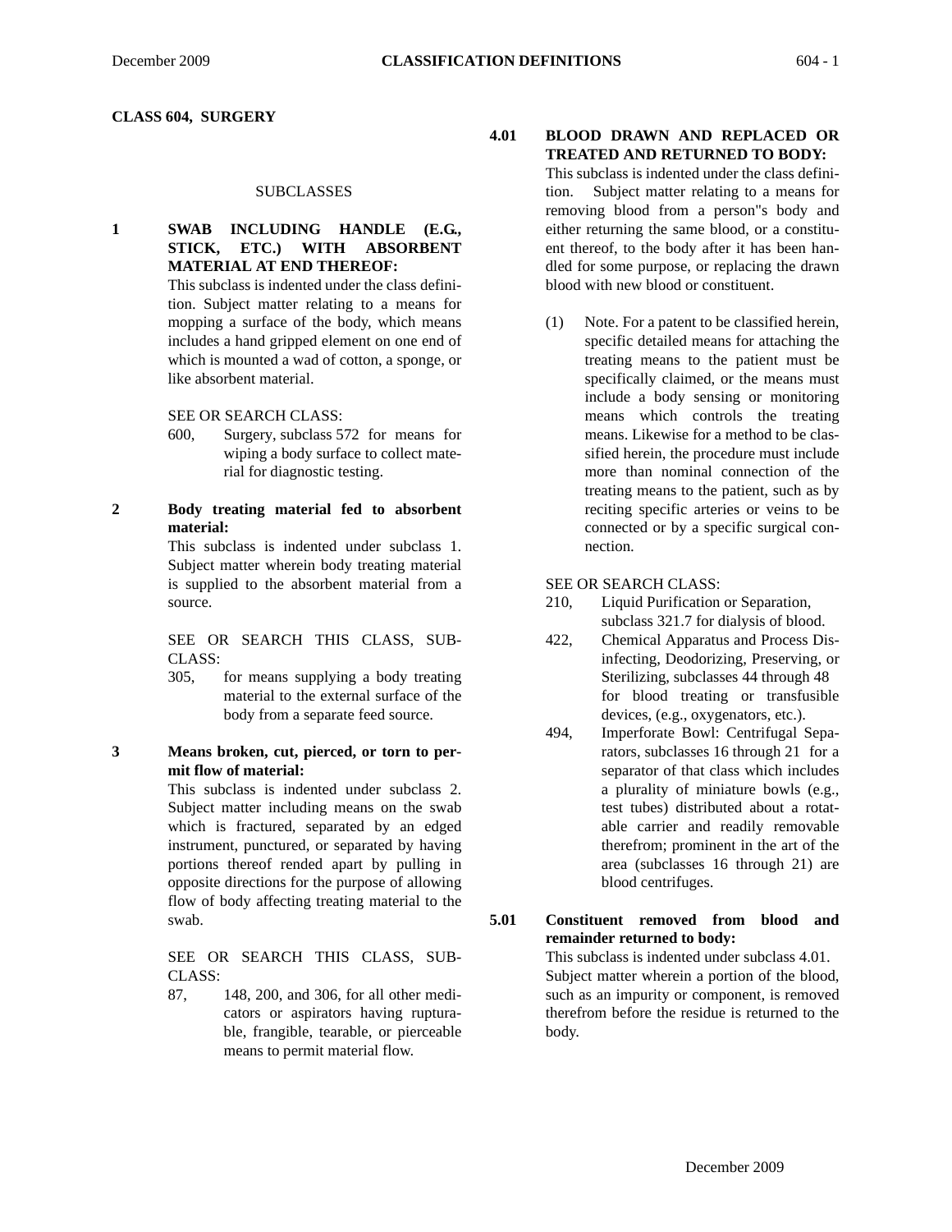# CLASS 604, SURGERY

## SUBCLASSES

**1 SWAB INCLUDING HANDLE (E.G., STICK, ETC.) WITH ABSORBENT MATERIAL AT END THEREOF:**

This subclass is indented under the class definition. Subject matter relating to a means for mopping a surface of the body, which means includes a hand gripped element on one end of which is mounted a wad of cotton, a sponge, or like absorbent material.

SEE OR SEARCH CLASS:

600, Surgery, subclass 572 for means for wiping a body surface to collect material for diagnostic testing.

**2 Body treating material fed to absorbent material:**

This subclass is indented under subclass 1. Subject matter wherein body treating material is supplied to the absorbent material from a source.

SEE OR SEARCH THIS CLASS, SUBCLASS:

305, for means supplying a body treating material to the external surface of the body from a separate feed source.

**3 Means broken, cut, pierced, or torn to permit flow of material:**

This subclass is indented under subclass 2. Subject matter including means on the swab which is fractured, separated by an edged instrument, punctured, or separated by having portions thereof rended apart by pulling in opposite directions for the purpose of allowing flow of body affecting treating material to the swab.

SEE OR SEARCH THIS CLASS, SUBCLASS:

87, 148, 200, and 306, for all other medicators or aspirators having rupturable, frangible, tearable, or pierceable means to permit material flow.

**4.01 BLOOD DRAWN AND REPLACED OR TREATED AND RETURNED TO BODY:**

This subclass is indented under the class definition. Subject matter relating to a means for removing blood from a person"s body and either returning the same blood, or a constituent thereof, to the body after it has been handled for some purpose, or replacing the drawn blood with new blood or constituent.

(1) Note. For a patent to be classified herein, specific detailed means for attaching the treating means to the patient must be specifically claimed, or the means must include a body sensing or monitoring means which controls the treating means. Likewise for a method to be classified herein, the procedure must include more than nominal connection of the treating means to the patient, such as by reciting specific arteries or veins to be connected or by a specific surgical connection.

SEE OR SEARCH CLASS:

210, Liquid Purification or Separation, subclass 321.7 for dialysis of blood.

422, Chemical Apparatus and Process Disinfecting, Deodorizing, Preserving, or Sterilizing, subclasses 44 through 48 for blood treating or transfusible devices, (e.g., oxygenators, etc.).

494, Imperforate Bowl: Centrifugal Separators, subclasses 16 through 21 for a separator of that class which includes a plurality of miniature bowls (e.g., test tubes) distributed about a rotatable carrier and readily removable therefrom; prominent in the art of the area (subclasses 16 through 21) are blood centrifuges.

**5.01 Constituent removed from blood and remainder returned to body:**

This subclass is indented under subclass 4.01. Subject matter wherein a portion of the blood, such as an impurity or component, is removed therefrom before the residue is returned to the body.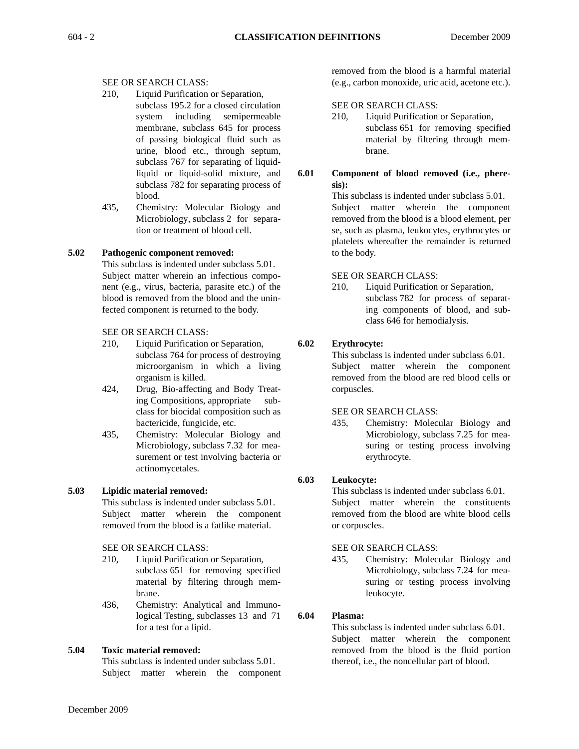SEE OR SEARCH CLASS:

- 210, Liquid Purification or Separation, subclass 195.2 for a closed circulation system including semipermeable membrane, subclass 645 for process of passing biological fluid such as urine, blood etc., through septum, subclass 767 for separating of liquid-liquid or liquid-solid mixture, and subclass 782 for separating process of blood.
- 435, Chemistry: Molecular Biology and Microbiology, subclass 2 for separation or treatment of blood cell.

**5.02 Pathogenic component removed:**

This subclass is indented under subclass 5.01. Subject matter wherein an infectious component (e.g., virus, bacteria, parasite etc.) of the blood is removed from the blood and the uninfected component is returned to the body.

SEE OR SEARCH CLASS:

- 210, Liquid Purification or Separation, subclass 764 for process of destroying microorganism in which a living organism is killed.
- 424, Drug, Bio-affecting and Body Treating Compositions, appropriate subclass for biocidal composition such as bactericide, fungicide, etc.
- 435, Chemistry: Molecular Biology and Microbiology, subclass 7.32 for measurement or test involving bacteria or actinomycetales.

**5.03 Lipidic material removed:**

This subclass is indented under subclass 5.01. Subject matter wherein the component removed from the blood is a fatlike material.

SEE OR SEARCH CLASS:

- 210, Liquid Purification or Separation, subclass 651 for removing specified material by filtering through membrane.
- 436, Chemistry: Analytical and Immunological Testing, subclasses 13 and 71 for a test for a lipid.

**5.04 Toxic material removed:**

This subclass is indented under subclass 5.01. Subject matter wherein the component removed from the blood is a harmful material (e.g., carbon monoxide, uric acid, acetone etc.).

SEE OR SEARCH CLASS:

- 210, Liquid Purification or Separation, subclass 651 for removing specified material by filtering through membrane.

**6.01 Component of blood removed (i.e., pheresis):**

This subclass is indented under subclass 5.01. Subject matter wherein the component removed from the blood is a blood element, per se, such as plasma, leukocytes, erythrocytes or platelets whereafter the remainder is returned to the body.

SEE OR SEARCH CLASS:

- 210, Liquid Purification or Separation, subclass 782 for process of separating components of blood, and subclass 646 for hemodialysis.

**6.02 Erythrocyte:**

This subclass is indented under subclass 6.01. Subject matter wherein the component removed from the blood are red blood cells or corpuscles.

SEE OR SEARCH CLASS:

- 435, Chemistry: Molecular Biology and Microbiology, subclass 7.25 for measuring or testing process involving erythrocyte.

**6.03 Leukocyte:**

This subclass is indented under subclass 6.01. Subject matter wherein the constituents removed from the blood are white blood cells or corpuscles.

SEE OR SEARCH CLASS:

- 435, Chemistry: Molecular Biology and Microbiology, subclass 7.24 for measuring or testing process involving leukocyte.

**6.04 Plasma:**

This subclass is indented under subclass 6.01. Subject matter wherein the component removed from the blood is the fluid portion thereof, i.e., the noncellular part of blood.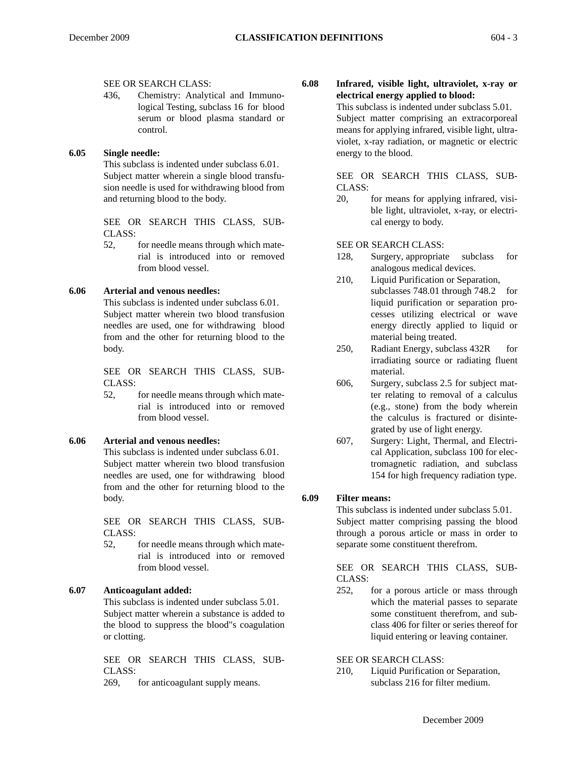SEE OR SEARCH CLASS:

436, Chemistry: Analytical and Immunological Testing, subclass 16 for blood serum or blood plasma standard or control.

**6.05 Single needle:**

This subclass is indented under subclass 6.01. Subject matter wherein a single blood transfusion needle is used for withdrawing blood from and returning blood to the body.

SEE OR SEARCH THIS CLASS, SUBCLASS:

52, for needle means through which material is introduced into or removed from blood vessel.

**6.06 Arterial and venous needles:**

This subclass is indented under subclass 6.01. Subject matter wherein two blood transfusion needles are used, one for withdrawing blood from and the other for returning blood to the body.

SEE OR SEARCH THIS CLASS, SUBCLASS:

52, for needle means through which material is introduced into or removed from blood vessel.

**6.06 Arterial and venous needles:**

This subclass is indented under subclass 6.01. Subject matter wherein two blood transfusion needles are used, one for withdrawing blood from and the other for returning blood to the body.

SEE OR SEARCH THIS CLASS, SUBCLASS:

52, for needle means through which material is introduced into or removed from blood vessel.

**6.07 Anticoagulant added:**

This subclass is indented under subclass 5.01. Subject matter wherein a substance is added to the blood to suppress the blood"s coagulation or clotting.

SEE OR SEARCH THIS CLASS, SUBCLASS:

269, for anticoagulant supply means.

**6.08 Infrared, visible light, ultraviolet, x-ray or electrical energy applied to blood:**

This subclass is indented under subclass 5.01. Subject matter comprising an extracorporeal means for applying infrared, visible light, ultraviolet, x-ray radiation, or magnetic or electric energy to the blood.

SEE OR SEARCH THIS CLASS, SUBCLASS:

20, for means for applying infrared, visible light, ultraviolet, x-ray, or electrical energy to body.

SEE OR SEARCH CLASS:

128, Surgery, appropriate subclass for analogous medical devices.

210, Liquid Purification or Separation, subclasses 748.01 through 748.2 for liquid purification or separation processes utilizing electrical or wave energy directly applied to liquid or material being treated.

250, Radiant Energy, subclass 432R for irradiating source or radiating fluent material.

606, Surgery, subclass 2.5 for subject matter relating to removal of a calculus (e.g., stone) from the body wherein the calculus is fractured or disintegrated by use of light energy.

607, Surgery: Light, Thermal, and Electrical Application, subclass 100 for electromagnetic radiation, and subclass 154 for high frequency radiation type.

**6.09 Filter means:**

This subclass is indented under subclass 5.01. Subject matter comprising passing the blood through a porous article or mass in order to separate some constituent therefrom.

SEE OR SEARCH THIS CLASS, SUBCLASS:

252, for a porous article or mass through which the material passes to separate some constituent therefrom, and subclass 406 for filter or series thereof for liquid entering or leaving container.

SEE OR SEARCH CLASS:

210, Liquid Purification or Separation, subclass 216 for filter medium.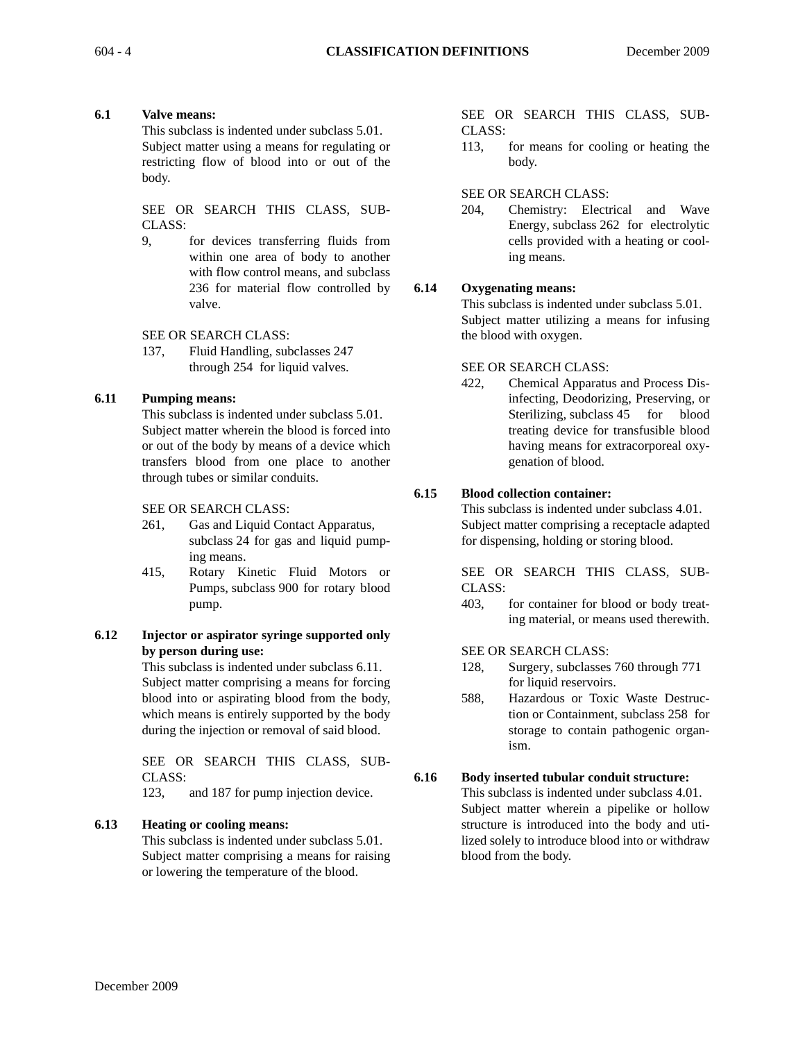**6.1 Valve means:**

This subclass is indented under subclass 5.01. Subject matter using a means for regulating or restricting flow of blood into or out of the body.

SEE OR SEARCH THIS CLASS, SUBCLASS:

9, for devices transferring fluids from within one area of body to another with flow control means, and subclass 236 for material flow controlled by valve.

SEE OR SEARCH CLASS:

137, Fluid Handling, subclasses 247 through 254 for liquid valves.

**6.11 Pumping means:**

This subclass is indented under subclass 5.01. Subject matter wherein the blood is forced into or out of the body by means of a device which transfers blood from one place to another through tubes or similar conduits.

SEE OR SEARCH CLASS:

261, Gas and Liquid Contact Apparatus, subclass 24 for gas and liquid pumping means.

415, Rotary Kinetic Fluid Motors or Pumps, subclass 900 for rotary blood pump.

**6.12 Injector or aspirator syringe supported only by person during use:**

This subclass is indented under subclass 6.11. Subject matter comprising a means for forcing blood into or aspirating blood from the body, which means is entirely supported by the body during the injection or removal of said blood.

SEE OR SEARCH THIS CLASS, SUBCLASS:

123, and 187 for pump injection device.

**6.13 Heating or cooling means:**

This subclass is indented under subclass 5.01. Subject matter comprising a means for raising or lowering the temperature of the blood.

SEE OR SEARCH THIS CLASS, SUBCLASS:

113, for means for cooling or heating the body.

SEE OR SEARCH CLASS:

204, Chemistry: Electrical and Wave Energy, subclass 262 for electrolytic cells provided with a heating or cooling means.

**6.14 Oxygenating means:**

This subclass is indented under subclass 5.01. Subject matter utilizing a means for infusing the blood with oxygen.

SEE OR SEARCH CLASS:

422, Chemical Apparatus and Process Disinfecting, Deodorizing, Preserving, or Sterilizing, subclass 45 for blood treating device for transfusible blood having means for extracorporeal oxygenation of blood.

**6.15 Blood collection container:**

This subclass is indented under subclass 4.01. Subject matter comprising a receptacle adapted for dispensing, holding or storing blood.

SEE OR SEARCH THIS CLASS, SUBCLASS:

403, for container for blood or body treating material, or means used therewith.

SEE OR SEARCH CLASS:

128, Surgery, subclasses 760 through 771 for liquid reservoirs.

588, Hazardous or Toxic Waste Destruction or Containment, subclass 258 for storage to contain pathogenic organism.

**6.16 Body inserted tubular conduit structure:**

This subclass is indented under subclass 4.01. Subject matter wherein a pipelike or hollow structure is introduced into the body and utilized solely to introduce blood into or withdraw blood from the body.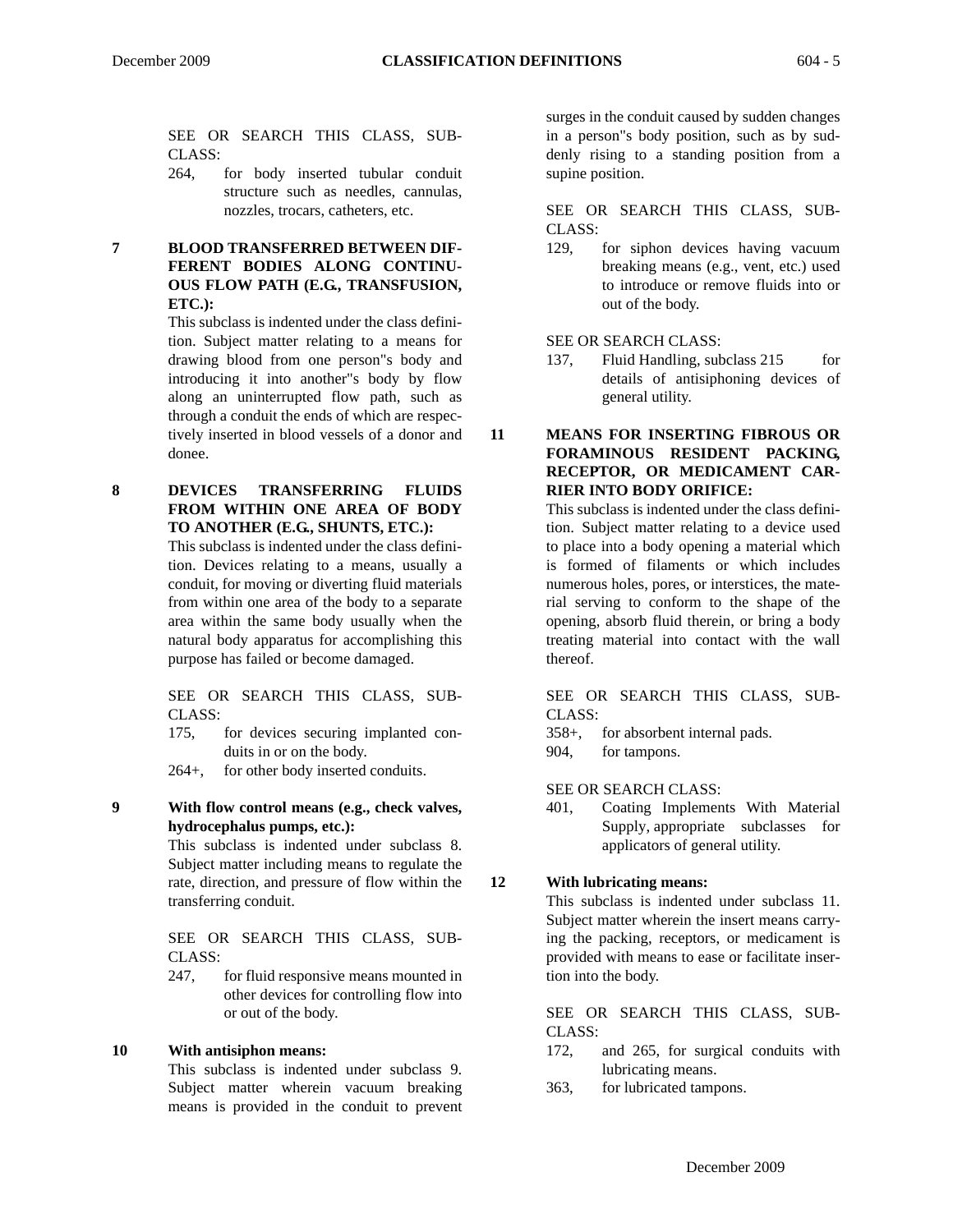SEE OR SEARCH THIS CLASS, SUBCLASS:

- 264, for body inserted tubular conduit structure such as needles, cannulas, nozzles, trocars, catheters, etc.

**7 BLOOD TRANSFERRED BETWEEN DIFFERENT BODIES ALONG CONTINUOUS FLOW PATH (E.G., TRANSFUSION, ETC.):**

This subclass is indented under the class definition. Subject matter relating to a means for drawing blood from one person"s body and introducing it into another"s body by flow along an uninterrupted flow path, such as through a conduit the ends of which are respectively inserted in blood vessels of a donor and donee.

**8 DEVICES TRANSFERRING FLUIDS FROM WITHIN ONE AREA OF BODY TO ANOTHER (E.G., SHUNTS, ETC.):**

This subclass is indented under the class definition. Devices relating to a means, usually a conduit, for moving or diverting fluid materials from within one area of the body to a separate area within the same body usually when the natural body apparatus for accomplishing this purpose has failed or become damaged.

SEE OR SEARCH THIS CLASS, SUBCLASS:

- 175, for devices securing implanted conduits in or on the body.
- 264+, for other body inserted conduits.

**9 With flow control means (e.g., check valves, hydrocephalus pumps, etc.):**

This subclass is indented under subclass 8. Subject matter including means to regulate the rate, direction, and pressure of flow within the transferring conduit.

SEE OR SEARCH THIS CLASS, SUBCLASS:

- 247, for fluid responsive means mounted in other devices for controlling flow into or out of the body.

**10 With antisiphon means:**

This subclass is indented under subclass 9. Subject matter wherein vacuum breaking means is provided in the conduit to prevent surges in the conduit caused by sudden changes in a person"s body position, such as by suddenly rising to a standing position from a supine position.

SEE OR SEARCH THIS CLASS, SUBCLASS:

- 129, for siphon devices having vacuum breaking means (e.g., vent, etc.) used to introduce or remove fluids into or out of the body.

SEE OR SEARCH CLASS:

- 137, Fluid Handling, subclass 215 for details of antisiphoning devices of general utility.

**11 MEANS FOR INSERTING FIBROUS OR FORAMINOUS RESIDENT PACKING, RECEPTOR, OR MEDICAMENT CARRIER INTO BODY ORIFICE:**

This subclass is indented under the class definition. Subject matter relating to a device used to place into a body opening a material which is formed of filaments or which includes numerous holes, pores, or interstices, the material serving to conform to the shape of the opening, absorb fluid therein, or bring a body treating material into contact with the wall thereof.

SEE OR SEARCH THIS CLASS, SUBCLASS:

- 358+, for absorbent internal pads.
- 904, for tampons.

SEE OR SEARCH CLASS:

- 401, Coating Implements With Material Supply, appropriate subclasses for applicators of general utility.

**12 With lubricating means:**

This subclass is indented under subclass 11. Subject matter wherein the insert means carrying the packing, receptors, or medicament is provided with means to ease or facilitate insertion into the body.

SEE OR SEARCH THIS CLASS, SUBCLASS:

- 172, and 265, for surgical conduits with lubricating means.
- 363, for lubricated tampons.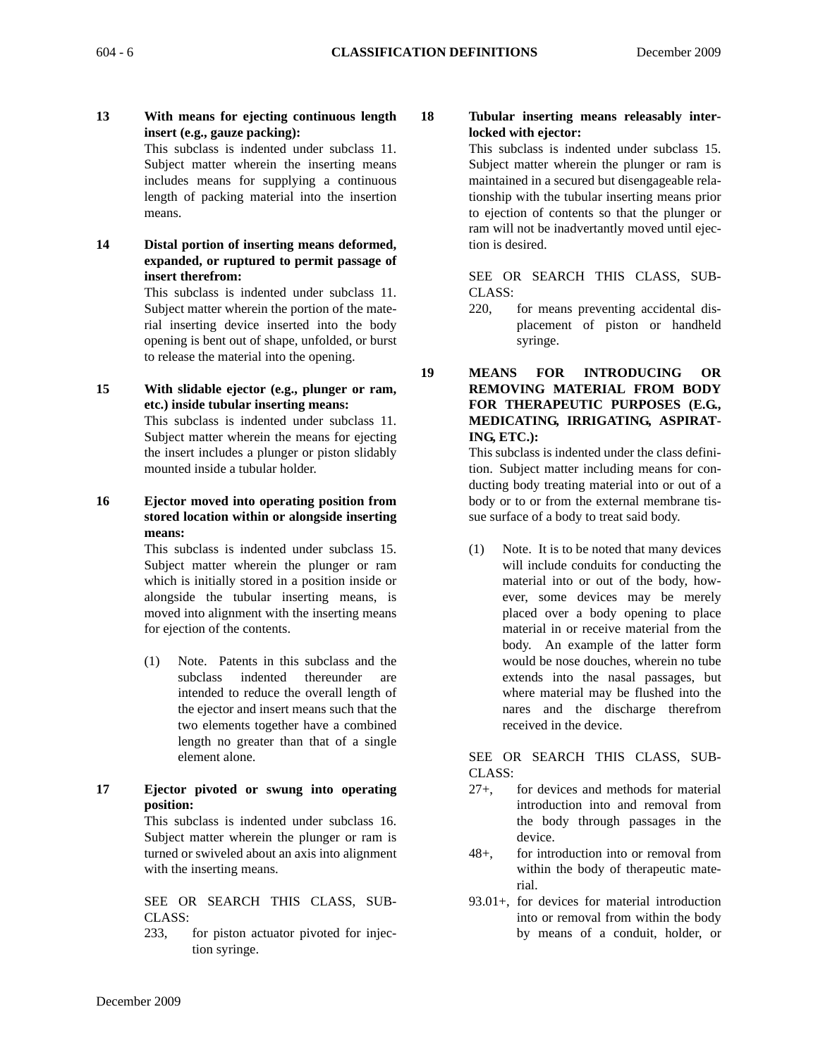**13 With means for ejecting continuous length insert (e.g., gauze packing):**

This subclass is indented under subclass 11. Subject matter wherein the inserting means includes means for supplying a continuous length of packing material into the insertion means.

**14 Distal portion of inserting means deformed, expanded, or ruptured to permit passage of insert therefrom:**

This subclass is indented under subclass 11. Subject matter wherein the portion of the material inserting device inserted into the body opening is bent out of shape, unfolded, or burst to release the material into the opening.

**15 With slidable ejector (e.g., plunger or ram, etc.) inside tubular inserting means:**

This subclass is indented under subclass 11. Subject matter wherein the means for ejecting the insert includes a plunger or piston slidably mounted inside a tubular holder.

**16 Ejector moved into operating position from stored location within or alongside inserting means:**

This subclass is indented under subclass 15. Subject matter wherein the plunger or ram which is initially stored in a position inside or alongside the tubular inserting means, is moved into alignment with the inserting means for ejection of the contents.

(1) Note. Patents in this subclass and the subclass indented thereunder are intended to reduce the overall length of the ejector and insert means such that the two elements together have a combined length no greater than that of a single element alone.

**17 Ejector pivoted or swung into operating position:**

This subclass is indented under subclass 16. Subject matter wherein the plunger or ram is turned or swiveled about an axis into alignment with the inserting means.

SEE OR SEARCH THIS CLASS, SUBCLASS:

233, for piston actuator pivoted for injection syringe.

**18 Tubular inserting means releasably interlocked with ejector:**

This subclass is indented under subclass 15. Subject matter wherein the plunger or ram is maintained in a secured but disengageable relationship with the tubular inserting means prior to ejection of contents so that the plunger or ram will not be inadvertantly moved until ejection is desired.

SEE OR SEARCH THIS CLASS, SUBCLASS:

220, for means preventing accidental displacement of piston or handheld syringe.

**19 MEANS FOR INTRODUCING OR REMOVING MATERIAL FROM BODY FOR THERAPEUTIC PURPOSES (E.G., MEDICATING, IRRIGATING, ASPIRATING, ETC.):**

This subclass is indented under the class definition. Subject matter including means for conducting body treating material into or out of a body or to or from the external membrane tissue surface of a body to treat said body.

(1) Note. It is to be noted that many devices will include conduits for conducting the material into or out of the body, however, some devices may be merely placed over a body opening to place material in or receive material from the body. An example of the latter form would be nose douches, wherein no tube extends into the nasal passages, but where material may be flushed into the nares and the discharge therefrom received in the device.

SEE OR SEARCH THIS CLASS, SUBCLASS:

27+, for devices and methods for material introduction into and removal from the body through passages in the device.

48+, for introduction into or removal from within the body of therapeutic material.

93.01+, for devices for material introduction into or removal from within the body by means of a conduit, holder, or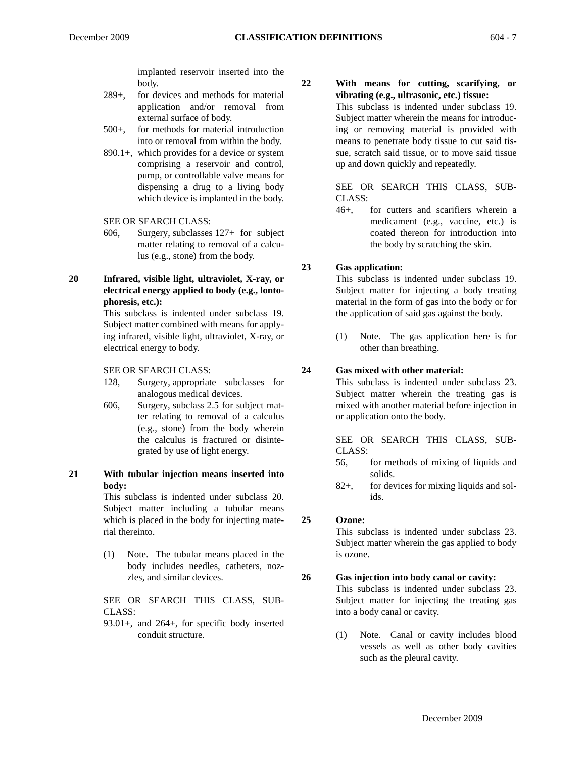implanted reservoir inserted into the body.

- 289+, for devices and methods for material application and/or removal from external surface of body.
- 500+, for methods for material introduction into or removal from within the body.
- 890.1+, which provides for a device or system comprising a reservoir and control, pump, or controllable valve means for dispensing a drug to a living body which device is implanted in the body.

SEE OR SEARCH CLASS:

- 606, Surgery, subclasses 127+ for subject matter relating to removal of a calculus (e.g., stone) from the body.

**20 Infrared, visible light, ultraviolet, X-ray, or electrical energy applied to body (e.g., lontophoresis, etc.):**

This subclass is indented under subclass 19. Subject matter combined with means for applying infrared, visible light, ultraviolet, X-ray, or electrical energy to body.

SEE OR SEARCH CLASS:

- 128, Surgery, appropriate subclasses for analogous medical devices.
- 606, Surgery, subclass 2.5 for subject matter relating to removal of a calculus (e.g., stone) from the body wherein the calculus is fractured or disintegrated by use of light energy.

**21 With tubular injection means inserted into body:**

This subclass is indented under subclass 20. Subject matter including a tubular means which is placed in the body for injecting material thereinto.

(1) Note. The tubular means placed in the body includes needles, catheters, nozzles, and similar devices.

SEE OR SEARCH THIS CLASS, SUBCLASS:

- 93.01+, and 264+, for specific body inserted conduit structure.

**22 With means for cutting, scarifying, or vibrating (e.g., ultrasonic, etc.) tissue:**

This subclass is indented under subclass 19. Subject matter wherein the means for introducing or removing material is provided with means to penetrate body tissue to cut said tissue, scratch said tissue, or to move said tissue up and down quickly and repeatedly.

SEE OR SEARCH THIS CLASS, SUBCLASS:

- 46+, for cutters and scarifiers wherein a medicament (e.g., vaccine, etc.) is coated thereon for introduction into the body by scratching the skin.

**23 Gas application:**

This subclass is indented under subclass 19. Subject matter for injecting a body treating material in the form of gas into the body or for the application of said gas against the body.

(1) Note. The gas application here is for other than breathing.

**24 Gas mixed with other material:**

This subclass is indented under subclass 23. Subject matter wherein the treating gas is mixed with another material before injection in or application onto the body.

SEE OR SEARCH THIS CLASS, SUBCLASS:

- 56, for methods of mixing of liquids and solids.
- 82+, for devices for mixing liquids and solids.

**25 Ozone:**

This subclass is indented under subclass 23. Subject matter wherein the gas applied to body is ozone.

**26 Gas injection into body canal or cavity:**

This subclass is indented under subclass 23. Subject matter for injecting the treating gas into a body canal or cavity.

(1) Note. Canal or cavity includes blood vessels as well as other body cavities such as the pleural cavity.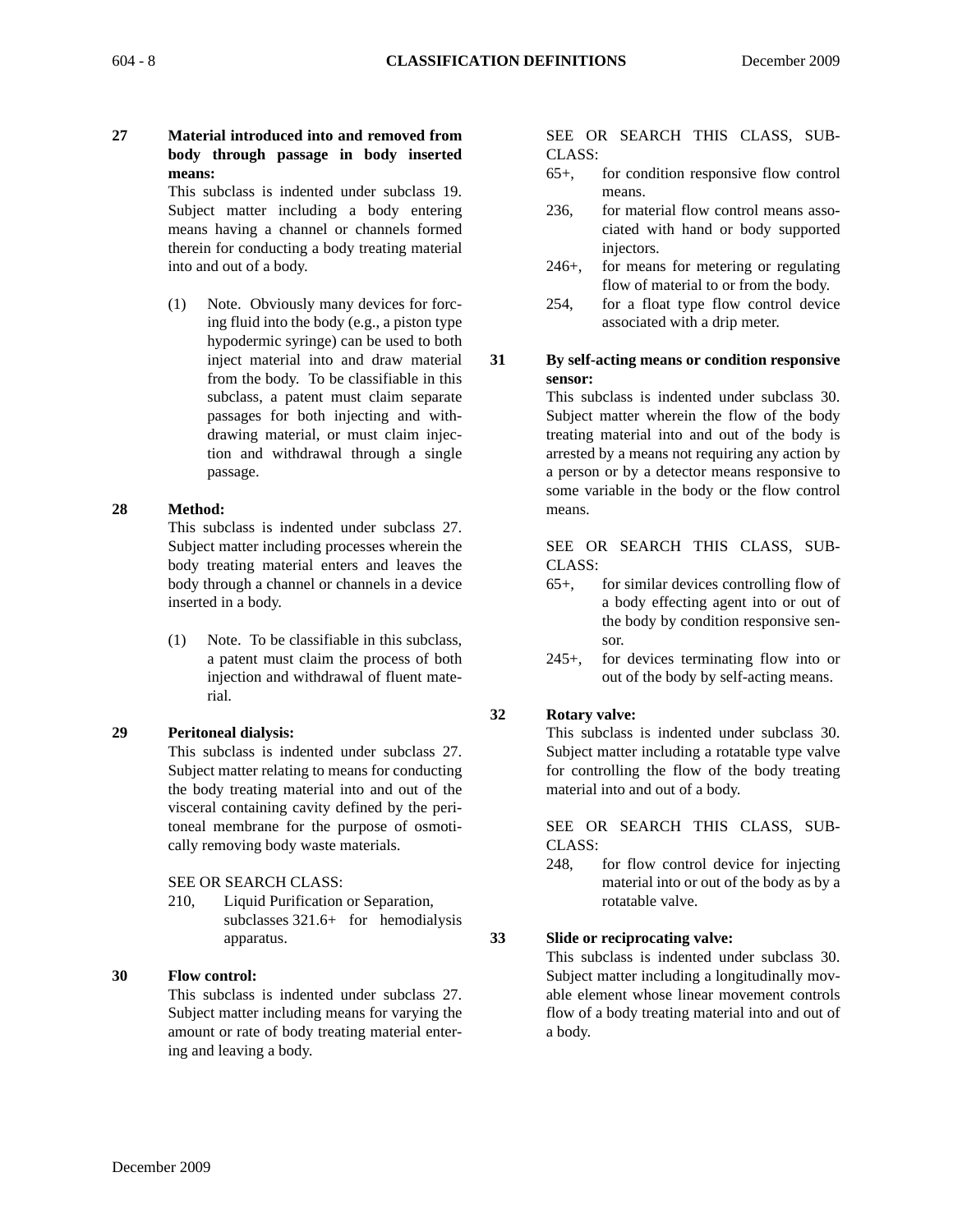**27 Material introduced into and removed from body through passage in body inserted means:**

This subclass is indented under subclass 19. Subject matter including a body entering means having a channel or channels formed therein for conducting a body treating material into and out of a body.

(1) Note. Obviously many devices for forcing fluid into the body (e.g., a piston type hypodermic syringe) can be used to both inject material into and draw material from the body. To be classifiable in this subclass, a patent must claim separate passages for both injecting and withdrawing material, or must claim injection and withdrawal through a single passage.

**28 Method:**

This subclass is indented under subclass 27. Subject matter including processes wherein the body treating material enters and leaves the body through a channel or channels in a device inserted in a body.

(1) Note. To be classifiable in this subclass, a patent must claim the process of both injection and withdrawal of fluent material.

**29 Peritoneal dialysis:**

This subclass is indented under subclass 27. Subject matter relating to means for conducting the body treating material into and out of the visceral containing cavity defined by the peritoneal membrane for the purpose of osmotically removing body waste materials.

SEE OR SEARCH CLASS:

210, Liquid Purification or Separation, subclasses 321.6+ for hemodialysis apparatus.

**30 Flow control:**

This subclass is indented under subclass 27. Subject matter including means for varying the amount or rate of body treating material entering and leaving a body.

SEE OR SEARCH THIS CLASS, SUBCLASS:

65+, for condition responsive flow control means.

236, for material flow control means associated with hand or body supported injectors.

246+, for means for metering or regulating flow of material to or from the body.

254, for a float type flow control device associated with a drip meter.

**31 By self-acting means or condition responsive sensor:**

This subclass is indented under subclass 30. Subject matter wherein the flow of the body treating material into and out of the body is arrested by a means not requiring any action by a person or by a detector means responsive to some variable in the body or the flow control means.

SEE OR SEARCH THIS CLASS, SUBCLASS:

65+, for similar devices controlling flow of a body effecting agent into or out of the body by condition responsive sensor.

245+, for devices terminating flow into or out of the body by self-acting means.

**32 Rotary valve:**

This subclass is indented under subclass 30. Subject matter including a rotatable type valve for controlling the flow of the body treating material into and out of a body.

SEE OR SEARCH THIS CLASS, SUBCLASS:

248, for flow control device for injecting material into or out of the body as by a rotatable valve.

**33 Slide or reciprocating valve:**

This subclass is indented under subclass 30. Subject matter including a longitudinally movable element whose linear movement controls flow of a body treating material into and out of a body.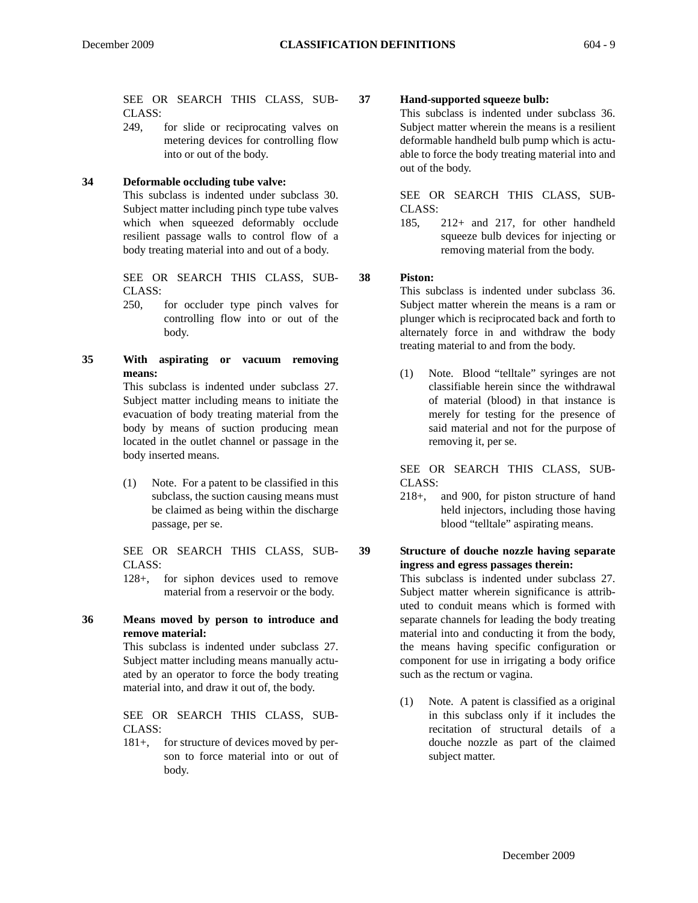SEE OR SEARCH THIS CLASS, SUBCLASS:

249, for slide or reciprocating valves on metering devices for controlling flow into or out of the body.

**34 Deformable occluding tube valve:**

This subclass is indented under subclass 30. Subject matter including pinch type tube valves which when squeezed deformably occlude resilient passage walls to control flow of a body treating material into and out of a body.

SEE OR SEARCH THIS CLASS, SUBCLASS:

250, for occluder type pinch valves for controlling flow into or out of the body.

**35 With aspirating or vacuum removing means:**

This subclass is indented under subclass 27. Subject matter including means to initiate the evacuation of body treating material from the body by means of suction producing mean located in the outlet channel or passage in the body inserted means.

(1) Note. For a patent to be classified in this subclass, the suction causing means must be claimed as being within the discharge passage, per se.

SEE OR SEARCH THIS CLASS, SUBCLASS:

128+, for siphon devices used to remove material from a reservoir or the body.

**36 Means moved by person to introduce and remove material:**

This subclass is indented under subclass 27. Subject matter including means manually actuated by an operator to force the body treating material into, and draw it out of, the body.

SEE OR SEARCH THIS CLASS, SUBCLASS:

181+, for structure of devices moved by person to force material into or out of body.

**37 Hand-supported squeeze bulb:**

This subclass is indented under subclass 36. Subject matter wherein the means is a resilient deformable handheld bulb pump which is actuable to force the body treating material into and out of the body.

SEE OR SEARCH THIS CLASS, SUBCLASS:

185, 212+ and 217, for other handheld squeeze bulb devices for injecting or removing material from the body.

**38 Piston:**

This subclass is indented under subclass 36. Subject matter wherein the means is a ram or plunger which is reciprocated back and forth to alternately force in and withdraw the body treating material to and from the body.

(1) Note. Blood "telltale" syringes are not classifiable herein since the withdrawal of material (blood) in that instance is merely for testing for the presence of said material and not for the purpose of removing it, per se.

SEE OR SEARCH THIS CLASS, SUBCLASS:

218+, and 900, for piston structure of hand held injectors, including those having blood "telltale" aspirating means.

**39 Structure of douche nozzle having separate ingress and egress passages therein:**

This subclass is indented under subclass 27. Subject matter wherein significance is attributed to conduit means which is formed with separate channels for leading the body treating material into and conducting it from the body, the means having specific configuration or component for use in irrigating a body orifice such as the rectum or vagina.

(1) Note. A patent is classified as a original in this subclass only if it includes the recitation of structural details of a douche nozzle as part of the claimed subject matter.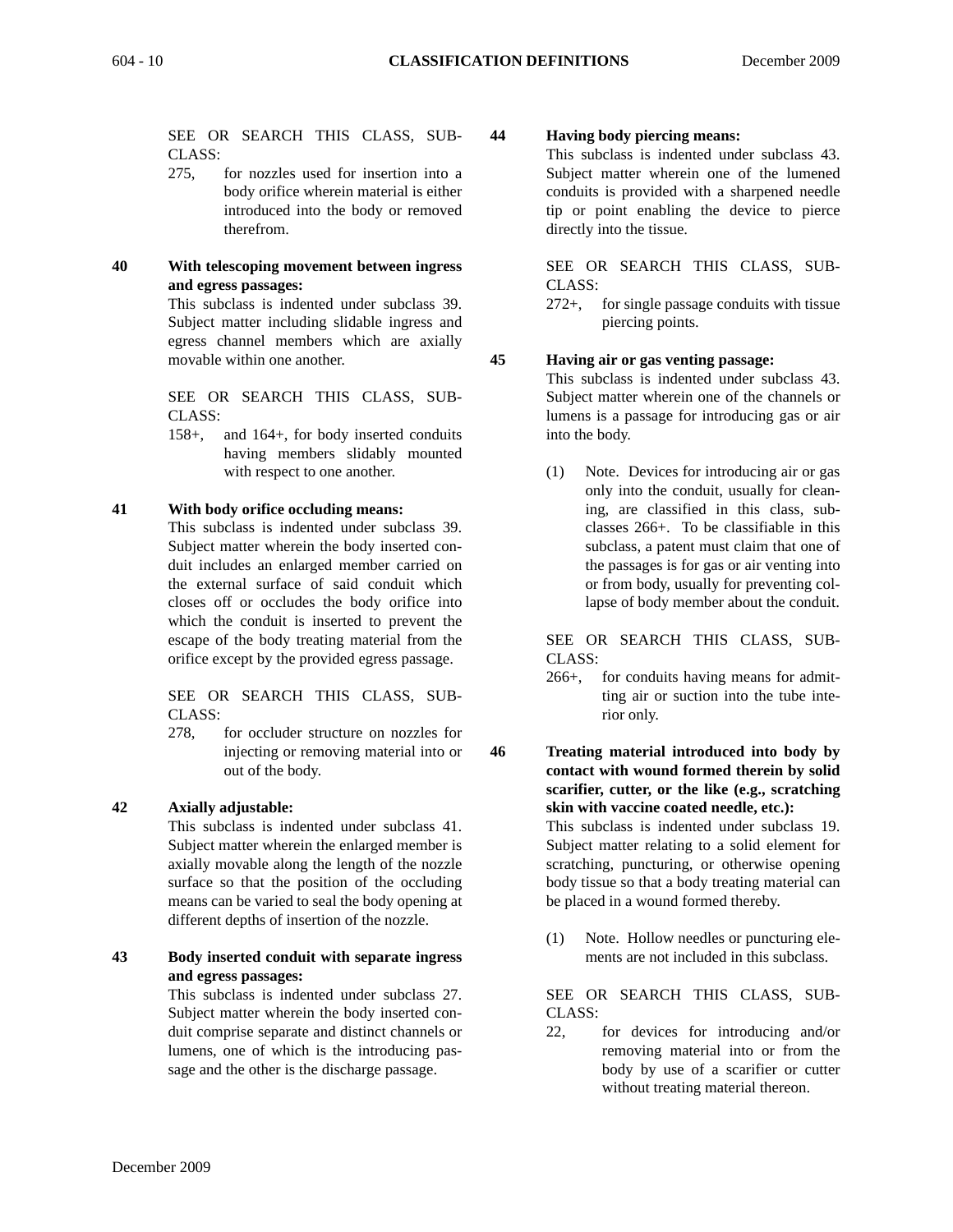SEE OR SEARCH THIS CLASS, SUBCLASS:

275, for nozzles used for insertion into a body orifice wherein material is either introduced into the body or removed therefrom.

**40 With telescoping movement between ingress and egress passages:**

This subclass is indented under subclass 39. Subject matter including slidable ingress and egress channel members which are axially movable within one another.

SEE OR SEARCH THIS CLASS, SUBCLASS:

158+, and 164+, for body inserted conduits having members slidably mounted with respect to one another.

**41 With body orifice occluding means:**

This subclass is indented under subclass 39. Subject matter wherein the body inserted conduit includes an enlarged member carried on the external surface of said conduit which closes off or occludes the body orifice into which the conduit is inserted to prevent the escape of the body treating material from the orifice except by the provided egress passage.

SEE OR SEARCH THIS CLASS, SUBCLASS:

278, for occluder structure on nozzles for injecting or removing material into or out of the body.

**42 Axially adjustable:**

This subclass is indented under subclass 41. Subject matter wherein the enlarged member is axially movable along the length of the nozzle surface so that the position of the occluding means can be varied to seal the body opening at different depths of insertion of the nozzle.

**43 Body inserted conduit with separate ingress and egress passages:**

This subclass is indented under subclass 27. Subject matter wherein the body inserted conduit comprise separate and distinct channels or lumens, one of which is the introducing passage and the other is the discharge passage.

**44 Having body piercing means:**

This subclass is indented under subclass 43. Subject matter wherein one of the lumened conduits is provided with a sharpened needle tip or point enabling the device to pierce directly into the tissue.

SEE OR SEARCH THIS CLASS, SUBCLASS:

272+, for single passage conduits with tissue piercing points.

**45 Having air or gas venting passage:**

This subclass is indented under subclass 43. Subject matter wherein one of the channels or lumens is a passage for introducing gas or air into the body.

(1) Note. Devices for introducing air or gas only into the conduit, usually for cleaning, are classified in this class, subclasses 266+. To be classifiable in this subclass, a patent must claim that one of the passages is for gas or air venting into or from body, usually for preventing collapse of body member about the conduit.

SEE OR SEARCH THIS CLASS, SUBCLASS:

266+, for conduits having means for admitting air or suction into the tube interior only.

**46 Treating material introduced into body by contact with wound formed therein by solid scarifier, cutter, or the like (e.g., scratching skin with vaccine coated needle, etc.):**

This subclass is indented under subclass 19. Subject matter relating to a solid element for scratching, puncturing, or otherwise opening body tissue so that a body treating material can be placed in a wound formed thereby.

(1) Note. Hollow needles or puncturing elements are not included in this subclass.

SEE OR SEARCH THIS CLASS, SUBCLASS:

22, for devices for introducing and/or removing material into or from the body by use of a scarifier or cutter without treating material thereon.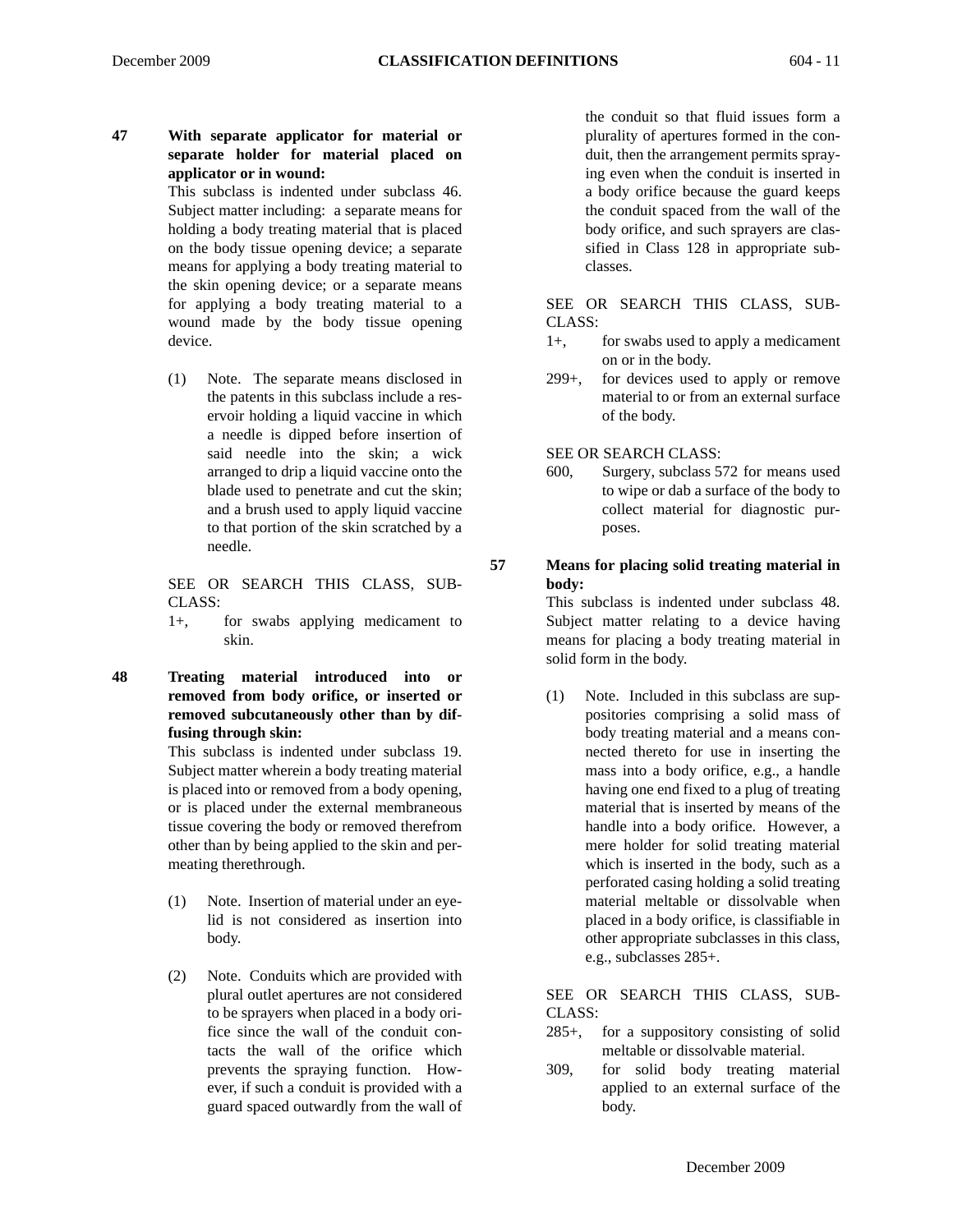**47 With separate applicator for material or separate holder for material placed on applicator or in wound:**

This subclass is indented under subclass 46. Subject matter including: a separate means for holding a body treating material that is placed on the body tissue opening device; a separate means for applying a body treating material to the skin opening device; or a separate means for applying a body treating material to a wound made by the body tissue opening device.

(1) Note. The separate means disclosed in the patents in this subclass include a reservoir holding a liquid vaccine in which a needle is dipped before insertion of said needle into the skin; a wick arranged to drip a liquid vaccine onto the blade used to penetrate and cut the skin; and a brush used to apply liquid vaccine to that portion of the skin scratched by a needle.

SEE OR SEARCH THIS CLASS, SUBCLASS:

1+, for swabs applying medicament to skin.

**48 Treating material introduced into or removed from body orifice, or inserted or removed subcutaneously other than by diffusing through skin:**

This subclass is indented under subclass 19. Subject matter wherein a body treating material is placed into or removed from a body opening, or is placed under the external membraneous tissue covering the body or removed therefrom other than by being applied to the skin and permeating therethrough.

(1) Note. Insertion of material under an eyelid is not considered as insertion into body.

(2) Note. Conduits which are provided with plural outlet apertures are not considered to be sprayers when placed in a body orifice since the wall of the conduit contacts the wall of the orifice which prevents the spraying function. However, if such a conduit is provided with a guard spaced outwardly from the wall of the conduit so that fluid issues form a plurality of apertures formed in the conduit, then the arrangement permits spraying even when the conduit is inserted in a body orifice because the guard keeps the conduit spaced from the wall of the body orifice, and such sprayers are classified in Class 128 in appropriate subclasses.

SEE OR SEARCH THIS CLASS, SUBCLASS:

1+, for swabs used to apply a medicament on or in the body.

299+, for devices used to apply or remove material to or from an external surface of the body.

SEE OR SEARCH CLASS:

600, Surgery, subclass 572 for means used to wipe or dab a surface of the body to collect material for diagnostic purposes.

**57 Means for placing solid treating material in body:**

This subclass is indented under subclass 48. Subject matter relating to a device having means for placing a body treating material in solid form in the body.

(1) Note. Included in this subclass are suppositories comprising a solid mass of body treating material and a means connected thereto for use in inserting the mass into a body orifice, e.g., a handle having one end fixed to a plug of treating material that is inserted by means of the handle into a body orifice. However, a mere holder for solid treating material which is inserted in the body, such as a perforated casing holding a solid treating material meltable or dissolvable when placed in a body orifice, is classifiable in other appropriate subclasses in this class, e.g., subclasses 285+.

SEE OR SEARCH THIS CLASS, SUBCLASS:

285+, for a suppository consisting of solid meltable or dissolvable material.

309, for solid body treating material applied to an external surface of the body.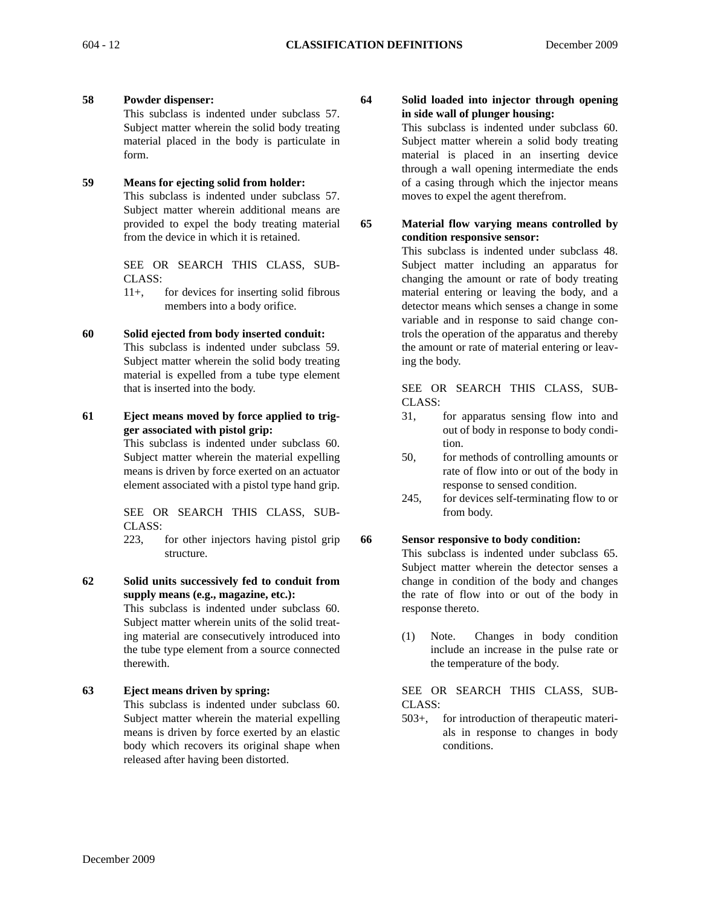**58 Powder dispenser:**
This subclass is indented under subclass 57. Subject matter wherein the solid body treating material placed in the body is particulate in form.

**59 Means for ejecting solid from holder:**
This subclass is indented under subclass 57. Subject matter wherein additional means are provided to expel the body treating material from the device in which it is retained.

SEE OR SEARCH THIS CLASS, SUBCLASS:

11+, for devices for inserting solid fibrous members into a body orifice.

**60 Solid ejected from body inserted conduit:**
This subclass is indented under subclass 59. Subject matter wherein the solid body treating material is expelled from a tube type element that is inserted into the body.

**61 Eject means moved by force applied to trigger associated with pistol grip:**
This subclass is indented under subclass 60. Subject matter wherein the material expelling means is driven by force exerted on an actuator element associated with a pistol type hand grip.

SEE OR SEARCH THIS CLASS, SUBCLASS:

223, for other injectors having pistol grip structure.

**62 Solid units successively fed to conduit from supply means (e.g., magazine, etc.):**
This subclass is indented under subclass 60. Subject matter wherein units of the solid treating material are consecutively introduced into the tube type element from a source connected therewith.

**63 Eject means driven by spring:**
This subclass is indented under subclass 60. Subject matter wherein the material expelling means is driven by force exerted by an elastic body which recovers its original shape when released after having been distorted.

**64 Solid loaded into injector through opening in side wall of plunger housing:**
This subclass is indented under subclass 60. Subject matter wherein a solid body treating material is placed in an inserting device through a wall opening intermediate the ends of a casing through which the injector means moves to expel the agent therefrom.

**65 Material flow varying means controlled by condition responsive sensor:**
This subclass is indented under subclass 48. Subject matter including an apparatus for changing the amount or rate of body treating material entering or leaving the body, and a detector means which senses a change in some variable and in response to said change controls the operation of the apparatus and thereby the amount or rate of material entering or leaving the body.

SEE OR SEARCH THIS CLASS, SUBCLASS:

31, for apparatus sensing flow into and out of body in response to body condition.

50, for methods of controlling amounts or rate of flow into or out of the body in response to sensed condition.

245, for devices self-terminating flow to or from body.

**66 Sensor responsive to body condition:**
This subclass is indented under subclass 65. Subject matter wherein the detector senses a change in condition of the body and changes the rate of flow into or out of the body in response thereto.

(1) Note. Changes in body condition include an increase in the pulse rate or the temperature of the body.

SEE OR SEARCH THIS CLASS, SUBCLASS:

503+, for introduction of therapeutic materials in response to changes in body conditions.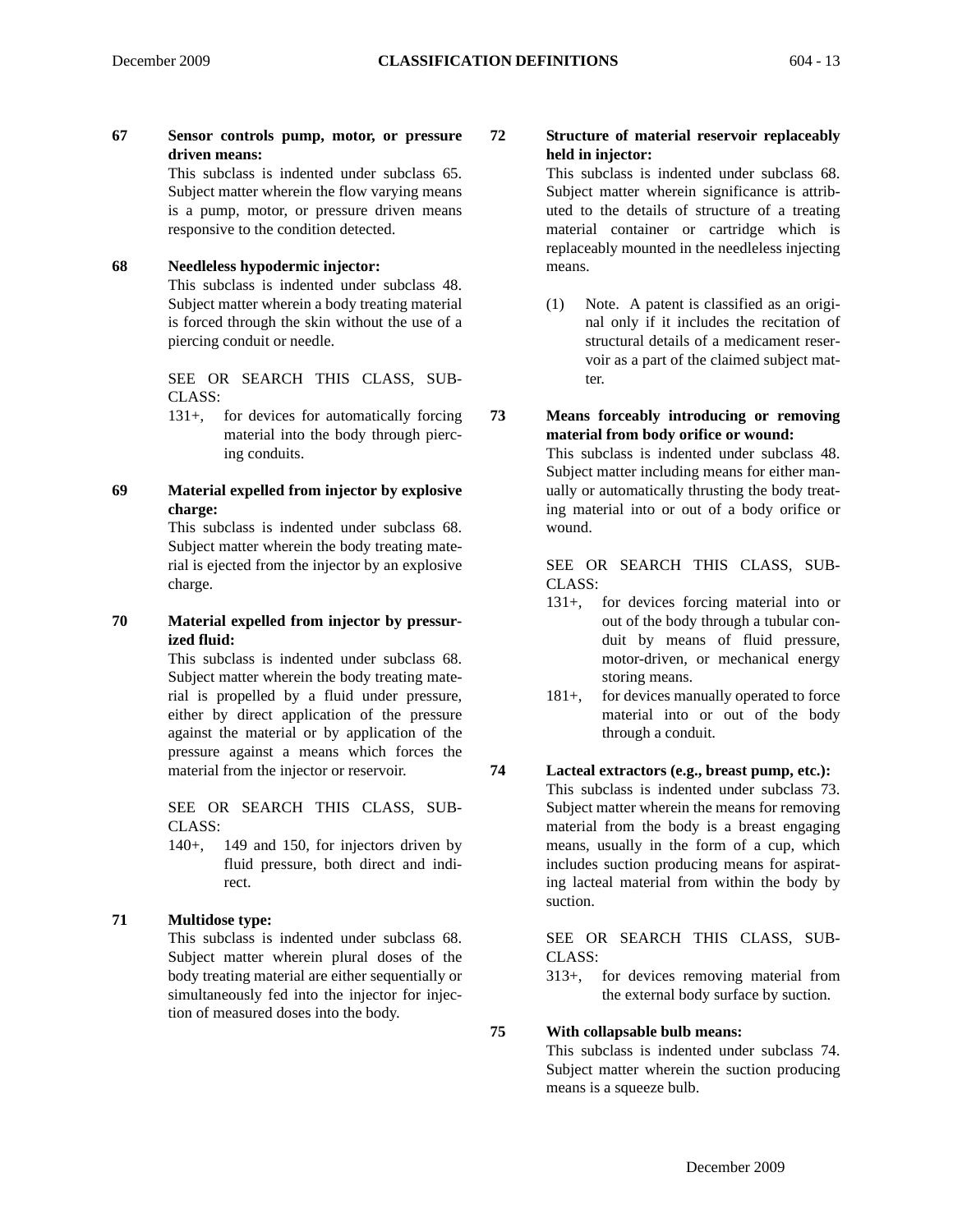**67 Sensor controls pump, motor, or pressure driven means:**

This subclass is indented under subclass 65. Subject matter wherein the flow varying means is a pump, motor, or pressure driven means responsive to the condition detected.

**68 Needleless hypodermic injector:**

This subclass is indented under subclass 48. Subject matter wherein a body treating material is forced through the skin without the use of a piercing conduit or needle.

SEE OR SEARCH THIS CLASS, SUBCLASS:

131+, for devices for automatically forcing material into the body through piercing conduits.

**69 Material expelled from injector by explosive charge:**

This subclass is indented under subclass 68. Subject matter wherein the body treating material is ejected from the injector by an explosive charge.

**70 Material expelled from injector by pressurized fluid:**

This subclass is indented under subclass 68. Subject matter wherein the body treating material is propelled by a fluid under pressure, either by direct application of the pressure against the material or by application of the pressure against a means which forces the material from the injector or reservoir.

SEE OR SEARCH THIS CLASS, SUBCLASS:

140+, 149 and 150, for injectors driven by fluid pressure, both direct and indirect.

**71 Multidose type:**

This subclass is indented under subclass 68. Subject matter wherein plural doses of the body treating material are either sequentially or simultaneously fed into the injector for injection of measured doses into the body.

**72 Structure of material reservoir replaceably held in injector:**

This subclass is indented under subclass 68. Subject matter wherein significance is attributed to the details of structure of a treating material container or cartridge which is replaceably mounted in the needleless injecting means.

(1) Note. A patent is classified as an original only if it includes the recitation of structural details of a medicament reservoir as a part of the claimed subject matter.

**73 Means forceably introducing or removing material from body orifice or wound:**

This subclass is indented under subclass 48. Subject matter including means for either manually or automatically thrusting the body treating material into or out of a body orifice or wound.

SEE OR SEARCH THIS CLASS, SUBCLASS:

131+, for devices forcing material into or out of the body through a tubular conduit by means of fluid pressure, motor-driven, or mechanical energy storing means.

181+, for devices manually operated to force material into or out of the body through a conduit.

**74 Lacteal extractors (e.g., breast pump, etc.):**

This subclass is indented under subclass 73. Subject matter wherein the means for removing material from the body is a breast engaging means, usually in the form of a cup, which includes suction producing means for aspirating lacteal material from within the body by suction.

SEE OR SEARCH THIS CLASS, SUBCLASS:

313+, for devices removing material from the external body surface by suction.

**75 With collapsable bulb means:**

This subclass is indented under subclass 74. Subject matter wherein the suction producing means is a squeeze bulb.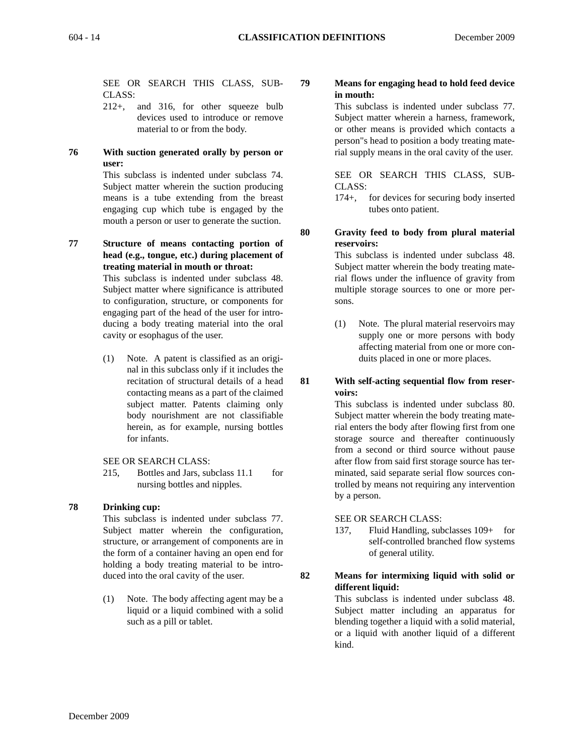SEE OR SEARCH THIS CLASS, SUBCLASS:

212+, and 316, for other squeeze bulb devices used to introduce or remove material to or from the body.

**76 With suction generated orally by person or user:**

This subclass is indented under subclass 74. Subject matter wherein the suction producing means is a tube extending from the breast engaging cup which tube is engaged by the mouth a person or user to generate the suction.

**77 Structure of means contacting portion of head (e.g., tongue, etc.) during placement of treating material in mouth or throat:**

This subclass is indented under subclass 48. Subject matter where significance is attributed to configuration, structure, or components for engaging part of the head of the user for introducing a body treating material into the oral cavity or esophagus of the user.

(1) Note. A patent is classified as an original in this subclass only if it includes the recitation of structural details of a head contacting means as a part of the claimed subject matter. Patents claiming only body nourishment are not classifiable herein, as for example, nursing bottles for infants.

SEE OR SEARCH CLASS:

215, Bottles and Jars, subclass 11.1 for nursing bottles and nipples.

**78 Drinking cup:**

This subclass is indented under subclass 77. Subject matter wherein the configuration, structure, or arrangement of components are in the form of a container having an open end for holding a body treating material to be introduced into the oral cavity of the user.

(1) Note. The body affecting agent may be a liquid or a liquid combined with a solid such as a pill or tablet.

**79 Means for engaging head to hold feed device in mouth:**

This subclass is indented under subclass 77. Subject matter wherein a harness, framework, or other means is provided which contacts a person"s head to position a body treating material supply means in the oral cavity of the user.

SEE OR SEARCH THIS CLASS, SUBCLASS:

174+, for devices for securing body inserted tubes onto patient.

**80 Gravity feed to body from plural material reservoirs:**

This subclass is indented under subclass 48. Subject matter wherein the body treating material flows under the influence of gravity from multiple storage sources to one or more persons.

(1) Note. The plural material reservoirs may supply one or more persons with body affecting material from one or more conduits placed in one or more places.

**81 With self-acting sequential flow from reservoirs:**

This subclass is indented under subclass 80. Subject matter wherein the body treating material enters the body after flowing first from one storage source and thereafter continuously from a second or third source without pause after flow from said first storage source has terminated, said separate serial flow sources controlled by means not requiring any intervention by a person.

SEE OR SEARCH CLASS:

137, Fluid Handling, subclasses 109+ for self-controlled branched flow systems of general utility.

**82 Means for intermixing liquid with solid or different liquid:**

This subclass is indented under subclass 48. Subject matter including an apparatus for blending together a liquid with a solid material, or a liquid with another liquid of a different kind.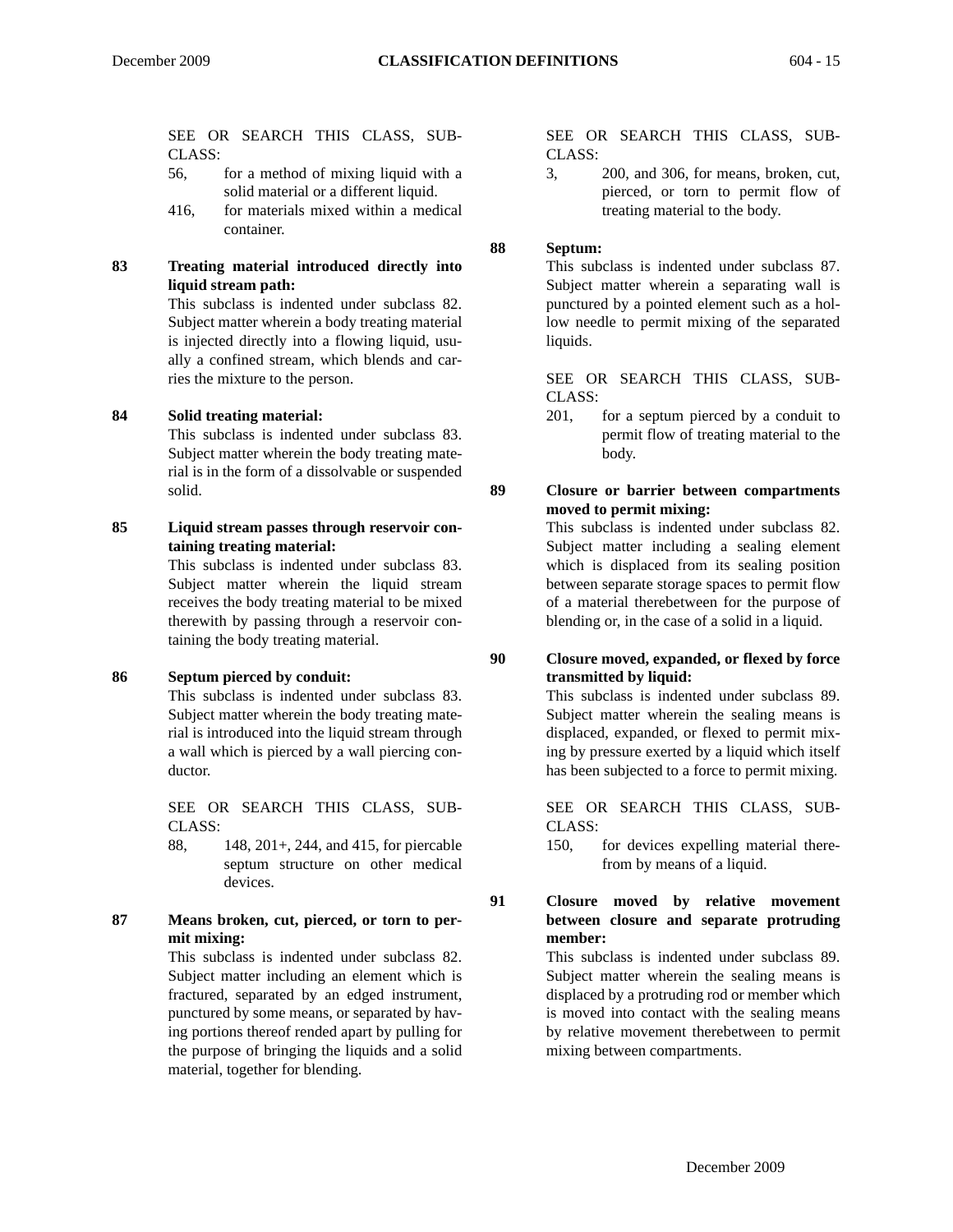SEE OR SEARCH THIS CLASS, SUBCLASS:

56, for a method of mixing liquid with a solid material or a different liquid.

416, for materials mixed within a medical container.

**83 Treating material introduced directly into liquid stream path:**

This subclass is indented under subclass 82. Subject matter wherein a body treating material is injected directly into a flowing liquid, usually a confined stream, which blends and carries the mixture to the person.

**84 Solid treating material:**

This subclass is indented under subclass 83. Subject matter wherein the body treating material is in the form of a dissolvable or suspended solid.

**85 Liquid stream passes through reservoir containing treating material:**

This subclass is indented under subclass 83. Subject matter wherein the liquid stream receives the body treating material to be mixed therewith by passing through a reservoir containing the body treating material.

**86 Septum pierced by conduit:**

This subclass is indented under subclass 83. Subject matter wherein the body treating material is introduced into the liquid stream through a wall which is pierced by a wall piercing conductor.

SEE OR SEARCH THIS CLASS, SUBCLASS:

88, 148, 201+, 244, and 415, for piercable septum structure on other medical devices.

**87 Means broken, cut, pierced, or torn to permit mixing:**

This subclass is indented under subclass 82. Subject matter including an element which is fractured, separated by an edged instrument, punctured by some means, or separated by having portions thereof rended apart by pulling for the purpose of bringing the liquids and a solid material, together for blending.

SEE OR SEARCH THIS CLASS, SUBCLASS:

3, 200, and 306, for means, broken, cut, pierced, or torn to permit flow of treating material to the body.

**88 Septum:**

This subclass is indented under subclass 87. Subject matter wherein a separating wall is punctured by a pointed element such as a hollow needle to permit mixing of the separated liquids.

SEE OR SEARCH THIS CLASS, SUBCLASS:

201, for a septum pierced by a conduit to permit flow of treating material to the body.

**89 Closure or barrier between compartments moved to permit mixing:**

This subclass is indented under subclass 82. Subject matter including a sealing element which is displaced from its sealing position between separate storage spaces to permit flow of a material therebetween for the purpose of blending or, in the case of a solid in a liquid.

**90 Closure moved, expanded, or flexed by force transmitted by liquid:**

This subclass is indented under subclass 89. Subject matter wherein the sealing means is displaced, expanded, or flexed to permit mixing by pressure exerted by a liquid which itself has been subjected to a force to permit mixing.

SEE OR SEARCH THIS CLASS, SUBCLASS:

150, for devices expelling material therefrom by means of a liquid.

**91 Closure moved by relative movement between closure and separate protruding member:**

This subclass is indented under subclass 89. Subject matter wherein the sealing means is displaced by a protruding rod or member which is moved into contact with the sealing means by relative movement therebetween to permit mixing between compartments.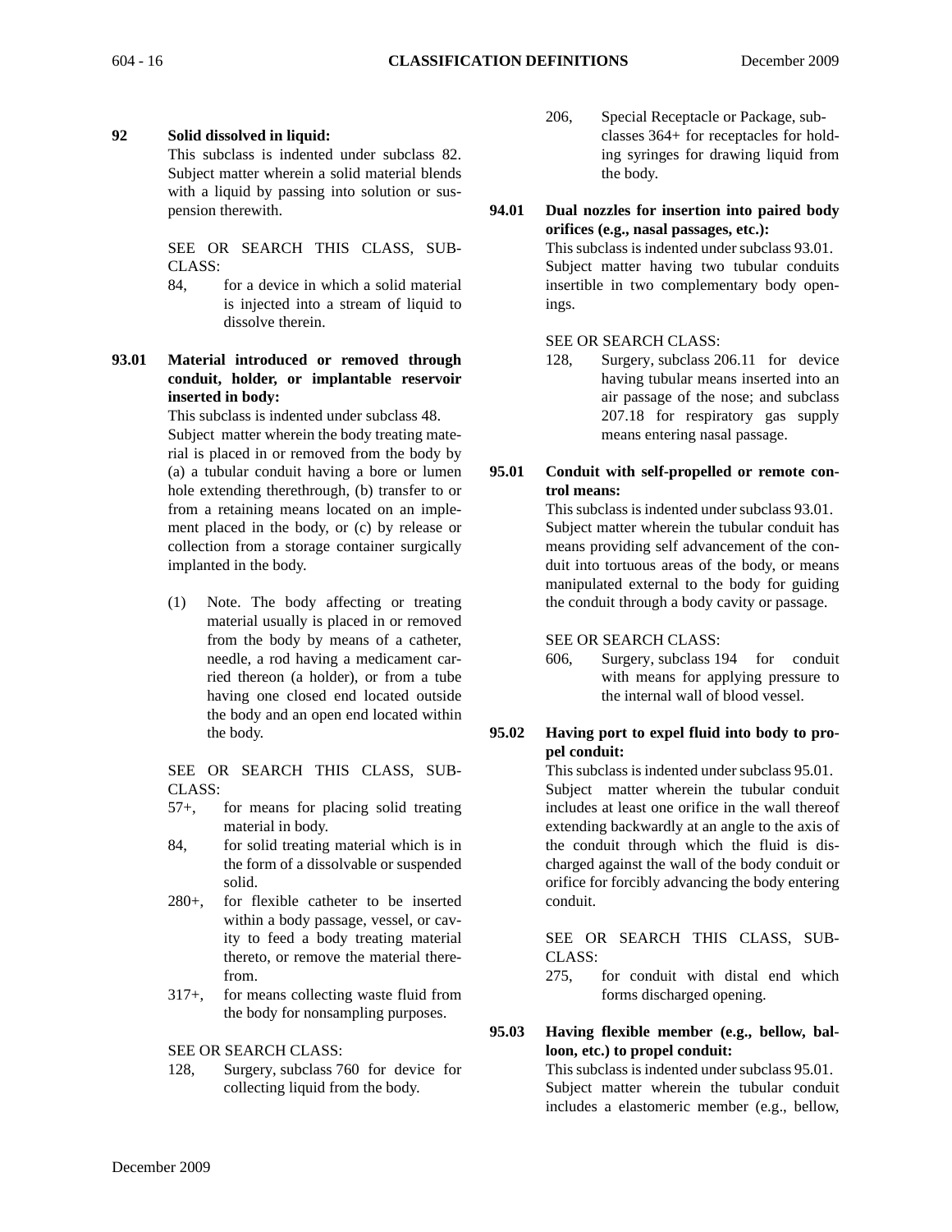**92 Solid dissolved in liquid:**

This subclass is indented under subclass 82. Subject matter wherein a solid material blends with a liquid by passing into solution or suspension therewith.

SEE OR SEARCH THIS CLASS, SUBCLASS:

- 84, for a device in which a solid material is injected into a stream of liquid to dissolve therein.

**93.01 Material introduced or removed through conduit, holder, or implantable reservoir inserted in body:**

This subclass is indented under subclass 48. Subject matter wherein the body treating material is placed in or removed from the body by (a) a tubular conduit having a bore or lumen hole extending therethrough, (b) transfer to or from a retaining means located on an implement placed in the body, or (c) by release or collection from a storage container surgically implanted in the body.

(1) Note. The body affecting or treating material usually is placed in or removed from the body by means of a catheter, needle, a rod having a medicament carried thereon (a holder), or from a tube having one closed end located outside the body and an open end located within the body.

SEE OR SEARCH THIS CLASS, SUBCLASS:

- 57+, for means for placing solid treating material in body.
- 84, for solid treating material which is in the form of a dissolvable or suspended solid.
- 280+, for flexible catheter to be inserted within a body passage, vessel, or cavity to feed a body treating material thereto, or remove the material therefrom.
- 317+, for means collecting waste fluid from the body for nonsampling purposes.

SEE OR SEARCH CLASS:

- 128, Surgery, subclass 760 for device for collecting liquid from the body.
- 206, Special Receptacle or Package, subclasses 364+ for receptacles for holding syringes for drawing liquid from the body.

**94.01 Dual nozzles for insertion into paired body orifices (e.g., nasal passages, etc.):**

This subclass is indented under subclass 93.01. Subject matter having two tubular conduits insertible in two complementary body openings.

SEE OR SEARCH CLASS:

- 128, Surgery, subclass 206.11 for device having tubular means inserted into an air passage of the nose; and subclass 207.18 for respiratory gas supply means entering nasal passage.

**95.01 Conduit with self-propelled or remote control means:**

This subclass is indented under subclass 93.01. Subject matter wherein the tubular conduit has means providing self advancement of the conduit into tortuous areas of the body, or means manipulated external to the body for guiding the conduit through a body cavity or passage.

SEE OR SEARCH CLASS:

- 606, Surgery, subclass 194 for conduit with means for applying pressure to the internal wall of blood vessel.

**95.02 Having port to expel fluid into body to propel conduit:**

This subclass is indented under subclass 95.01. Subject matter wherein the tubular conduit includes at least one orifice in the wall thereof extending backwardly at an angle to the axis of the conduit through which the fluid is discharged against the wall of the body conduit or orifice for forcibly advancing the body entering conduit.

SEE OR SEARCH THIS CLASS, SUBCLASS:

- 275, for conduit with distal end which forms discharged opening.

**95.03 Having flexible member (e.g., bellow, balloon, etc.) to propel conduit:**

This subclass is indented under subclass 95.01. Subject matter wherein the tubular conduit includes a elastomeric member (e.g., bellow,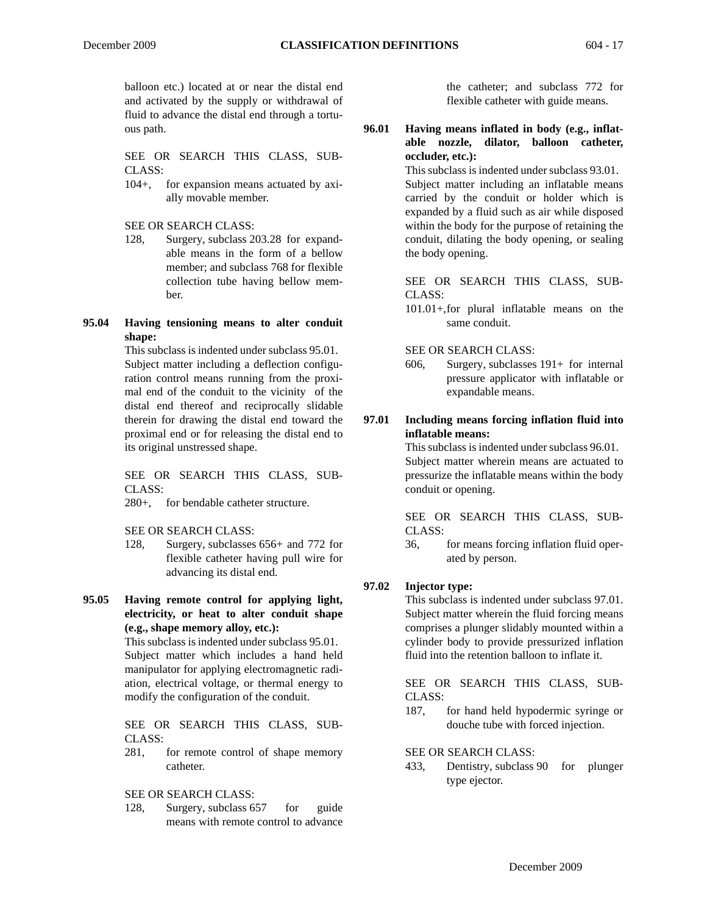balloon etc.) located at or near the distal end and activated by the supply or withdrawal of fluid to advance the distal end through a tortuous path.

SEE OR SEARCH THIS CLASS, SUBCLASS:

104+, for expansion means actuated by axially movable member.

SEE OR SEARCH CLASS:

128, Surgery, subclass 203.28 for expandable means in the form of a bellow member; and subclass 768 for flexible collection tube having bellow member.

**95.04 Having tensioning means to alter conduit shape:**

This subclass is indented under subclass 95.01. Subject matter including a deflection configuration control means running from the proximal end of the conduit to the vicinity of the distal end thereof and reciprocally slidable therein for drawing the distal end toward the proximal end or for releasing the distal end to its original unstressed shape.

SEE OR SEARCH THIS CLASS, SUBCLASS:

280+, for bendable catheter structure.

SEE OR SEARCH CLASS:

128, Surgery, subclasses 656+ and 772 for flexible catheter having pull wire for advancing its distal end.

**95.05 Having remote control for applying light, electricity, or heat to alter conduit shape (e.g., shape memory alloy, etc.):**

This subclass is indented under subclass 95.01. Subject matter which includes a hand held manipulator for applying electromagnetic radiation, electrical voltage, or thermal energy to modify the configuration of the conduit.

SEE OR SEARCH THIS CLASS, SUBCLASS:

281, for remote control of shape memory catheter.

SEE OR SEARCH CLASS:

128, Surgery, subclass 657 for guide means with remote control to advance the catheter; and subclass 772 for flexible catheter with guide means.

**96.01 Having means inflated in body (e.g., inflatable nozzle, dilator, balloon catheter, occluder, etc.):**

This subclass is indented under subclass 93.01. Subject matter including an inflatable means carried by the conduit or holder which is expanded by a fluid such as air while disposed within the body for the purpose of retaining the conduit, dilating the body opening, or sealing the body opening.

SEE OR SEARCH THIS CLASS, SUBCLASS:

101.01+, for plural inflatable means on the same conduit.

SEE OR SEARCH CLASS:

606, Surgery, subclasses 191+ for internal pressure applicator with inflatable or expandable means.

**97.01 Including means forcing inflation fluid into inflatable means:**

This subclass is indented under subclass 96.01. Subject matter wherein means are actuated to pressurize the inflatable means within the body conduit or opening.

SEE OR SEARCH THIS CLASS, SUBCLASS:

36, for means forcing inflation fluid operated by person.

**97.02 Injector type:**

This subclass is indented under subclass 97.01. Subject matter wherein the fluid forcing means comprises a plunger slidably mounted within a cylinder body to provide pressurized inflation fluid into the retention balloon to inflate it.

SEE OR SEARCH THIS CLASS, SUBCLASS:

187, for hand held hypodermic syringe or douche tube with forced injection.

SEE OR SEARCH CLASS:

433, Dentistry, subclass 90 for plunger type ejector.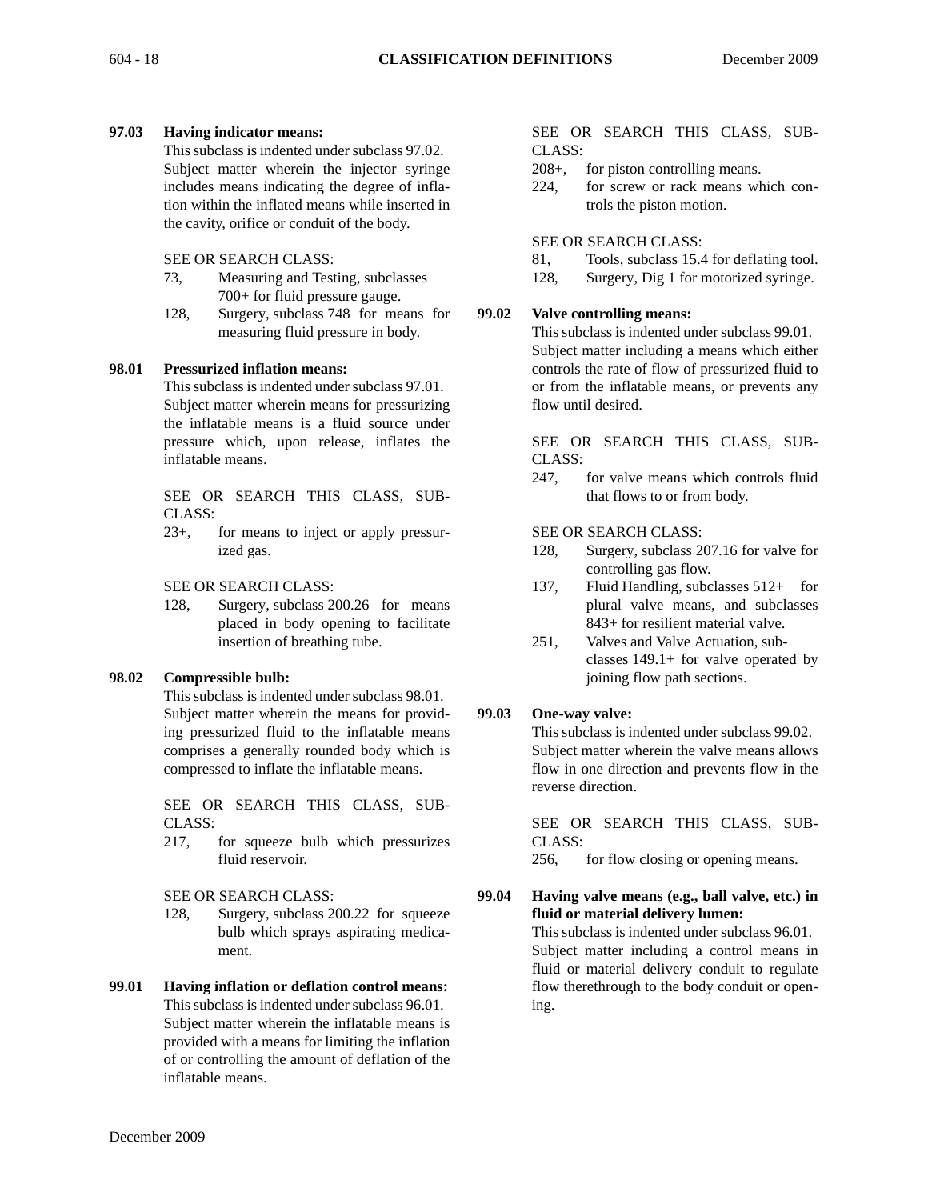**97.03 Having indicator means:**
This subclass is indented under subclass 97.02. Subject matter wherein the injector syringe includes means indicating the degree of inflation within the inflated means while inserted in the cavity, orifice or conduit of the body.

SEE OR SEARCH CLASS:

- 73, Measuring and Testing, subclasses 700+ for fluid pressure gauge.
- 128, Surgery, subclass 748 for means for measuring fluid pressure in body.

**98.01 Pressurized inflation means:**
This subclass is indented under subclass 97.01. Subject matter wherein means for pressurizing the inflatable means is a fluid source under pressure which, upon release, inflates the inflatable means.

SEE OR SEARCH THIS CLASS, SUBCLASS:

- 23+, for means to inject or apply pressurized gas.

SEE OR SEARCH CLASS:

- 128, Surgery, subclass 200.26 for means placed in body opening to facilitate insertion of breathing tube.

**98.02 Compressible bulb:**
This subclass is indented under subclass 98.01. Subject matter wherein the means for providing pressurized fluid to the inflatable means comprises a generally rounded body which is compressed to inflate the inflatable means.

SEE OR SEARCH THIS CLASS, SUBCLASS:

- 217, for squeeze bulb which pressurizes fluid reservoir.

SEE OR SEARCH CLASS:

- 128, Surgery, subclass 200.22 for squeeze bulb which sprays aspirating medicament.

**99.01 Having inflation or deflation control means:**
This subclass is indented under subclass 96.01. Subject matter wherein the inflatable means is provided with a means for limiting the inflation of or controlling the amount of deflation of the inflatable means.

SEE OR SEARCH THIS CLASS, SUBCLASS:

- 208+, for piston controlling means.
- 224, for screw or rack means which controls the piston motion.

SEE OR SEARCH CLASS:

- 81, Tools, subclass 15.4 for deflating tool.
- 128, Surgery, Dig 1 for motorized syringe.

**99.02 Valve controlling means:**
This subclass is indented under subclass 99.01. Subject matter including a means which either controls the rate of flow of pressurized fluid to or from the inflatable means, or prevents any flow until desired.

SEE OR SEARCH THIS CLASS, SUBCLASS:

- 247, for valve means which controls fluid that flows to or from body.

SEE OR SEARCH CLASS:

- 128, Surgery, subclass 207.16 for valve for controlling gas flow.
- 137, Fluid Handling, subclasses 512+ for plural valve means, and subclasses 843+ for resilient material valve.
- 251, Valves and Valve Actuation, subclasses 149.1+ for valve operated by joining flow path sections.

**99.03 One-way valve:**
This subclass is indented under subclass 99.02. Subject matter wherein the valve means allows flow in one direction and prevents flow in the reverse direction.

SEE OR SEARCH THIS CLASS, SUBCLASS:

- 256, for flow closing or opening means.

**99.04 Having valve means (e.g., ball valve, etc.) in fluid or material delivery lumen:**
This subclass is indented under subclass 96.01. Subject matter including a control means in fluid or material delivery conduit to regulate flow therethrough to the body conduit or opening.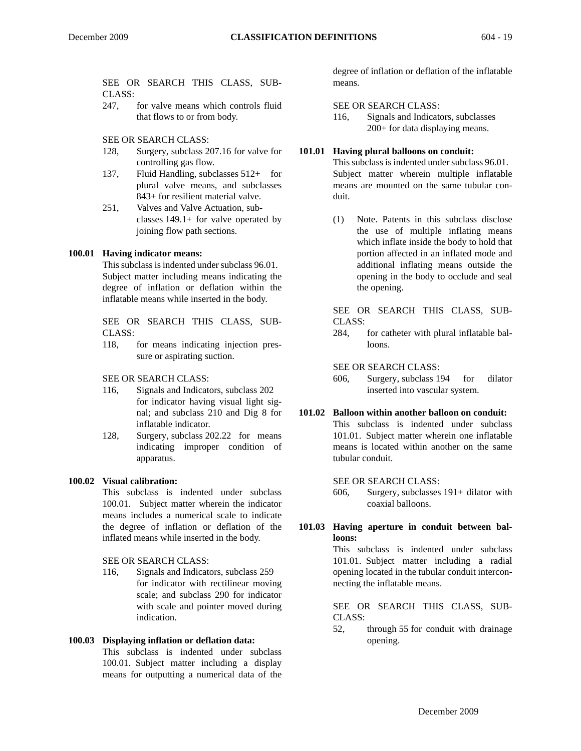SEE OR SEARCH THIS CLASS, SUBCLASS:

247, for valve means which controls fluid that flows to or from body.

SEE OR SEARCH CLASS:

128, Surgery, subclass 207.16 for valve for controlling gas flow.

137, Fluid Handling, subclasses 512+ for plural valve means, and subclasses 843+ for resilient material valve.

251, Valves and Valve Actuation, subclasses 149.1+ for valve operated by joining flow path sections.

**100.01 Having indicator means:**

This subclass is indented under subclass 96.01. Subject matter including means indicating the degree of inflation or deflation within the inflatable means while inserted in the body.

SEE OR SEARCH THIS CLASS, SUBCLASS:

118, for means indicating injection pressure or aspirating suction.

SEE OR SEARCH CLASS:

116, Signals and Indicators, subclass 202 for indicator having visual light signal; and subclass 210 and Dig 8 for inflatable indicator.

128, Surgery, subclass 202.22 for means indicating improper condition of apparatus.

**100.02 Visual calibration:**

This subclass is indented under subclass 100.01. Subject matter wherein the indicator means includes a numerical scale to indicate the degree of inflation or deflation of the inflated means while inserted in the body.

SEE OR SEARCH CLASS:

116, Signals and Indicators, subclass 259 for indicator with rectilinear moving scale; and subclass 290 for indicator with scale and pointer moved during indication.

**100.03 Displaying inflation or deflation data:**

This subclass is indented under subclass 100.01. Subject matter including a display means for outputting a numerical data of the degree of inflation or deflation of the inflatable means.

SEE OR SEARCH CLASS:

116, Signals and Indicators, subclasses 200+ for data displaying means.

**101.01 Having plural balloons on conduit:**

This subclass is indented under subclass 96.01. Subject matter wherein multiple inflatable means are mounted on the same tubular conduit.

(1) Note. Patents in this subclass disclose the use of multiple inflating means which inflate inside the body to hold that portion affected in an inflated mode and additional inflating means outside the opening in the body to occlude and seal the opening.

SEE OR SEARCH THIS CLASS, SUBCLASS:

284, for catheter with plural inflatable balloons.

SEE OR SEARCH CLASS:

606, Surgery, subclass 194 for dilator inserted into vascular system.

**101.02 Balloon within another balloon on conduit:**

This subclass is indented under subclass 101.01. Subject matter wherein one inflatable means is located within another on the same tubular conduit.

SEE OR SEARCH CLASS:

606, Surgery, subclasses 191+ dilator with coaxial balloons.

**101.03 Having aperture in conduit between balloons:**

This subclass is indented under subclass 101.01. Subject matter including a radial opening located in the tubular conduit interconnecting the inflatable means.

SEE OR SEARCH THIS CLASS, SUBCLASS:

52, through 55 for conduit with drainage opening.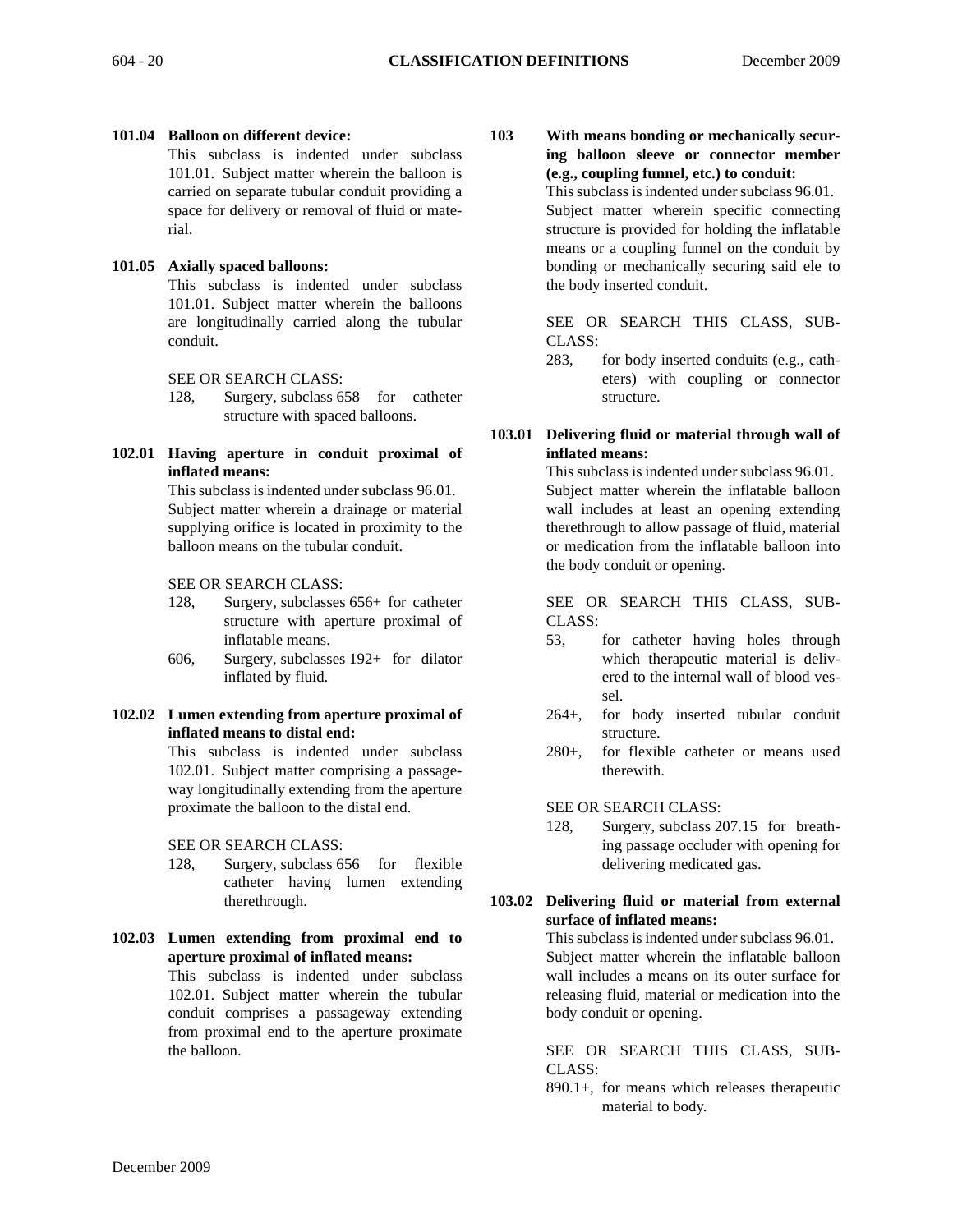**101.04 Balloon on different device:**

This subclass is indented under subclass 101.01. Subject matter wherein the balloon is carried on separate tubular conduit providing a space for delivery or removal of fluid or material.

**101.05 Axially spaced balloons:**

This subclass is indented under subclass 101.01. Subject matter wherein the balloons are longitudinally carried along the tubular conduit.

SEE OR SEARCH CLASS:

128, Surgery, subclass 658 for catheter structure with spaced balloons.

**102.01 Having aperture in conduit proximal of inflated means:**

This subclass is indented under subclass 96.01. Subject matter wherein a drainage or material supplying orifice is located in proximity to the balloon means on the tubular conduit.

SEE OR SEARCH CLASS:

128, Surgery, subclasses 656+ for catheter structure with aperture proximal of inflatable means.

606, Surgery, subclasses 192+ for dilator inflated by fluid.

**102.02 Lumen extending from aperture proximal of inflated means to distal end:**

This subclass is indented under subclass 102.01. Subject matter comprising a passageway longitudinally extending from the aperture proximate the balloon to the distal end.

SEE OR SEARCH CLASS:

128, Surgery, subclass 656 for flexible catheter having lumen extending therethrough.

**102.03 Lumen extending from proximal end to aperture proximal of inflated means:**

This subclass is indented under subclass 102.01. Subject matter wherein the tubular conduit comprises a passageway extending from proximal end to the aperture proximate the balloon.

**103 With means bonding or mechanically securing balloon sleeve or connector member (e.g., coupling funnel, etc.) to conduit:**

This subclass is indented under subclass 96.01. Subject matter wherein specific connecting structure is provided for holding the inflatable means or a coupling funnel on the conduit by bonding or mechanically securing said ele to the body inserted conduit.

SEE OR SEARCH THIS CLASS, SUBCLASS:

283, for body inserted conduits (e.g., catheters) with coupling or connector structure.

**103.01 Delivering fluid or material through wall of inflated means:**

This subclass is indented under subclass 96.01. Subject matter wherein the inflatable balloon wall includes at least an opening extending therethrough to allow passage of fluid, material or medication from the inflatable balloon into the body conduit or opening.

SEE OR SEARCH THIS CLASS, SUBCLASS:

53, for catheter having holes through which therapeutic material is delivered to the internal wall of blood vessel.

264+, for body inserted tubular conduit structure.

280+, for flexible catheter or means used therewith.

SEE OR SEARCH CLASS:

128, Surgery, subclass 207.15 for breathing passage occluder with opening for delivering medicated gas.

**103.02 Delivering fluid or material from external surface of inflated means:**

This subclass is indented under subclass 96.01. Subject matter wherein the inflatable balloon wall includes a means on its outer surface for releasing fluid, material or medication into the body conduit or opening.

SEE OR SEARCH THIS CLASS, SUBCLASS:

890.1+, for means which releases therapeutic material to body.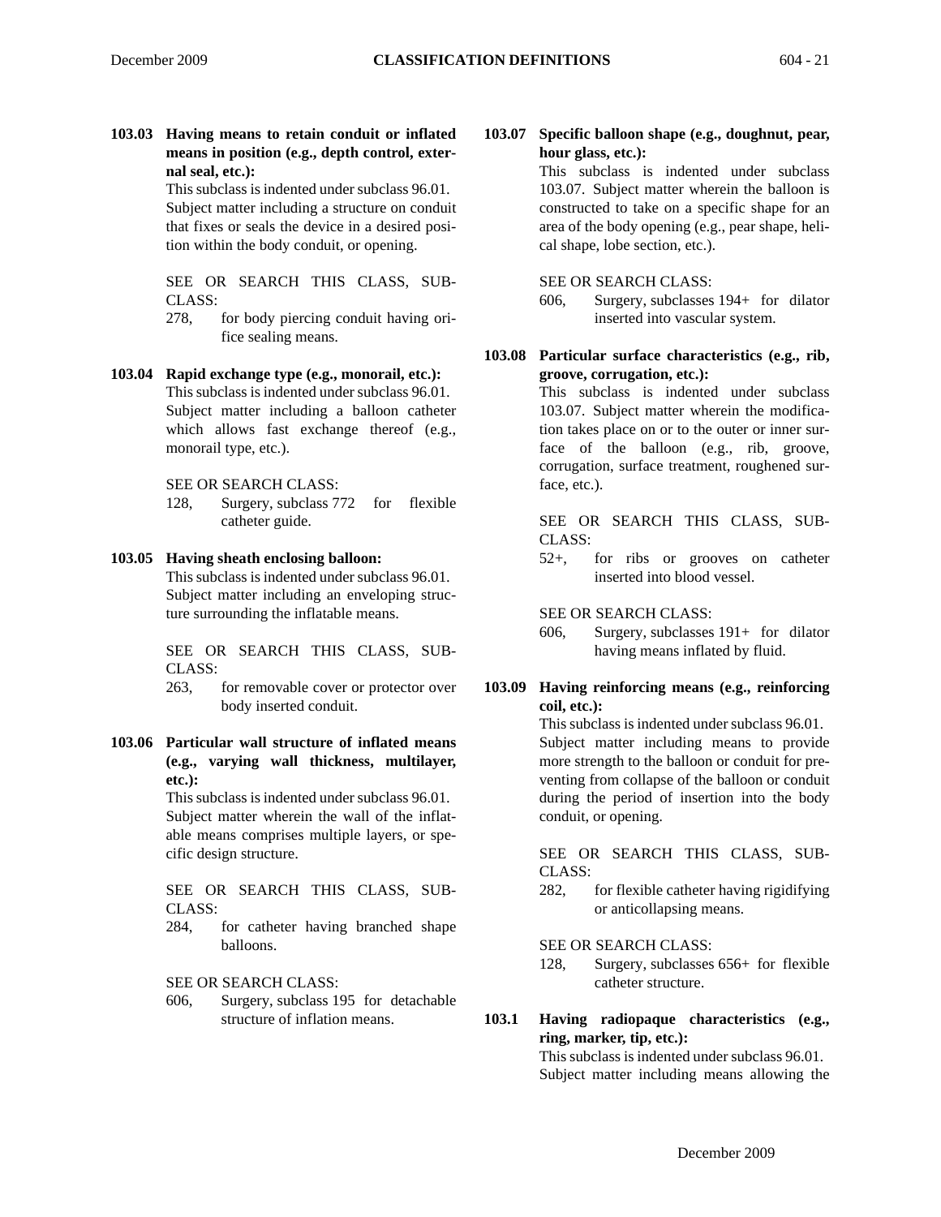**103.03 Having means to retain conduit or inflated means in position (e.g., depth control, external seal, etc.):**

This subclass is indented under subclass 96.01. Subject matter including a structure on conduit that fixes or seals the device in a desired position within the body conduit, or opening.

SEE OR SEARCH THIS CLASS, SUBCLASS:

278, for body piercing conduit having orifice sealing means.

**103.04 Rapid exchange type (e.g., monorail, etc.):**

This subclass is indented under subclass 96.01. Subject matter including a balloon catheter which allows fast exchange thereof (e.g., monorail type, etc.).

SEE OR SEARCH CLASS:

128, Surgery, subclass 772 for flexible catheter guide.

**103.05 Having sheath enclosing balloon:**

This subclass is indented under subclass 96.01. Subject matter including an enveloping structure surrounding the inflatable means.

SEE OR SEARCH THIS CLASS, SUBCLASS:

263, for removable cover or protector over body inserted conduit.

**103.06 Particular wall structure of inflated means (e.g., varying wall thickness, multilayer, etc.):**

This subclass is indented under subclass 96.01. Subject matter wherein the wall of the inflatable means comprises multiple layers, or specific design structure.

SEE OR SEARCH THIS CLASS, SUBCLASS:

284, for catheter having branched shape balloons.

SEE OR SEARCH CLASS:

606, Surgery, subclass 195 for detachable structure of inflation means.

**103.07 Specific balloon shape (e.g., doughnut, pear, hour glass, etc.):**

This subclass is indented under subclass 103.07. Subject matter wherein the balloon is constructed to take on a specific shape for an area of the body opening (e.g., pear shape, helical shape, lobe section, etc.).

SEE OR SEARCH CLASS:

606, Surgery, subclasses 194+ for dilator inserted into vascular system.

**103.08 Particular surface characteristics (e.g., rib, groove, corrugation, etc.):**

This subclass is indented under subclass 103.07. Subject matter wherein the modification takes place on or to the outer or inner surface of the balloon (e.g., rib, groove, corrugation, surface treatment, roughened surface, etc.).

SEE OR SEARCH THIS CLASS, SUBCLASS:

52+, for ribs or grooves on catheter inserted into blood vessel.

SEE OR SEARCH CLASS:

606, Surgery, subclasses 191+ for dilator having means inflated by fluid.

**103.09 Having reinforcing means (e.g., reinforcing coil, etc.):**

This subclass is indented under subclass 96.01. Subject matter including means to provide more strength to the balloon or conduit for preventing from collapse of the balloon or conduit during the period of insertion into the body conduit, or opening.

SEE OR SEARCH THIS CLASS, SUBCLASS:

282, for flexible catheter having rigidifying or anticollapsing means.

SEE OR SEARCH CLASS:

128, Surgery, subclasses 656+ for flexible catheter structure.

**103.1 Having radiopaque characteristics (e.g., ring, marker, tip, etc.):**

This subclass is indented under subclass 96.01. Subject matter including means allowing the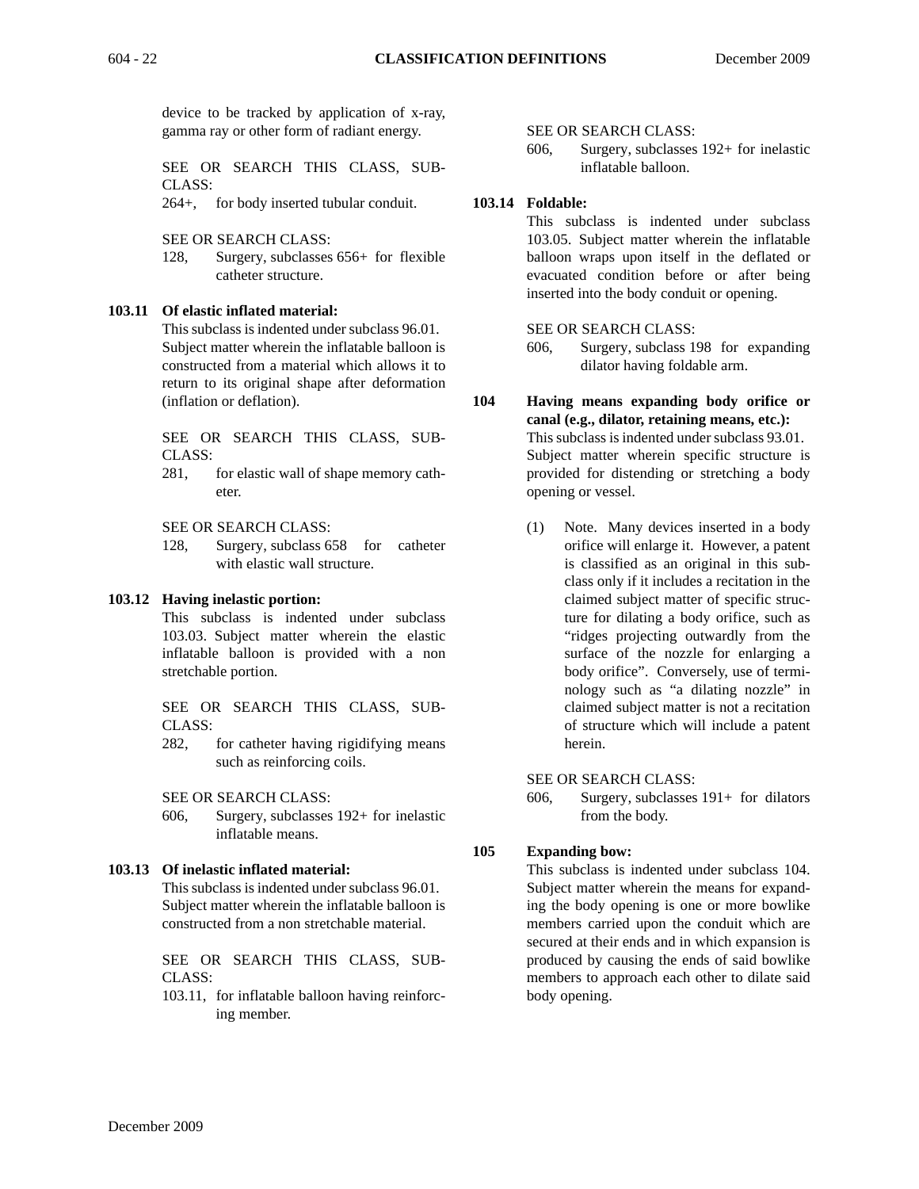device to be tracked by application of x-ray, gamma ray or other form of radiant energy.

SEE OR SEARCH THIS CLASS, SUBCLASS:

264+, for body inserted tubular conduit.

SEE OR SEARCH CLASS:

128, Surgery, subclasses 656+ for flexible catheter structure.

**103.11 Of elastic inflated material:**

This subclass is indented under subclass 96.01. Subject matter wherein the inflatable balloon is constructed from a material which allows it to return to its original shape after deformation (inflation or deflation).

SEE OR SEARCH THIS CLASS, SUBCLASS:

281, for elastic wall of shape memory catheter.

SEE OR SEARCH CLASS:

128, Surgery, subclass 658 for catheter with elastic wall structure.

**103.12 Having inelastic portion:**

This subclass is indented under subclass 103.03. Subject matter wherein the elastic inflatable balloon is provided with a non stretchable portion.

SEE OR SEARCH THIS CLASS, SUBCLASS:

282, for catheter having rigidifying means such as reinforcing coils.

SEE OR SEARCH CLASS:

606, Surgery, subclasses 192+ for inelastic inflatable means.

**103.13 Of inelastic inflated material:**

This subclass is indented under subclass 96.01. Subject matter wherein the inflatable balloon is constructed from a non stretchable material.

SEE OR SEARCH THIS CLASS, SUBCLASS:

103.11, for inflatable balloon having reinforcing member.

SEE OR SEARCH CLASS:

606, Surgery, subclasses 192+ for inelastic inflatable balloon.

**103.14 Foldable:**

This subclass is indented under subclass 103.05. Subject matter wherein the inflatable balloon wraps upon itself in the deflated or evacuated condition before or after being inserted into the body conduit or opening.

SEE OR SEARCH CLASS:

606, Surgery, subclass 198 for expanding dilator having foldable arm.

**104 Having means expanding body orifice or canal (e.g., dilator, retaining means, etc.):**

This subclass is indented under subclass 93.01. Subject matter wherein specific structure is provided for distending or stretching a body opening or vessel.

(1) Note. Many devices inserted in a body orifice will enlarge it. However, a patent is classified as an original in this subclass only if it includes a recitation in the claimed subject matter of specific structure for dilating a body orifice, such as "ridges projecting outwardly from the surface of the nozzle for enlarging a body orifice". Conversely, use of terminology such as "a dilating nozzle" in claimed subject matter is not a recitation of structure which will include a patent herein.

SEE OR SEARCH CLASS:

606, Surgery, subclasses 191+ for dilators from the body.

**105 Expanding bow:**

This subclass is indented under subclass 104. Subject matter wherein the means for expanding the body opening is one or more bowlike members carried upon the conduit which are secured at their ends and in which expansion is produced by causing the ends of said bowlike members to approach each other to dilate said body opening.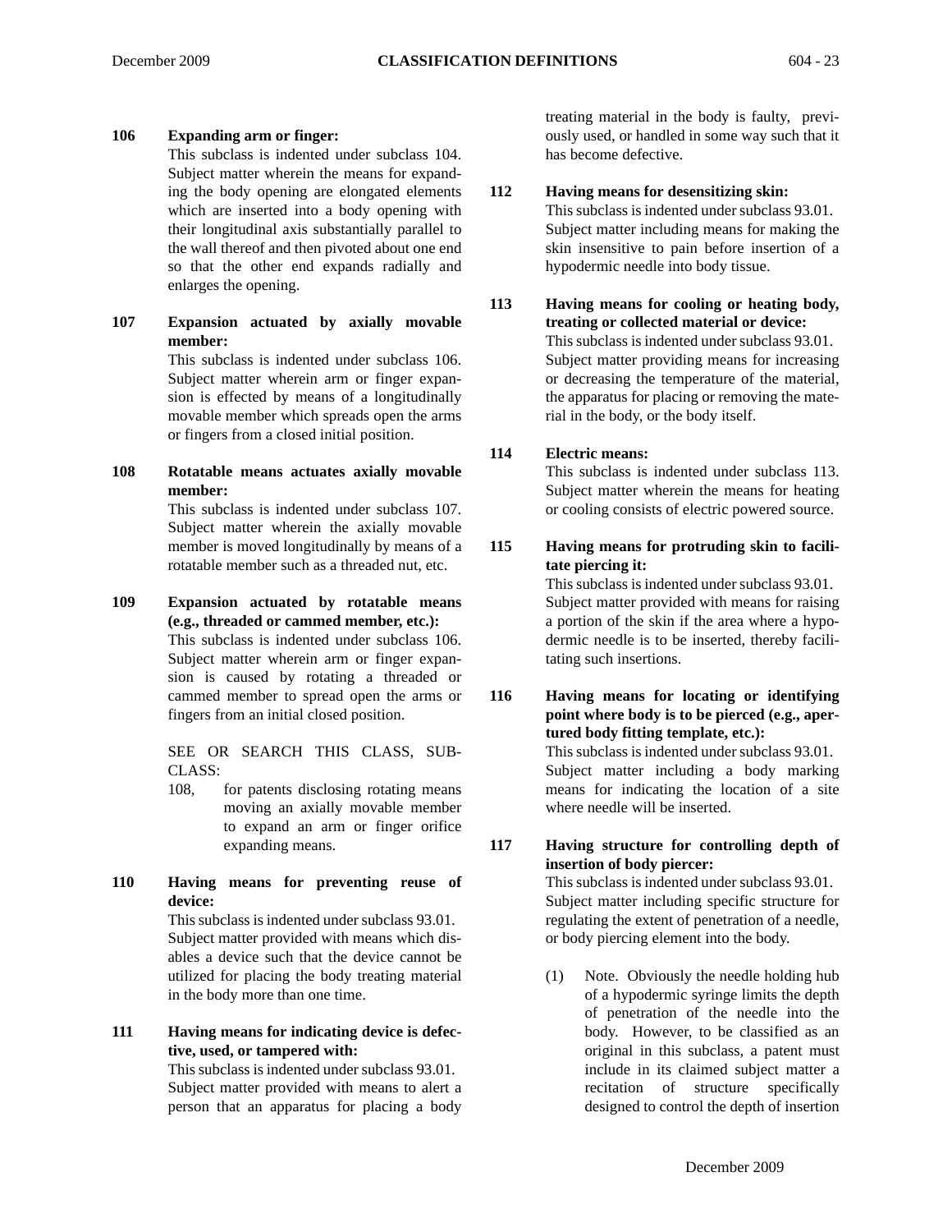**106 Expanding arm or finger:**
This subclass is indented under subclass 104. Subject matter wherein the means for expanding the body opening are elongated elements which are inserted into a body opening with their longitudinal axis substantially parallel to the wall thereof and then pivoted about one end so that the other end expands radially and enlarges the opening.

**107 Expansion actuated by axially movable member:**
This subclass is indented under subclass 106. Subject matter wherein arm or finger expansion is effected by means of a longitudinally movable member which spreads open the arms or fingers from a closed initial position.

**108 Rotatable means actuates axially movable member:**
This subclass is indented under subclass 107. Subject matter wherein the axially movable member is moved longitudinally by means of a rotatable member such as a threaded nut, etc.

**109 Expansion actuated by rotatable means (e.g., threaded or cammed member, etc.):**
This subclass is indented under subclass 106. Subject matter wherein arm or finger expansion is caused by rotating a threaded or cammed member to spread open the arms or fingers from an initial closed position.

SEE OR SEARCH THIS CLASS, SUBCLASS:

108, for patents disclosing rotating means moving an axially movable member to expand an arm or finger orifice expanding means.

**110 Having means for preventing reuse of device:**
This subclass is indented under subclass 93.01. Subject matter provided with means which disables a device such that the device cannot be utilized for placing the body treating material in the body more than one time.

**111 Having means for indicating device is defective, used, or tampered with:**
This subclass is indented under subclass 93.01. Subject matter provided with means to alert a person that an apparatus for placing a body treating material in the body is faulty, previously used, or handled in some way such that it has become defective.

**112 Having means for desensitizing skin:**
This subclass is indented under subclass 93.01. Subject matter including means for making the skin insensitive to pain before insertion of a hypodermic needle into body tissue.

**113 Having means for cooling or heating body, treating or collected material or device:**
This subclass is indented under subclass 93.01. Subject matter providing means for increasing or decreasing the temperature of the material, the apparatus for placing or removing the material in the body, or the body itself.

**114 Electric means:**
This subclass is indented under subclass 113. Subject matter wherein the means for heating or cooling consists of electric powered source.

**115 Having means for protruding skin to facilitate piercing it:**
This subclass is indented under subclass 93.01. Subject matter provided with means for raising a portion of the skin if the area where a hypodermic needle is to be inserted, thereby facilitating such insertions.

**116 Having means for locating or identifying point where body is to be pierced (e.g., apertured body fitting template, etc.):**
This subclass is indented under subclass 93.01. Subject matter including a body marking means for indicating the location of a site where needle will be inserted.

**117 Having structure for controlling depth of insertion of body piercer:**
This subclass is indented under subclass 93.01. Subject matter including specific structure for regulating the extent of penetration of a needle, or body piercing element into the body.

(1) Note. Obviously the needle holding hub of a hypodermic syringe limits the depth of penetration of the needle into the body. However, to be classified as an original in this subclass, a patent must include in its claimed subject matter a recitation of structure specifically designed to control the depth of insertion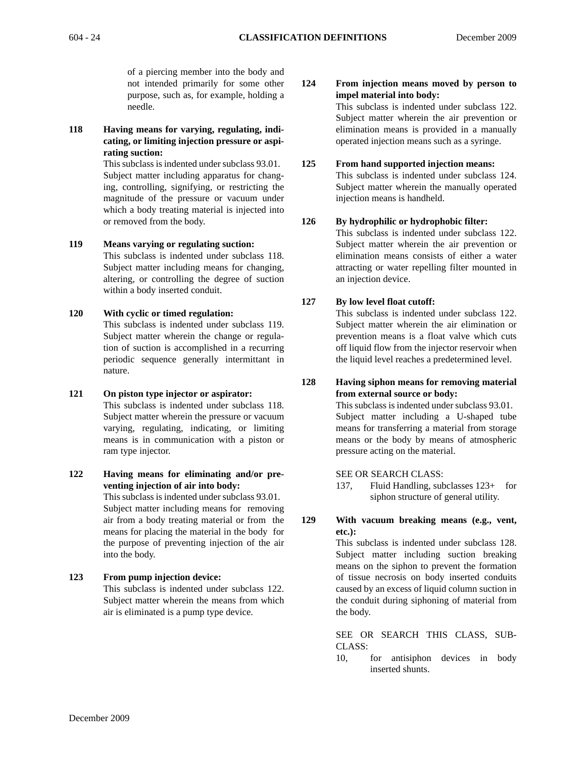of a piercing member into the body and not intended primarily for some other purpose, such as, for example, holding a needle.

**118 Having means for varying, regulating, indicating, or limiting injection pressure or aspirating suction:**

This subclass is indented under subclass 93.01. Subject matter including apparatus for changing, controlling, signifying, or restricting the magnitude of the pressure or vacuum under which a body treating material is injected into or removed from the body.

**119 Means varying or regulating suction:**

This subclass is indented under subclass 118. Subject matter including means for changing, altering, or controlling the degree of suction within a body inserted conduit.

**120 With cyclic or timed regulation:**

This subclass is indented under subclass 119. Subject matter wherein the change or regulation of suction is accomplished in a recurring periodic sequence generally intermittant in nature.

**121 On piston type injector or aspirator:**

This subclass is indented under subclass 118. Subject matter wherein the pressure or vacuum varying, regulating, indicating, or limiting means is in communication with a piston or ram type injector.

**122 Having means for eliminating and/or preventing injection of air into body:**

This subclass is indented under subclass 93.01. Subject matter including means for removing air from a body treating material or from the means for placing the material in the body for the purpose of preventing injection of the air into the body.

**123 From pump injection device:**

This subclass is indented under subclass 122. Subject matter wherein the means from which air is eliminated is a pump type device.

**124 From injection means moved by person to impel material into body:**

This subclass is indented under subclass 122. Subject matter wherein the air prevention or elimination means is provided in a manually operated injection means such as a syringe.

**125 From hand supported injection means:**

This subclass is indented under subclass 124. Subject matter wherein the manually operated injection means is handheld.

**126 By hydrophilic or hydrophobic filter:**

This subclass is indented under subclass 122. Subject matter wherein the air prevention or elimination means consists of either a water attracting or water repelling filter mounted in an injection device.

**127 By low level float cutoff:**

This subclass is indented under subclass 122. Subject matter wherein the air elimination or prevention means is a float valve which cuts off liquid flow from the injector reservoir when the liquid level reaches a predetermined level.

**128 Having siphon means for removing material from external source or body:**

This subclass is indented under subclass 93.01. Subject matter including a U-shaped tube means for transferring a material from storage means or the body by means of atmospheric pressure acting on the material.

SEE OR SEARCH CLASS:

137, Fluid Handling, subclasses 123+ for siphon structure of general utility.

**129 With vacuum breaking means (e.g., vent, etc.):**

This subclass is indented under subclass 128. Subject matter including suction breaking means on the siphon to prevent the formation of tissue necrosis on body inserted conduits caused by an excess of liquid column suction in the conduit during siphoning of material from the body.

SEE OR SEARCH THIS CLASS, SUBCLASS:

10, for antisiphon devices in body inserted shunts.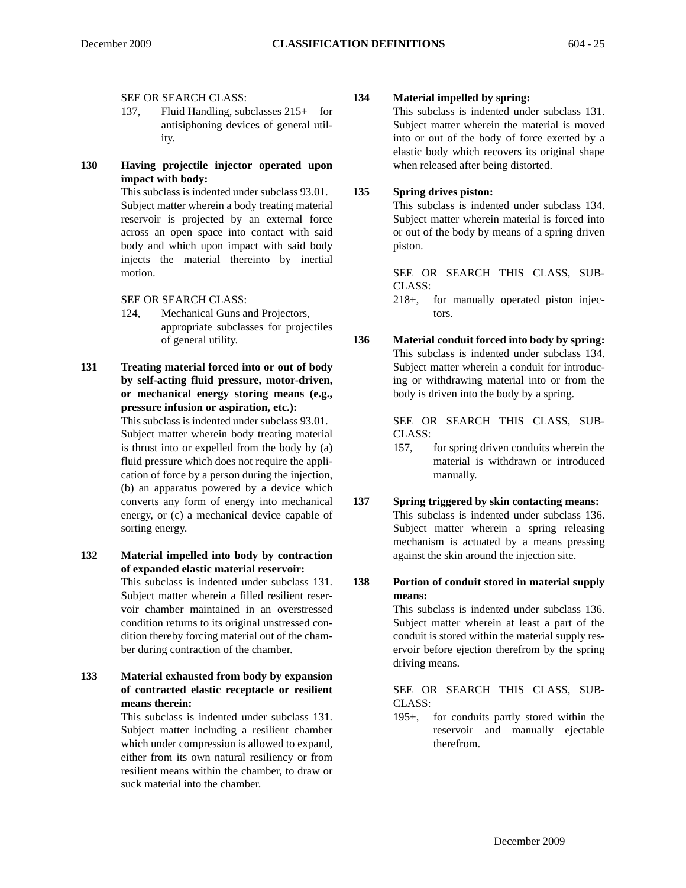SEE OR SEARCH CLASS:

137, Fluid Handling, subclasses 215+ for antisiphoning devices of general utility.

**130 Having projectile injector operated upon impact with body:**

This subclass is indented under subclass 93.01. Subject matter wherein a body treating material reservoir is projected by an external force across an open space into contact with said body and which upon impact with said body injects the material thereinto by inertial motion.

SEE OR SEARCH CLASS:

124, Mechanical Guns and Projectors, appropriate subclasses for projectiles of general utility.

**131 Treating material forced into or out of body by self-acting fluid pressure, motor-driven, or mechanical energy storing means (e.g., pressure infusion or aspiration, etc.):**

This subclass is indented under subclass 93.01. Subject matter wherein body treating material is thrust into or expelled from the body by (a) fluid pressure which does not require the application of force by a person during the injection, (b) an apparatus powered by a device which converts any form of energy into mechanical energy, or (c) a mechanical device capable of sorting energy.

**132 Material impelled into body by contraction of expanded elastic material reservoir:**

This subclass is indented under subclass 131. Subject matter wherein a filled resilient reservoir chamber maintained in an overstressed condition returns to its original unstressed condition thereby forcing material out of the chamber during contraction of the chamber.

**133 Material exhausted from body by expansion of contracted elastic receptacle or resilient means therein:**

This subclass is indented under subclass 131. Subject matter including a resilient chamber which under compression is allowed to expand, either from its own natural resiliency or from resilient means within the chamber, to draw or suck material into the chamber.

**134 Material impelled by spring:**

This subclass is indented under subclass 131. Subject matter wherein the material is moved into or out of the body of force exerted by a elastic body which recovers its original shape when released after being distorted.

**135 Spring drives piston:**

This subclass is indented under subclass 134. Subject matter wherein material is forced into or out of the body by means of a spring driven piston.

SEE OR SEARCH THIS CLASS, SUBCLASS:

218+, for manually operated piston injectors.

**136 Material conduit forced into body by spring:**

This subclass is indented under subclass 134. Subject matter wherein a conduit for introducing or withdrawing material into or from the body is driven into the body by a spring.

SEE OR SEARCH THIS CLASS, SUBCLASS:

157, for spring driven conduits wherein the material is withdrawn or introduced manually.

**137 Spring triggered by skin contacting means:**

This subclass is indented under subclass 136. Subject matter wherein a spring releasing mechanism is actuated by a means pressing against the skin around the injection site.

**138 Portion of conduit stored in material supply means:**

This subclass is indented under subclass 136. Subject matter wherein at least a part of the conduit is stored within the material supply reservoir before ejection therefrom by the spring driving means.

SEE OR SEARCH THIS CLASS, SUBCLASS:

195+, for conduits partly stored within the reservoir and manually ejectable therefrom.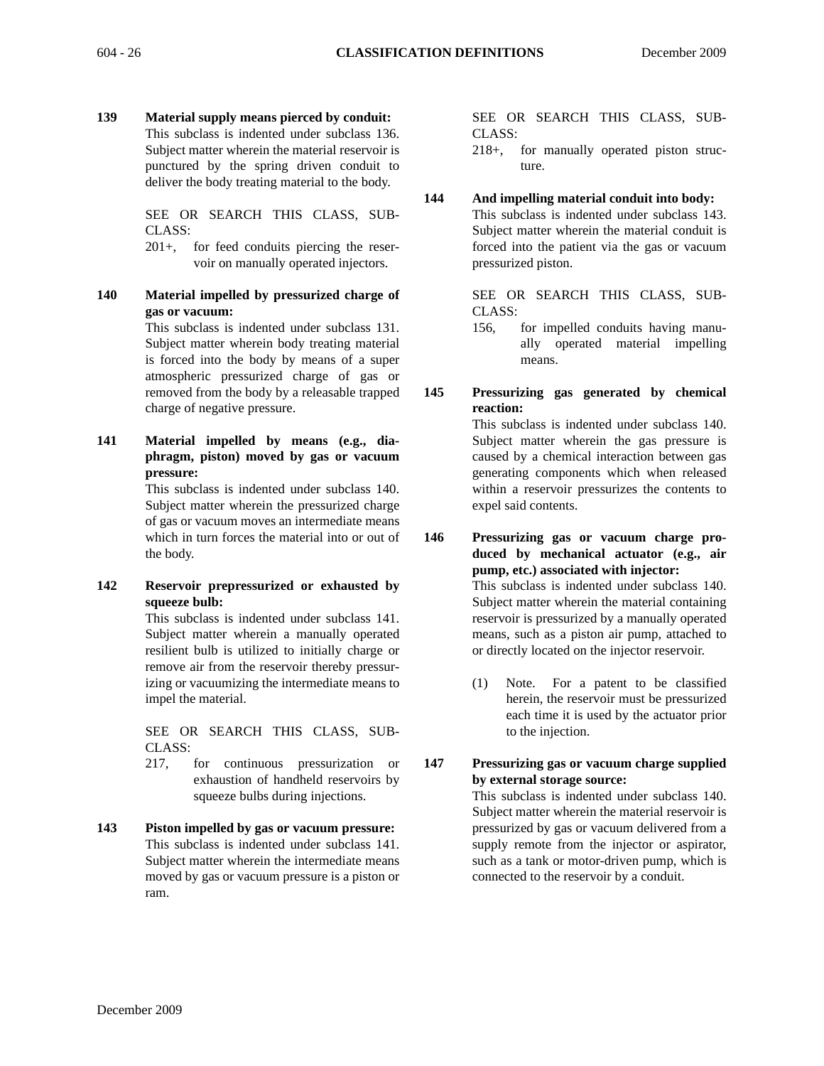**139 Material supply means pierced by conduit:**
This subclass is indented under subclass 136. Subject matter wherein the material reservoir is punctured by the spring driven conduit to deliver the body treating material to the body.

SEE OR SEARCH THIS CLASS, SUBCLASS:

201+, for feed conduits piercing the reservoir on manually operated injectors.

**140 Material impelled by pressurized charge of gas or vacuum:**
This subclass is indented under subclass 131. Subject matter wherein body treating material is forced into the body by means of a super atmospheric pressurized charge of gas or removed from the body by a releasable trapped charge of negative pressure.

**141 Material impelled by means (e.g., diaphragm, piston) moved by gas or vacuum pressure:**
This subclass is indented under subclass 140. Subject matter wherein the pressurized charge of gas or vacuum moves an intermediate means which in turn forces the material into or out of the body.

**142 Reservoir prepressurized or exhausted by squeeze bulb:**
This subclass is indented under subclass 141. Subject matter wherein a manually operated resilient bulb is utilized to initially charge or remove air from the reservoir thereby pressurizing or vacuumizing the intermediate means to impel the material.

SEE OR SEARCH THIS CLASS, SUBCLASS:

217, for continuous pressurization or exhaustion of handheld reservoirs by squeeze bulbs during injections.

**143 Piston impelled by gas or vacuum pressure:**
This subclass is indented under subclass 141. Subject matter wherein the intermediate means moved by gas or vacuum pressure is a piston or ram.

SEE OR SEARCH THIS CLASS, SUBCLASS:

218+, for manually operated piston structure.

**144 And impelling material conduit into body:**
This subclass is indented under subclass 143. Subject matter wherein the material conduit is forced into the patient via the gas or vacuum pressurized piston.

SEE OR SEARCH THIS CLASS, SUBCLASS:

156, for impelled conduits having manually operated material impelling means.

**145 Pressurizing gas generated by chemical reaction:**
This subclass is indented under subclass 140. Subject matter wherein the gas pressure is caused by a chemical interaction between gas generating components which when released within a reservoir pressurizes the contents to expel said contents.

**146 Pressurizing gas or vacuum charge produced by mechanical actuator (e.g., air pump, etc.) associated with injector:**
This subclass is indented under subclass 140. Subject matter wherein the material containing reservoir is pressurized by a manually operated means, such as a piston air pump, attached to or directly located on the injector reservoir.

(1) Note. For a patent to be classified herein, the reservoir must be pressurized each time it is used by the actuator prior to the injection.

**147 Pressurizing gas or vacuum charge supplied by external storage source:**
This subclass is indented under subclass 140. Subject matter wherein the material reservoir is pressurized by gas or vacuum delivered from a supply remote from the injector or aspirator, such as a tank or motor-driven pump, which is connected to the reservoir by a conduit.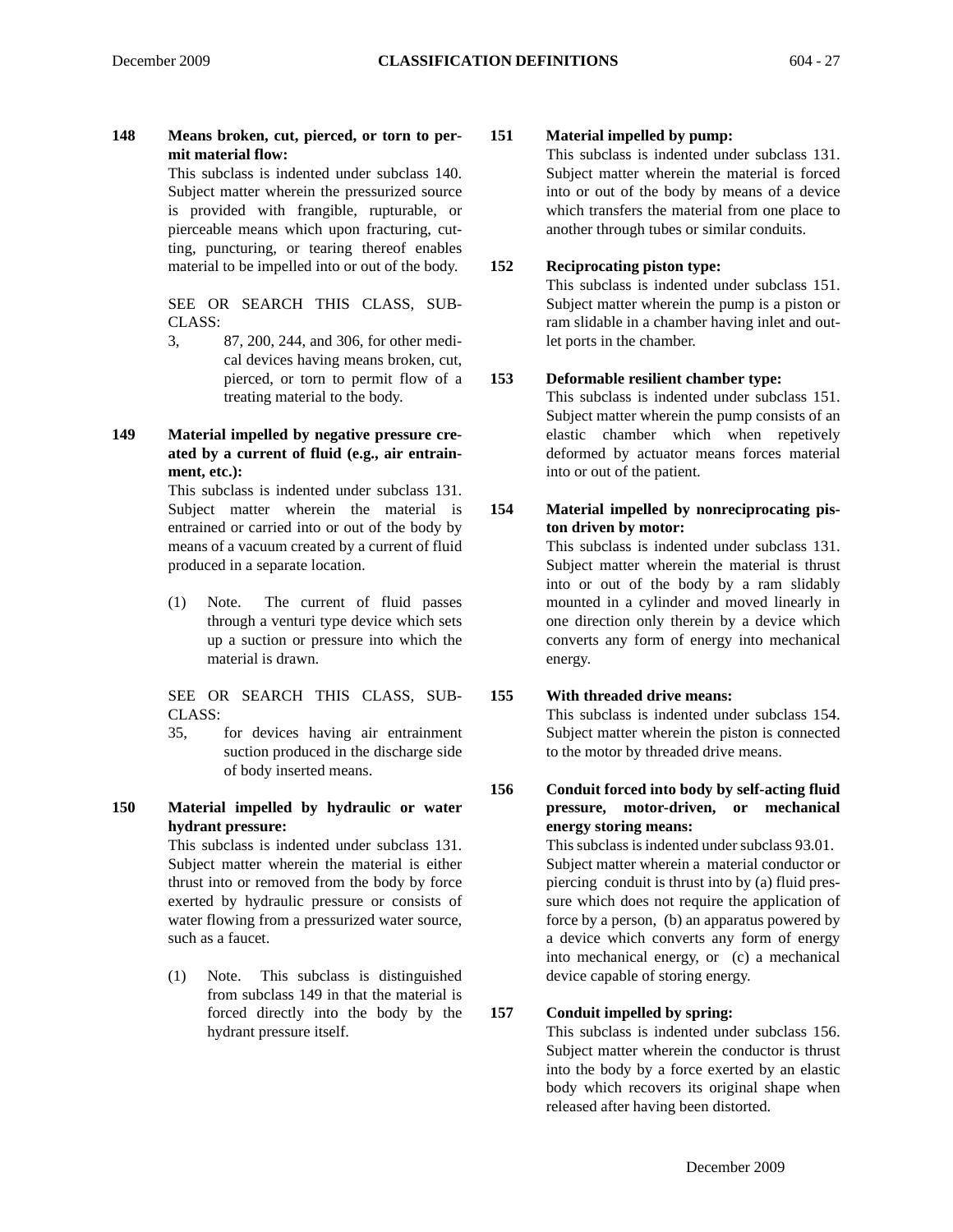**148 Means broken, cut, pierced, or torn to permit material flow:**

This subclass is indented under subclass 140. Subject matter wherein the pressurized source is provided with frangible, rupturable, or pierceable means which upon fracturing, cutting, puncturing, or tearing thereof enables material to be impelled into or out of the body.

SEE OR SEARCH THIS CLASS, SUBCLASS:

3, 87, 200, 244, and 306, for other medical devices having means broken, cut, pierced, or torn to permit flow of a treating material to the body.

**149 Material impelled by negative pressure created by a current of fluid (e.g., air entrainment, etc.):**

This subclass is indented under subclass 131. Subject matter wherein the material is entrained or carried into or out of the body by means of a vacuum created by a current of fluid produced in a separate location.

(1) Note. The current of fluid passes through a venturi type device which sets up a suction or pressure into which the material is drawn.

SEE OR SEARCH THIS CLASS, SUBCLASS:

35, for devices having air entrainment suction produced in the discharge side of body inserted means.

**150 Material impelled by hydraulic or water hydrant pressure:**

This subclass is indented under subclass 131. Subject matter wherein the material is either thrust into or removed from the body by force exerted by hydraulic pressure or consists of water flowing from a pressurized water source, such as a faucet.

(1) Note. This subclass is distinguished from subclass 149 in that the material is forced directly into the body by the hydrant pressure itself.

**151 Material impelled by pump:**

This subclass is indented under subclass 131. Subject matter wherein the material is forced into or out of the body by means of a device which transfers the material from one place to another through tubes or similar conduits.

**152 Reciprocating piston type:**

This subclass is indented under subclass 151. Subject matter wherein the pump is a piston or ram slidable in a chamber having inlet and outlet ports in the chamber.

**153 Deformable resilient chamber type:**

This subclass is indented under subclass 151. Subject matter wherein the pump consists of an elastic chamber which when repetively deformed by actuator means forces material into or out of the patient.

**154 Material impelled by nonreciprocating piston driven by motor:**

This subclass is indented under subclass 131. Subject matter wherein the material is thrust into or out of the body by a ram slidably mounted in a cylinder and moved linearly in one direction only therein by a device which converts any form of energy into mechanical energy.

**155 With threaded drive means:**

This subclass is indented under subclass 154. Subject matter wherein the piston is connected to the motor by threaded drive means.

**156 Conduit forced into body by self-acting fluid pressure, motor-driven, or mechanical energy storing means:**

This subclass is indented under subclass 93.01. Subject matter wherein a material conductor or piercing conduit is thrust into by (a) fluid pressure which does not require the application of force by a person, (b) an apparatus powered by a device which converts any form of energy into mechanical energy, or (c) a mechanical device capable of storing energy.

**157 Conduit impelled by spring:**

This subclass is indented under subclass 156. Subject matter wherein the conductor is thrust into the body by a force exerted by an elastic body which recovers its original shape when released after having been distorted.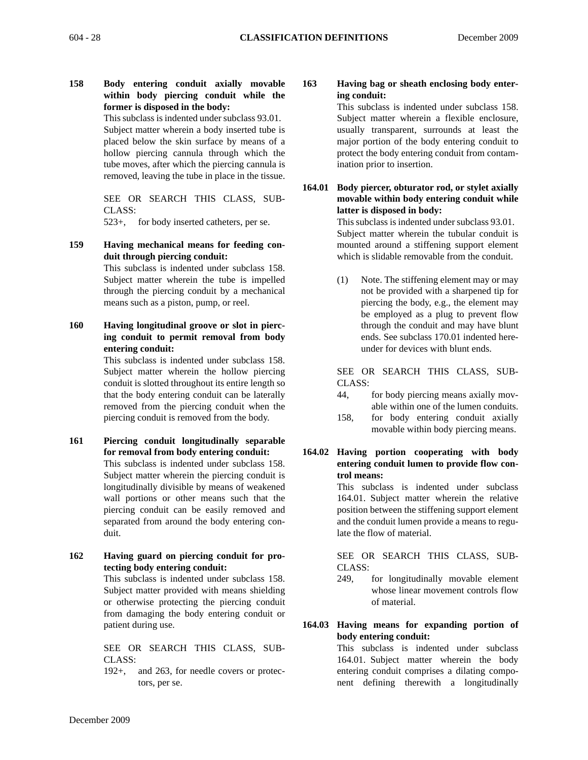**158 Body entering conduit axially movable within body piercing conduit while the former is disposed in the body:**

This subclass is indented under subclass 93.01. Subject matter wherein a body inserted tube is placed below the skin surface by means of a hollow piercing cannula through which the tube moves, after which the piercing cannula is removed, leaving the tube in place in the tissue.

SEE OR SEARCH THIS CLASS, SUBCLASS:

523+, for body inserted catheters, per se.

**159 Having mechanical means for feeding conduit through piercing conduit:**

This subclass is indented under subclass 158. Subject matter wherein the tube is impelled through the piercing conduit by a mechanical means such as a piston, pump, or reel.

**160 Having longitudinal groove or slot in piercing conduit to permit removal from body entering conduit:**

This subclass is indented under subclass 158. Subject matter wherein the hollow piercing conduit is slotted throughout its entire length so that the body entering conduit can be laterally removed from the piercing conduit when the piercing conduit is removed from the body.

**161 Piercing conduit longitudinally separable for removal from body entering conduit:**

This subclass is indented under subclass 158. Subject matter wherein the piercing conduit is longitudinally divisible by means of weakened wall portions or other means such that the piercing conduit can be easily removed and separated from around the body entering conduit.

**162 Having guard on piercing conduit for protecting body entering conduit:**

This subclass is indented under subclass 158. Subject matter provided with means shielding or otherwise protecting the piercing conduit from damaging the body entering conduit or patient during use.

SEE OR SEARCH THIS CLASS, SUBCLASS:

192+, and 263, for needle covers or protectors, per se.

**163 Having bag or sheath enclosing body entering conduit:**

This subclass is indented under subclass 158. Subject matter wherein a flexible enclosure, usually transparent, surrounds at least the major portion of the body entering conduit to protect the body entering conduit from contamination prior to insertion.

**164.01 Body piercer, obturator rod, or stylet axially movable within body entering conduit while latter is disposed in body:**

This subclass is indented under subclass 93.01. Subject matter wherein the tubular conduit is mounted around a stiffening support element which is slidable removable from the conduit.

(1) Note. The stiffening element may or may not be provided with a sharpened tip for piercing the body, e.g., the element may be employed as a plug to prevent flow through the conduit and may have blunt ends. See subclass 170.01 indented hereunder for devices with blunt ends.

SEE OR SEARCH THIS CLASS, SUBCLASS:

44, for body piercing means axially movable within one of the lumen conduits.

158, for body entering conduit axially movable within body piercing means.

**164.02 Having portion cooperating with body entering conduit lumen to provide flow control means:**

This subclass is indented under subclass 164.01. Subject matter wherein the relative position between the stiffening support element and the conduit lumen provide a means to regulate the flow of material.

SEE OR SEARCH THIS CLASS, SUBCLASS:

249, for longitudinally movable element whose linear movement controls flow of material.

**164.03 Having means for expanding portion of body entering conduit:**

This subclass is indented under subclass 164.01. Subject matter wherein the body entering conduit comprises a dilating component defining therewith a longitudinally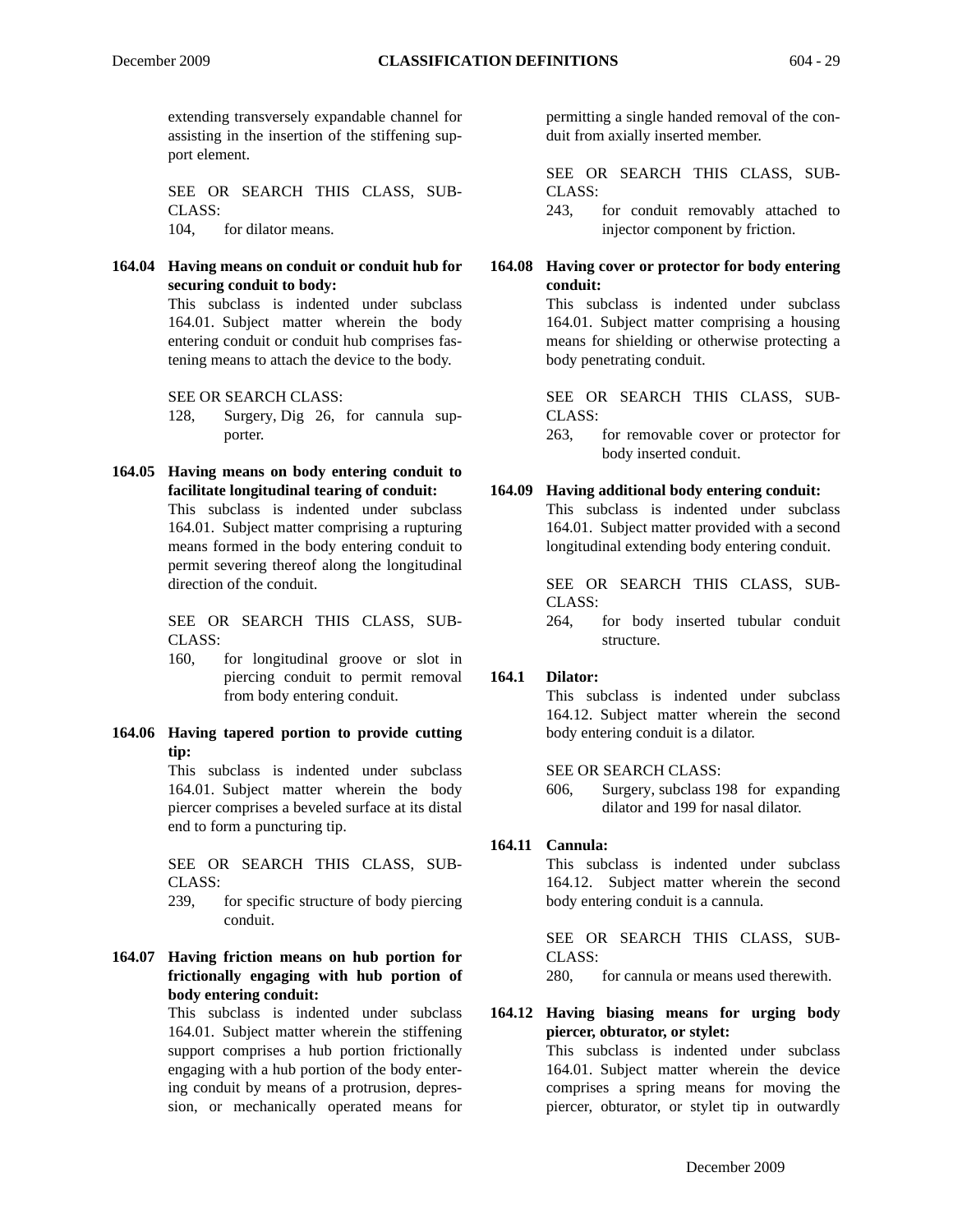extending transversely expandable channel for assisting in the insertion of the stiffening support element.

SEE OR SEARCH THIS CLASS, SUBCLASS:

104, for dilator means.

**164.04 Having means on conduit or conduit hub for securing conduit to body:**

This subclass is indented under subclass 164.01. Subject matter wherein the body entering conduit or conduit hub comprises fastening means to attach the device to the body.

SEE OR SEARCH CLASS:

128, Surgery, Dig 26, for cannula supporter.

**164.05 Having means on body entering conduit to facilitate longitudinal tearing of conduit:**

This subclass is indented under subclass 164.01. Subject matter comprising a rupturing means formed in the body entering conduit to permit severing thereof along the longitudinal direction of the conduit.

SEE OR SEARCH THIS CLASS, SUBCLASS:

160, for longitudinal groove or slot in piercing conduit to permit removal from body entering conduit.

**164.06 Having tapered portion to provide cutting tip:**

This subclass is indented under subclass 164.01. Subject matter wherein the body piercer comprises a beveled surface at its distal end to form a puncturing tip.

SEE OR SEARCH THIS CLASS, SUBCLASS:

239, for specific structure of body piercing conduit.

**164.07 Having friction means on hub portion for frictionally engaging with hub portion of body entering conduit:**

This subclass is indented under subclass 164.01. Subject matter wherein the stiffening support comprises a hub portion frictionally engaging with a hub portion of the body entering conduit by means of a protrusion, depression, or mechanically operated means for permitting a single handed removal of the conduit from axially inserted member.

SEE OR SEARCH THIS CLASS, SUBCLASS:

243, for conduit removably attached to injector component by friction.

**164.08 Having cover or protector for body entering conduit:**

This subclass is indented under subclass 164.01. Subject matter comprising a housing means for shielding or otherwise protecting a body penetrating conduit.

SEE OR SEARCH THIS CLASS, SUBCLASS:

263, for removable cover or protector for body inserted conduit.

**164.09 Having additional body entering conduit:**

This subclass is indented under subclass 164.01. Subject matter provided with a second longitudinal extending body entering conduit.

SEE OR SEARCH THIS CLASS, SUBCLASS:

264, for body inserted tubular conduit structure.

**164.1 Dilator:**

This subclass is indented under subclass 164.12. Subject matter wherein the second body entering conduit is a dilator.

SEE OR SEARCH CLASS:

606, Surgery, subclass 198 for expanding dilator and 199 for nasal dilator.

**164.11 Cannula:**

This subclass is indented under subclass 164.12. Subject matter wherein the second body entering conduit is a cannula.

SEE OR SEARCH THIS CLASS, SUBCLASS:

280, for cannula or means used therewith.

**164.12 Having biasing means for urging body piercer, obturator, or stylet:**

This subclass is indented under subclass 164.01. Subject matter wherein the device comprises a spring means for moving the piercer, obturator, or stylet tip in outwardly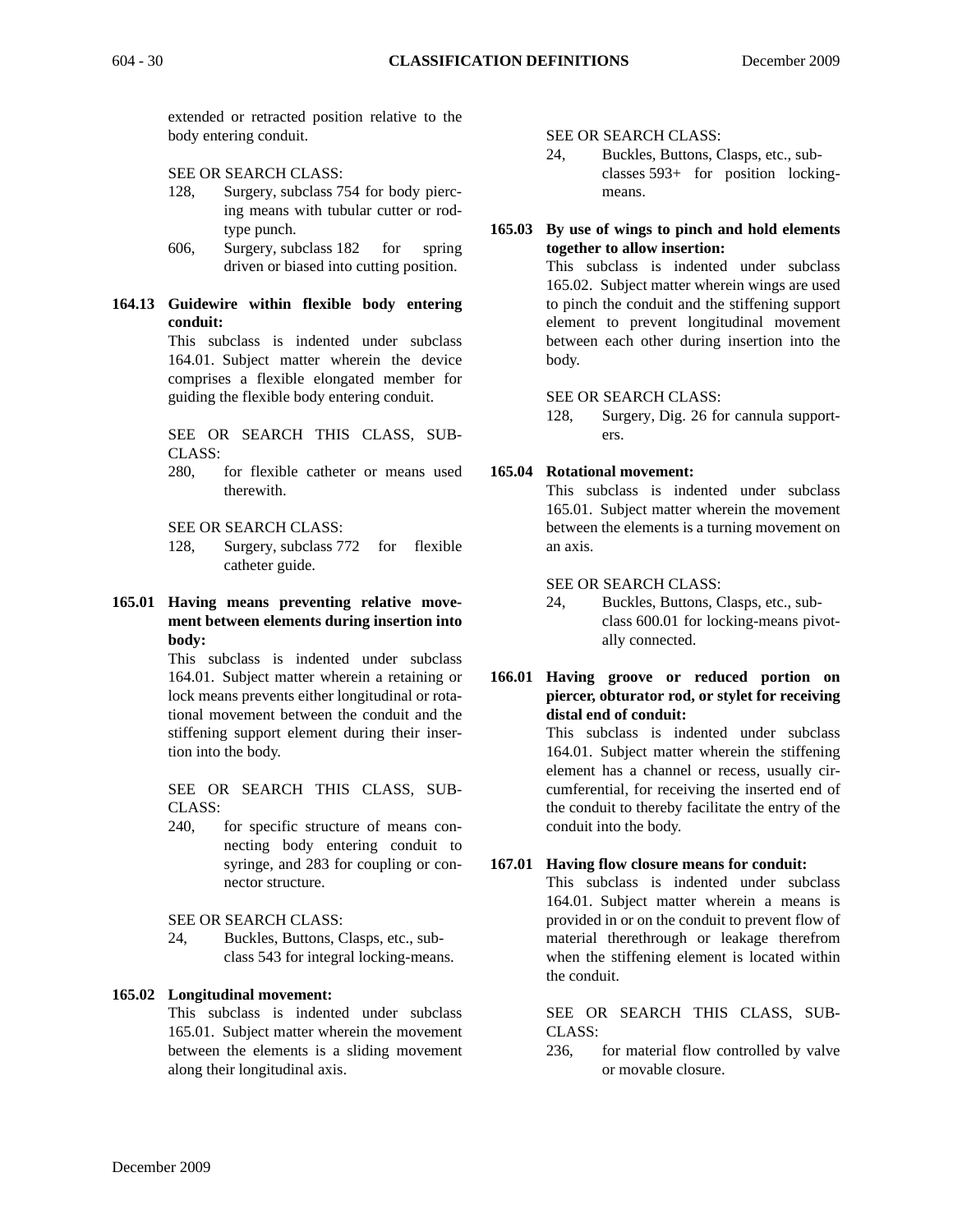extended or retracted position relative to the body entering conduit.

SEE OR SEARCH CLASS:

- 128, Surgery, subclass 754 for body piercing means with tubular cutter or rod-type punch.
- 606, Surgery, subclass 182 for spring driven or biased into cutting position.

**164.13 Guidewire within flexible body entering conduit:**

This subclass is indented under subclass 164.01. Subject matter wherein the device comprises a flexible elongated member for guiding the flexible body entering conduit.

SEE OR SEARCH THIS CLASS, SUBCLASS:

- 280, for flexible catheter or means used therewith.

SEE OR SEARCH CLASS:

- 128, Surgery, subclass 772 for flexible catheter guide.

**165.01 Having means preventing relative movement between elements during insertion into body:**

This subclass is indented under subclass 164.01. Subject matter wherein a retaining or lock means prevents either longitudinal or rotational movement between the conduit and the stiffening support element during their insertion into the body.

SEE OR SEARCH THIS CLASS, SUBCLASS:

- 240, for specific structure of means connecting body entering conduit to syringe, and 283 for coupling or connector structure.

SEE OR SEARCH CLASS:

- 24, Buckles, Buttons, Clasps, etc., subclass 543 for integral locking-means.

**165.02 Longitudinal movement:**

This subclass is indented under subclass 165.01. Subject matter wherein the movement between the elements is a sliding movement along their longitudinal axis.

SEE OR SEARCH CLASS:

- 24, Buckles, Buttons, Clasps, etc., subclasses 593+ for position locking-means.

**165.03 By use of wings to pinch and hold elements together to allow insertion:**

This subclass is indented under subclass 165.02. Subject matter wherein wings are used to pinch the conduit and the stiffening support element to prevent longitudinal movement between each other during insertion into the body.

SEE OR SEARCH CLASS:

- 128, Surgery, Dig. 26 for cannula supporters.

**165.04 Rotational movement:**

This subclass is indented under subclass 165.01. Subject matter wherein the movement between the elements is a turning movement on an axis.

SEE OR SEARCH CLASS:

- 24, Buckles, Buttons, Clasps, etc., subclass 600.01 for locking-means pivotally connected.

**166.01 Having groove or reduced portion on piercer, obturator rod, or stylet for receiving distal end of conduit:**

This subclass is indented under subclass 164.01. Subject matter wherein the stiffening element has a channel or recess, usually circumferential, for receiving the inserted end of the conduit to thereby facilitate the entry of the conduit into the body.

**167.01 Having flow closure means for conduit:**

This subclass is indented under subclass 164.01. Subject matter wherein a means is provided in or on the conduit to prevent flow of material therethrough or leakage therefrom when the stiffening element is located within the conduit.

SEE OR SEARCH THIS CLASS, SUBCLASS:

- 236, for material flow controlled by valve or movable closure.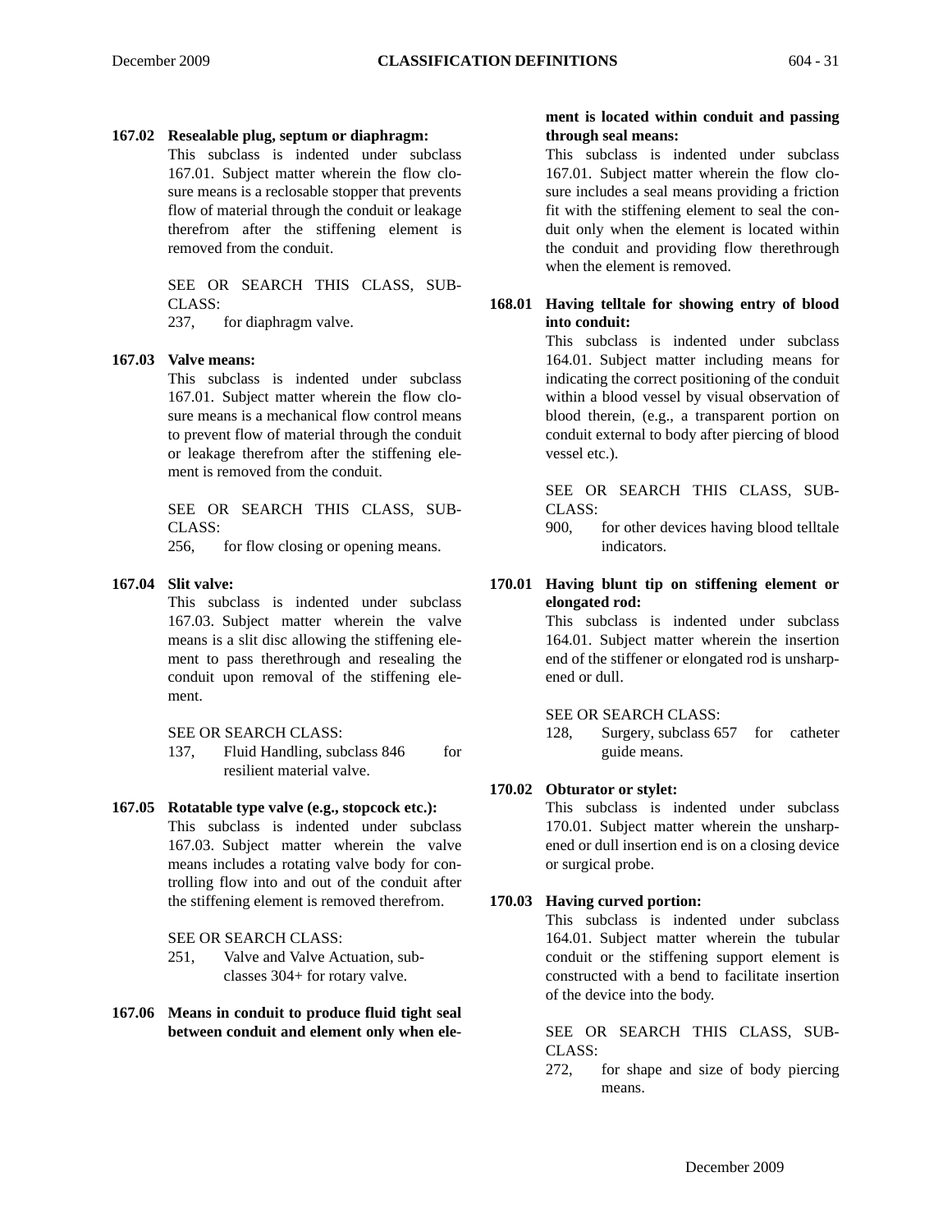**167.02 Resealable plug, septum or diaphragm:**

This subclass is indented under subclass 167.01. Subject matter wherein the flow closure means is a reclosable stopper that prevents flow of material through the conduit or leakage therefrom after the stiffening element is removed from the conduit.

SEE OR SEARCH THIS CLASS, SUBCLASS:

237, for diaphragm valve.

**167.03 Valve means:**

This subclass is indented under subclass 167.01. Subject matter wherein the flow closure means is a mechanical flow control means to prevent flow of material through the conduit or leakage therefrom after the stiffening element is removed from the conduit.

SEE OR SEARCH THIS CLASS, SUBCLASS:

256, for flow closing or opening means.

**167.04 Slit valve:**

This subclass is indented under subclass 167.03. Subject matter wherein the valve means is a slit disc allowing the stiffening element to pass therethrough and resealing the conduit upon removal of the stiffening element.

SEE OR SEARCH CLASS:

137, Fluid Handling, subclass 846 for resilient material valve.

**167.05 Rotatable type valve (e.g., stopcock etc.):**

This subclass is indented under subclass 167.03. Subject matter wherein the valve means includes a rotating valve body for controlling flow into and out of the conduit after the stiffening element is removed therefrom.

SEE OR SEARCH CLASS:

251, Valve and Valve Actuation, subclasses 304+ for rotary valve.

**167.06 Means in conduit to produce fluid tight seal between conduit and element only when element is located within conduit and passing through seal means:**

This subclass is indented under subclass 167.01. Subject matter wherein the flow closure includes a seal means providing a friction fit with the stiffening element to seal the conduit only when the element is located within the conduit and providing flow therethrough when the element is removed.

**168.01 Having telltale for showing entry of blood into conduit:**

This subclass is indented under subclass 164.01. Subject matter including means for indicating the correct positioning of the conduit within a blood vessel by visual observation of blood therein, (e.g., a transparent portion on conduit external to body after piercing of blood vessel etc.).

SEE OR SEARCH THIS CLASS, SUBCLASS:

900, for other devices having blood telltale indicators.

**170.01 Having blunt tip on stiffening element or elongated rod:**

This subclass is indented under subclass 164.01. Subject matter wherein the insertion end of the stiffener or elongated rod is unsharpened or dull.

SEE OR SEARCH CLASS:

128, Surgery, subclass 657 for catheter guide means.

**170.02 Obturator or stylet:**

This subclass is indented under subclass 170.01. Subject matter wherein the unsharpened or dull insertion end is on a closing device or surgical probe.

**170.03 Having curved portion:**

This subclass is indented under subclass 164.01. Subject matter wherein the tubular conduit or the stiffening support element is constructed with a bend to facilitate insertion of the device into the body.

SEE OR SEARCH THIS CLASS, SUBCLASS:

272, for shape and size of body piercing means.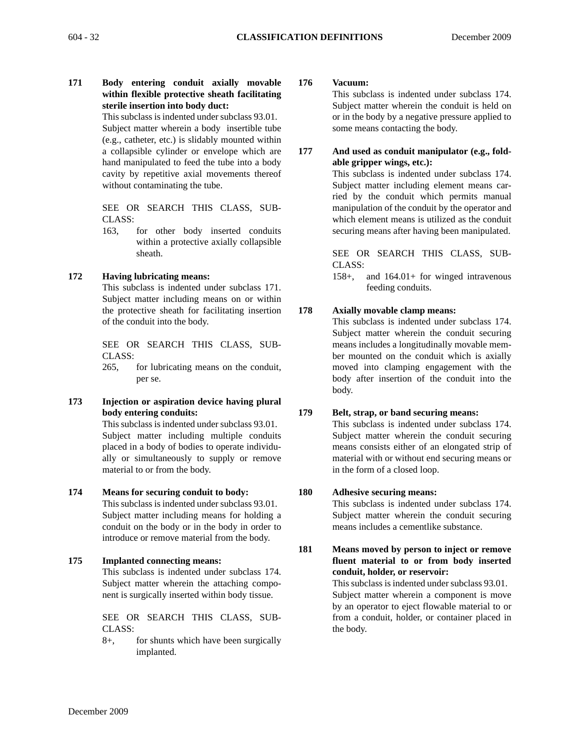**171 Body entering conduit axially movable within flexible protective sheath facilitating sterile insertion into body duct:**

This subclass is indented under subclass 93.01. Subject matter wherein a body insertible tube (e.g., catheter, etc.) is slidably mounted within a collapsible cylinder or envelope which are hand manipulated to feed the tube into a body cavity by repetitive axial movements thereof without contaminating the tube.

SEE OR SEARCH THIS CLASS, SUBCLASS:

163, for other body inserted conduits within a protective axially collapsible sheath.

**172 Having lubricating means:**

This subclass is indented under subclass 171. Subject matter including means on or within the protective sheath for facilitating insertion of the conduit into the body.

SEE OR SEARCH THIS CLASS, SUBCLASS:

265, for lubricating means on the conduit, per se.

**173 Injection or aspiration device having plural body entering conduits:**

This subclass is indented under subclass 93.01. Subject matter including multiple conduits placed in a body of bodies to operate individually or simultaneously to supply or remove material to or from the body.

**174 Means for securing conduit to body:**

This subclass is indented under subclass 93.01. Subject matter including means for holding a conduit on the body or in the body in order to introduce or remove material from the body.

**175 Implanted connecting means:**

This subclass is indented under subclass 174. Subject matter wherein the attaching component is surgically inserted within body tissue.

SEE OR SEARCH THIS CLASS, SUBCLASS:

8+, for shunts which have been surgically implanted.

**176 Vacuum:**

This subclass is indented under subclass 174. Subject matter wherein the conduit is held on or in the body by a negative pressure applied to some means contacting the body.

**177 And used as conduit manipulator (e.g., foldable gripper wings, etc.):**

This subclass is indented under subclass 174. Subject matter including element means carried by the conduit which permits manual manipulation of the conduit by the operator and which element means is utilized as the conduit securing means after having been manipulated.

SEE OR SEARCH THIS CLASS, SUBCLASS:

158+, and 164.01+ for winged intravenous feeding conduits.

**178 Axially movable clamp means:**

This subclass is indented under subclass 174. Subject matter wherein the conduit securing means includes a longitudinally movable member mounted on the conduit which is axially moved into clamping engagement with the body after insertion of the conduit into the body.

**179 Belt, strap, or band securing means:**

This subclass is indented under subclass 174. Subject matter wherein the conduit securing means consists either of an elongated strip of material with or without end securing means or in the form of a closed loop.

**180 Adhesive securing means:**

This subclass is indented under subclass 174. Subject matter wherein the conduit securing means includes a cementlike substance.

**181 Means moved by person to inject or remove fluent material to or from body inserted conduit, holder, or reservoir:**

This subclass is indented under subclass 93.01. Subject matter wherein a component is move by an operator to eject flowable material to or from a conduit, holder, or container placed in the body.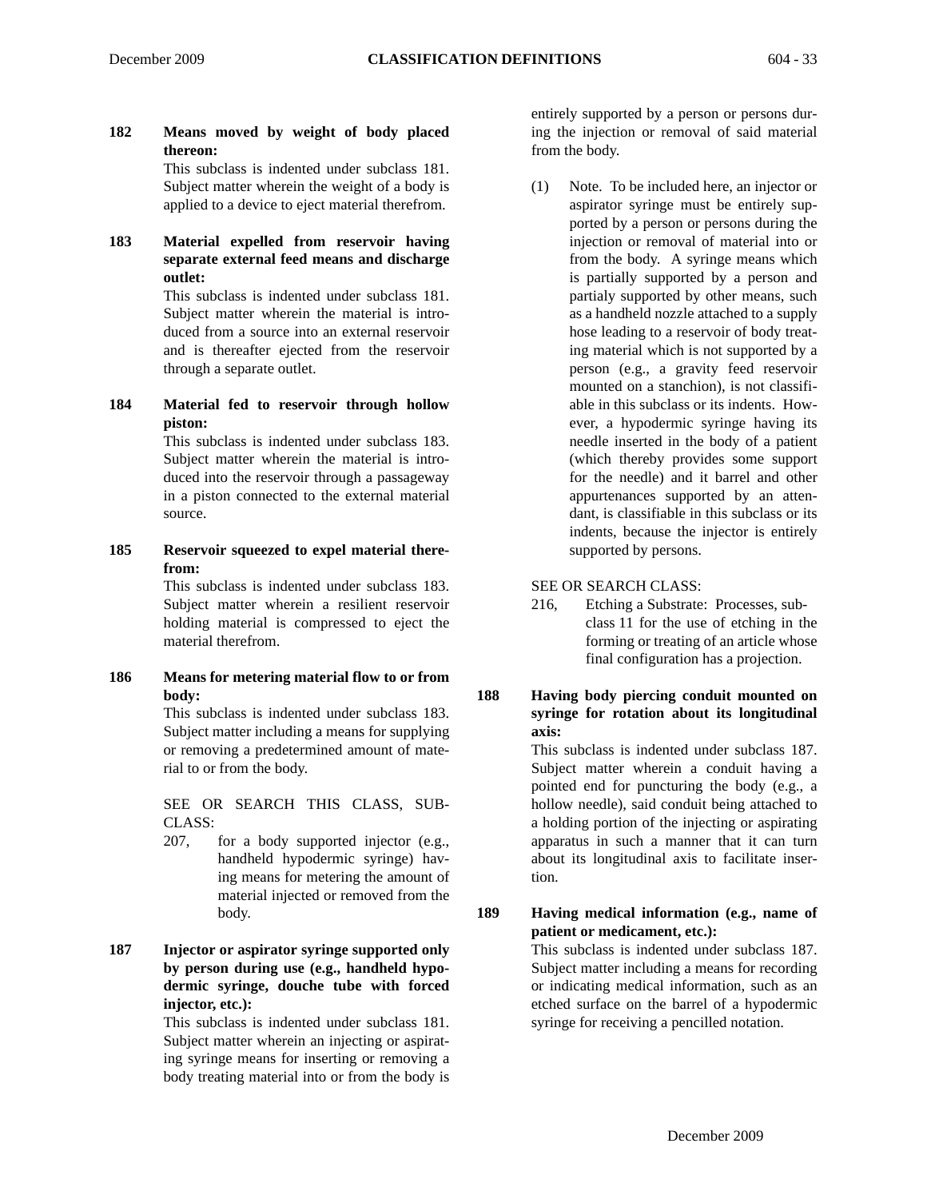**182 Means moved by weight of body placed thereon:**

This subclass is indented under subclass 181. Subject matter wherein the weight of a body is applied to a device to eject material therefrom.

**183 Material expelled from reservoir having separate external feed means and discharge outlet:**

This subclass is indented under subclass 181. Subject matter wherein the material is introduced from a source into an external reservoir and is thereafter ejected from the reservoir through a separate outlet.

**184 Material fed to reservoir through hollow piston:**

This subclass is indented under subclass 183. Subject matter wherein the material is introduced into the reservoir through a passageway in a piston connected to the external material source.

**185 Reservoir squeezed to expel material therefrom:**

This subclass is indented under subclass 183. Subject matter wherein a resilient reservoir holding material is compressed to eject the material therefrom.

**186 Means for metering material flow to or from body:**

This subclass is indented under subclass 183. Subject matter including a means for supplying or removing a predetermined amount of material to or from the body.

SEE OR SEARCH THIS CLASS, SUBCLASS:

207, for a body supported injector (e.g., handheld hypodermic syringe) having means for metering the amount of material injected or removed from the body.

**187 Injector or aspirator syringe supported only by person during use (e.g., handheld hypodermic syringe, douche tube with forced injector, etc.):**

This subclass is indented under subclass 181. Subject matter wherein an injecting or aspirating syringe means for inserting or removing a body treating material into or from the body is entirely supported by a person or persons during the injection or removal of said material from the body.

(1) Note. To be included here, an injector or aspirator syringe must be entirely supported by a person or persons during the injection or removal of material into or from the body. A syringe means which is partially supported by a person and partialy supported by other means, such as a handheld nozzle attached to a supply hose leading to a reservoir of body treating material which is not supported by a person (e.g., a gravity feed reservoir mounted on a stanchion), is not classifiable in this subclass or its indents. However, a hypodermic syringe having its needle inserted in the body of a patient (which thereby provides some support for the needle) and it barrel and other appurtenances supported by an attendant, is classifiable in this subclass or its indents, because the injector is entirely supported by persons.

SEE OR SEARCH CLASS:

216, Etching a Substrate: Processes, subclass 11 for the use of etching in the forming or treating of an article whose final configuration has a projection.

**188 Having body piercing conduit mounted on syringe for rotation about its longitudinal axis:**

This subclass is indented under subclass 187. Subject matter wherein a conduit having a pointed end for puncturing the body (e.g., a hollow needle), said conduit being attached to a holding portion of the injecting or aspirating apparatus in such a manner that it can turn about its longitudinal axis to facilitate insertion.

**189 Having medical information (e.g., name of patient or medicament, etc.):**

This subclass is indented under subclass 187. Subject matter including a means for recording or indicating medical information, such as an etched surface on the barrel of a hypodermic syringe for receiving a pencilled notation.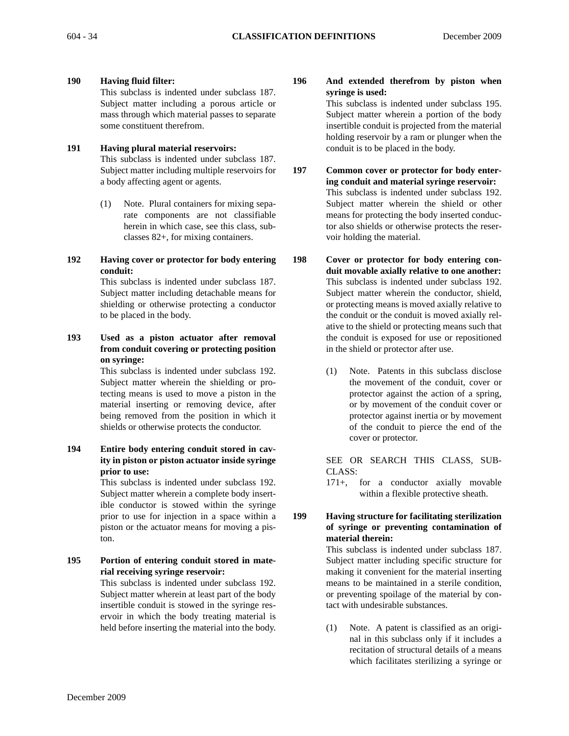**190 Having fluid filter:**

This subclass is indented under subclass 187. Subject matter including a porous article or mass through which material passes to separate some constituent therefrom.

**191 Having plural material reservoirs:**

This subclass is indented under subclass 187. Subject matter including multiple reservoirs for a body affecting agent or agents.

(1) Note. Plural containers for mixing separate components are not classifiable herein in which case, see this class, subclasses 82+, for mixing containers.

**192 Having cover or protector for body entering conduit:**

This subclass is indented under subclass 187. Subject matter including detachable means for shielding or otherwise protecting a conductor to be placed in the body.

**193 Used as a piston actuator after removal from conduit covering or protecting position on syringe:**

This subclass is indented under subclass 192. Subject matter wherein the shielding or protecting means is used to move a piston in the material inserting or removing device, after being removed from the position in which it shields or otherwise protects the conductor.

**194 Entire body entering conduit stored in cavity in piston or piston actuator inside syringe prior to use:**

This subclass is indented under subclass 192. Subject matter wherein a complete body insertible conductor is stowed within the syringe prior to use for injection in a space within a piston or the actuator means for moving a piston.

**195 Portion of entering conduit stored in material receiving syringe reservoir:**

This subclass is indented under subclass 192. Subject matter wherein at least part of the body insertible conduit is stowed in the syringe reservoir in which the body treating material is held before inserting the material into the body.

**196 And extended therefrom by piston when syringe is used:**

This subclass is indented under subclass 195. Subject matter wherein a portion of the body insertible conduit is projected from the material holding reservoir by a ram or plunger when the conduit is to be placed in the body.

**197 Common cover or protector for body entering conduit and material syringe reservoir:**

This subclass is indented under subclass 192. Subject matter wherein the shield or other means for protecting the body inserted conductor also shields or otherwise protects the reservoir holding the material.

**198 Cover or protector for body entering conduit movable axially relative to one another:**

This subclass is indented under subclass 192. Subject matter wherein the conductor, shield, or protecting means is moved axially relative to the conduit or the conduit is moved axially relative to the shield or protecting means such that the conduit is exposed for use or repositioned in the shield or protector after use.

(1) Note. Patents in this subclass disclose the movement of the conduit, cover or protector against the action of a spring, or by movement of the conduit cover or protector against inertia or by movement of the conduit to pierce the end of the cover or protector.

SEE OR SEARCH THIS CLASS, SUBCLASS:

171+, for a conductor axially movable within a flexible protective sheath.

**199 Having structure for facilitating sterilization of syringe or preventing contamination of material therein:**

This subclass is indented under subclass 187. Subject matter including specific structure for making it convenient for the material inserting means to be maintained in a sterile condition, or preventing spoilage of the material by contact with undesirable substances.

(1) Note. A patent is classified as an original in this subclass only if it includes a recitation of structural details of a means which facilitates sterilizing a syringe or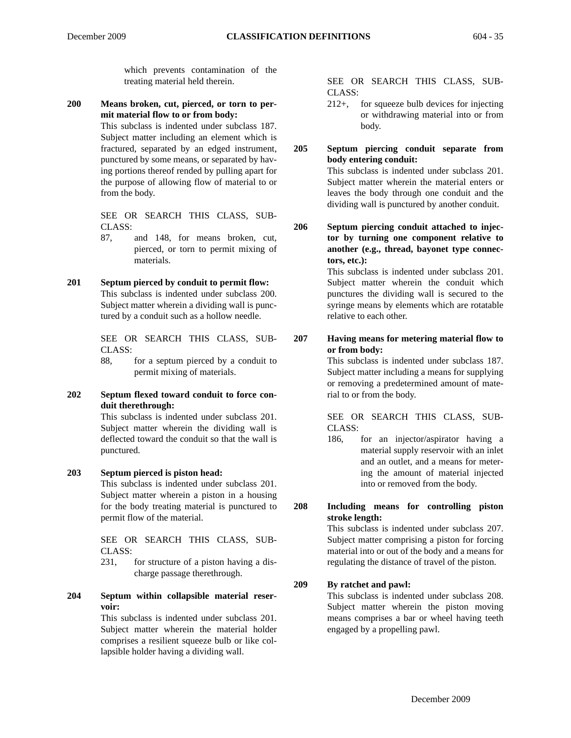which prevents contamination of the treating material held therein.

**200 Means broken, cut, pierced, or torn to permit material flow to or from body:**

This subclass is indented under subclass 187. Subject matter including an element which is fractured, separated by an edged instrument, punctured by some means, or separated by having portions thereof rended by pulling apart for the purpose of allowing flow of material to or from the body.

SEE OR SEARCH THIS CLASS, SUBCLASS:

- 87, and 148, for means broken, cut, pierced, or torn to permit mixing of materials.

**201 Septum pierced by conduit to permit flow:**

This subclass is indented under subclass 200. Subject matter wherein a dividing wall is punctured by a conduit such as a hollow needle.

SEE OR SEARCH THIS CLASS, SUBCLASS:

- 88, for a septum pierced by a conduit to permit mixing of materials.

**202 Septum flexed toward conduit to force conduit therethrough:**

This subclass is indented under subclass 201. Subject matter wherein the dividing wall is deflected toward the conduit so that the wall is punctured.

**203 Septum pierced is piston head:**

This subclass is indented under subclass 201. Subject matter wherein a piston in a housing for the body treating material is punctured to permit flow of the material.

SEE OR SEARCH THIS CLASS, SUBCLASS:

- 231, for structure of a piston having a discharge passage therethrough.

**204 Septum within collapsible material reservoir:**

This subclass is indented under subclass 201. Subject matter wherein the material holder comprises a resilient squeeze bulb or like collapsible holder having a dividing wall.

SEE OR SEARCH THIS CLASS, SUBCLASS:

- 212+, for squeeze bulb devices for injecting or withdrawing material into or from body.

**205 Septum piercing conduit separate from body entering conduit:**

This subclass is indented under subclass 201. Subject matter wherein the material enters or leaves the body through one conduit and the dividing wall is punctured by another conduit.

**206 Septum piercing conduit attached to injector by turning one component relative to another (e.g., thread, bayonet type connectors, etc.):**

This subclass is indented under subclass 201. Subject matter wherein the conduit which punctures the dividing wall is secured to the syringe means by elements which are rotatable relative to each other.

**207 Having means for metering material flow to or from body:**

This subclass is indented under subclass 187. Subject matter including a means for supplying or removing a predetermined amount of material to or from the body.

SEE OR SEARCH THIS CLASS, SUBCLASS:

- 186, for an injector/aspirator having a material supply reservoir with an inlet and an outlet, and a means for metering the amount of material injected into or removed from the body.

**208 Including means for controlling piston stroke length:**

This subclass is indented under subclass 207. Subject matter comprising a piston for forcing material into or out of the body and a means for regulating the distance of travel of the piston.

**209 By ratchet and pawl:**

This subclass is indented under subclass 208. Subject matter wherein the piston moving means comprises a bar or wheel having teeth engaged by a propelling pawl.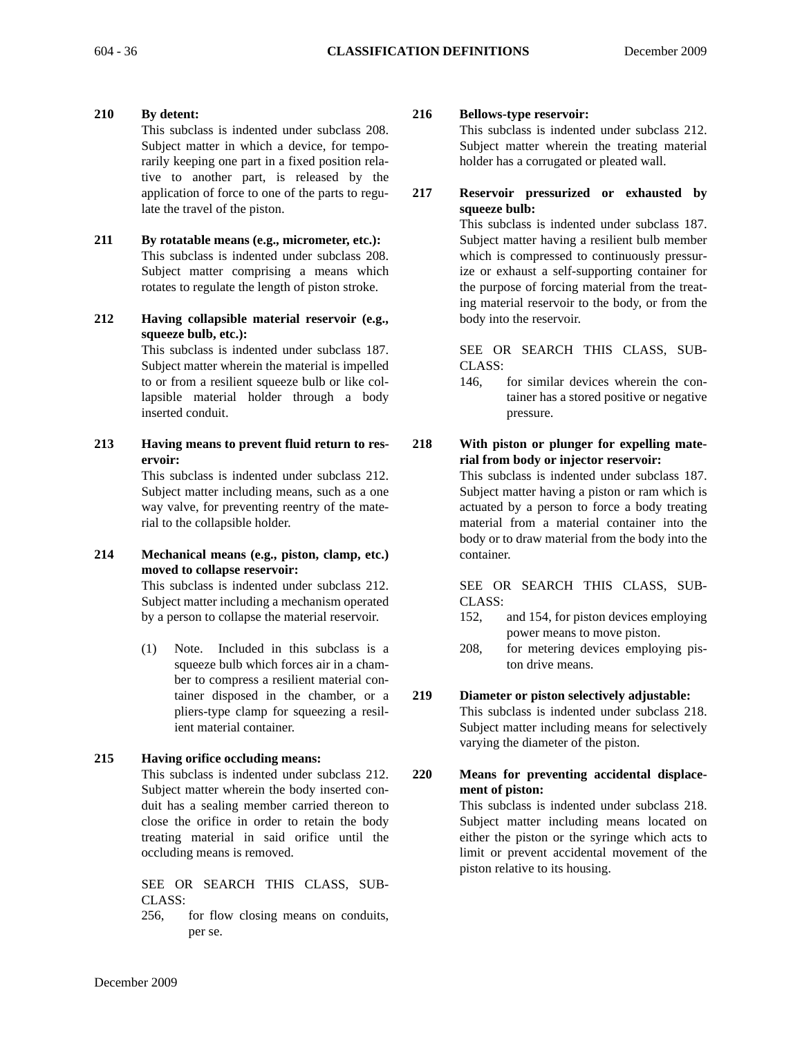**210 By detent:**
This subclass is indented under subclass 208. Subject matter in which a device, for temporarily keeping one part in a fixed position relative to another part, is released by the application of force to one of the parts to regulate the travel of the piston.

**211 By rotatable means (e.g., micrometer, etc.):**
This subclass is indented under subclass 208. Subject matter comprising a means which rotates to regulate the length of piston stroke.

**212 Having collapsible material reservoir (e.g., squeeze bulb, etc.):**
This subclass is indented under subclass 187. Subject matter wherein the material is impelled to or from a resilient squeeze bulb or like collapsible material holder through a body inserted conduit.

**213 Having means to prevent fluid return to reservoir:**
This subclass is indented under subclass 212. Subject matter including means, such as a one way valve, for preventing reentry of the material to the collapsible holder.

**214 Mechanical means (e.g., piston, clamp, etc.) moved to collapse reservoir:**
This subclass is indented under subclass 212. Subject matter including a mechanism operated by a person to collapse the material reservoir.

(1) Note. Included in this subclass is a squeeze bulb which forces air in a chamber to compress a resilient material container disposed in the chamber, or a pliers-type clamp for squeezing a resilient material container.

**215 Having orifice occluding means:**
This subclass is indented under subclass 212. Subject matter wherein the body inserted conduit has a sealing member carried thereon to close the orifice in order to retain the body treating material in said orifice until the occluding means is removed.

SEE OR SEARCH THIS CLASS, SUBCLASS:

256, for flow closing means on conduits, per se.

**216 Bellows-type reservoir:**
This subclass is indented under subclass 212. Subject matter wherein the treating material holder has a corrugated or pleated wall.

**217 Reservoir pressurized or exhausted by squeeze bulb:**
This subclass is indented under subclass 187. Subject matter having a resilient bulb member which is compressed to continuously pressurize or exhaust a self-supporting container for the purpose of forcing material from the treating material reservoir to the body, or from the body into the reservoir.

SEE OR SEARCH THIS CLASS, SUBCLASS:

146, for similar devices wherein the container has a stored positive or negative pressure.

**218 With piston or plunger for expelling material from body or injector reservoir:**
This subclass is indented under subclass 187. Subject matter having a piston or ram which is actuated by a person to force a body treating material from a material container into the body or to draw material from the body into the container.

SEE OR SEARCH THIS CLASS, SUBCLASS:

152, and 154, for piston devices employing power means to move piston.

208, for metering devices employing piston drive means.

**219 Diameter or piston selectively adjustable:**
This subclass is indented under subclass 218. Subject matter including means for selectively varying the diameter of the piston.

**220 Means for preventing accidental displacement of piston:**
This subclass is indented under subclass 218. Subject matter including means located on either the piston or the syringe which acts to limit or prevent accidental movement of the piston relative to its housing.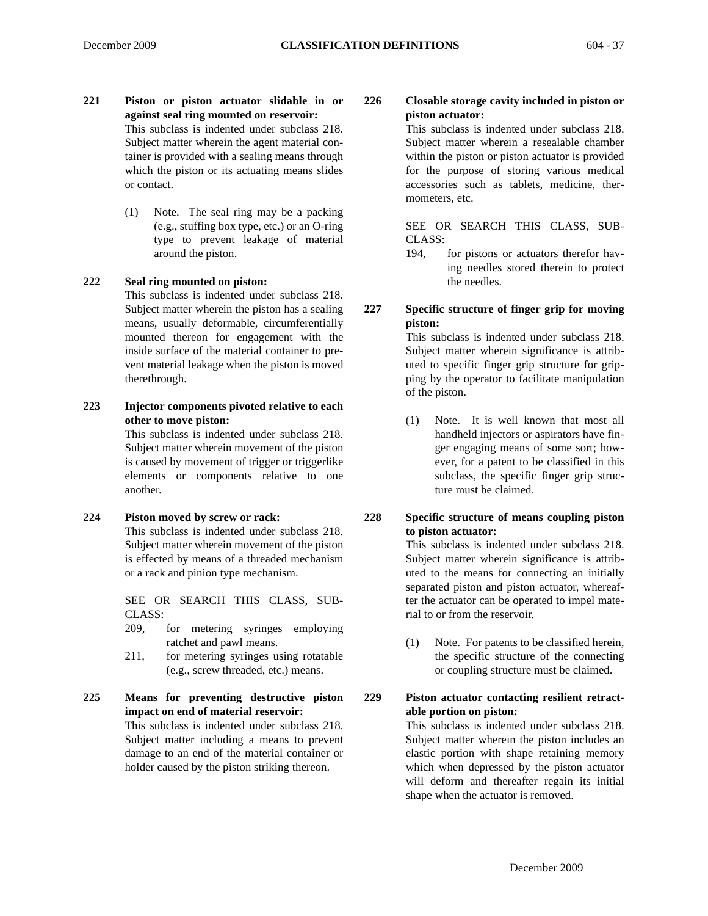**221 Piston or piston actuator slidable in or against seal ring mounted on reservoir:**
This subclass is indented under subclass 218. Subject matter wherein the agent material container is provided with a sealing means through which the piston or its actuating means slides or contact.

(1) Note. The seal ring may be a packing (e.g., stuffing box type, etc.) or an O-ring type to prevent leakage of material around the piston.

**222 Seal ring mounted on piston:**
This subclass is indented under subclass 218. Subject matter wherein the piston has a sealing means, usually deformable, circumferentially mounted thereon for engagement with the inside surface of the material container to prevent material leakage when the piston is moved therethrough.

**223 Injector components pivoted relative to each other to move piston:**
This subclass is indented under subclass 218. Subject matter wherein movement of the piston is caused by movement of trigger or triggerlike elements or components relative to one another.

**224 Piston moved by screw or rack:**
This subclass is indented under subclass 218. Subject matter wherein movement of the piston is effected by means of a threaded mechanism or a rack and pinion type mechanism.

SEE OR SEARCH THIS CLASS, SUBCLASS:

209, for metering syringes employing ratchet and pawl means.

211, for metering syringes using rotatable (e.g., screw threaded, etc.) means.

**225 Means for preventing destructive piston impact on end of material reservoir:**
This subclass is indented under subclass 218. Subject matter including a means to prevent damage to an end of the material container or holder caused by the piston striking thereon.

**226 Closable storage cavity included in piston or piston actuator:**
This subclass is indented under subclass 218. Subject matter wherein a resealable chamber within the piston or piston actuator is provided for the purpose of storing various medical accessories such as tablets, medicine, thermometers, etc.

SEE OR SEARCH THIS CLASS, SUBCLASS:

194, for pistons or actuators therefor having needles stored therein to protect the needles.

**227 Specific structure of finger grip for moving piston:**
This subclass is indented under subclass 218. Subject matter wherein significance is attributed to specific finger grip structure for gripping by the operator to facilitate manipulation of the piston.

(1) Note. It is well known that most all handheld injectors or aspirators have finger engaging means of some sort; however, for a patent to be classified in this subclass, the specific finger grip structure must be claimed.

**228 Specific structure of means coupling piston to piston actuator:**
This subclass is indented under subclass 218. Subject matter wherein significance is attributed to the means for connecting an initially separated piston and piston actuator, whereafter the actuator can be operated to impel material to or from the reservoir.

(1) Note. For patents to be classified herein, the specific structure of the connecting or coupling structure must be claimed.

**229 Piston actuator contacting resilient retractable portion on piston:**
This subclass is indented under subclass 218. Subject matter wherein the piston includes an elastic portion with shape retaining memory which when depressed by the piston actuator will deform and thereafter regain its initial shape when the actuator is removed.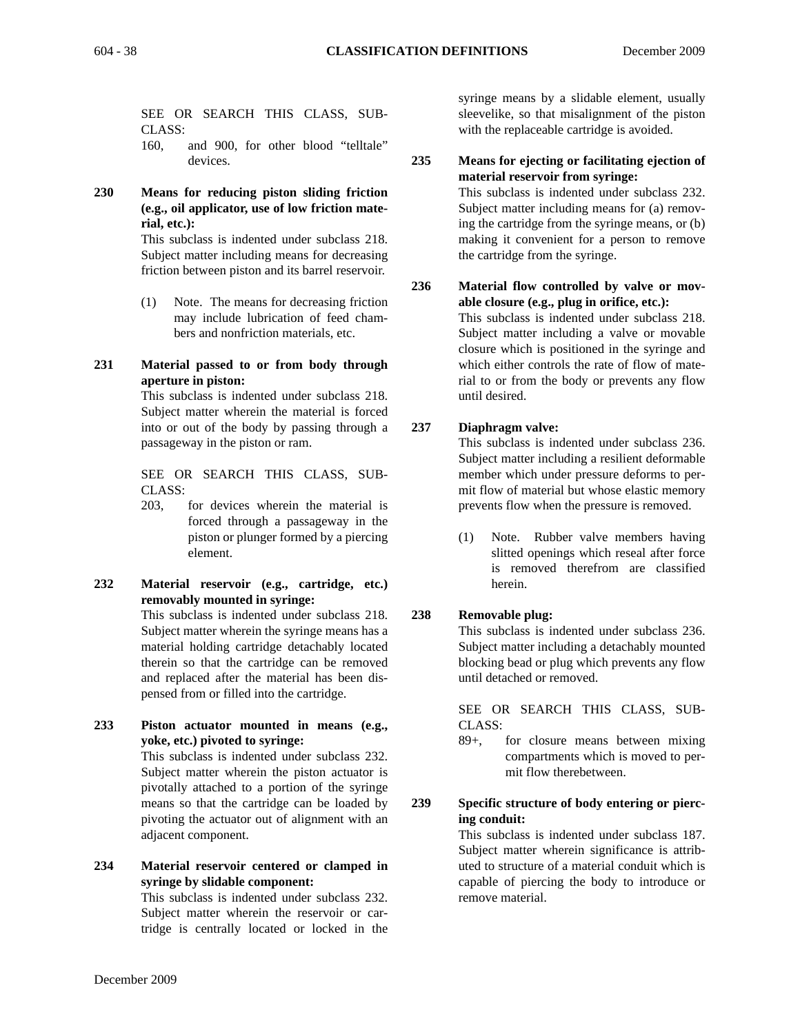SEE OR SEARCH THIS CLASS, SUBCLASS:

160, and 900, for other blood "telltale" devices.

**230 Means for reducing piston sliding friction (e.g., oil applicator, use of low friction material, etc.):**
This subclass is indented under subclass 218. Subject matter including means for decreasing friction between piston and its barrel reservoir.

(1) Note. The means for decreasing friction may include lubrication of feed chambers and nonfriction materials, etc.

**231 Material passed to or from body through aperture in piston:**
This subclass is indented under subclass 218. Subject matter wherein the material is forced into or out of the body by passing through a passageway in the piston or ram.

SEE OR SEARCH THIS CLASS, SUBCLASS:

203, for devices wherein the material is forced through a passageway in the piston or plunger formed by a piercing element.

**232 Material reservoir (e.g., cartridge, etc.) removably mounted in syringe:**
This subclass is indented under subclass 218. Subject matter wherein the syringe means has a material holding cartridge detachably located therein so that the cartridge can be removed and replaced after the material has been dispensed from or filled into the cartridge.

**233 Piston actuator mounted in means (e.g., yoke, etc.) pivoted to syringe:**
This subclass is indented under subclass 232. Subject matter wherein the piston actuator is pivotally attached to a portion of the syringe means so that the cartridge can be loaded by pivoting the actuator out of alignment with an adjacent component.

**234 Material reservoir centered or clamped in syringe by slidable component:**
This subclass is indented under subclass 232. Subject matter wherein the reservoir or cartridge is centrally located or locked in the syringe means by a slidable element, usually sleevelike, so that misalignment of the piston with the replaceable cartridge is avoided.

**235 Means for ejecting or facilitating ejection of material reservoir from syringe:**
This subclass is indented under subclass 232. Subject matter including means for (a) removing the cartridge from the syringe means, or (b) making it convenient for a person to remove the cartridge from the syringe.

**236 Material flow controlled by valve or movable closure (e.g., plug in orifice, etc.):**
This subclass is indented under subclass 218. Subject matter including a valve or movable closure which is positioned in the syringe and which either controls the rate of flow of material to or from the body or prevents any flow until desired.

**237 Diaphragm valve:**
This subclass is indented under subclass 236. Subject matter including a resilient deformable member which under pressure deforms to permit flow of material but whose elastic memory prevents flow when the pressure is removed.

(1) Note. Rubber valve members having slitted openings which reseal after force is removed therefrom are classified herein.

**238 Removable plug:**
This subclass is indented under subclass 236. Subject matter including a detachably mounted blocking bead or plug which prevents any flow until detached or removed.

SEE OR SEARCH THIS CLASS, SUBCLASS:

89+, for closure means between mixing compartments which is moved to permit flow therebetween.

**239 Specific structure of body entering or piercing conduit:**
This subclass is indented under subclass 187. Subject matter wherein significance is attributed to structure of a material conduit which is capable of piercing the body to introduce or remove material.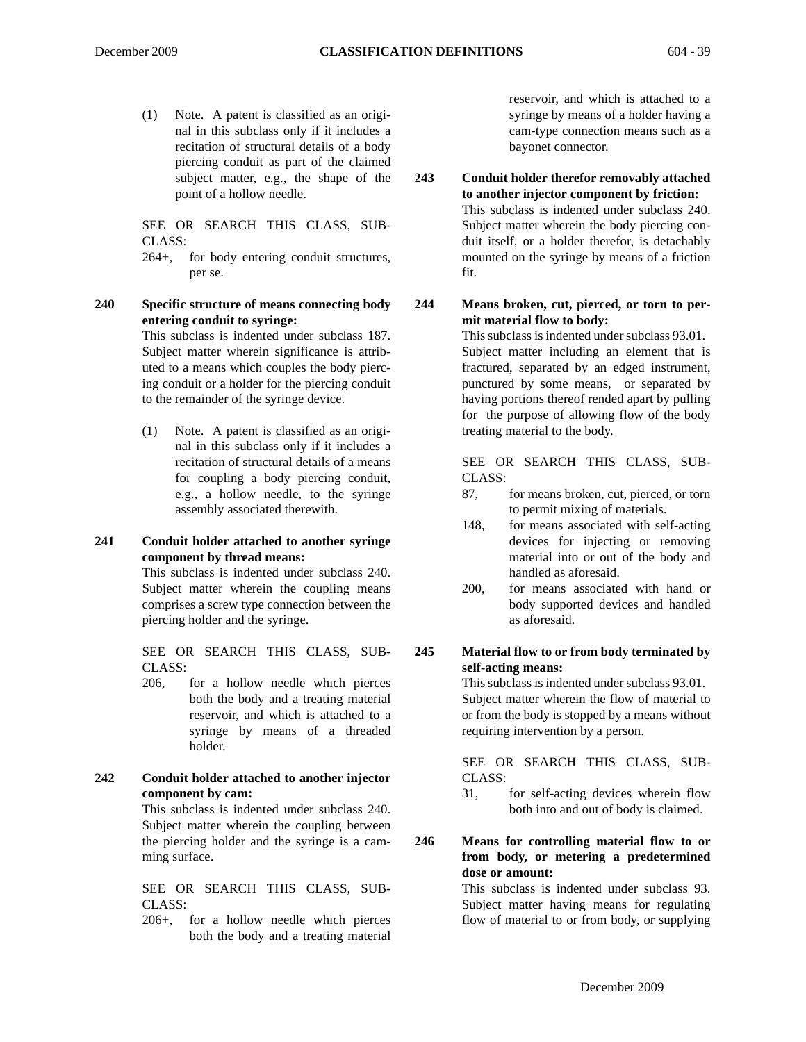(1) Note. A patent is classified as an original in this subclass only if it includes a recitation of structural details of a body piercing conduit as part of the claimed subject matter, e.g., the shape of the point of a hollow needle.

SEE OR SEARCH THIS CLASS, SUBCLASS:

264+, for body entering conduit structures, per se.

**240 Specific structure of means connecting body entering conduit to syringe:**
This subclass is indented under subclass 187. Subject matter wherein significance is attributed to a means which couples the body piercing conduit or a holder for the piercing conduit to the remainder of the syringe device.

(1) Note. A patent is classified as an original in this subclass only if it includes a recitation of structural details of a means for coupling a body piercing conduit, e.g., a hollow needle, to the syringe assembly associated therewith.

**241 Conduit holder attached to another syringe component by thread means:**
This subclass is indented under subclass 240. Subject matter wherein the coupling means comprises a screw type connection between the piercing holder and the syringe.

SEE OR SEARCH THIS CLASS, SUBCLASS:

206, for a hollow needle which pierces both the body and a treating material reservoir, and which is attached to a syringe by means of a threaded holder.

**242 Conduit holder attached to another injector component by cam:**
This subclass is indented under subclass 240. Subject matter wherein the coupling between the piercing holder and the syringe is a camming surface.

SEE OR SEARCH THIS CLASS, SUBCLASS:

206+, for a hollow needle which pierces both the body and a treating material reservoir, and which is attached to a syringe by means of a holder having a cam-type connection means such as a bayonet connector.

**243 Conduit holder therefor removably attached to another injector component by friction:**
This subclass is indented under subclass 240. Subject matter wherein the body piercing conduit itself, or a holder therefor, is detachably mounted on the syringe by means of a friction fit.

**244 Means broken, cut, pierced, or torn to permit material flow to body:**
This subclass is indented under subclass 93.01. Subject matter including an element that is fractured, separated by an edged instrument, punctured by some means, or separated by having portions thereof rended apart by pulling for the purpose of allowing flow of the body treating material to the body.

SEE OR SEARCH THIS CLASS, SUBCLASS:

87, for means broken, cut, pierced, or torn to permit mixing of materials.

148, for means associated with self-acting devices for injecting or removing material into or out of the body and handled as aforesaid.

200, for means associated with hand or body supported devices and handled as aforesaid.

**245 Material flow to or from body terminated by self-acting means:**
This subclass is indented under subclass 93.01. Subject matter wherein the flow of material to or from the body is stopped by a means without requiring intervention by a person.

SEE OR SEARCH THIS CLASS, SUBCLASS:

31, for self-acting devices wherein flow both into and out of body is claimed.

**246 Means for controlling material flow to or from body, or metering a predetermined dose or amount:**
This subclass is indented under subclass 93. Subject matter having means for regulating flow of material to or from body, or supplying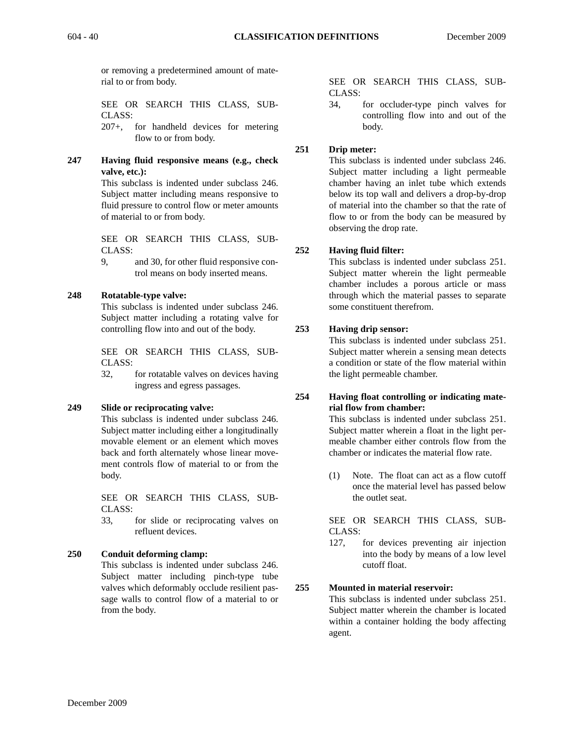or removing a predetermined amount of material to or from body.

SEE OR SEARCH THIS CLASS, SUBCLASS:

207+, for handheld devices for metering flow to or from body.

**247 Having fluid responsive means (e.g., check valve, etc.):**

This subclass is indented under subclass 246. Subject matter including means responsive to fluid pressure to control flow or meter amounts of material to or from body.

SEE OR SEARCH THIS CLASS, SUBCLASS:

9, and 30, for other fluid responsive control means on body inserted means.

**248 Rotatable-type valve:**

This subclass is indented under subclass 246. Subject matter including a rotating valve for controlling flow into and out of the body.

SEE OR SEARCH THIS CLASS, SUBCLASS:

32, for rotatable valves on devices having ingress and egress passages.

**249 Slide or reciprocating valve:**

This subclass is indented under subclass 246. Subject matter including either a longitudinally movable element or an element which moves back and forth alternately whose linear movement controls flow of material to or from the body.

SEE OR SEARCH THIS CLASS, SUBCLASS:

33, for slide or reciprocating valves on refluent devices.

**250 Conduit deforming clamp:**

This subclass is indented under subclass 246. Subject matter including pinch-type tube valves which deformably occlude resilient passage walls to control flow of a material to or from the body.

SEE OR SEARCH THIS CLASS, SUBCLASS:

34, for occluder-type pinch valves for controlling flow into and out of the body.

**251 Drip meter:**

This subclass is indented under subclass 246. Subject matter including a light permeable chamber having an inlet tube which extends below its top wall and delivers a drop-by-drop of material into the chamber so that the rate of flow to or from the body can be measured by observing the drop rate.

**252 Having fluid filter:**

This subclass is indented under subclass 251. Subject matter wherein the light permeable chamber includes a porous article or mass through which the material passes to separate some constituent therefrom.

**253 Having drip sensor:**

This subclass is indented under subclass 251. Subject matter wherein a sensing mean detects a condition or state of the flow material within the light permeable chamber.

**254 Having float controlling or indicating material flow from chamber:**

This subclass is indented under subclass 251. Subject matter wherein a float in the light permeable chamber either controls flow from the chamber or indicates the material flow rate.

(1) Note. The float can act as a flow cutoff once the material level has passed below the outlet seat.

SEE OR SEARCH THIS CLASS, SUBCLASS:

127, for devices preventing air injection into the body by means of a low level cutoff float.

**255 Mounted in material reservoir:**

This subclass is indented under subclass 251. Subject matter wherein the chamber is located within a container holding the body affecting agent.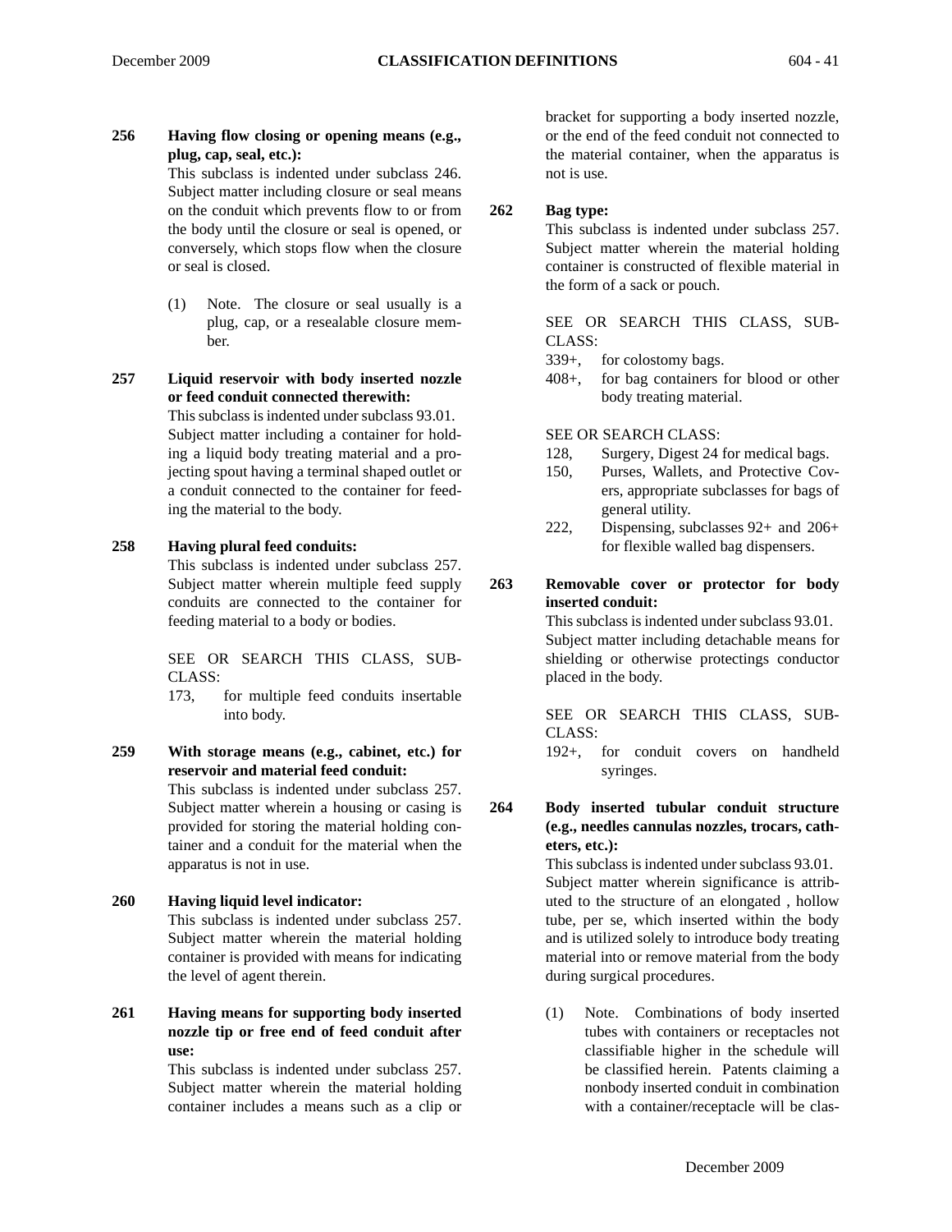**256 Having flow closing or opening means (e.g., plug, cap, seal, etc.):**

This subclass is indented under subclass 246. Subject matter including closure or seal means on the conduit which prevents flow to or from the body until the closure or seal is opened, or conversely, which stops flow when the closure or seal is closed.

(1) Note. The closure or seal usually is a plug, cap, or a resealable closure member.

**257 Liquid reservoir with body inserted nozzle or feed conduit connected therewith:**

This subclass is indented under subclass 93.01. Subject matter including a container for holding a liquid body treating material and a projecting spout having a terminal shaped outlet or a conduit connected to the container for feeding the material to the body.

**258 Having plural feed conduits:**

This subclass is indented under subclass 257. Subject matter wherein multiple feed supply conduits are connected to the container for feeding material to a body or bodies.

SEE OR SEARCH THIS CLASS, SUBCLASS:

173, for multiple feed conduits insertable into body.

**259 With storage means (e.g., cabinet, etc.) for reservoir and material feed conduit:**

This subclass is indented under subclass 257. Subject matter wherein a housing or casing is provided for storing the material holding container and a conduit for the material when the apparatus is not in use.

**260 Having liquid level indicator:**

This subclass is indented under subclass 257. Subject matter wherein the material holding container is provided with means for indicating the level of agent therein.

**261 Having means for supporting body inserted nozzle tip or free end of feed conduit after use:**

This subclass is indented under subclass 257. Subject matter wherein the material holding container includes a means such as a clip or bracket for supporting a body inserted nozzle, or the end of the feed conduit not connected to the material container, when the apparatus is not is use.

**262 Bag type:**

This subclass is indented under subclass 257. Subject matter wherein the material holding container is constructed of flexible material in the form of a sack or pouch.

SEE OR SEARCH THIS CLASS, SUBCLASS:

339+, for colostomy bags.

408+, for bag containers for blood or other body treating material.

SEE OR SEARCH CLASS:

128, Surgery, Digest 24 for medical bags.

150, Purses, Wallets, and Protective Covers, appropriate subclasses for bags of general utility.

222, Dispensing, subclasses 92+ and 206+ for flexible walled bag dispensers.

**263 Removable cover or protector for body inserted conduit:**

This subclass is indented under subclass 93.01. Subject matter including detachable means for shielding or otherwise protectings conductor placed in the body.

SEE OR SEARCH THIS CLASS, SUBCLASS:

192+, for conduit covers on handheld syringes.

**264 Body inserted tubular conduit structure (e.g., needles cannulas nozzles, trocars, catheters, etc.):**

This subclass is indented under subclass 93.01. Subject matter wherein significance is attributed to the structure of an elongated , hollow tube, per se, which inserted within the body and is utilized solely to introduce body treating material into or remove material from the body during surgical procedures.

(1) Note. Combinations of body inserted tubes with containers or receptacles not classifiable higher in the schedule will be classified herein. Patents claiming a nonbody inserted conduit in combination with a container/receptacle will be clas-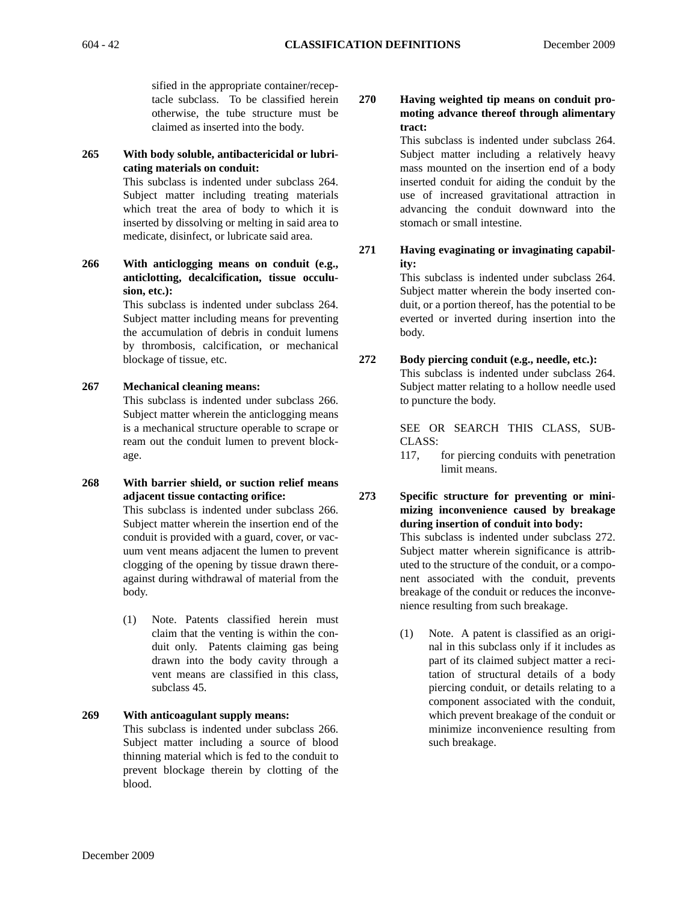sified in the appropriate container/receptacle subclass. To be classified herein otherwise, the tube structure must be claimed as inserted into the body.

**265 With body soluble, antibactericidal or lubricating materials on conduit:**
This subclass is indented under subclass 264. Subject matter including treating materials which treat the area of body to which it is inserted by dissolving or melting in said area to medicate, disinfect, or lubricate said area.

**266 With anticlogging means on conduit (e.g., anticlotting, decalcification, tissue occulusion, etc.):**
This subclass is indented under subclass 264. Subject matter including means for preventing the accumulation of debris in conduit lumens by thrombosis, calcification, or mechanical blockage of tissue, etc.

**267 Mechanical cleaning means:**
This subclass is indented under subclass 266. Subject matter wherein the anticlogging means is a mechanical structure operable to scrape or ream out the conduit lumen to prevent blockage.

**268 With barrier shield, or suction relief means adjacent tissue contacting orifice:**
This subclass is indented under subclass 266. Subject matter wherein the insertion end of the conduit is provided with a guard, cover, or vacuum vent means adjacent the lumen to prevent clogging of the opening by tissue drawn thereagainst during withdrawal of material from the body.

(1) Note. Patents classified herein must claim that the venting is within the conduit only. Patents claiming gas being drawn into the body cavity through a vent means are classified in this class, subclass 45.

**269 With anticoagulant supply means:**
This subclass is indented under subclass 266. Subject matter including a source of blood thinning material which is fed to the conduit to prevent blockage therein by clotting of the blood.

**270 Having weighted tip means on conduit promoting advance thereof through alimentary tract:**
This subclass is indented under subclass 264. Subject matter including a relatively heavy mass mounted on the insertion end of a body inserted conduit for aiding the conduit by the use of increased gravitational attraction in advancing the conduit downward into the stomach or small intestine.

**271 Having evaginating or invaginating capability:**
This subclass is indented under subclass 264. Subject matter wherein the body inserted conduit, or a portion thereof, has the potential to be everted or inverted during insertion into the body.

**272 Body piercing conduit (e.g., needle, etc.):**
This subclass is indented under subclass 264. Subject matter relating to a hollow needle used to puncture the body.

SEE OR SEARCH THIS CLASS, SUBCLASS:

117, for piercing conduits with penetration limit means.

**273 Specific structure for preventing or minimizing inconvenience caused by breakage during insertion of conduit into body:**
This subclass is indented under subclass 272. Subject matter wherein significance is attributed to the structure of the conduit, or a component associated with the conduit, prevents breakage of the conduit or reduces the inconvenience resulting from such breakage.

(1) Note. A patent is classified as an original in this subclass only if it includes as part of its claimed subject matter a recitation of structural details of a body piercing conduit, or details relating to a component associated with the conduit, which prevent breakage of the conduit or minimize inconvenience resulting from such breakage.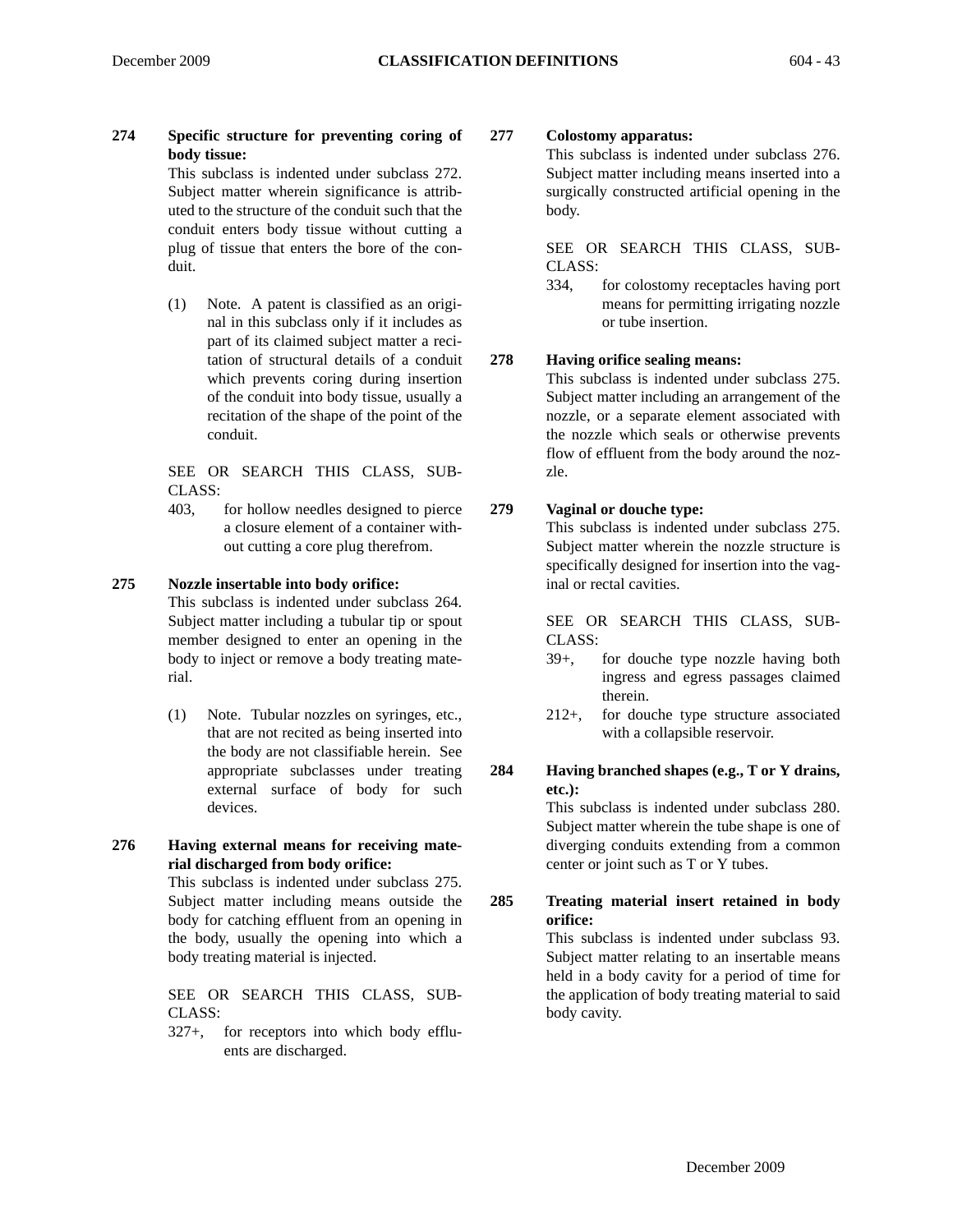**274 Specific structure for preventing coring of body tissue:**

This subclass is indented under subclass 272. Subject matter wherein significance is attributed to the structure of the conduit such that the conduit enters body tissue without cutting a plug of tissue that enters the bore of the conduit.

(1) Note. A patent is classified as an original in this subclass only if it includes as part of its claimed subject matter a recitation of structural details of a conduit which prevents coring during insertion of the conduit into body tissue, usually a recitation of the shape of the point of the conduit.

SEE OR SEARCH THIS CLASS, SUBCLASS:

403, for hollow needles designed to pierce a closure element of a container without cutting a core plug therefrom.

**275 Nozzle insertable into body orifice:**

This subclass is indented under subclass 264. Subject matter including a tubular tip or spout member designed to enter an opening in the body to inject or remove a body treating material.

(1) Note. Tubular nozzles on syringes, etc., that are not recited as being inserted into the body are not classifiable herein. See appropriate subclasses under treating external surface of body for such devices.

**276 Having external means for receiving material discharged from body orifice:**

This subclass is indented under subclass 275. Subject matter including means outside the body for catching effluent from an opening in the body, usually the opening into which a body treating material is injected.

SEE OR SEARCH THIS CLASS, SUBCLASS:

327+, for receptors into which body effluents are discharged.

**277 Colostomy apparatus:**

This subclass is indented under subclass 276. Subject matter including means inserted into a surgically constructed artificial opening in the body.

SEE OR SEARCH THIS CLASS, SUBCLASS:

334, for colostomy receptacles having port means for permitting irrigating nozzle or tube insertion.

**278 Having orifice sealing means:**

This subclass is indented under subclass 275. Subject matter including an arrangement of the nozzle, or a separate element associated with the nozzle which seals or otherwise prevents flow of effluent from the body around the nozzle.

**279 Vaginal or douche type:**

This subclass is indented under subclass 275. Subject matter wherein the nozzle structure is specifically designed for insertion into the vaginal or rectal cavities.

SEE OR SEARCH THIS CLASS, SUBCLASS:

39+, for douche type nozzle having both ingress and egress passages claimed therein.

212+, for douche type structure associated with a collapsible reservoir.

**284 Having branched shapes (e.g., T or Y drains, etc.):**

This subclass is indented under subclass 280. Subject matter wherein the tube shape is one of diverging conduits extending from a common center or joint such as T or Y tubes.

**285 Treating material insert retained in body orifice:**

This subclass is indented under subclass 93. Subject matter relating to an insertable means held in a body cavity for a period of time for the application of body treating material to said body cavity.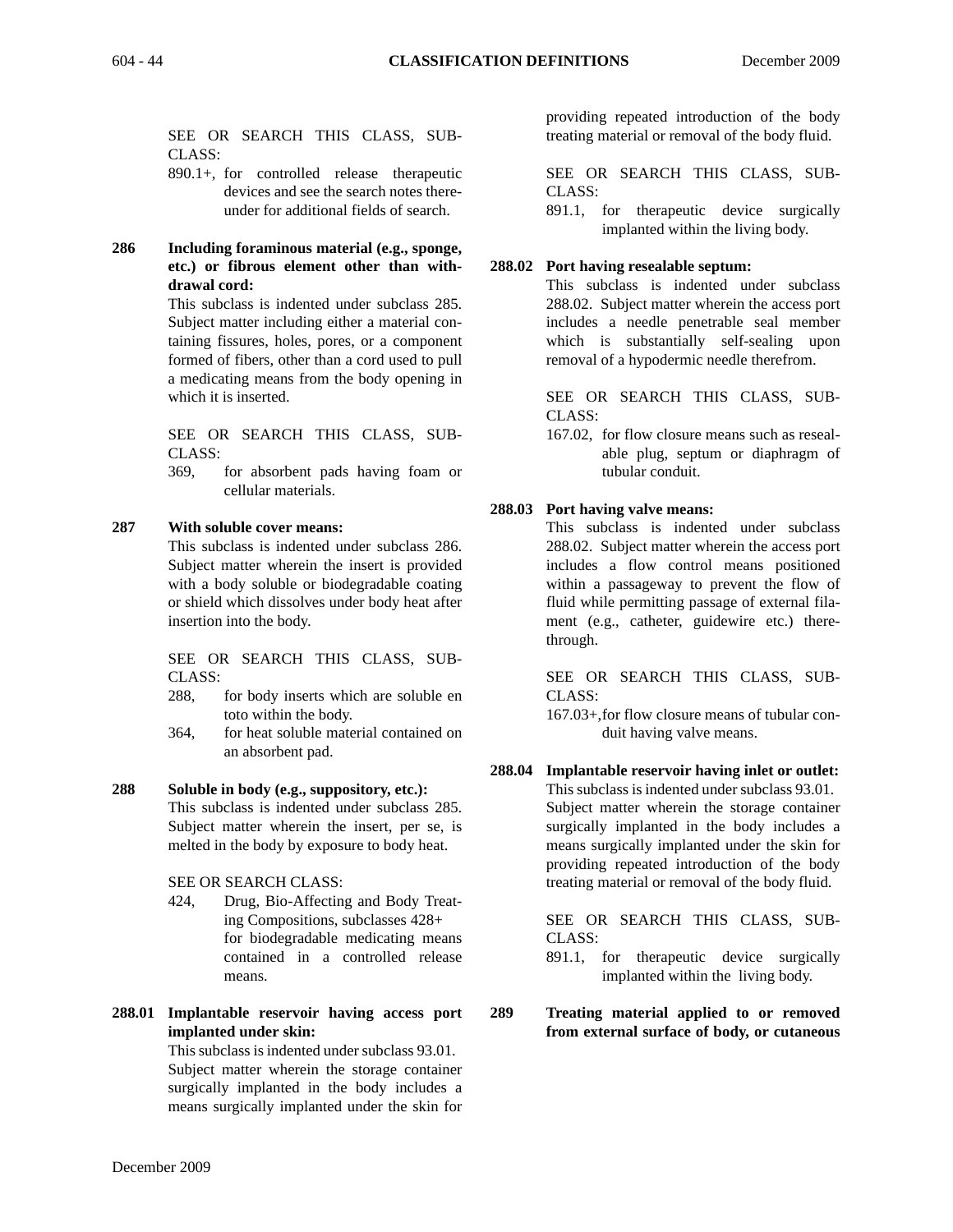SEE OR SEARCH THIS CLASS, SUBCLASS:

890.1+, for controlled release therapeutic devices and see the search notes thereunder for additional fields of search.

**286 Including foraminous material (e.g., sponge, etc.) or fibrous element other than withdrawal cord:**

This subclass is indented under subclass 285. Subject matter including either a material containing fissures, holes, pores, or a component formed of fibers, other than a cord used to pull a medicating means from the body opening in which it is inserted.

SEE OR SEARCH THIS CLASS, SUBCLASS:

369, for absorbent pads having foam or cellular materials.

**287 With soluble cover means:**

This subclass is indented under subclass 286. Subject matter wherein the insert is provided with a body soluble or biodegradable coating or shield which dissolves under body heat after insertion into the body.

SEE OR SEARCH THIS CLASS, SUBCLASS:

288, for body inserts which are soluble en toto within the body.

364, for heat soluble material contained on an absorbent pad.

**288 Soluble in body (e.g., suppository, etc.):**

This subclass is indented under subclass 285. Subject matter wherein the insert, per se, is melted in the body by exposure to body heat.

SEE OR SEARCH CLASS:

424, Drug, Bio-Affecting and Body Treating Compositions, subclasses 428+ for biodegradable medicating means contained in a controlled release means.

**288.01 Implantable reservoir having access port implanted under skin:**

This subclass is indented under subclass 93.01. Subject matter wherein the storage container surgically implanted in the body includes a means surgically implanted under the skin for providing repeated introduction of the body treating material or removal of the body fluid.

SEE OR SEARCH THIS CLASS, SUBCLASS:

891.1, for therapeutic device surgically implanted within the living body.

**288.02 Port having resealable septum:**

This subclass is indented under subclass 288.02. Subject matter wherein the access port includes a needle penetrable seal member which is substantially self-sealing upon removal of a hypodermic needle therefrom.

SEE OR SEARCH THIS CLASS, SUBCLASS:

167.02, for flow closure means such as resealable plug, septum or diaphragm of tubular conduit.

**288.03 Port having valve means:**

This subclass is indented under subclass 288.02. Subject matter wherein the access port includes a flow control means positioned within a passageway to prevent the flow of fluid while permitting passage of external filament (e.g., catheter, guidewire etc.) therethrough.

SEE OR SEARCH THIS CLASS, SUBCLASS:

167.03+, for flow closure means of tubular conduit having valve means.

**288.04 Implantable reservoir having inlet or outlet:**

This subclass is indented under subclass 93.01. Subject matter wherein the storage container surgically implanted in the body includes a means surgically implanted under the skin for providing repeated introduction of the body treating material or removal of the body fluid.

SEE OR SEARCH THIS CLASS, SUBCLASS:

891.1, for therapeutic device surgically implanted within the living body.

**289 Treating material applied to or removed from external surface of body, or cutaneous**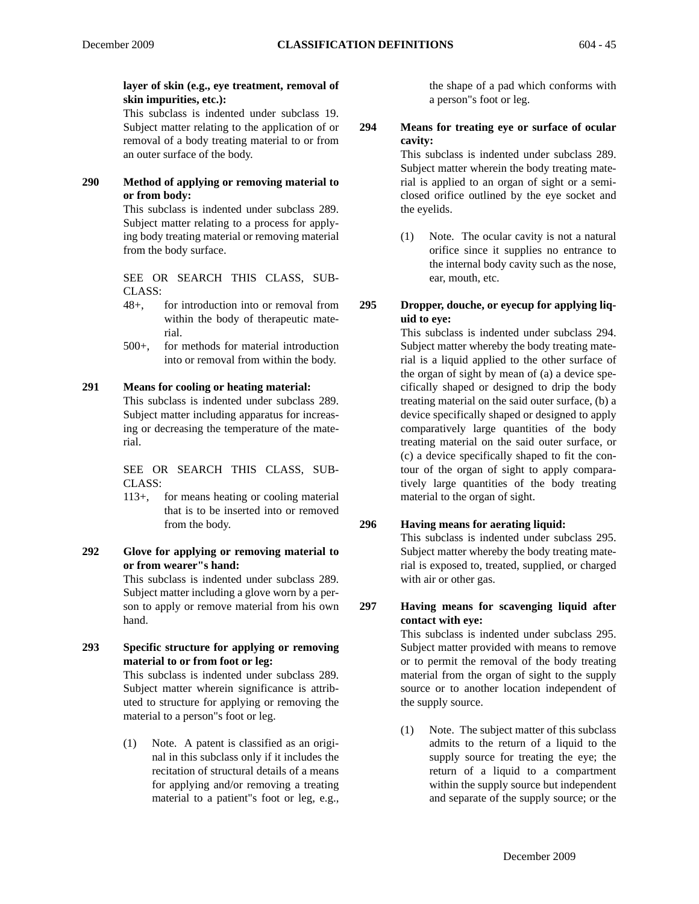**layer of skin (e.g., eye treatment, removal of skin impurities, etc.):**

This subclass is indented under subclass 19. Subject matter relating to the application of or removal of a body treating material to or from an outer surface of the body.

**290 Method of applying or removing material to or from body:**

This subclass is indented under subclass 289. Subject matter relating to a process for applying body treating material or removing material from the body surface.

SEE OR SEARCH THIS CLASS, SUBCLASS:

48+, for introduction into or removal from within the body of therapeutic material.

500+, for methods for material introduction into or removal from within the body.

**291 Means for cooling or heating material:**

This subclass is indented under subclass 289. Subject matter including apparatus for increasing or decreasing the temperature of the material.

SEE OR SEARCH THIS CLASS, SUBCLASS:

113+, for means heating or cooling material that is to be inserted into or removed from the body.

**292 Glove for applying or removing material to or from wearer"s hand:**

This subclass is indented under subclass 289. Subject matter including a glove worn by a person to apply or remove material from his own hand.

**293 Specific structure for applying or removing material to or from foot or leg:**

This subclass is indented under subclass 289. Subject matter wherein significance is attributed to structure for applying or removing the material to a person"s foot or leg.

(1) Note. A patent is classified as an original in this subclass only if it includes the recitation of structural details of a means for applying and/or removing a treating material to a patient"s foot or leg, e.g., the shape of a pad which conforms with a person"s foot or leg.

**294 Means for treating eye or surface of ocular cavity:**

This subclass is indented under subclass 289. Subject matter wherein the body treating material is applied to an organ of sight or a semi-closed orifice outlined by the eye socket and the eyelids.

(1) Note. The ocular cavity is not a natural orifice since it supplies no entrance to the internal body cavity such as the nose, ear, mouth, etc.

**295 Dropper, douche, or eyecup for applying liquid to eye:**

This subclass is indented under subclass 294. Subject matter whereby the body treating material is a liquid applied to the other surface of the organ of sight by mean of (a) a device specifically shaped or designed to drip the body treating material on the said outer surface, (b) a device specifically shaped or designed to apply comparatively large quantities of the body treating material on the said outer surface, or (c) a device specifically shaped to fit the contour of the organ of sight to apply comparatively large quantities of the body treating material to the organ of sight.

**296 Having means for aerating liquid:**

This subclass is indented under subclass 295. Subject matter whereby the body treating material is exposed to, treated, supplied, or charged with air or other gas.

**297 Having means for scavenging liquid after contact with eye:**

This subclass is indented under subclass 295. Subject matter provided with means to remove or to permit the removal of the body treating material from the organ of sight to the supply source or to another location independent of the supply source.

(1) Note. The subject matter of this subclass admits to the return of a liquid to the supply source for treating the eye; the return of a liquid to a compartment within the supply source but independent and separate of the supply source; or the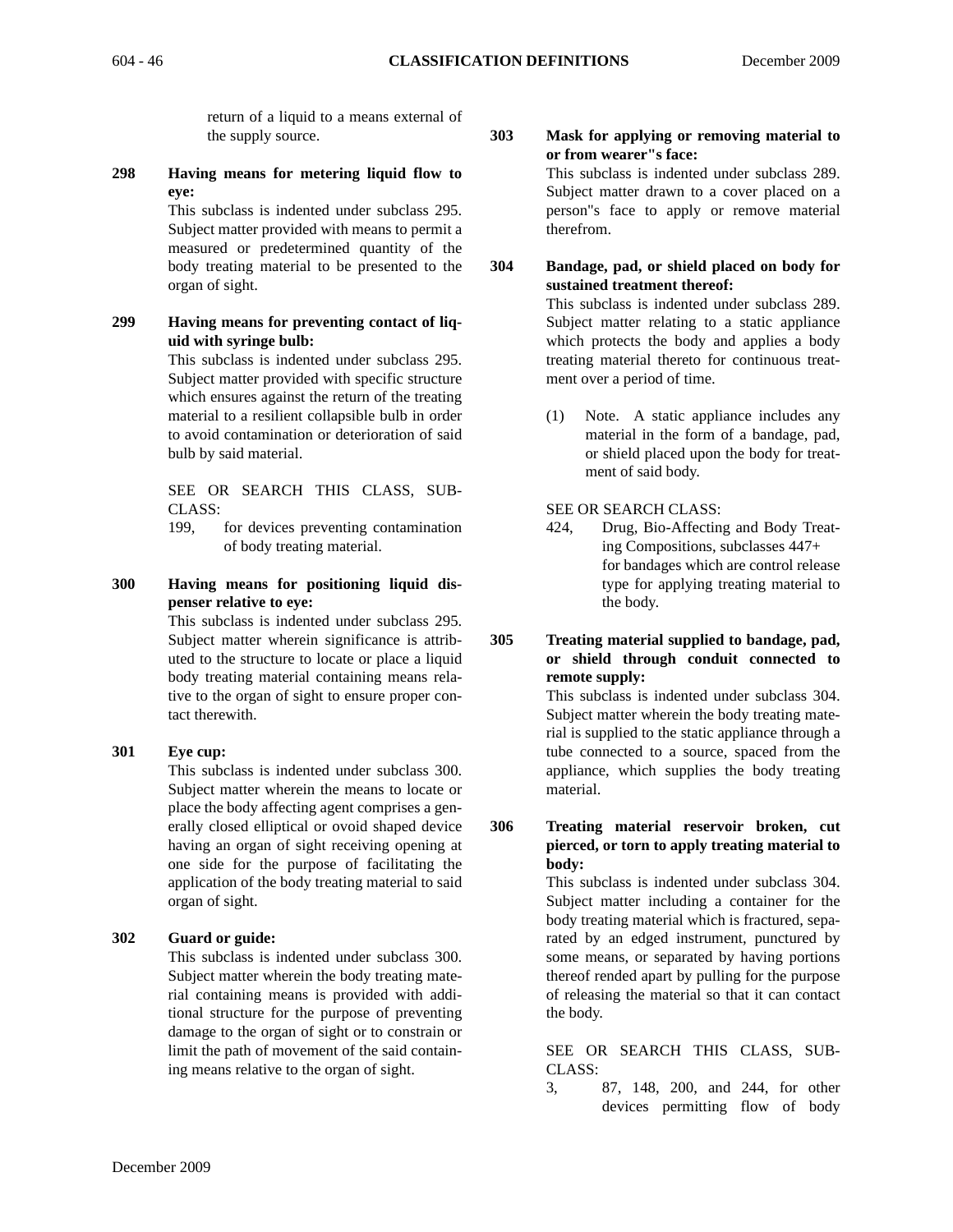return of a liquid to a means external of the supply source.

**298 Having means for metering liquid flow to eye:**

This subclass is indented under subclass 295. Subject matter provided with means to permit a measured or predetermined quantity of the body treating material to be presented to the organ of sight.

**299 Having means for preventing contact of liquid with syringe bulb:**

This subclass is indented under subclass 295. Subject matter provided with specific structure which ensures against the return of the treating material to a resilient collapsible bulb in order to avoid contamination or deterioration of said bulb by said material.

SEE OR SEARCH THIS CLASS, SUBCLASS:

199, for devices preventing contamination of body treating material.

**300 Having means for positioning liquid dispenser relative to eye:**

This subclass is indented under subclass 295. Subject matter wherein significance is attributed to the structure to locate or place a liquid body treating material containing means relative to the organ of sight to ensure proper contact therewith.

**301 Eye cup:**

This subclass is indented under subclass 300. Subject matter wherein the means to locate or place the body affecting agent comprises a generally closed elliptical or ovoid shaped device having an organ of sight receiving opening at one side for the purpose of facilitating the application of the body treating material to said organ of sight.

**302 Guard or guide:**

This subclass is indented under subclass 300. Subject matter wherein the body treating material containing means is provided with additional structure for the purpose of preventing damage to the organ of sight or to constrain or limit the path of movement of the said containing means relative to the organ of sight.

**303 Mask for applying or removing material to or from wearer"s face:**

This subclass is indented under subclass 289. Subject matter drawn to a cover placed on a person"s face to apply or remove material therefrom.

**304 Bandage, pad, or shield placed on body for sustained treatment thereof:**

This subclass is indented under subclass 289. Subject matter relating to a static appliance which protects the body and applies a body treating material thereto for continuous treatment over a period of time.

(1) Note. A static appliance includes any material in the form of a bandage, pad, or shield placed upon the body for treatment of said body.

SEE OR SEARCH CLASS:

424, Drug, Bio-Affecting and Body Treating Compositions, subclasses 447+ for bandages which are control release type for applying treating material to the body.

**305 Treating material supplied to bandage, pad, or shield through conduit connected to remote supply:**

This subclass is indented under subclass 304. Subject matter wherein the body treating material is supplied to the static appliance through a tube connected to a source, spaced from the appliance, which supplies the body treating material.

**306 Treating material reservoir broken, cut pierced, or torn to apply treating material to body:**

This subclass is indented under subclass 304. Subject matter including a container for the body treating material which is fractured, separated by an edged instrument, punctured by some means, or separated by having portions thereof rended apart by pulling for the purpose of releasing the material so that it can contact the body.

SEE OR SEARCH THIS CLASS, SUBCLASS:

3, 87, 148, 200, and 244, for other devices permitting flow of body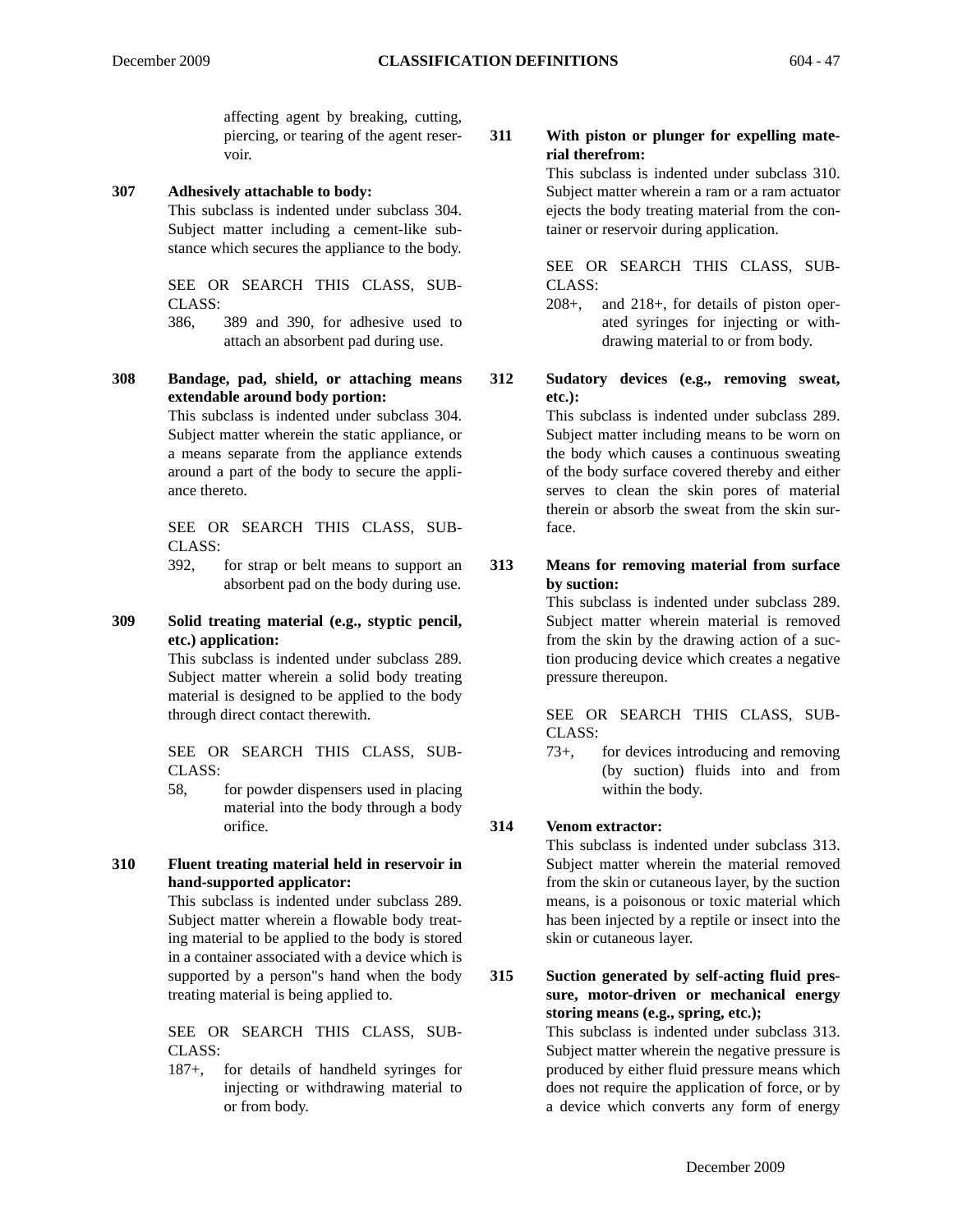affecting agent by breaking, cutting, piercing, or tearing of the agent reservoir.

**307 Adhesively attachable to body:**
This subclass is indented under subclass 304. Subject matter including a cement-like substance which secures the appliance to the body.

SEE OR SEARCH THIS CLASS, SUBCLASS:

386, 389 and 390, for adhesive used to attach an absorbent pad during use.

**308 Bandage, pad, shield, or attaching means extendable around body portion:**
This subclass is indented under subclass 304. Subject matter wherein the static appliance, or a means separate from the appliance extends around a part of the body to secure the appliance thereto.

SEE OR SEARCH THIS CLASS, SUBCLASS:

392, for strap or belt means to support an absorbent pad on the body during use.

**309 Solid treating material (e.g., styptic pencil, etc.) application:**
This subclass is indented under subclass 289. Subject matter wherein a solid body treating material is designed to be applied to the body through direct contact therewith.

SEE OR SEARCH THIS CLASS, SUBCLASS:

58, for powder dispensers used in placing material into the body through a body orifice.

**310 Fluent treating material held in reservoir in hand-supported applicator:**
This subclass is indented under subclass 289. Subject matter wherein a flowable body treating material to be applied to the body is stored in a container associated with a device which is supported by a person"s hand when the body treating material is being applied to.

SEE OR SEARCH THIS CLASS, SUBCLASS:

187+, for details of handheld syringes for injecting or withdrawing material to or from body.

**311 With piston or plunger for expelling material therefrom:**
This subclass is indented under subclass 310. Subject matter wherein a ram or a ram actuator ejects the body treating material from the container or reservoir during application.

SEE OR SEARCH THIS CLASS, SUBCLASS:

208+, and 218+, for details of piston operated syringes for injecting or withdrawing material to or from body.

**312 Sudatory devices (e.g., removing sweat, etc.):**
This subclass is indented under subclass 289. Subject matter including means to be worn on the body which causes a continuous sweating of the body surface covered thereby and either serves to clean the skin pores of material therein or absorb the sweat from the skin surface.

**313 Means for removing material from surface by suction:**
This subclass is indented under subclass 289. Subject matter wherein material is removed from the skin by the drawing action of a suction producing device which creates a negative pressure thereupon.

SEE OR SEARCH THIS CLASS, SUBCLASS:

73+, for devices introducing and removing (by suction) fluids into and from within the body.

**314 Venom extractor:**
This subclass is indented under subclass 313. Subject matter wherein the material removed from the skin or cutaneous layer, by the suction means, is a poisonous or toxic material which has been injected by a reptile or insect into the skin or cutaneous layer.

**315 Suction generated by self-acting fluid pressure, motor-driven or mechanical energy storing means (e.g., spring, etc.);**
This subclass is indented under subclass 313. Subject matter wherein the negative pressure is produced by either fluid pressure means which does not require the application of force, or by a device which converts any form of energy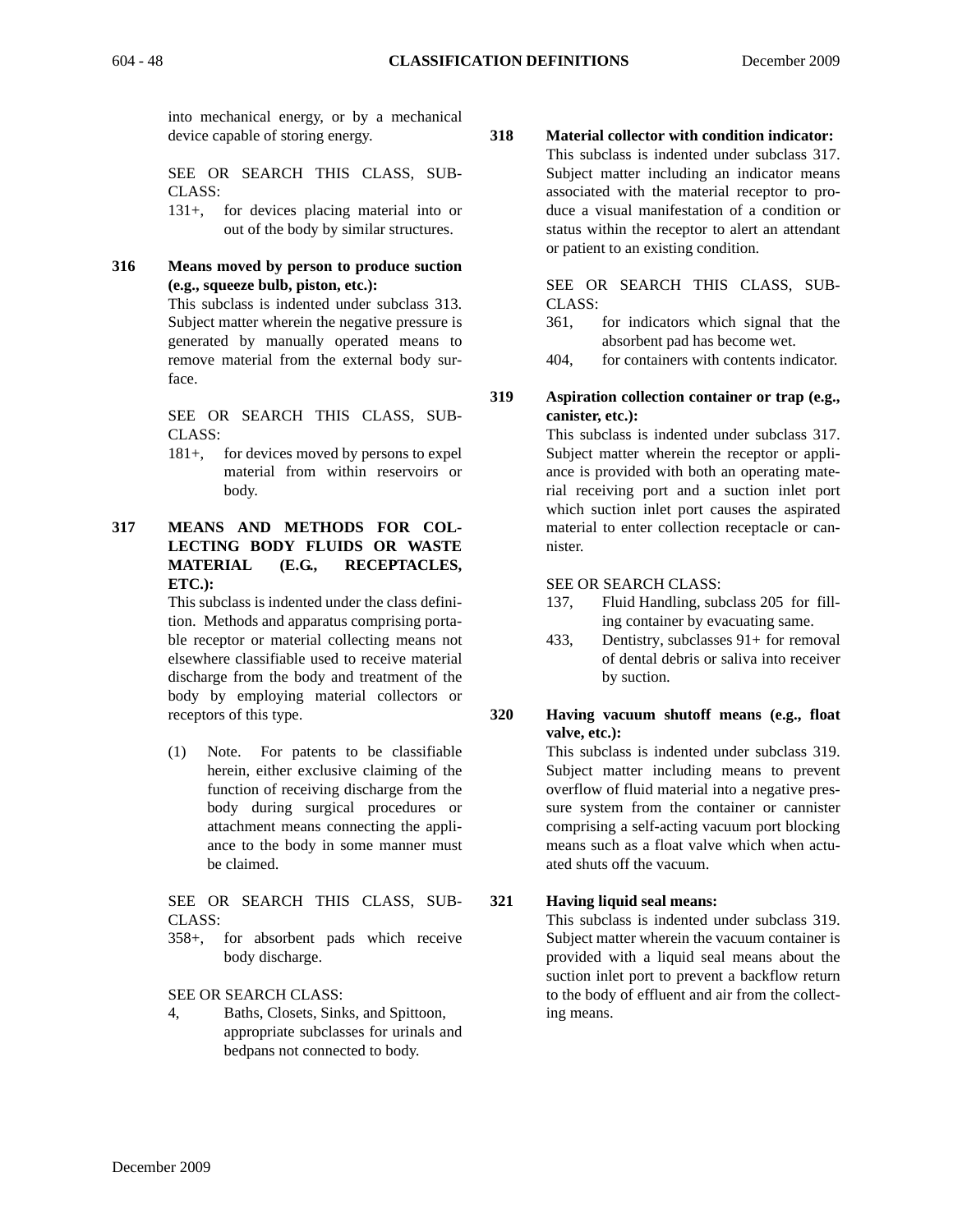into mechanical energy, or by a mechanical device capable of storing energy.

SEE OR SEARCH THIS CLASS, SUBCLASS:

131+, for devices placing material into or out of the body by similar structures.

**316 Means moved by person to produce suction (e.g., squeeze bulb, piston, etc.):**

This subclass is indented under subclass 313. Subject matter wherein the negative pressure is generated by manually operated means to remove material from the external body surface.

SEE OR SEARCH THIS CLASS, SUBCLASS:

181+, for devices moved by persons to expel material from within reservoirs or body.

**317 MEANS AND METHODS FOR COLLECTING BODY FLUIDS OR WASTE MATERIAL (E.G., RECEPTACLES, ETC.):**

This subclass is indented under the class definition. Methods and apparatus comprising portable receptor or material collecting means not elsewhere classifiable used to receive material discharge from the body and treatment of the body by employing material collectors or receptors of this type.

(1) Note. For patents to be classifiable herein, either exclusive claiming of the function of receiving discharge from the body during surgical procedures or attachment means connecting the appliance to the body in some manner must be claimed.

SEE OR SEARCH THIS CLASS, SUBCLASS:

358+, for absorbent pads which receive body discharge.

SEE OR SEARCH CLASS:

4, Baths, Closets, Sinks, and Spittoon, appropriate subclasses for urinals and bedpans not connected to body.

**318 Material collector with condition indicator:**

This subclass is indented under subclass 317. Subject matter including an indicator means associated with the material receptor to produce a visual manifestation of a condition or status within the receptor to alert an attendant or patient to an existing condition.

SEE OR SEARCH THIS CLASS, SUBCLASS:

361, for indicators which signal that the absorbent pad has become wet.

404, for containers with contents indicator.

**319 Aspiration collection container or trap (e.g., canister, etc.):**

This subclass is indented under subclass 317. Subject matter wherein the receptor or appliance is provided with both an operating material receiving port and a suction inlet port which suction inlet port causes the aspirated material to enter collection receptacle or cannister.

SEE OR SEARCH CLASS:

137, Fluid Handling, subclass 205 for filling container by evacuating same.

433, Dentistry, subclasses 91+ for removal of dental debris or saliva into receiver by suction.

**320 Having vacuum shutoff means (e.g., float valve, etc.):**

This subclass is indented under subclass 319. Subject matter including means to prevent overflow of fluid material into a negative pressure system from the container or cannister comprising a self-acting vacuum port blocking means such as a float valve which when actuated shuts off the vacuum.

**321 Having liquid seal means:**

This subclass is indented under subclass 319. Subject matter wherein the vacuum container is provided with a liquid seal means about the suction inlet port to prevent a backflow return to the body of effluent and air from the collecting means.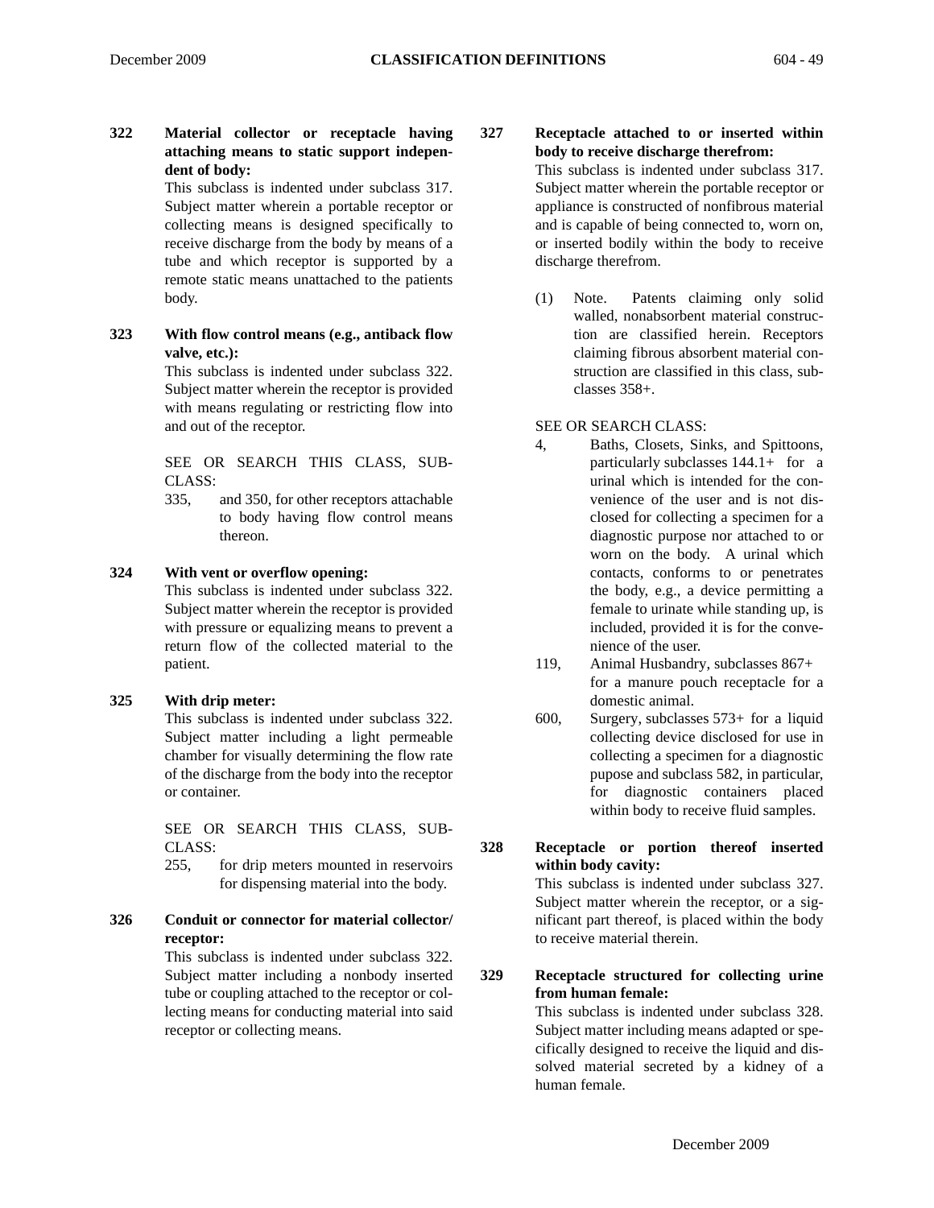**322 Material collector or receptacle having attaching means to static support independent of body:**

This subclass is indented under subclass 317. Subject matter wherein a portable receptor or collecting means is designed specifically to receive discharge from the body by means of a tube and which receptor is supported by a remote static means unattached to the patients body.

**323 With flow control means (e.g., antiback flow valve, etc.):**

This subclass is indented under subclass 322. Subject matter wherein the receptor is provided with means regulating or restricting flow into and out of the receptor.

SEE OR SEARCH THIS CLASS, SUBCLASS:

335, and 350, for other receptors attachable to body having flow control means thereon.

**324 With vent or overflow opening:**

This subclass is indented under subclass 322. Subject matter wherein the receptor is provided with pressure or equalizing means to prevent a return flow of the collected material to the patient.

**325 With drip meter:**

This subclass is indented under subclass 322. Subject matter including a light permeable chamber for visually determining the flow rate of the discharge from the body into the receptor or container.

SEE OR SEARCH THIS CLASS, SUBCLASS:

255, for drip meters mounted in reservoirs for dispensing material into the body.

**326 Conduit or connector for material collector/receptor:**

This subclass is indented under subclass 322. Subject matter including a nonbody inserted tube or coupling attached to the receptor or collecting means for conducting material into said receptor or collecting means.

**327 Receptacle attached to or inserted within body to receive discharge therefrom:**

This subclass is indented under subclass 317. Subject matter wherein the portable receptor or appliance is constructed of nonfibrous material and is capable of being connected to, worn on, or inserted bodily within the body to receive discharge therefrom.

(1) Note. Patents claiming only solid walled, nonabsorbent material construction are classified herein. Receptors claiming fibrous absorbent material construction are classified in this class, subclasses 358+.

SEE OR SEARCH CLASS:

4, Baths, Closets, Sinks, and Spittoons, particularly subclasses 144.1+ for a urinal which is intended for the convenience of the user and is not disclosed for collecting a specimen for a diagnostic purpose nor attached to or worn on the body. A urinal which contacts, conforms to or penetrates the body, e.g., a device permitting a female to urinate while standing up, is included, provided it is for the convenience of the user.

119, Animal Husbandry, subclasses 867+ for a manure pouch receptacle for a domestic animal.

600, Surgery, subclasses 573+ for a liquid collecting device disclosed for use in collecting a specimen for a diagnostic pupose and subclass 582, in particular, for diagnostic containers placed within body to receive fluid samples.

**328 Receptacle or portion thereof inserted within body cavity:**

This subclass is indented under subclass 327. Subject matter wherein the receptor, or a significant part thereof, is placed within the body to receive material therein.

**329 Receptacle structured for collecting urine from human female:**

This subclass is indented under subclass 328. Subject matter including means adapted or specifically designed to receive the liquid and dissolved material secreted by a kidney of a human female.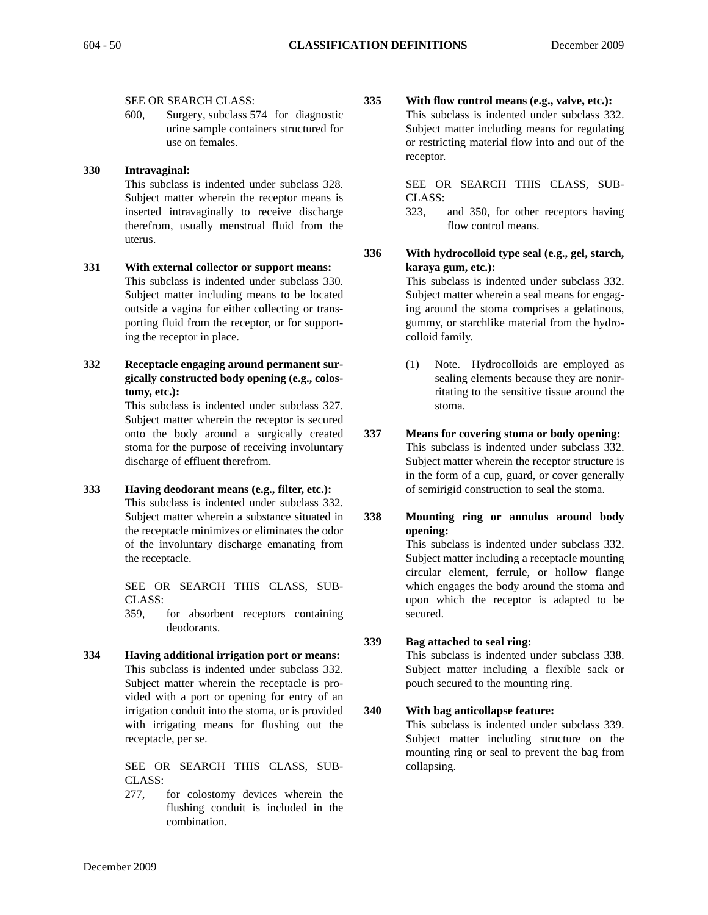SEE OR SEARCH CLASS:

600, Surgery, subclass 574 for diagnostic urine sample containers structured for use on females.

**330 Intravaginal:**
This subclass is indented under subclass 328. Subject matter wherein the receptor means is inserted intravaginally to receive discharge therefrom, usually menstrual fluid from the uterus.

**331 With external collector or support means:**
This subclass is indented under subclass 330. Subject matter including means to be located outside a vagina for either collecting or transporting fluid from the receptor, or for supporting the receptor in place.

**332 Receptacle engaging around permanent surgically constructed body opening (e.g., colostomy, etc.):**
This subclass is indented under subclass 327. Subject matter wherein the receptor is secured onto the body around a surgically created stoma for the purpose of receiving involuntary discharge of effluent therefrom.

**333 Having deodorant means (e.g., filter, etc.):**
This subclass is indented under subclass 332. Subject matter wherein a substance situated in the receptacle minimizes or eliminates the odor of the involuntary discharge emanating from the receptacle.

SEE OR SEARCH THIS CLASS, SUBCLASS:

359, for absorbent receptors containing deodorants.

**334 Having additional irrigation port or means:**
This subclass is indented under subclass 332. Subject matter wherein the receptacle is provided with a port or opening for entry of an irrigation conduit into the stoma, or is provided with irrigating means for flushing out the receptacle, per se.

SEE OR SEARCH THIS CLASS, SUBCLASS:

277, for colostomy devices wherein the flushing conduit is included in the combination.

**335 With flow control means (e.g., valve, etc.):**
This subclass is indented under subclass 332. Subject matter including means for regulating or restricting material flow into and out of the receptor.

SEE OR SEARCH THIS CLASS, SUBCLASS:

323, and 350, for other receptors having flow control means.

**336 With hydrocolloid type seal (e.g., gel, starch, karaya gum, etc.):**
This subclass is indented under subclass 332. Subject matter wherein a seal means for engaging around the stoma comprises a gelatinous, gummy, or starchlike material from the hydrocolloid family.

(1) Note. Hydrocolloids are employed as sealing elements because they are nonirritating to the sensitive tissue around the stoma.

**337 Means for covering stoma or body opening:**
This subclass is indented under subclass 332. Subject matter wherein the receptor structure is in the form of a cup, guard, or cover generally of semirigid construction to seal the stoma.

**338 Mounting ring or annulus around body opening:**
This subclass is indented under subclass 332. Subject matter including a receptacle mounting circular element, ferrule, or hollow flange which engages the body around the stoma and upon which the receptor is adapted to be secured.

**339 Bag attached to seal ring:**
This subclass is indented under subclass 338. Subject matter including a flexible sack or pouch secured to the mounting ring.

**340 With bag anticollapse feature:**
This subclass is indented under subclass 339. Subject matter including structure on the mounting ring or seal to prevent the bag from collapsing.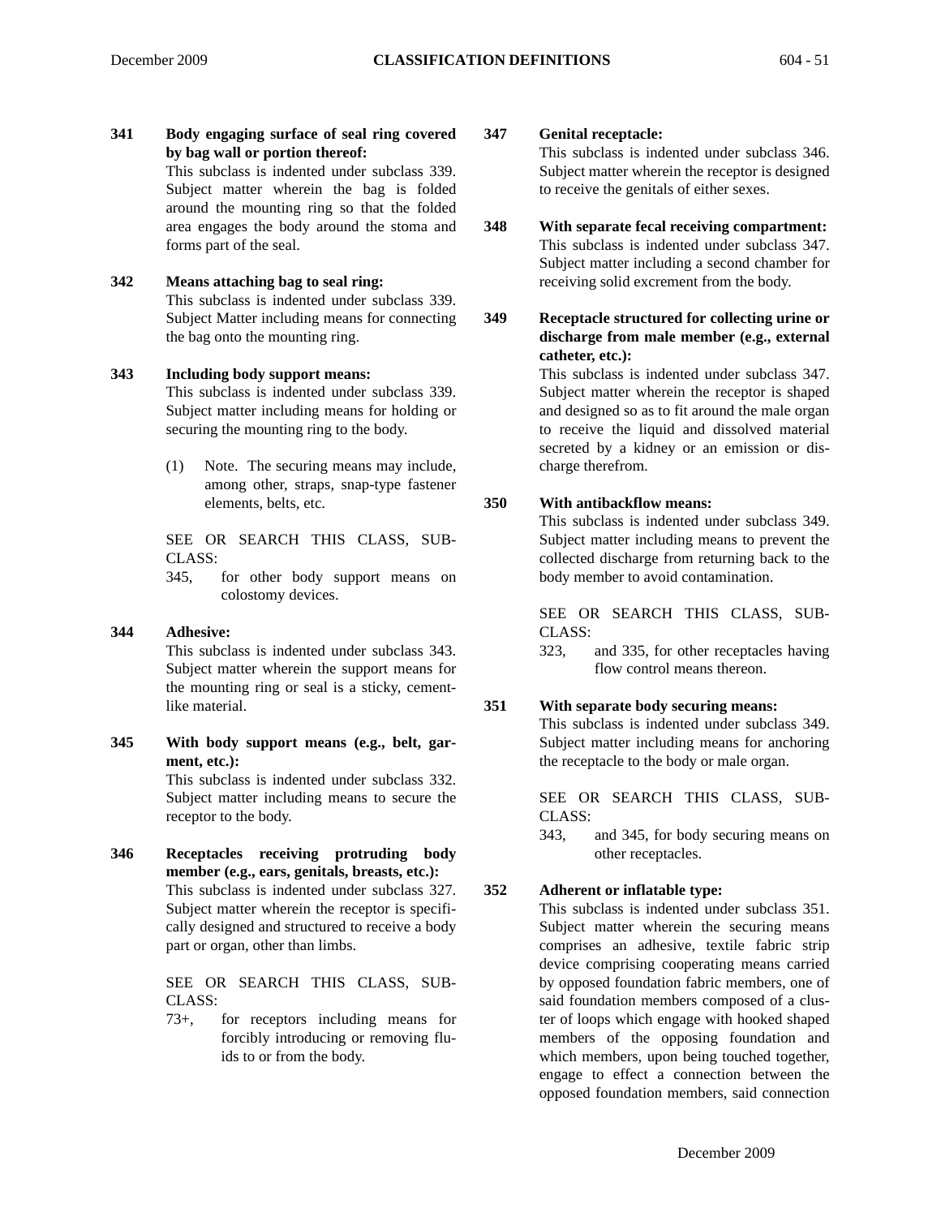**341 Body engaging surface of seal ring covered by bag wall or portion thereof:**
This subclass is indented under subclass 339. Subject matter wherein the bag is folded around the mounting ring so that the folded area engages the body around the stoma and forms part of the seal.

**342 Means attaching bag to seal ring:**
This subclass is indented under subclass 339. Subject Matter including means for connecting the bag onto the mounting ring.

**343 Including body support means:**
This subclass is indented under subclass 339. Subject matter including means for holding or securing the mounting ring to the body.

(1) Note. The securing means may include, among other, straps, snap-type fastener elements, belts, etc.

SEE OR SEARCH THIS CLASS, SUBCLASS:

345, for other body support means on colostomy devices.

**344 Adhesive:**
This subclass is indented under subclass 343. Subject matter wherein the support means for the mounting ring or seal is a sticky, cement-like material.

**345 With body support means (e.g., belt, garment, etc.):**
This subclass is indented under subclass 332. Subject matter including means to secure the receptor to the body.

**346 Receptacles receiving protruding body member (e.g., ears, genitals, breasts, etc.):**
This subclass is indented under subclass 327. Subject matter wherein the receptor is specifically designed and structured to receive a body part or organ, other than limbs.

SEE OR SEARCH THIS CLASS, SUBCLASS:

73+, for receptors including means for forcibly introducing or removing fluids to or from the body.

**347 Genital receptacle:**
This subclass is indented under subclass 346. Subject matter wherein the receptor is designed to receive the genitals of either sexes.

**348 With separate fecal receiving compartment:**
This subclass is indented under subclass 347. Subject matter including a second chamber for receiving solid excrement from the body.

**349 Receptacle structured for collecting urine or discharge from male member (e.g., external catheter, etc.):**
This subclass is indented under subclass 347. Subject matter wherein the receptor is shaped and designed so as to fit around the male organ to receive the liquid and dissolved material secreted by a kidney or an emission or discharge therefrom.

**350 With antibackflow means:**
This subclass is indented under subclass 349. Subject matter including means to prevent the collected discharge from returning back to the body member to avoid contamination.

SEE OR SEARCH THIS CLASS, SUBCLASS:

323, and 335, for other receptacles having flow control means thereon.

**351 With separate body securing means:**
This subclass is indented under subclass 349. Subject matter including means for anchoring the receptacle to the body or male organ.

SEE OR SEARCH THIS CLASS, SUBCLASS:

343, and 345, for body securing means on other receptacles.

**352 Adherent or inflatable type:**
This subclass is indented under subclass 351. Subject matter wherein the securing means comprises an adhesive, textile fabric strip device comprising cooperating means carried by opposed foundation fabric members, one of said foundation members composed of a cluster of loops which engage with hooked shaped members of the opposing foundation and which members, upon being touched together, engage to effect a connection between the opposed foundation members, said connection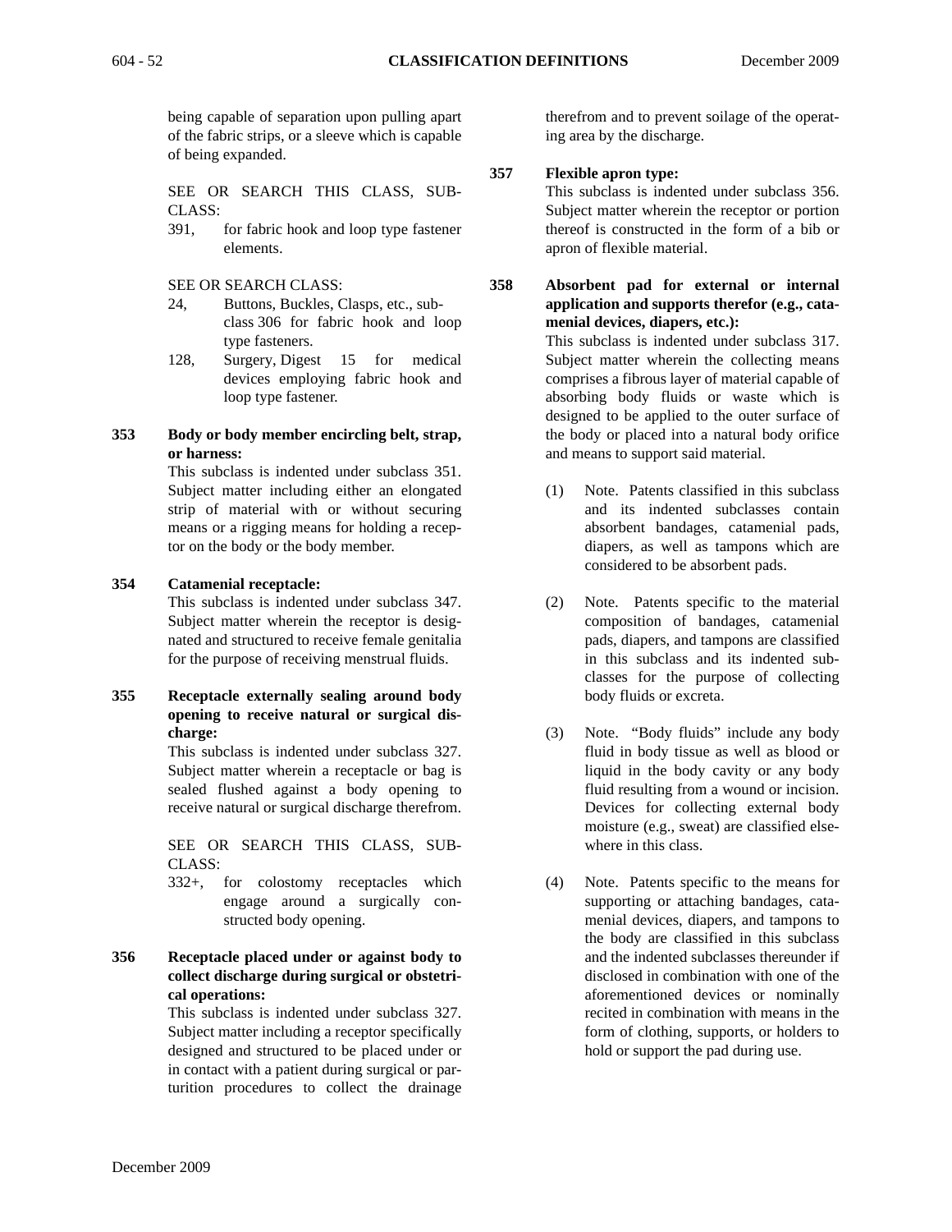being capable of separation upon pulling apart of the fabric strips, or a sleeve which is capable of being expanded.

SEE OR SEARCH THIS CLASS, SUBCLASS:

391, for fabric hook and loop type fastener elements.

SEE OR SEARCH CLASS:

24, Buttons, Buckles, Clasps, etc., subclass 306 for fabric hook and loop type fasteners.

128, Surgery, Digest 15 for medical devices employing fabric hook and loop type fastener.

**353 Body or body member encircling belt, strap, or harness:**

This subclass is indented under subclass 351. Subject matter including either an elongated strip of material with or without securing means or a rigging means for holding a receptor on the body or the body member.

**354 Catamenial receptacle:**

This subclass is indented under subclass 347. Subject matter wherein the receptor is designated and structured to receive female genitalia for the purpose of receiving menstrual fluids.

**355 Receptacle externally sealing around body opening to receive natural or surgical discharge:**

This subclass is indented under subclass 327. Subject matter wherein a receptacle or bag is sealed flushed against a body opening to receive natural or surgical discharge therefrom.

SEE OR SEARCH THIS CLASS, SUBCLASS:

332+, for colostomy receptacles which engage around a surgically constructed body opening.

**356 Receptacle placed under or against body to collect discharge during surgical or obstetrical operations:**

This subclass is indented under subclass 327. Subject matter including a receptor specifically designed and structured to be placed under or in contact with a patient during surgical or parturition procedures to collect the drainage therefrom and to prevent soilage of the operating area by the discharge.

**357 Flexible apron type:**

This subclass is indented under subclass 356. Subject matter wherein the receptor or portion thereof is constructed in the form of a bib or apron of flexible material.

**358 Absorbent pad for external or internal application and supports therefor (e.g., catamenial devices, diapers, etc.):**

This subclass is indented under subclass 317. Subject matter wherein the collecting means comprises a fibrous layer of material capable of absorbing body fluids or waste which is designed to be applied to the outer surface of the body or placed into a natural body orifice and means to support said material.

(1) Note. Patents classified in this subclass and its indented subclasses contain absorbent bandages, catamenial pads, diapers, as well as tampons which are considered to be absorbent pads.

(2) Note. Patents specific to the material composition of bandages, catamenial pads, diapers, and tampons are classified in this subclass and its indented subclasses for the purpose of collecting body fluids or excreta.

(3) Note. "Body fluids" include any body fluid in body tissue as well as blood or liquid in the body cavity or any body fluid resulting from a wound or incision. Devices for collecting external body moisture (e.g., sweat) are classified elsewhere in this class.

(4) Note. Patents specific to the means for supporting or attaching bandages, catamenial devices, diapers, and tampons to the body are classified in this subclass and the indented subclasses thereunder if disclosed in combination with one of the aforementioned devices or nominally recited in combination with means in the form of clothing, supports, or holders to hold or support the pad during use.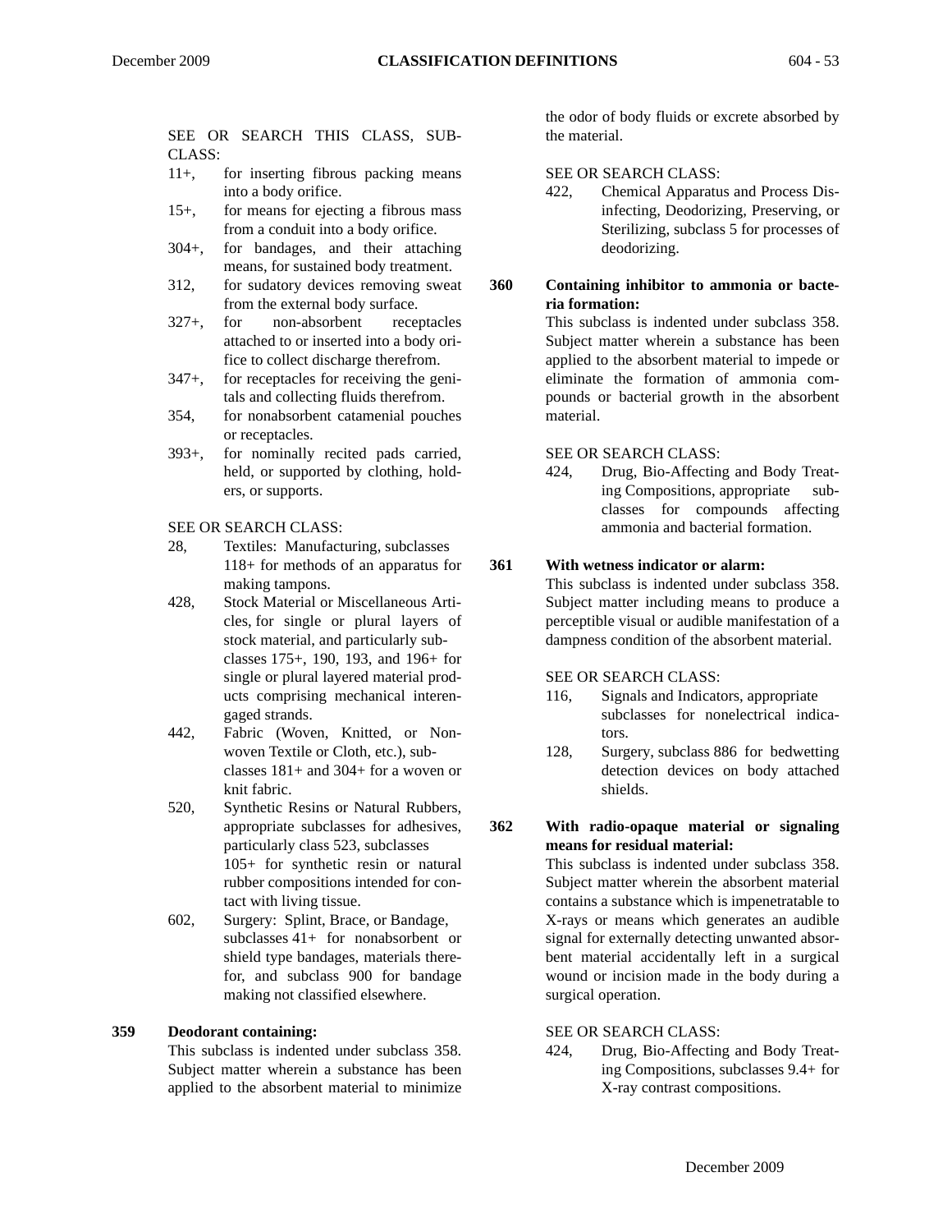SEE OR SEARCH THIS CLASS, SUBCLASS:

- 11+, for inserting fibrous packing means into a body orifice.
- 15+, for means for ejecting a fibrous mass from a conduit into a body orifice.
- 304+, for bandages, and their attaching means, for sustained body treatment.
- 312, for sudatory devices removing sweat from the external body surface.
- 327+, for non-absorbent receptacles attached to or inserted into a body orifice to collect discharge therefrom.
- 347+, for receptacles for receiving the genitals and collecting fluids therefrom.
- 354, for nonabsorbent catamenial pouches or receptacles.
- 393+, for nominally recited pads carried, held, or supported by clothing, holders, or supports.

SEE OR SEARCH CLASS:

- 28, Textiles: Manufacturing, subclasses 118+ for methods of an apparatus for making tampons.
- 428, Stock Material or Miscellaneous Articles, for single or plural layers of stock material, and particularly subclasses 175+, 190, 193, and 196+ for single or plural layered material products comprising mechanical interengaged strands.
- 442, Fabric (Woven, Knitted, or Nonwoven Textile or Cloth, etc.), subclasses 181+ and 304+ for a woven or knit fabric.
- 520, Synthetic Resins or Natural Rubbers, appropriate subclasses for adhesives, particularly class 523, subclasses 105+ for synthetic resin or natural rubber compositions intended for contact with living tissue.
- 602, Surgery: Splint, Brace, or Bandage, subclasses 41+ for nonabsorbent or shield type bandages, materials therefor, and subclass 900 for bandage making not classified elsewhere.

**359 Deodorant containing:**

This subclass is indented under subclass 358. Subject matter wherein a substance has been applied to the absorbent material to minimize the odor of body fluids or excrete absorbed by the material.

SEE OR SEARCH CLASS:

- 422, Chemical Apparatus and Process Disinfecting, Deodorizing, Preserving, or Sterilizing, subclass 5 for processes of deodorizing.

**360 Containing inhibitor to ammonia or bacteria formation:**

This subclass is indented under subclass 358. Subject matter wherein a substance has been applied to the absorbent material to impede or eliminate the formation of ammonia compounds or bacterial growth in the absorbent material.

SEE OR SEARCH CLASS:

- 424, Drug, Bio-Affecting and Body Treating Compositions, appropriate subclasses for compounds affecting ammonia and bacterial formation.

**361 With wetness indicator or alarm:**

This subclass is indented under subclass 358. Subject matter including means to produce a perceptible visual or audible manifestation of a dampness condition of the absorbent material.

SEE OR SEARCH CLASS:

- 116, Signals and Indicators, appropriate subclasses for nonelectrical indicators.
- 128, Surgery, subclass 886 for bedwetting detection devices on body attached shields.

**362 With radio-opaque material or signaling means for residual material:**

This subclass is indented under subclass 358. Subject matter wherein the absorbent material contains a substance which is impenetratable to X-rays or means which generates an audible signal for externally detecting unwanted absorbent material accidentally left in a surgical wound or incision made in the body during a surgical operation.

SEE OR SEARCH CLASS:

- 424, Drug, Bio-Affecting and Body Treating Compositions, subclasses 9.4+ for X-ray contrast compositions.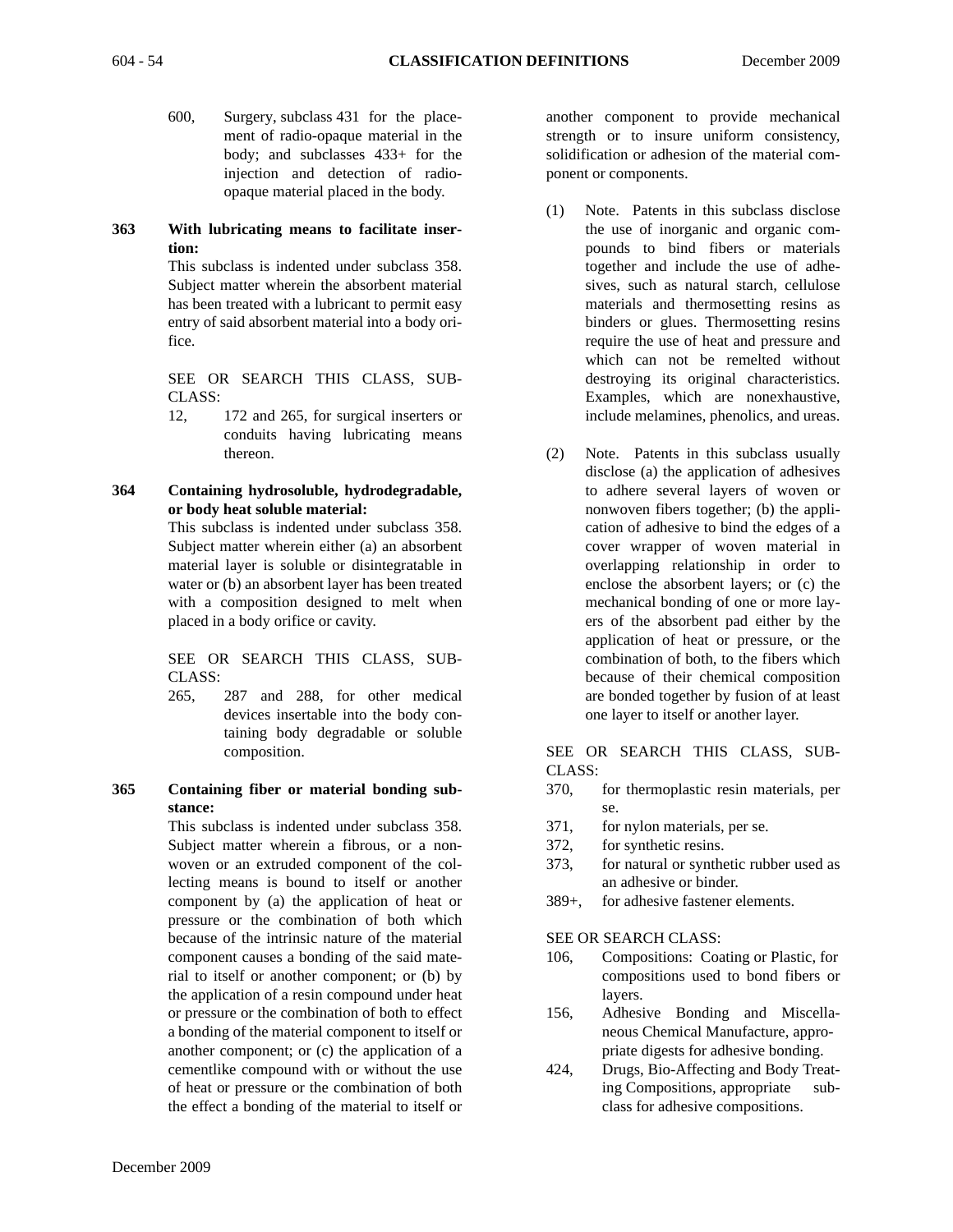600, Surgery, subclass 431 for the placement of radio-opaque material in the body; and subclasses 433+ for the injection and detection of radio-opaque material placed in the body.

**363 With lubricating means to facilitate insertion:**

This subclass is indented under subclass 358. Subject matter wherein the absorbent material has been treated with a lubricant to permit easy entry of said absorbent material into a body orifice.

SEE OR SEARCH THIS CLASS, SUBCLASS:

12, 172 and 265, for surgical inserters or conduits having lubricating means thereon.

**364 Containing hydrosoluble, hydrodegradable, or body heat soluble material:**

This subclass is indented under subclass 358. Subject matter wherein either (a) an absorbent material layer is soluble or disintegratable in water or (b) an absorbent layer has been treated with a composition designed to melt when placed in a body orifice or cavity.

SEE OR SEARCH THIS CLASS, SUBCLASS:

265, 287 and 288, for other medical devices insertable into the body containing body degradable or soluble composition.

**365 Containing fiber or material bonding substance:**

This subclass is indented under subclass 358. Subject matter wherein a fibrous, or a nonwoven or an extruded component of the collecting means is bound to itself or another component by (a) the application of heat or pressure or the combination of both which because of the intrinsic nature of the material component causes a bonding of the said material to itself or another component; or (b) by the application of a resin compound under heat or pressure or the combination of both to effect a bonding of the material component to itself or another component; or (c) the application of a cementlike compound with or without the use of heat or pressure or the combination of both the effect a bonding of the material to itself or another component to provide mechanical strength or to insure uniform consistency, solidification or adhesion of the material component or components.

(1) Note. Patents in this subclass disclose the use of inorganic and organic compounds to bind fibers or materials together and include the use of adhesives, such as natural starch, cellulose materials and thermosetting resins as binders or glues. Thermosetting resins require the use of heat and pressure and which can not be remelted without destroying its original characteristics. Examples, which are nonexhaustive, include melamines, phenolics, and ureas.

(2) Note. Patents in this subclass usually disclose (a) the application of adhesives to adhere several layers of woven or nonwoven fibers together; (b) the application of adhesive to bind the edges of a cover wrapper of woven material in overlapping relationship in order to enclose the absorbent layers; or (c) the mechanical bonding of one or more layers of the absorbent pad either by the application of heat or pressure, or the combination of both, to the fibers which because of their chemical composition are bonded together by fusion of at least one layer to itself or another layer.

SEE OR SEARCH THIS CLASS, SUBCLASS:

370, for thermoplastic resin materials, per se.

371, for nylon materials, per se.

372, for synthetic resins.

373, for natural or synthetic rubber used as an adhesive or binder.

389+, for adhesive fastener elements.

SEE OR SEARCH CLASS:

106, Compositions: Coating or Plastic, for compositions used to bond fibers or layers.

156, Adhesive Bonding and Miscellaneous Chemical Manufacture, appropriate digests for adhesive bonding.

424, Drugs, Bio-Affecting and Body Treating Compositions, appropriate subclass for adhesive compositions.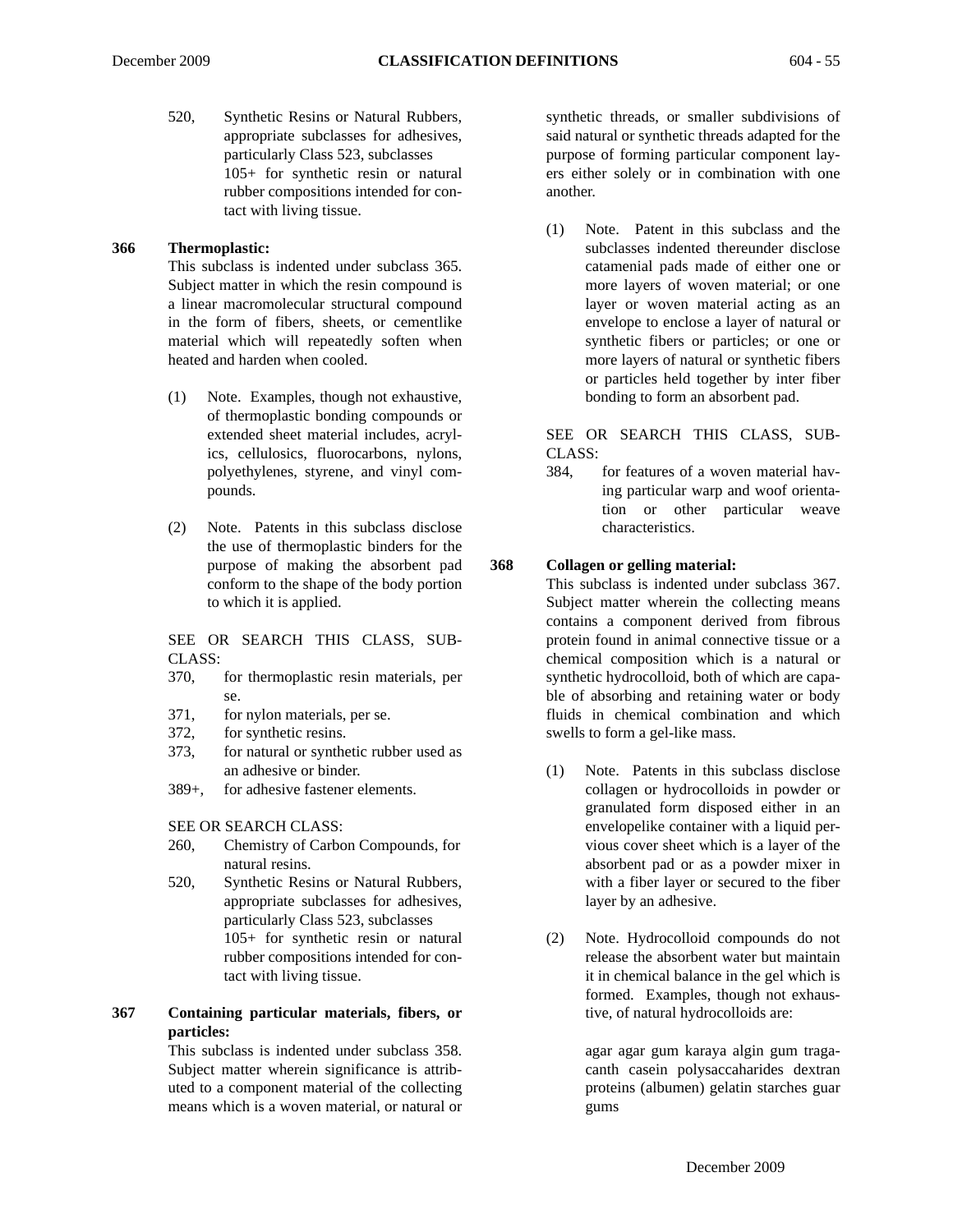520, Synthetic Resins or Natural Rubbers, appropriate subclasses for adhesives, particularly Class 523, subclasses 105+ for synthetic resin or natural rubber compositions intended for contact with living tissue.

**366 Thermoplastic:**

This subclass is indented under subclass 365. Subject matter in which the resin compound is a linear macromolecular structural compound in the form of fibers, sheets, or cementlike material which will repeatedly soften when heated and harden when cooled.

(1) Note. Examples, though not exhaustive, of thermoplastic bonding compounds or extended sheet material includes, acrylics, cellulosics, fluorocarbons, nylons, polyethylenes, styrene, and vinyl compounds.

(2) Note. Patents in this subclass disclose the use of thermoplastic binders for the purpose of making the absorbent pad conform to the shape of the body portion to which it is applied.

SEE OR SEARCH THIS CLASS, SUBCLASS:

370, for thermoplastic resin materials, per se.
371, for nylon materials, per se.
372, for synthetic resins.
373, for natural or synthetic rubber used as an adhesive or binder.
389+, for adhesive fastener elements.

SEE OR SEARCH CLASS:

260, Chemistry of Carbon Compounds, for natural resins.
520, Synthetic Resins or Natural Rubbers, appropriate subclasses for adhesives, particularly Class 523, subclasses 105+ for synthetic resin or natural rubber compositions intended for contact with living tissue.

**367 Containing particular materials, fibers, or particles:**

This subclass is indented under subclass 358. Subject matter wherein significance is attributed to a component material of the collecting means which is a woven material, or natural or synthetic threads, or smaller subdivisions of said natural or synthetic threads adapted for the purpose of forming particular component layers either solely or in combination with one another.

(1) Note. Patent in this subclass and the subclasses indented thereunder disclose catamenial pads made of either one or more layers of woven material; or one layer or woven material acting as an envelope to enclose a layer of natural or synthetic fibers or particles; or one or more layers of natural or synthetic fibers or particles held together by inter fiber bonding to form an absorbent pad.

SEE OR SEARCH THIS CLASS, SUBCLASS:

384, for features of a woven material having particular warp and woof orientation or other particular weave characteristics.

**368 Collagen or gelling material:**

This subclass is indented under subclass 367. Subject matter wherein the collecting means contains a component derived from fibrous protein found in animal connective tissue or a chemical composition which is a natural or synthetic hydrocolloid, both of which are capable of absorbing and retaining water or body fluids in chemical combination and which swells to form a gel-like mass.

(1) Note. Patents in this subclass disclose collagen or hydrocolloids in powder or granulated form disposed either in an envelopelike container with a liquid pervious cover sheet which is a layer of the absorbent pad or as a powder mixer in with a fiber layer or secured to the fiber layer by an adhesive.

(2) Note. Hydrocolloid compounds do not release the absorbent water but maintain it in chemical balance in the gel which is formed. Examples, though not exhaustive, of natural hydrocolloids are:

agar agar gum karaya algin gum tragacanth casein polysaccaharides dextran proteins (albumen) gelatin starches guar gums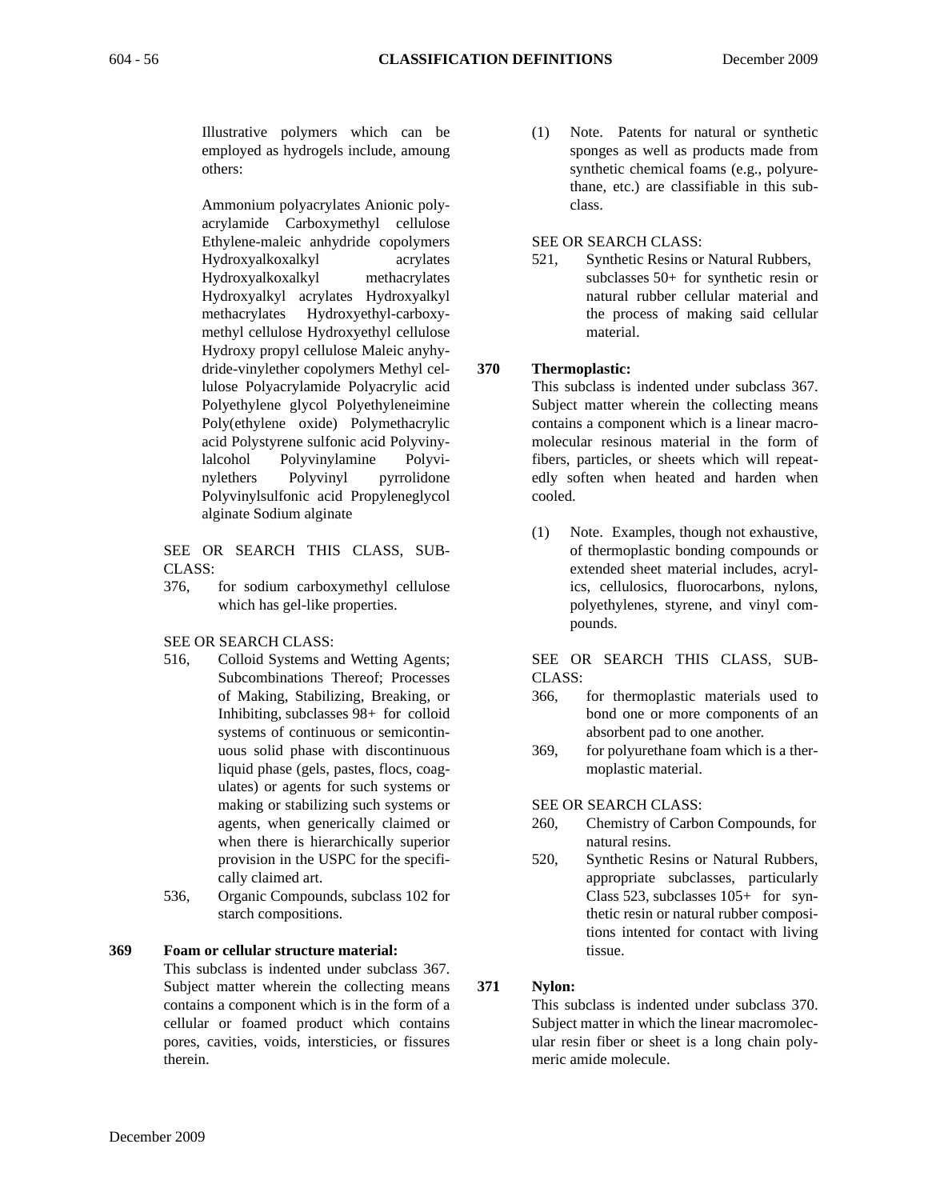Illustrative polymers which can be employed as hydrogels include, amoung others:

Ammonium polyacrylates Anionic polyacrylamide Carboxymethyl cellulose Ethylene-maleic anhydride copolymers Hydroxyalkoxalkyl acrylates Hydroxyalkoxalkyl methacrylates Hydroxyalkyl acrylates Hydroxyalkyl methacrylates Hydroxyethyl-carboxymethyl cellulose Hydroxyethyl cellulose Hydroxy propyl cellulose Maleic anyhydride-vinylether copolymers Methyl cellulose Polyacrylamide Polyacrylic acid Polyethylene glycol Polyethyleneimine Poly(ethylene oxide) Polymethacrylic acid Polystyrene sulfonic acid Polyvinylalcohol Polyvinylamine Polyvinylethers Polyvinyl pyrrolidone Polyvinylsulfonic acid Propyleneglycol alginate Sodium alginate

SEE OR SEARCH THIS CLASS, SUBCLASS:

376, for sodium carboxymethyl cellulose which has gel-like properties.

SEE OR SEARCH CLASS:

516, Colloid Systems and Wetting Agents; Subcombinations Thereof; Processes of Making, Stabilizing, Breaking, or Inhibiting, subclasses 98+ for colloid systems of continuous or semicontinuous solid phase with discontinuous liquid phase (gels, pastes, flocs, coagulates) or agents for such systems or making or stabilizing such systems or agents, when generically claimed or when there is hierarchically superior provision in the USPC for the specifically claimed art.

536, Organic Compounds, subclass 102 for starch compositions.

**369 Foam or cellular structure material:**

This subclass is indented under subclass 367. Subject matter wherein the collecting means contains a component which is in the form of a cellular or foamed product which contains pores, cavities, voids, intersticies, or fissures therein.

(1) Note. Patents for natural or synthetic sponges as well as products made from synthetic chemical foams (e.g., polyurethane, etc.) are classifiable in this subclass.

SEE OR SEARCH CLASS:

521, Synthetic Resins or Natural Rubbers, subclasses 50+ for synthetic resin or natural rubber cellular material and the process of making said cellular material.

**370 Thermoplastic:**

This subclass is indented under subclass 367. Subject matter wherein the collecting means contains a component which is a linear macromolecular resinous material in the form of fibers, particles, or sheets which will repeatedly soften when heated and harden when cooled.

(1) Note. Examples, though not exhaustive, of thermoplastic bonding compounds or extended sheet material includes, acrylics, cellulosics, fluorocarbons, nylons, polyethylenes, styrene, and vinyl compounds.

SEE OR SEARCH THIS CLASS, SUBCLASS:

366, for thermoplastic materials used to bond one or more components of an absorbent pad to one another.

369, for polyurethane foam which is a thermoplastic material.

SEE OR SEARCH CLASS:

260, Chemistry of Carbon Compounds, for natural resins.

520, Synthetic Resins or Natural Rubbers, appropriate subclasses, particularly Class 523, subclasses 105+ for synthetic resin or natural rubber compositions intented for contact with living tissue.

**371 Nylon:**

This subclass is indented under subclass 370. Subject matter in which the linear macromolecular resin fiber or sheet is a long chain polymeric amide molecule.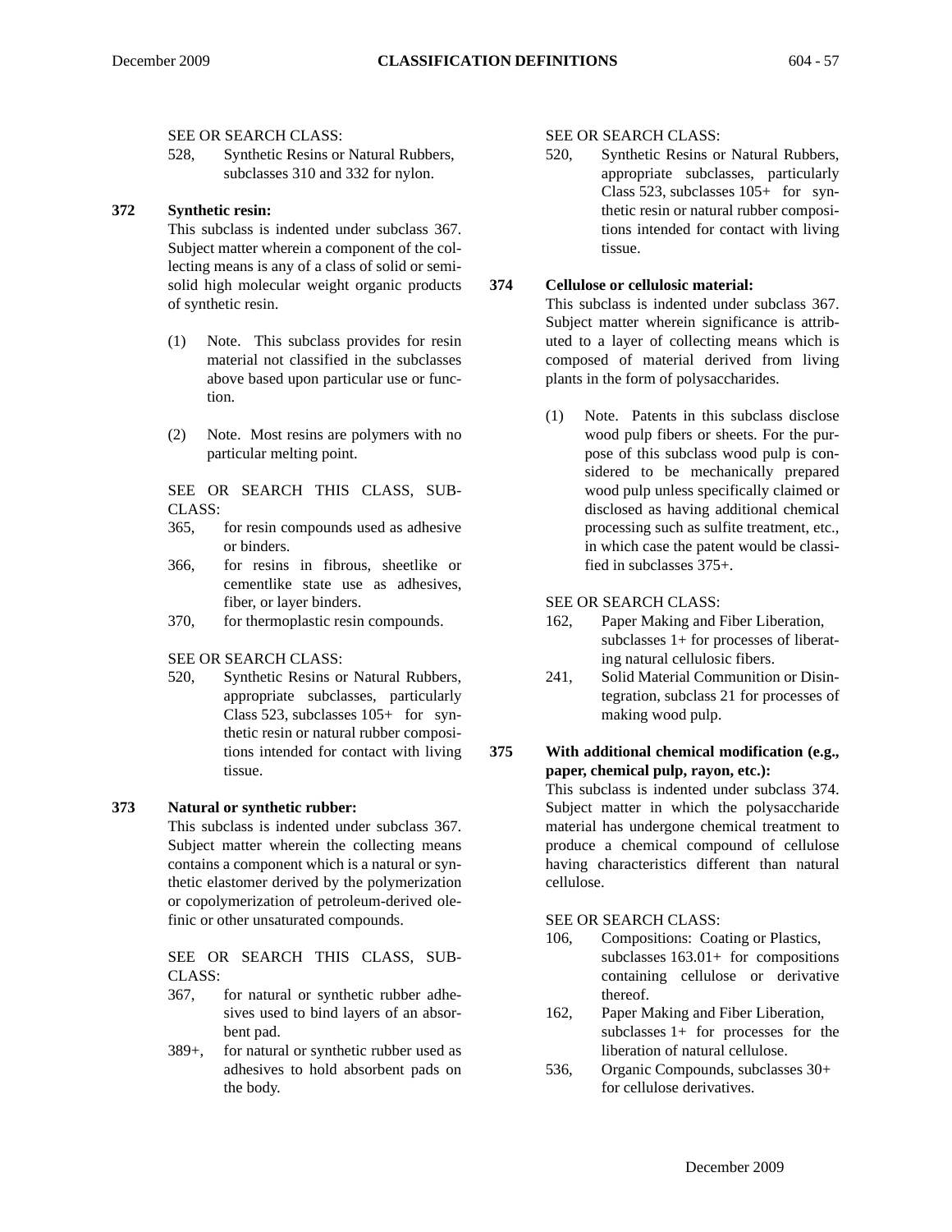SEE OR SEARCH CLASS:

528, Synthetic Resins or Natural Rubbers, subclasses 310 and 332 for nylon.

**372 Synthetic resin:**

This subclass is indented under subclass 367. Subject matter wherein a component of the collecting means is any of a class of solid or semisolid high molecular weight organic products of synthetic resin.

(1) Note. This subclass provides for resin material not classified in the subclasses above based upon particular use or function.

(2) Note. Most resins are polymers with no particular melting point.

SEE OR SEARCH THIS CLASS, SUBCLASS:

365, for resin compounds used as adhesive or binders.

366, for resins in fibrous, sheetlike or cementlike state use as adhesives, fiber, or layer binders.

370, for thermoplastic resin compounds.

SEE OR SEARCH CLASS:

520, Synthetic Resins or Natural Rubbers, appropriate subclasses, particularly Class 523, subclasses 105+ for synthetic resin or natural rubber compositions intended for contact with living tissue.

**373 Natural or synthetic rubber:**

This subclass is indented under subclass 367. Subject matter wherein the collecting means contains a component which is a natural or synthetic elastomer derived by the polymerization or copolymerization of petroleum-derived olefinic or other unsaturated compounds.

SEE OR SEARCH THIS CLASS, SUBCLASS:

367, for natural or synthetic rubber adhesives used to bind layers of an absorbent pad.

389+, for natural or synthetic rubber used as adhesives to hold absorbent pads on the body.

SEE OR SEARCH CLASS:

520, Synthetic Resins or Natural Rubbers, appropriate subclasses, particularly Class 523, subclasses 105+ for synthetic resin or natural rubber compositions intended for contact with living tissue.

**374 Cellulose or cellulosic material:**

This subclass is indented under subclass 367. Subject matter wherein significance is attributed to a layer of collecting means which is composed of material derived from living plants in the form of polysaccharides.

(1) Note. Patents in this subclass disclose wood pulp fibers or sheets. For the purpose of this subclass wood pulp is considered to be mechanically prepared wood pulp unless specifically claimed or disclosed as having additional chemical processing such as sulfite treatment, etc., in which case the patent would be classified in subclasses 375+.

SEE OR SEARCH CLASS:

162, Paper Making and Fiber Liberation, subclasses 1+ for processes of liberating natural cellulosic fibers.

241, Solid Material Communition or Disintegration, subclass 21 for processes of making wood pulp.

**375 With additional chemical modification (e.g., paper, chemical pulp, rayon, etc.):**

This subclass is indented under subclass 374. Subject matter in which the polysaccharide material has undergone chemical treatment to produce a chemical compound of cellulose having characteristics different than natural cellulose.

SEE OR SEARCH CLASS:

106, Compositions: Coating or Plastics, subclasses 163.01+ for compositions containing cellulose or derivative thereof.

162, Paper Making and Fiber Liberation, subclasses 1+ for processes for the liberation of natural cellulose.

536, Organic Compounds, subclasses 30+ for cellulose derivatives.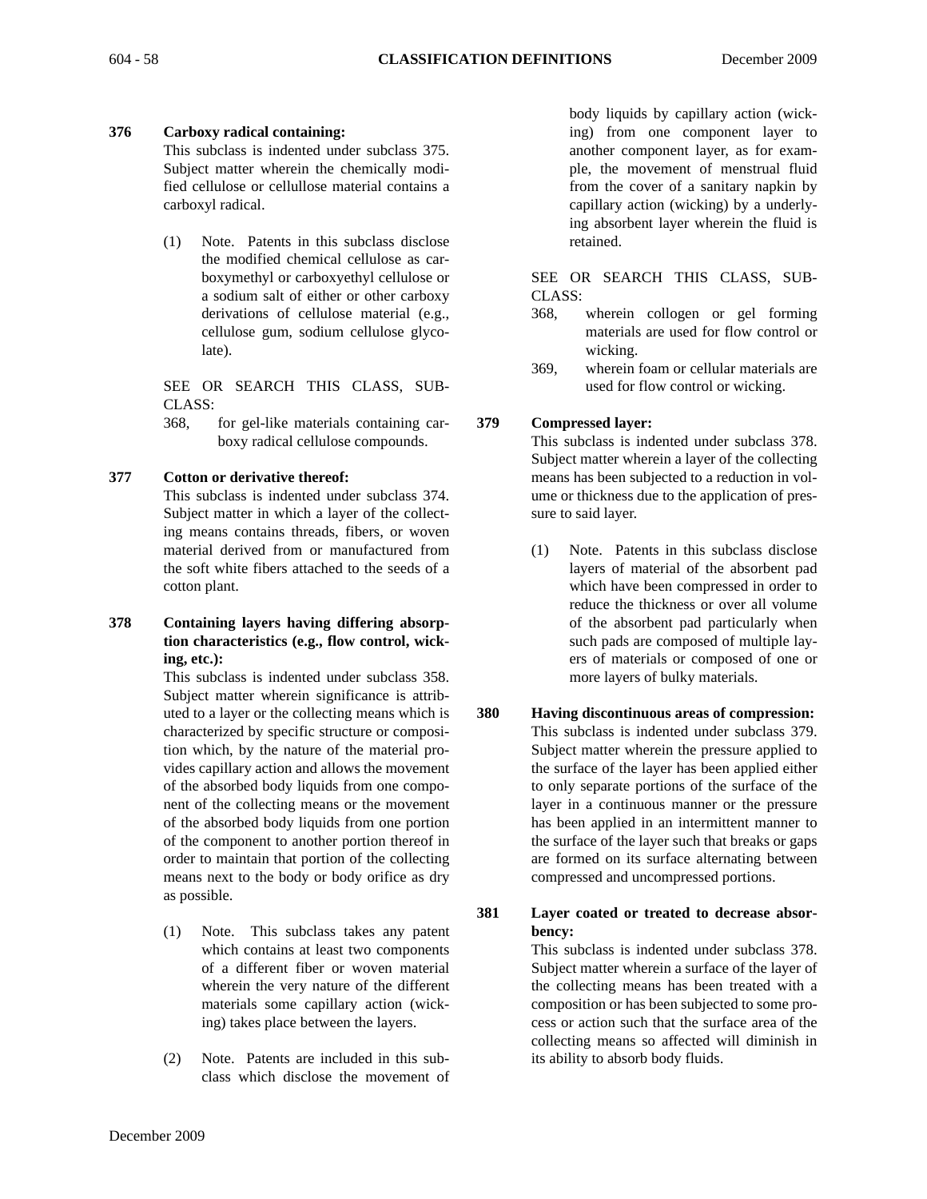**376 Carboxy radical containing:**

This subclass is indented under subclass 375. Subject matter wherein the chemically modified cellulose or celllulose material contains a carboxyl radical.

(1) Note. Patents in this subclass disclose the modified chemical cellulose as carboxymethyl or carboxyethyl cellulose or a sodium salt of either or other carboxy derivations of cellulose material (e.g., cellulose gum, sodium cellulose glycolate).

SEE OR SEARCH THIS CLASS, SUBCLASS:

368, for gel-like materials containing carboxy radical cellulose compounds.

**377 Cotton or derivative thereof:**

This subclass is indented under subclass 374. Subject matter in which a layer of the collecting means contains threads, fibers, or woven material derived from or manufactured from the soft white fibers attached to the seeds of a cotton plant.

**378 Containing layers having differing absorption characteristics (e.g., flow control, wicking, etc.):**

This subclass is indented under subclass 358. Subject matter wherein significance is attributed to a layer or the collecting means which is characterized by specific structure or composition which, by the nature of the material provides capillary action and allows the movement of the absorbed body liquids from one component of the collecting means or the movement of the absorbed body liquids from one portion of the component to another portion thereof in order to maintain that portion of the collecting means next to the body or body orifice as dry as possible.

(1) Note. This subclass takes any patent which contains at least two components of a different fiber or woven material wherein the very nature of the different materials some capillary action (wicking) takes place between the layers.

(2) Note. Patents are included in this subclass which disclose the movement of body liquids by capillary action (wicking) from one component layer to another component layer, as for example, the movement of menstrual fluid from the cover of a sanitary napkin by capillary action (wicking) by a underlying absorbent layer wherein the fluid is retained.

SEE OR SEARCH THIS CLASS, SUBCLASS:

368, wherein collogen or gel forming materials are used for flow control or wicking.

369, wherein foam or cellular materials are used for flow control or wicking.

**379 Compressed layer:**

This subclass is indented under subclass 378. Subject matter wherein a layer of the collecting means has been subjected to a reduction in volume or thickness due to the application of pressure to said layer.

(1) Note. Patents in this subclass disclose layers of material of the absorbent pad which have been compressed in order to reduce the thickness or over all volume of the absorbent pad particularly when such pads are composed of multiple layers of materials or composed of one or more layers of bulky materials.

**380 Having discontinuous areas of compression:**

This subclass is indented under subclass 379. Subject matter wherein the pressure applied to the surface of the layer has been applied either to only separate portions of the surface of the layer in a continuous manner or the pressure has been applied in an intermittent manner to the surface of the layer such that breaks or gaps are formed on its surface alternating between compressed and uncompressed portions.

**381 Layer coated or treated to decrease absorbency:**

This subclass is indented under subclass 378. Subject matter wherein a surface of the layer of the collecting means has been treated with a composition or has been subjected to some process or action such that the surface area of the collecting means so affected will diminish in its ability to absorb body fluids.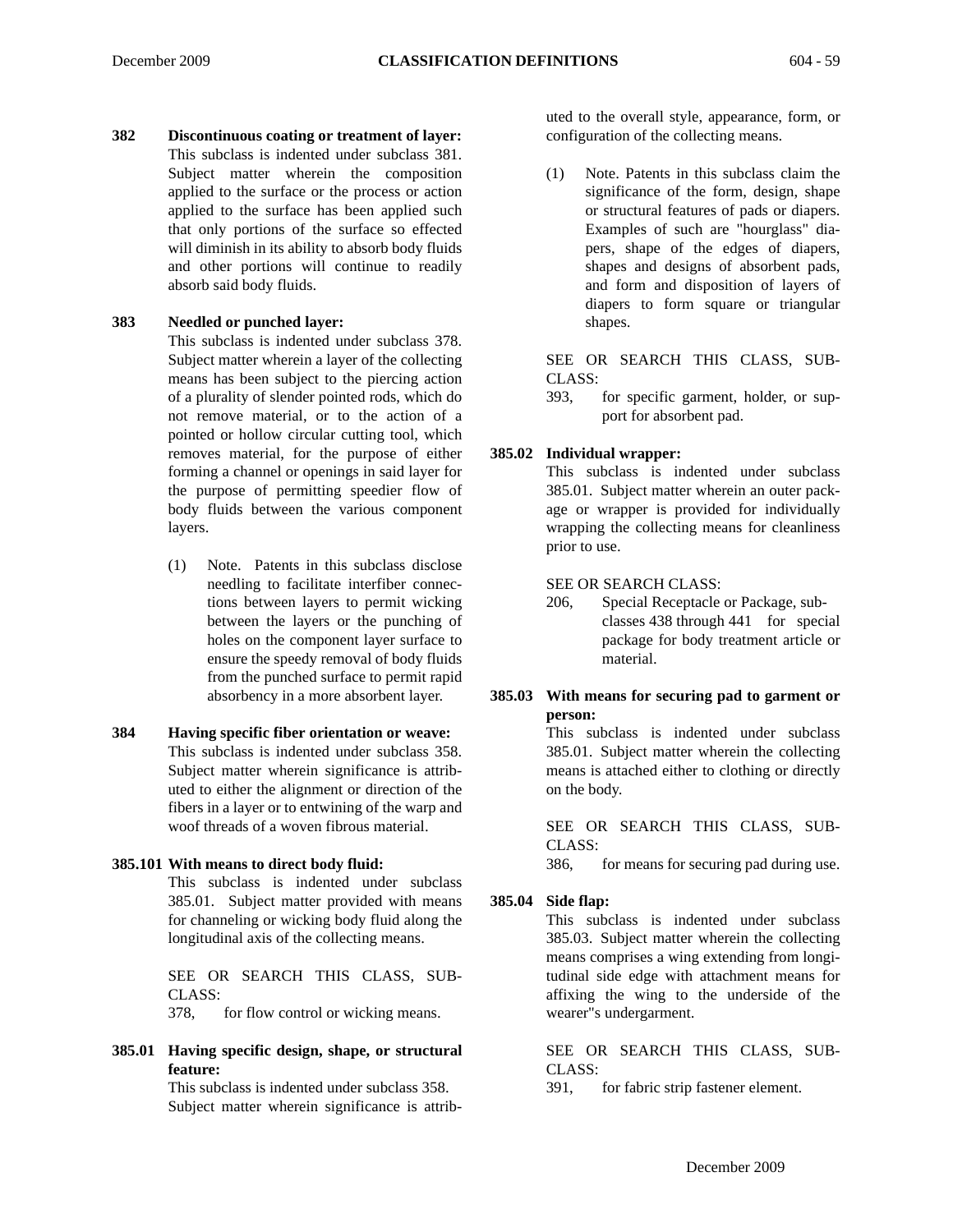**382 Discontinuous coating or treatment of layer:**
This subclass is indented under subclass 381. Subject matter wherein the composition applied to the surface or the process or action applied to the surface has been applied such that only portions of the surface so effected will diminish in its ability to absorb body fluids and other portions will continue to readily absorb said body fluids.

**383 Needled or punched layer:**
This subclass is indented under subclass 378. Subject matter wherein a layer of the collecting means has been subject to the piercing action of a plurality of slender pointed rods, which do not remove material, or to the action of a pointed or hollow circular cutting tool, which removes material, for the purpose of either forming a channel or openings in said layer for the purpose of permitting speedier flow of body fluids between the various component layers.

(1) Note. Patents in this subclass disclose needling to facilitate interfiber connections between layers to permit wicking between the layers or the punching of holes on the component layer surface to ensure the speedy removal of body fluids from the punched surface to permit rapid absorbency in a more absorbent layer.

**384 Having specific fiber orientation or weave:**
This subclass is indented under subclass 358. Subject matter wherein significance is attributed to either the alignment or direction of the fibers in a layer or to entwining of the warp and woof threads of a woven fibrous material.

**385.101 With means to direct body fluid:**
This subclass is indented under subclass 385.01. Subject matter provided with means for channeling or wicking body fluid along the longitudinal axis of the collecting means.

SEE OR SEARCH THIS CLASS, SUBCLASS:

378, for flow control or wicking means.

**385.01 Having specific design, shape, or structural feature:**
This subclass is indented under subclass 358. Subject matter wherein significance is attributed to the overall style, appearance, form, or configuration of the collecting means.

(1) Note. Patents in this subclass claim the significance of the form, design, shape or structural features of pads or diapers. Examples of such are "hourglass" diapers, shape of the edges of diapers, shapes and designs of absorbent pads, and form and disposition of layers of diapers to form square or triangular shapes.

SEE OR SEARCH THIS CLASS, SUBCLASS:

393, for specific garment, holder, or support for absorbent pad.

**385.02 Individual wrapper:**
This subclass is indented under subclass 385.01. Subject matter wherein an outer package or wrapper is provided for individually wrapping the collecting means for cleanliness prior to use.

SEE OR SEARCH CLASS:

206, Special Receptacle or Package, subclasses 438 through 441 for special package for body treatment article or material.

**385.03 With means for securing pad to garment or person:**
This subclass is indented under subclass 385.01. Subject matter wherein the collecting means is attached either to clothing or directly on the body.

SEE OR SEARCH THIS CLASS, SUBCLASS:

386, for means for securing pad during use.

**385.04 Side flap:**
This subclass is indented under subclass 385.03. Subject matter wherein the collecting means comprises a wing extending from longitudinal side edge with attachment means for affixing the wing to the underside of the wearer"s undergarment.

SEE OR SEARCH THIS CLASS, SUBCLASS:

391, for fabric strip fastener element.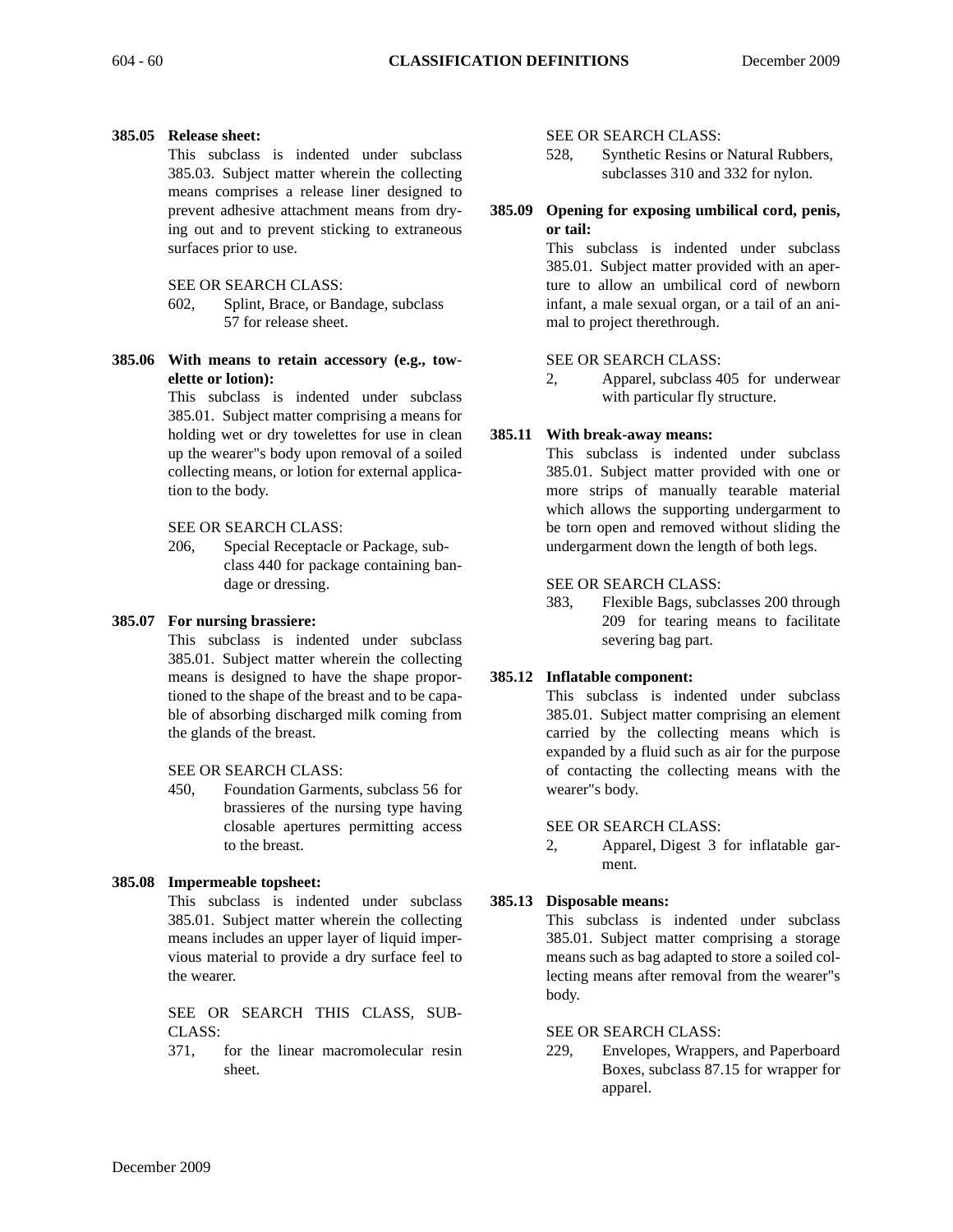**385.05 Release sheet:**

This subclass is indented under subclass 385.03. Subject matter wherein the collecting means comprises a release liner designed to prevent adhesive attachment means from drying out and to prevent sticking to extraneous surfaces prior to use.

SEE OR SEARCH CLASS:

602, Splint, Brace, or Bandage, subclass 57 for release sheet.

**385.06 With means to retain accessory (e.g., towelette or lotion):**

This subclass is indented under subclass 385.01. Subject matter comprising a means for holding wet or dry towelettes for use in clean up the wearer"s body upon removal of a soiled collecting means, or lotion for external application to the body.

SEE OR SEARCH CLASS:

206, Special Receptacle or Package, subclass 440 for package containing bandage or dressing.

**385.07 For nursing brassiere:**

This subclass is indented under subclass 385.01. Subject matter wherein the collecting means is designed to have the shape proportioned to the shape of the breast and to be capable of absorbing discharged milk coming from the glands of the breast.

SEE OR SEARCH CLASS:

450, Foundation Garments, subclass 56 for brassieres of the nursing type having closable apertures permitting access to the breast.

**385.08 Impermeable topsheet:**

This subclass is indented under subclass 385.01. Subject matter wherein the collecting means includes an upper layer of liquid impervious material to provide a dry surface feel to the wearer.

SEE OR SEARCH THIS CLASS, SUBCLASS:

371, for the linear macromolecular resin sheet.

SEE OR SEARCH CLASS:

528, Synthetic Resins or Natural Rubbers, subclasses 310 and 332 for nylon.

**385.09 Opening for exposing umbilical cord, penis, or tail:**

This subclass is indented under subclass 385.01. Subject matter provided with an aperture to allow an umbilical cord of newborn infant, a male sexual organ, or a tail of an animal to project therethrough.

SEE OR SEARCH CLASS:

2, Apparel, subclass 405 for underwear with particular fly structure.

**385.11 With break-away means:**

This subclass is indented under subclass 385.01. Subject matter provided with one or more strips of manually tearable material which allows the supporting undergarment to be torn open and removed without sliding the undergarment down the length of both legs.

SEE OR SEARCH CLASS:

383, Flexible Bags, subclasses 200 through 209 for tearing means to facilitate severing bag part.

**385.12 Inflatable component:**

This subclass is indented under subclass 385.01. Subject matter comprising an element carried by the collecting means which is expanded by a fluid such as air for the purpose of contacting the collecting means with the wearer"s body.

SEE OR SEARCH CLASS:

2, Apparel, Digest 3 for inflatable garment.

**385.13 Disposable means:**

This subclass is indented under subclass 385.01. Subject matter comprising a storage means such as bag adapted to store a soiled collecting means after removal from the wearer"s body.

SEE OR SEARCH CLASS:

229, Envelopes, Wrappers, and Paperboard Boxes, subclass 87.15 for wrapper for apparel.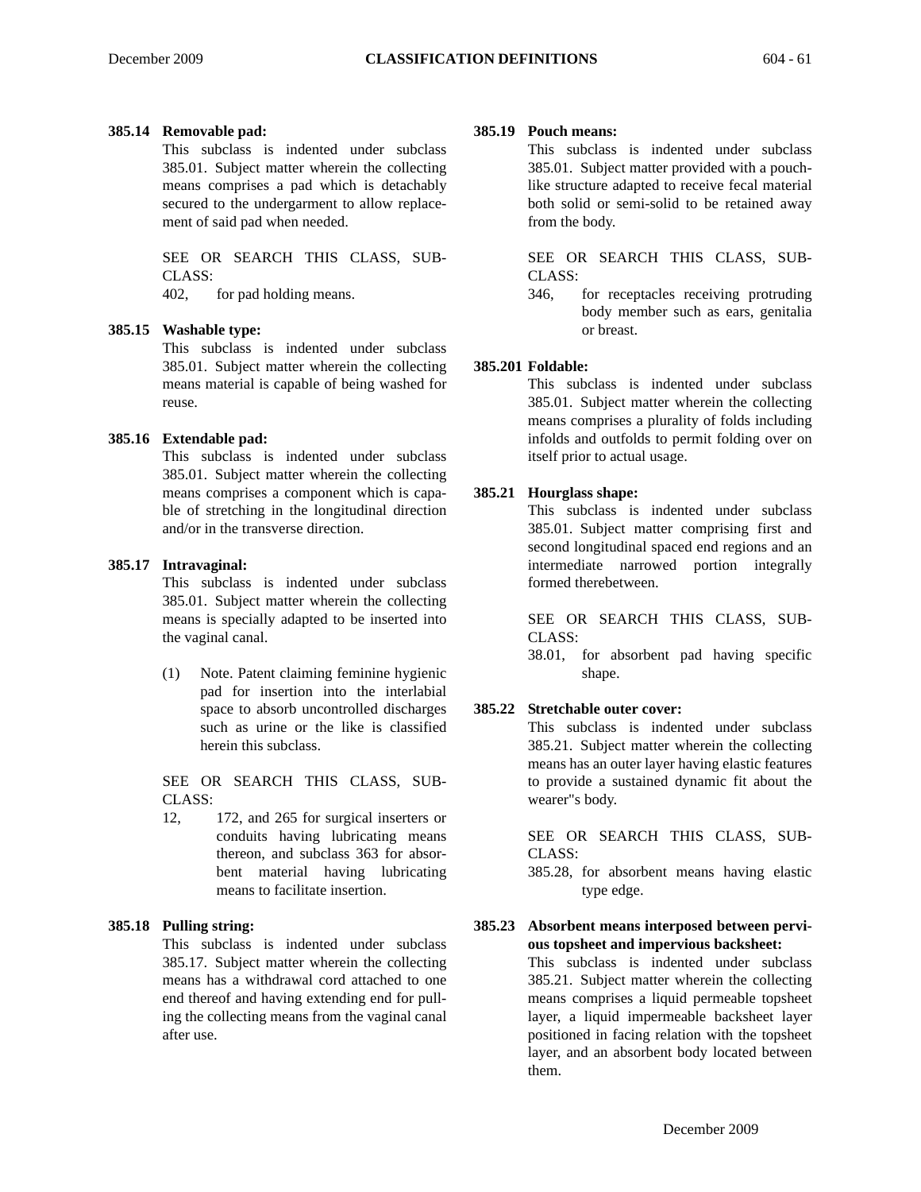**385.14 Removable pad:**

This subclass is indented under subclass 385.01. Subject matter wherein the collecting means comprises a pad which is detachably secured to the undergarment to allow replacement of said pad when needed.

SEE OR SEARCH THIS CLASS, SUBCLASS:

402, for pad holding means.

**385.15 Washable type:**

This subclass is indented under subclass 385.01. Subject matter wherein the collecting means material is capable of being washed for reuse.

**385.16 Extendable pad:**

This subclass is indented under subclass 385.01. Subject matter wherein the collecting means comprises a component which is capable of stretching in the longitudinal direction and/or in the transverse direction.

**385.17 Intravaginal:**

This subclass is indented under subclass 385.01. Subject matter wherein the collecting means is specially adapted to be inserted into the vaginal canal.

(1) Note. Patent claiming feminine hygienic pad for insertion into the interlabial space to absorb uncontrolled discharges such as urine or the like is classified herein this subclass.

SEE OR SEARCH THIS CLASS, SUBCLASS:

12, 172, and 265 for surgical inserters or conduits having lubricating means thereon, and subclass 363 for absorbent material having lubricating means to facilitate insertion.

**385.18 Pulling string:**

This subclass is indented under subclass 385.17. Subject matter wherein the collecting means has a withdrawal cord attached to one end thereof and having extending end for pulling the collecting means from the vaginal canal after use.

**385.19 Pouch means:**

This subclass is indented under subclass 385.01. Subject matter provided with a pouch-like structure adapted to receive fecal material both solid or semi-solid to be retained away from the body.

SEE OR SEARCH THIS CLASS, SUBCLASS:

346, for receptacles receiving protruding body member such as ears, genitalia or breast.

**385.201 Foldable:**

This subclass is indented under subclass 385.01. Subject matter wherein the collecting means comprises a plurality of folds including infolds and outfolds to permit folding over on itself prior to actual usage.

**385.21 Hourglass shape:**

This subclass is indented under subclass 385.01. Subject matter comprising first and second longitudinal spaced end regions and an intermediate narrowed portion integrally formed therebetween.

SEE OR SEARCH THIS CLASS, SUBCLASS:

38.01, for absorbent pad having specific shape.

**385.22 Stretchable outer cover:**

This subclass is indented under subclass 385.21. Subject matter wherein the collecting means has an outer layer having elastic features to provide a sustained dynamic fit about the wearer"s body.

SEE OR SEARCH THIS CLASS, SUBCLASS:

385.28, for absorbent means having elastic type edge.

**385.23 Absorbent means interposed between pervious topsheet and impervious backsheet:**

This subclass is indented under subclass 385.21. Subject matter wherein the collecting means comprises a liquid permeable topsheet layer, a liquid impermeable backsheet layer positioned in facing relation with the topsheet layer, and an absorbent body located between them.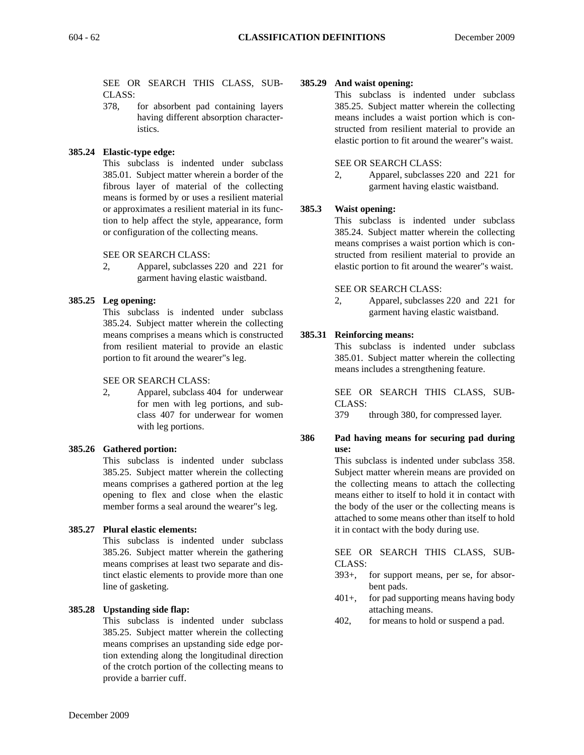SEE OR SEARCH THIS CLASS, SUBCLASS:

378, for absorbent pad containing layers having different absorption characteristics.

**385.24 Elastic-type edge:**

This subclass is indented under subclass 385.01. Subject matter wherein a border of the fibrous layer of material of the collecting means is formed by or uses a resilient material or approximates a resilient material in its function to help affect the style, appearance, form or configuration of the collecting means.

SEE OR SEARCH CLASS:

2, Apparel, subclasses 220 and 221 for garment having elastic waistband.

**385.25 Leg opening:**

This subclass is indented under subclass 385.24. Subject matter wherein the collecting means comprises a means which is constructed from resilient material to provide an elastic portion to fit around the wearer"s leg.

SEE OR SEARCH CLASS:

2, Apparel, subclass 404 for underwear for men with leg portions, and subclass 407 for underwear for women with leg portions.

**385.26 Gathered portion:**

This subclass is indented under subclass 385.25. Subject matter wherein the collecting means comprises a gathered portion at the leg opening to flex and close when the elastic member forms a seal around the wearer"s leg.

**385.27 Plural elastic elements:**

This subclass is indented under subclass 385.26. Subject matter wherein the gathering means comprises at least two separate and distinct elastic elements to provide more than one line of gasketing.

**385.28 Upstanding side flap:**

This subclass is indented under subclass 385.25. Subject matter wherein the collecting means comprises an upstanding side edge portion extending along the longitudinal direction of the crotch portion of the collecting means to provide a barrier cuff.

**385.29 And waist opening:**

This subclass is indented under subclass 385.25. Subject matter wherein the collecting means includes a waist portion which is constructed from resilient material to provide an elastic portion to fit around the wearer"s waist.

SEE OR SEARCH CLASS:

2, Apparel, subclasses 220 and 221 for garment having elastic waistband.

**385.3 Waist opening:**

This subclass is indented under subclass 385.24. Subject matter wherein the collecting means comprises a waist portion which is constructed from resilient material to provide an elastic portion to fit around the wearer"s waist.

SEE OR SEARCH CLASS:

2, Apparel, subclasses 220 and 221 for garment having elastic waistband.

**385.31 Reinforcing means:**

This subclass is indented under subclass 385.01. Subject matter wherein the collecting means includes a strengthening feature.

SEE OR SEARCH THIS CLASS, SUBCLASS:

379 through 380, for compressed layer.

**386 Pad having means for securing pad during use:**

This subclass is indented under subclass 358. Subject matter wherein means are provided on the collecting means to attach the collecting means either to itself to hold it in contact with the body of the user or the collecting means is attached to some means other than itself to hold it in contact with the body during use.

SEE OR SEARCH THIS CLASS, SUBCLASS:

393+, for support means, per se, for absorbent pads.

401+, for pad supporting means having body attaching means.

402, for means to hold or suspend a pad.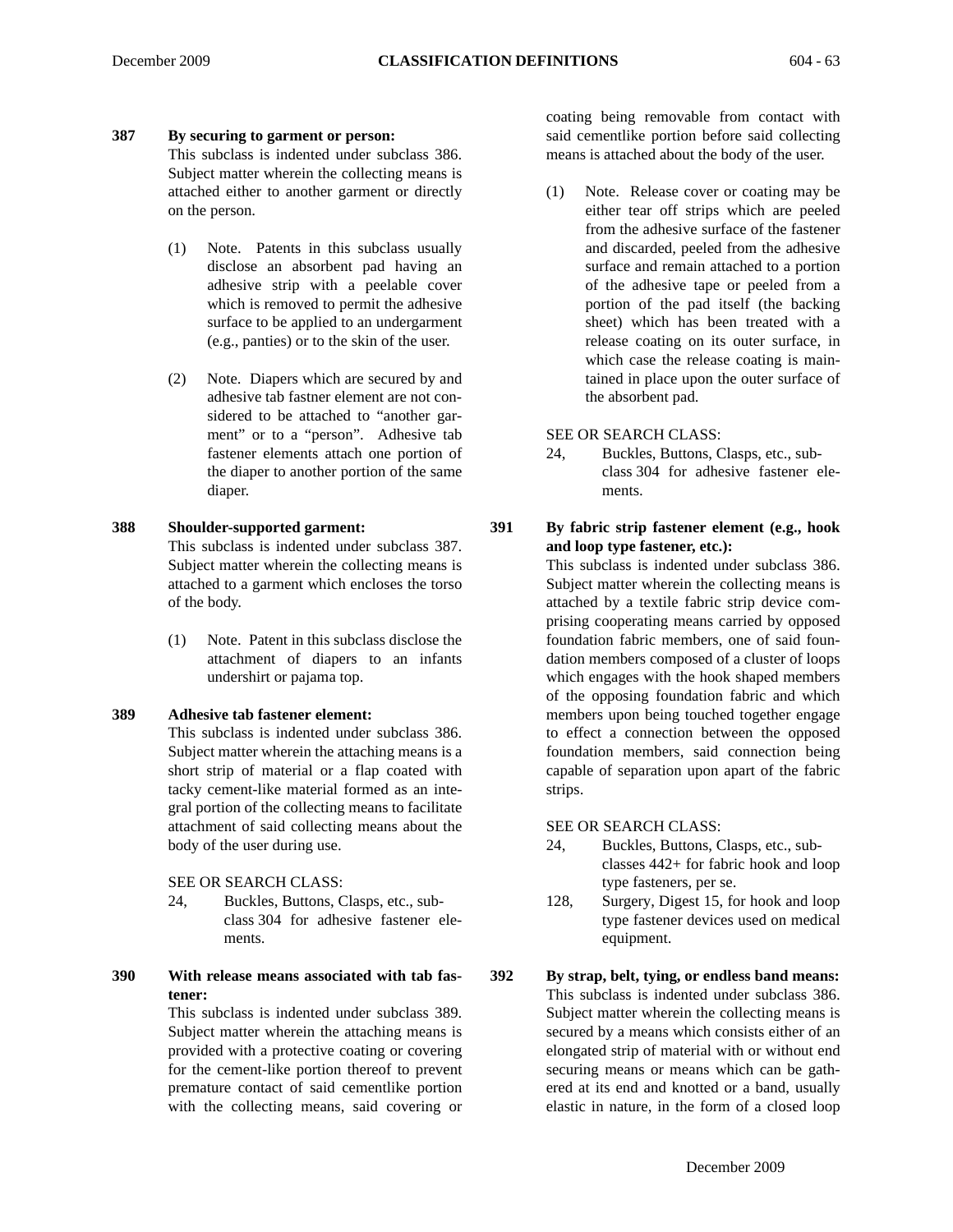**387 By securing to garment or person:**

This subclass is indented under subclass 386. Subject matter wherein the collecting means is attached either to another garment or directly on the person.

(1) Note. Patents in this subclass usually disclose an absorbent pad having an adhesive strip with a peelable cover which is removed to permit the adhesive surface to be applied to an undergarment (e.g., panties) or to the skin of the user.

(2) Note. Diapers which are secured by and adhesive tab fastner element are not considered to be attached to "another garment" or to a "person". Adhesive tab fastener elements attach one portion of the diaper to another portion of the same diaper.

**388 Shoulder-supported garment:**

This subclass is indented under subclass 387. Subject matter wherein the collecting means is attached to a garment which encloses the torso of the body.

(1) Note. Patent in this subclass disclose the attachment of diapers to an infants undershirt or pajama top.

**389 Adhesive tab fastener element:**

This subclass is indented under subclass 386. Subject matter wherein the attaching means is a short strip of material or a flap coated with tacky cement-like material formed as an integral portion of the collecting means to facilitate attachment of said collecting means about the body of the user during use.

SEE OR SEARCH CLASS:

24, Buckles, Buttons, Clasps, etc., subclass 304 for adhesive fastener elements.

**390 With release means associated with tab fastener:**

This subclass is indented under subclass 389. Subject matter wherein the attaching means is provided with a protective coating or covering for the cement-like portion thereof to prevent premature contact of said cementlike portion with the collecting means, said covering or coating being removable from contact with said cementlike portion before said collecting means is attached about the body of the user.

(1) Note. Release cover or coating may be either tear off strips which are peeled from the adhesive surface of the fastener and discarded, peeled from the adhesive surface and remain attached to a portion of the adhesive tape or peeled from a portion of the pad itself (the backing sheet) which has been treated with a release coating on its outer surface, in which case the release coating is maintained in place upon the outer surface of the absorbent pad.

SEE OR SEARCH CLASS:

24, Buckles, Buttons, Clasps, etc., subclass 304 for adhesive fastener elements.

**391 By fabric strip fastener element (e.g., hook and loop type fastener, etc.):**

This subclass is indented under subclass 386. Subject matter wherein the collecting means is attached by a textile fabric strip device comprising cooperating means carried by opposed foundation fabric members, one of said foundation members composed of a cluster of loops which engages with the hook shaped members of the opposing foundation fabric and which members upon being touched together engage to effect a connection between the opposed foundation members, said connection being capable of separation upon apart of the fabric strips.

SEE OR SEARCH CLASS:

24, Buckles, Buttons, Clasps, etc., subclasses 442+ for fabric hook and loop type fasteners, per se.

128, Surgery, Digest 15, for hook and loop type fastener devices used on medical equipment.

**392 By strap, belt, tying, or endless band means:**

This subclass is indented under subclass 386. Subject matter wherein the collecting means is secured by a means which consists either of an elongated strip of material with or without end securing means or means which can be gathered at its end and knotted or a band, usually elastic in nature, in the form of a closed loop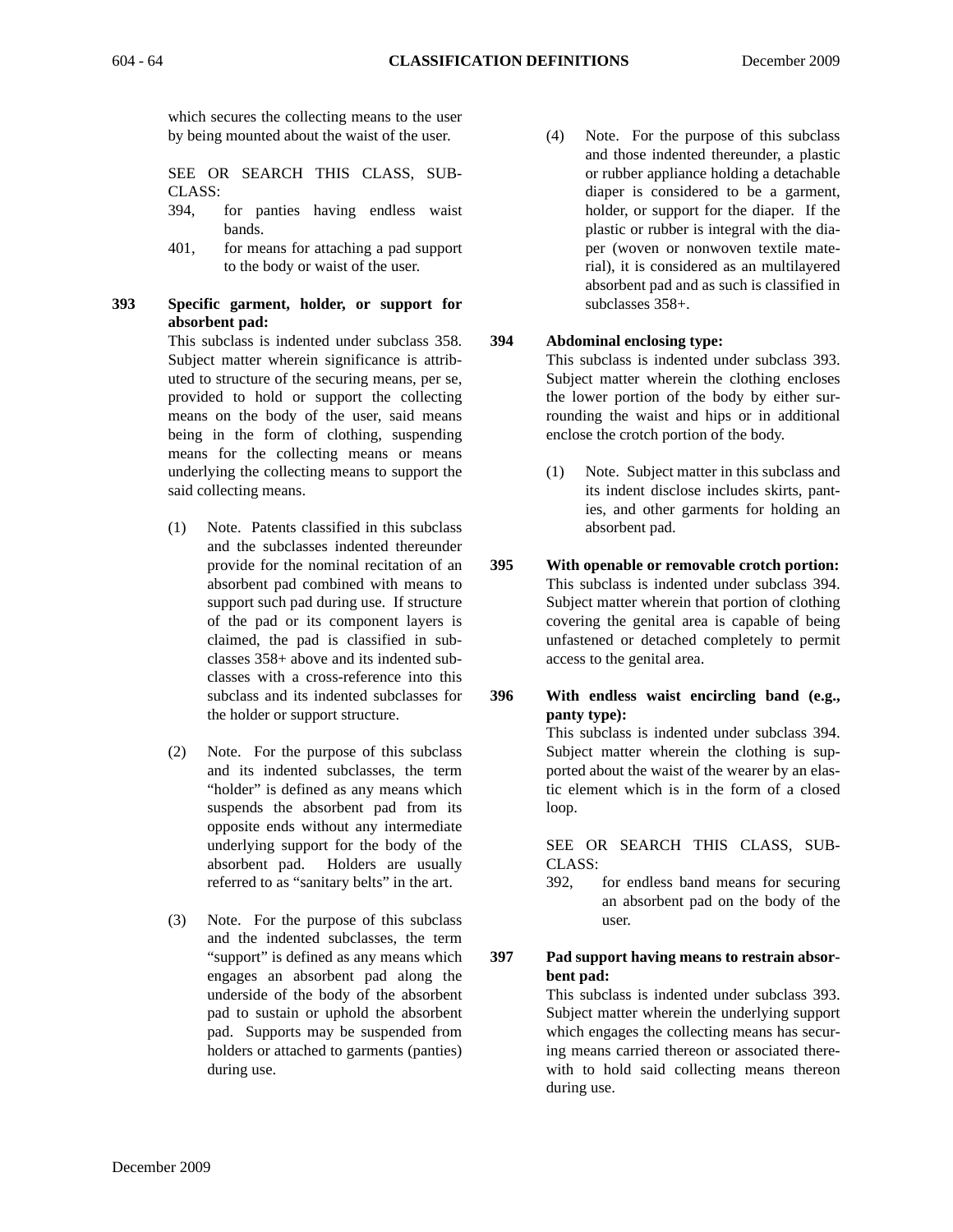which secures the collecting means to the user by being mounted about the waist of the user.

SEE OR SEARCH THIS CLASS, SUBCLASS:

394, for panties having endless waist bands.

401, for means for attaching a pad support to the body or waist of the user.

**393 Specific garment, holder, or support for absorbent pad:**

This subclass is indented under subclass 358. Subject matter wherein significance is attributed to structure of the securing means, per se, provided to hold or support the collecting means on the body of the user, said means being in the form of clothing, suspending means for the collecting means or means underlying the collecting means to support the said collecting means.

(1) Note. Patents classified in this subclass and the subclasses indented thereunder provide for the nominal recitation of an absorbent pad combined with means to support such pad during use. If structure of the pad or its component layers is claimed, the pad is classified in subclasses 358+ above and its indented subclasses with a cross-reference into this subclass and its indented subclasses for the holder or support structure.

(2) Note. For the purpose of this subclass and its indented subclasses, the term "holder" is defined as any means which suspends the absorbent pad from its opposite ends without any intermediate underlying support for the body of the absorbent pad. Holders are usually referred to as "sanitary belts" in the art.

(3) Note. For the purpose of this subclass and the indented subclasses, the term "support" is defined as any means which engages an absorbent pad along the underside of the body of the absorbent pad to sustain or uphold the absorbent pad. Supports may be suspended from holders or attached to garments (panties) during use.

(4) Note. For the purpose of this subclass and those indented thereunder, a plastic or rubber appliance holding a detachable diaper is considered to be a garment, holder, or support for the diaper. If the plastic or rubber is integral with the diaper (woven or nonwoven textile material), it is considered as an multilayered absorbent pad and as such is classified in subclasses 358+.

**394 Abdominal enclosing type:**

This subclass is indented under subclass 393. Subject matter wherein the clothing encloses the lower portion of the body by either surrounding the waist and hips or in additional enclose the crotch portion of the body.

(1) Note. Subject matter in this subclass and its indent disclose includes skirts, panties, and other garments for holding an absorbent pad.

**395 With openable or removable crotch portion:**

This subclass is indented under subclass 394. Subject matter wherein that portion of clothing covering the genital area is capable of being unfastened or detached completely to permit access to the genital area.

**396 With endless waist encircling band (e.g., panty type):**

This subclass is indented under subclass 394. Subject matter wherein the clothing is supported about the waist of the wearer by an elastic element which is in the form of a closed loop.

SEE OR SEARCH THIS CLASS, SUBCLASS:

392, for endless band means for securing an absorbent pad on the body of the user.

**397 Pad support having means to restrain absorbent pad:**

This subclass is indented under subclass 393. Subject matter wherein the underlying support which engages the collecting means has securing means carried thereon or associated therewith to hold said collecting means thereon during use.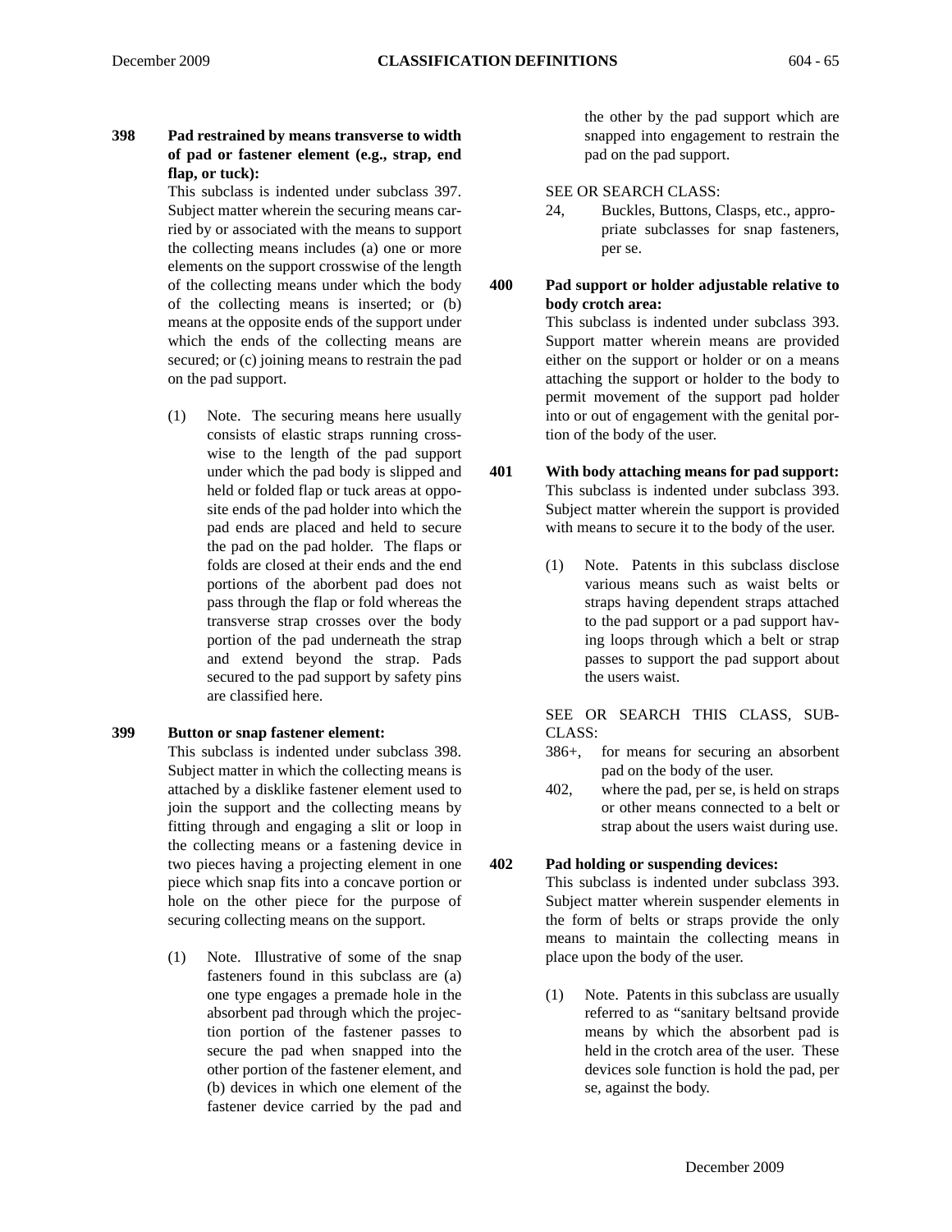**398 Pad restrained by means transverse to width of pad or fastener element (e.g., strap, end flap, or tuck):**

This subclass is indented under subclass 397. Subject matter wherein the securing means carried by or associated with the means to support the collecting means includes (a) one or more elements on the support crosswise of the length of the collecting means under which the body of the collecting means is inserted; or (b) means at the opposite ends of the support under which the ends of the collecting means are secured; or (c) joining means to restrain the pad on the pad support.

(1) Note. The securing means here usually consists of elastic straps running crosswise to the length of the pad support under which the pad body is slipped and held or folded flap or tuck areas at opposite ends of the pad holder into which the pad ends are placed and held to secure the pad on the pad holder. The flaps or folds are closed at their ends and the end portions of the aborbent pad does not pass through the flap or fold whereas the transverse strap crosses over the body portion of the pad underneath the strap and extend beyond the strap. Pads secured to the pad support by safety pins are classified here.

**399 Button or snap fastener element:**

This subclass is indented under subclass 398. Subject matter in which the collecting means is attached by a disklike fastener element used to join the support and the collecting means by fitting through and engaging a slit or loop in the collecting means or a fastening device in two pieces having a projecting element in one piece which snap fits into a concave portion or hole on the other piece for the purpose of securing collecting means on the support.

(1) Note. Illustrative of some of the snap fasteners found in this subclass are (a) one type engages a premade hole in the absorbent pad through which the projection portion of the fastener passes to secure the pad when snapped into the other portion of the fastener element, and (b) devices in which one element of the fastener device carried by the pad and the other by the pad support which are snapped into engagement to restrain the pad on the pad support.

SEE OR SEARCH CLASS:

24, Buckles, Buttons, Clasps, etc., appropriate subclasses for snap fasteners, per se.

**400 Pad support or holder adjustable relative to body crotch area:**

This subclass is indented under subclass 393. Support matter wherein means are provided either on the support or holder or on a means attaching the support or holder to the body to permit movement of the support pad holder into or out of engagement with the genital portion of the body of the user.

**401 With body attaching means for pad support:**

This subclass is indented under subclass 393. Subject matter wherein the support is provided with means to secure it to the body of the user.

(1) Note. Patents in this subclass disclose various means such as waist belts or straps having dependent straps attached to the pad support or a pad support having loops through which a belt or strap passes to support the pad support about the users waist.

SEE OR SEARCH THIS CLASS, SUBCLASS:

386+, for means for securing an absorbent pad on the body of the user.

402, where the pad, per se, is held on straps or other means connected to a belt or strap about the users waist during use.

**402 Pad holding or suspending devices:**

This subclass is indented under subclass 393. Subject matter wherein suspender elements in the form of belts or straps provide the only means to maintain the collecting means in place upon the body of the user.

(1) Note. Patents in this subclass are usually referred to as "sanitary beltsand provide means by which the absorbent pad is held in the crotch area of the user. These devices sole function is hold the pad, per se, against the body.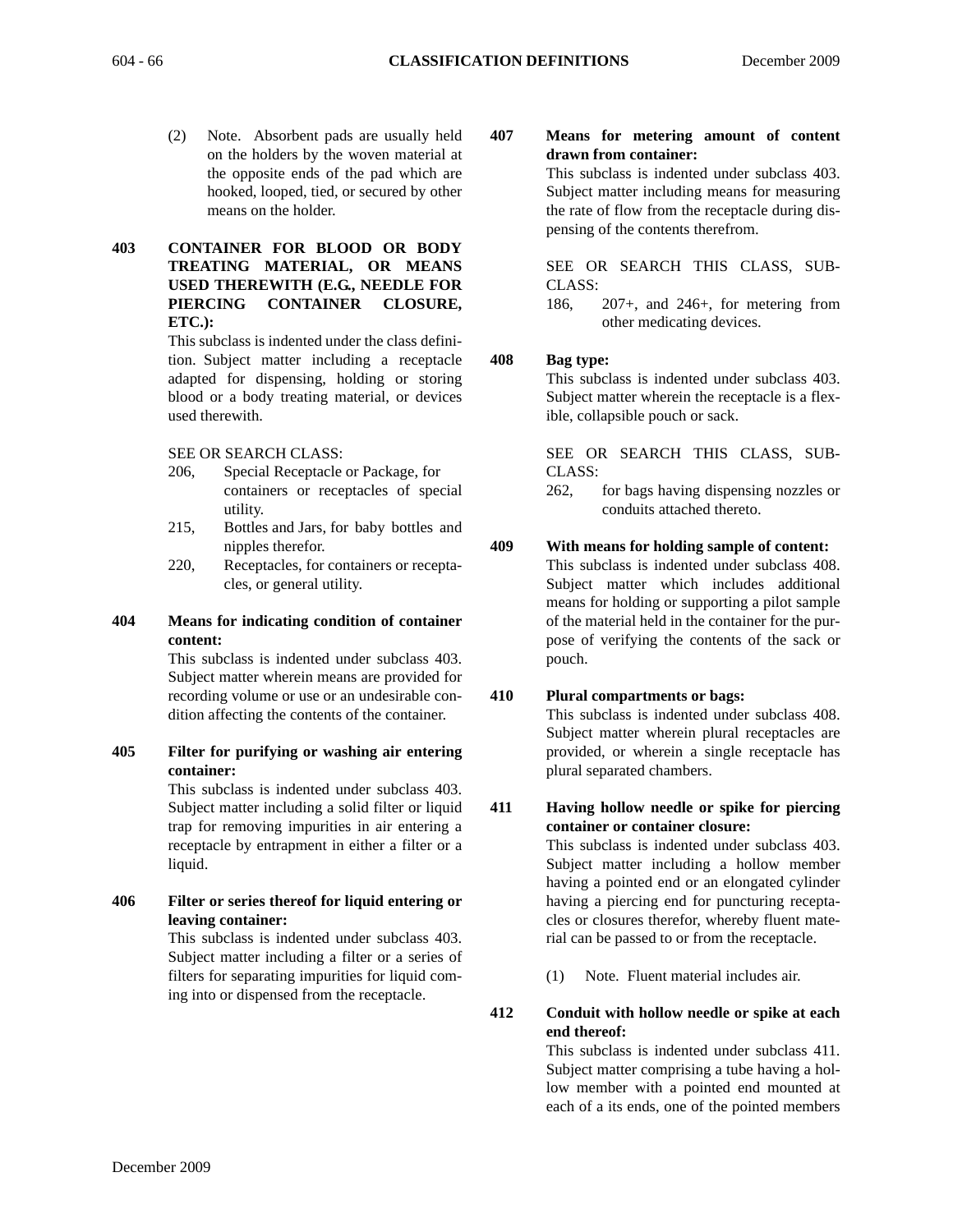(2) Note. Absorbent pads are usually held on the holders by the woven material at the opposite ends of the pad which are hooked, looped, tied, or secured by other means on the holder.

**403 CONTAINER FOR BLOOD OR BODY TREATING MATERIAL, OR MEANS USED THEREWITH (E.G., NEEDLE FOR PIERCING CONTAINER CLOSURE, ETC.):**

This subclass is indented under the class definition. Subject matter including a receptacle adapted for dispensing, holding or storing blood or a body treating material, or devices used therewith.

SEE OR SEARCH CLASS:

- 206, Special Receptacle or Package, for containers or receptacles of special utility.
- 215, Bottles and Jars, for baby bottles and nipples therefor.
- 220, Receptacles, for containers or receptacles, or general utility.

**404 Means for indicating condition of container content:**

This subclass is indented under subclass 403. Subject matter wherein means are provided for recording volume or use or an undesirable condition affecting the contents of the container.

**405 Filter for purifying or washing air entering container:**

This subclass is indented under subclass 403. Subject matter including a solid filter or liquid trap for removing impurities in air entering a receptacle by entrapment in either a filter or a liquid.

**406 Filter or series thereof for liquid entering or leaving container:**

This subclass is indented under subclass 403. Subject matter including a filter or a series of filters for separating impurities for liquid coming into or dispensed from the receptacle.

**407 Means for metering amount of content drawn from container:**

This subclass is indented under subclass 403. Subject matter including means for measuring the rate of flow from the receptacle during dispensing of the contents therefrom.

SEE OR SEARCH THIS CLASS, SUBCLASS:

- 186, 207+, and 246+, for metering from other medicating devices.

**408 Bag type:**

This subclass is indented under subclass 403. Subject matter wherein the receptacle is a flexible, collapsible pouch or sack.

SEE OR SEARCH THIS CLASS, SUBCLASS:

- 262, for bags having dispensing nozzles or conduits attached thereto.

**409 With means for holding sample of content:**

This subclass is indented under subclass 408. Subject matter which includes additional means for holding or supporting a pilot sample of the material held in the container for the purpose of verifying the contents of the sack or pouch.

**410 Plural compartments or bags:**

This subclass is indented under subclass 408. Subject matter wherein plural receptacles are provided, or wherein a single receptacle has plural separated chambers.

**411 Having hollow needle or spike for piercing container or container closure:**

This subclass is indented under subclass 403. Subject matter including a hollow member having a pointed end or an elongated cylinder having a piercing end for puncturing receptacles or closures therefor, whereby fluent material can be passed to or from the receptacle.

(1) Note. Fluent material includes air.

**412 Conduit with hollow needle or spike at each end thereof:**

This subclass is indented under subclass 411. Subject matter comprising a tube having a hollow member with a pointed end mounted at each of a its ends, one of the pointed members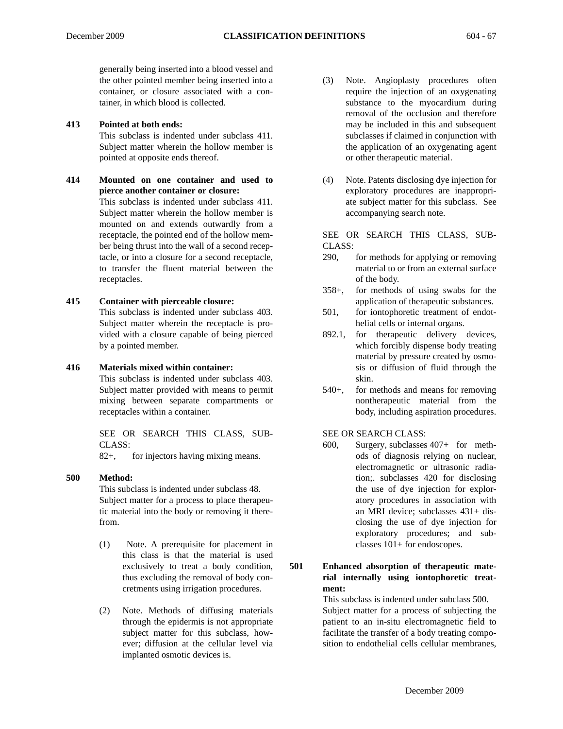generally being inserted into a blood vessel and the other pointed member being inserted into a container, or closure associated with a container, in which blood is collected.

**413 Pointed at both ends:**

This subclass is indented under subclass 411. Subject matter wherein the hollow member is pointed at opposite ends thereof.

**414 Mounted on one container and used to pierce another container or closure:**

This subclass is indented under subclass 411. Subject matter wherein the hollow member is mounted on and extends outwardly from a receptacle, the pointed end of the hollow member being thrust into the wall of a second receptacle, or into a closure for a second receptacle, to transfer the fluent material between the receptacles.

**415 Container with pierceable closure:**

This subclass is indented under subclass 403. Subject matter wherein the receptacle is provided with a closure capable of being pierced by a pointed member.

**416 Materials mixed within container:**

This subclass is indented under subclass 403. Subject matter provided with means to permit mixing between separate compartments or receptacles within a container.

SEE OR SEARCH THIS CLASS, SUBCLASS:

82+, for injectors having mixing means.

**500 Method:**

This subclass is indented under subclass 48. Subject matter for a process to place therapeutic material into the body or removing it therefrom.

(1) Note. A prerequisite for placement in this class is that the material is used exclusively to treat a body condition, thus excluding the removal of body concretments using irrigation procedures.

(2) Note. Methods of diffusing materials through the epidermis is not appropriate subject matter for this subclass, however; diffusion at the cellular level via implanted osmotic devices is.

(3) Note. Angioplasty procedures often require the injection of an oxygenating substance to the myocardium during removal of the occlusion and therefore may be included in this and subsequent subclasses if claimed in conjunction with the application of an oxygenating agent or other therapeutic material.

(4) Note. Patents disclosing dye injection for exploratory procedures are inappropriate subject matter for this subclass. See accompanying search note.

SEE OR SEARCH THIS CLASS, SUBCLASS:

290, for methods for applying or removing material to or from an external surface of the body.

358+, for methods of using swabs for the application of therapeutic substances.

501, for iontophoretic treatment of endothelial cells or internal organs.

892.1, for therapeutic delivery devices, which forcibly dispense body treating material by pressure created by osmosis or diffusion of fluid through the skin.

540+, for methods and means for removing nontherapeutic material from the body, including aspiration procedures.

SEE OR SEARCH CLASS:

600, Surgery, subclasses 407+ for methods of diagnosis relying on nuclear, electromagnetic or ultrasonic radiation;. subclasses 420 for disclosing the use of dye injection for exploratory procedures in association with an MRI device; subclasses 431+ disclosing the use of dye injection for exploratory procedures; and subclasses 101+ for endoscopes.

**501 Enhanced absorption of therapeutic material internally using iontophoretic treatment:**

This subclass is indented under subclass 500. Subject matter for a process of subjecting the patient to an in-situ electromagnetic field to facilitate the transfer of a body treating composition to endothelial cells cellular membranes,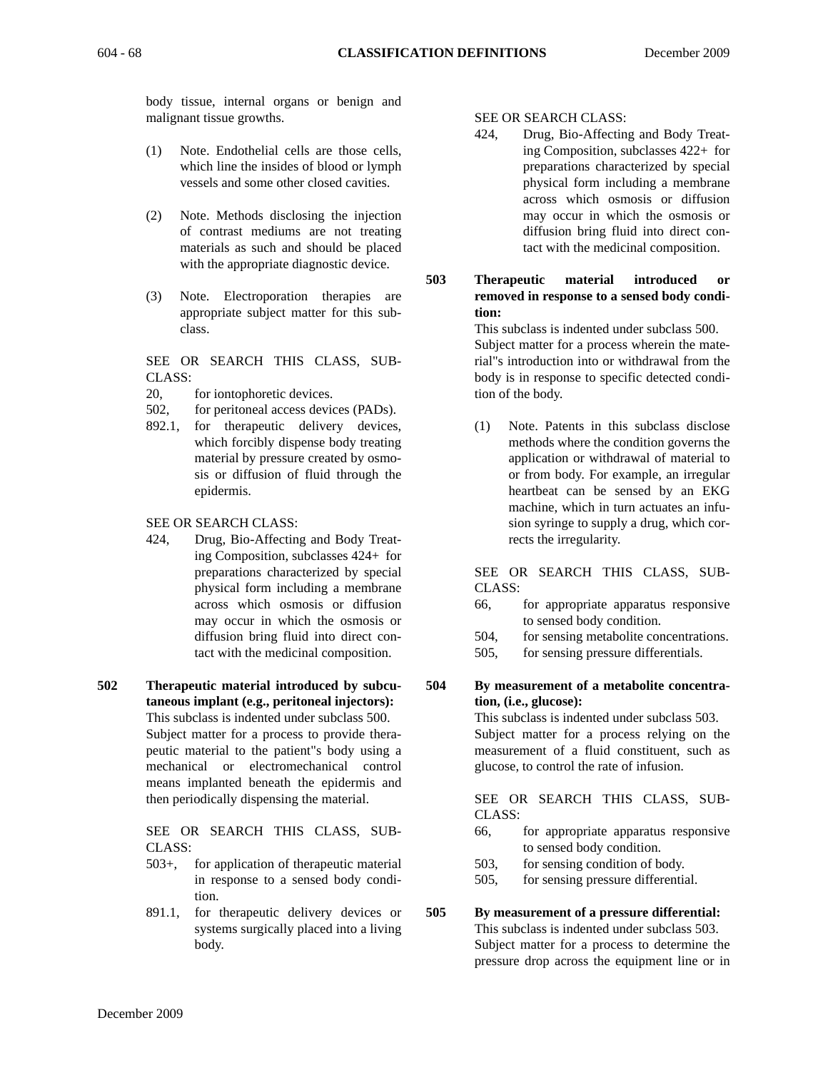body tissue, internal organs or benign and malignant tissue growths.

(1) Note. Endothelial cells are those cells, which line the insides of blood or lymph vessels and some other closed cavities.

(2) Note. Methods disclosing the injection of contrast mediums are not treating materials as such and should be placed with the appropriate diagnostic device.

(3) Note. Electroporation therapies are appropriate subject matter for this subclass.

SEE OR SEARCH THIS CLASS, SUBCLASS:

- 20, for iontophoretic devices.
- 502, for peritoneal access devices (PADs).
- 892.1, for therapeutic delivery devices, which forcibly dispense body treating material by pressure created by osmosis or diffusion of fluid through the epidermis.

SEE OR SEARCH CLASS:

- 424, Drug, Bio-Affecting and Body Treating Composition, subclasses 424+ for preparations characterized by special physical form including a membrane across which osmosis or diffusion may occur in which the osmosis or diffusion bring fluid into direct contact with the medicinal composition.

**502 Therapeutic material introduced by subcutaneous implant (e.g., peritoneal injectors):**
This subclass is indented under subclass 500. Subject matter for a process to provide therapeutic material to the patient"s body using a mechanical or electromechanical control means implanted beneath the epidermis and then periodically dispensing the material.

SEE OR SEARCH THIS CLASS, SUBCLASS:

- 503+, for application of therapeutic material in response to a sensed body condition.
- 891.1, for therapeutic delivery devices or systems surgically placed into a living body.

SEE OR SEARCH CLASS:

- 424, Drug, Bio-Affecting and Body Treating Composition, subclasses 422+ for preparations characterized by special physical form including a membrane across which osmosis or diffusion may occur in which the osmosis or diffusion bring fluid into direct contact with the medicinal composition.

**503 Therapeutic material introduced or removed in response to a sensed body condition:**
This subclass is indented under subclass 500. Subject matter for a process wherein the material"s introduction into or withdrawal from the body is in response to specific detected condition of the body.

(1) Note. Patents in this subclass disclose methods where the condition governs the application or withdrawal of material to or from body. For example, an irregular heartbeat can be sensed by an EKG machine, which in turn actuates an infusion syringe to supply a drug, which corrects the irregularity.

SEE OR SEARCH THIS CLASS, SUBCLASS:

- 66, for appropriate apparatus responsive to sensed body condition.
- 504, for sensing metabolite concentrations.
- 505, for sensing pressure differentials.

**504 By measurement of a metabolite concentration, (i.e., glucose):**
This subclass is indented under subclass 503. Subject matter for a process relying on the measurement of a fluid constituent, such as glucose, to control the rate of infusion.

SEE OR SEARCH THIS CLASS, SUBCLASS:

- 66, for appropriate apparatus responsive to sensed body condition.
- 503, for sensing condition of body.
- 505, for sensing pressure differential.

**505 By measurement of a pressure differential:**
This subclass is indented under subclass 503. Subject matter for a process to determine the pressure drop across the equipment line or in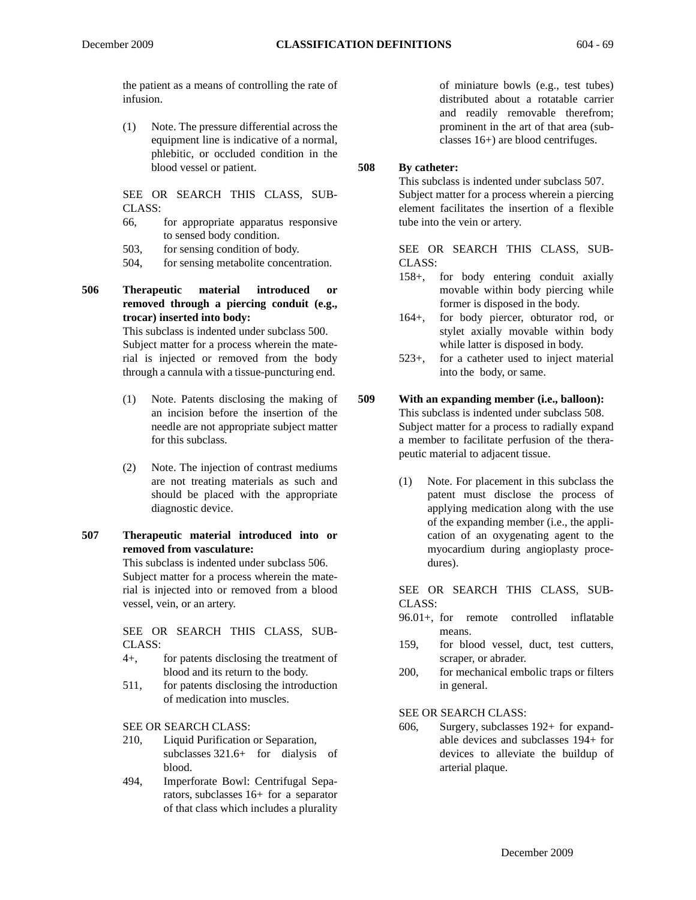the patient as a means of controlling the rate of infusion.

(1) Note. The pressure differential across the equipment line is indicative of a normal, phlebitic, or occluded condition in the blood vessel or patient.

SEE OR SEARCH THIS CLASS, SUBCLASS:

- 66, for appropriate apparatus responsive to sensed body condition.
- 503, for sensing condition of body.
- 504, for sensing metabolite concentration.

**506 Therapeutic material introduced or removed through a piercing conduit (e.g., trocar) inserted into body:**

This subclass is indented under subclass 500. Subject matter for a process wherein the material is injected or removed from the body through a cannula with a tissue-puncturing end.

(1) Note. Patents disclosing the making of an incision before the insertion of the needle are not appropriate subject matter for this subclass.

(2) Note. The injection of contrast mediums are not treating materials as such and should be placed with the appropriate diagnostic device.

**507 Therapeutic material introduced into or removed from vasculature:**

This subclass is indented under subclass 506. Subject matter for a process wherein the material is injected into or removed from a blood vessel, vein, or an artery.

SEE OR SEARCH THIS CLASS, SUBCLASS:

- 4+, for patents disclosing the treatment of blood and its return to the body.
- 511, for patents disclosing the introduction of medication into muscles.

SEE OR SEARCH CLASS:

- 210, Liquid Purification or Separation, subclasses 321.6+ for dialysis of blood.
- 494, Imperforate Bowl: Centrifugal Separators, subclasses 16+ for a separator of that class which includes a plurality of miniature bowls (e.g., test tubes) distributed about a rotatable carrier and readily removable therefrom; prominent in the art of that area (subclasses 16+) are blood centrifuges.

**508 By catheter:**

This subclass is indented under subclass 507. Subject matter for a process wherein a piercing element facilitates the insertion of a flexible tube into the vein or artery.

SEE OR SEARCH THIS CLASS, SUBCLASS:

- 158+, for body entering conduit axially movable within body piercing while former is disposed in the body.
- 164+, for body piercer, obturator rod, or stylet axially movable within body while latter is disposed in body.
- 523+, for a catheter used to inject material into the body, or same.

**509 With an expanding member (i.e., balloon):**

This subclass is indented under subclass 508. Subject matter for a process to radially expand a member to facilitate perfusion of the therapeutic material to adjacent tissue.

(1) Note. For placement in this subclass the patent must disclose the process of applying medication along with the use of the expanding member (i.e., the application of an oxygenating agent to the myocardium during angioplasty procedures).

SEE OR SEARCH THIS CLASS, SUBCLASS:

- 96.01+, for remote controlled inflatable means.
- 159, for blood vessel, duct, test cutters, scraper, or abrader.
- 200, for mechanical embolic traps or filters in general.

SEE OR SEARCH CLASS:

- 606, Surgery, subclasses 192+ for expandable devices and subclasses 194+ for devices to alleviate the buildup of arterial plaque.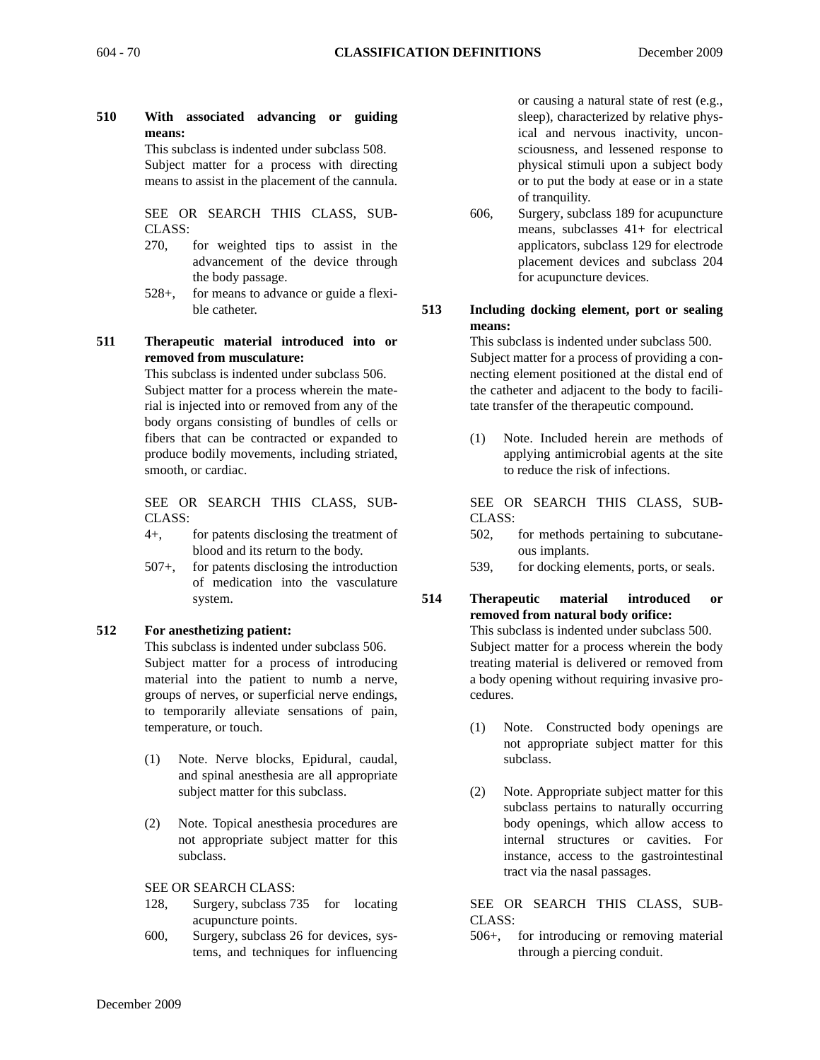**510 With associated advancing or guiding means:**

This subclass is indented under subclass 508. Subject matter for a process with directing means to assist in the placement of the cannula.

SEE OR SEARCH THIS CLASS, SUBCLASS:

- 270, for weighted tips to assist in the advancement of the device through the body passage.
- 528+, for means to advance or guide a flexible catheter.

**511 Therapeutic material introduced into or removed from musculature:**

This subclass is indented under subclass 506. Subject matter for a process wherein the material is injected into or removed from any of the body organs consisting of bundles of cells or fibers that can be contracted or expanded to produce bodily movements, including striated, smooth, or cardiac.

SEE OR SEARCH THIS CLASS, SUBCLASS:

- 4+, for patents disclosing the treatment of blood and its return to the body.
- 507+, for patents disclosing the introduction of medication into the vasculature system.

**512 For anesthetizing patient:**

This subclass is indented under subclass 506. Subject matter for a process of introducing material into the patient to numb a nerve, groups of nerves, or superficial nerve endings, to temporarily alleviate sensations of pain, temperature, or touch.

(1) Note. Nerve blocks, Epidural, caudal, and spinal anesthesia are all appropriate subject matter for this subclass.

(2) Note. Topical anesthesia procedures are not appropriate subject matter for this subclass.

SEE OR SEARCH CLASS:

- 128, Surgery, subclass 735 for locating acupuncture points.
- 600, Surgery, subclass 26 for devices, systems, and techniques for influencing or causing a natural state of rest (e.g., sleep), characterized by relative physical and nervous inactivity, unconsciousness, and lessened response to physical stimuli upon a subject body or to put the body at ease or in a state of tranquility.
- 606, Surgery, subclass 189 for acupuncture means, subclasses 41+ for electrical applicators, subclass 129 for electrode placement devices and subclass 204 for acupuncture devices.

**513 Including docking element, port or sealing means:**

This subclass is indented under subclass 500. Subject matter for a process of providing a connecting element positioned at the distal end of the catheter and adjacent to the body to facilitate transfer of the therapeutic compound.

(1) Note. Included herein are methods of applying antimicrobial agents at the site to reduce the risk of infections.

SEE OR SEARCH THIS CLASS, SUBCLASS:

- 502, for methods pertaining to subcutaneous implants.
- 539, for docking elements, ports, or seals.

**514 Therapeutic material introduced or removed from natural body orifice:**

This subclass is indented under subclass 500. Subject matter for a process wherein the body treating material is delivered or removed from a body opening without requiring invasive procedures.

(1) Note. Constructed body openings are not appropriate subject matter for this subclass.

(2) Note. Appropriate subject matter for this subclass pertains to naturally occurring body openings, which allow access to internal structures or cavities. For instance, access to the gastrointestinal tract via the nasal passages.

SEE OR SEARCH THIS CLASS, SUBCLASS:

- 506+, for introducing or removing material through a piercing conduit.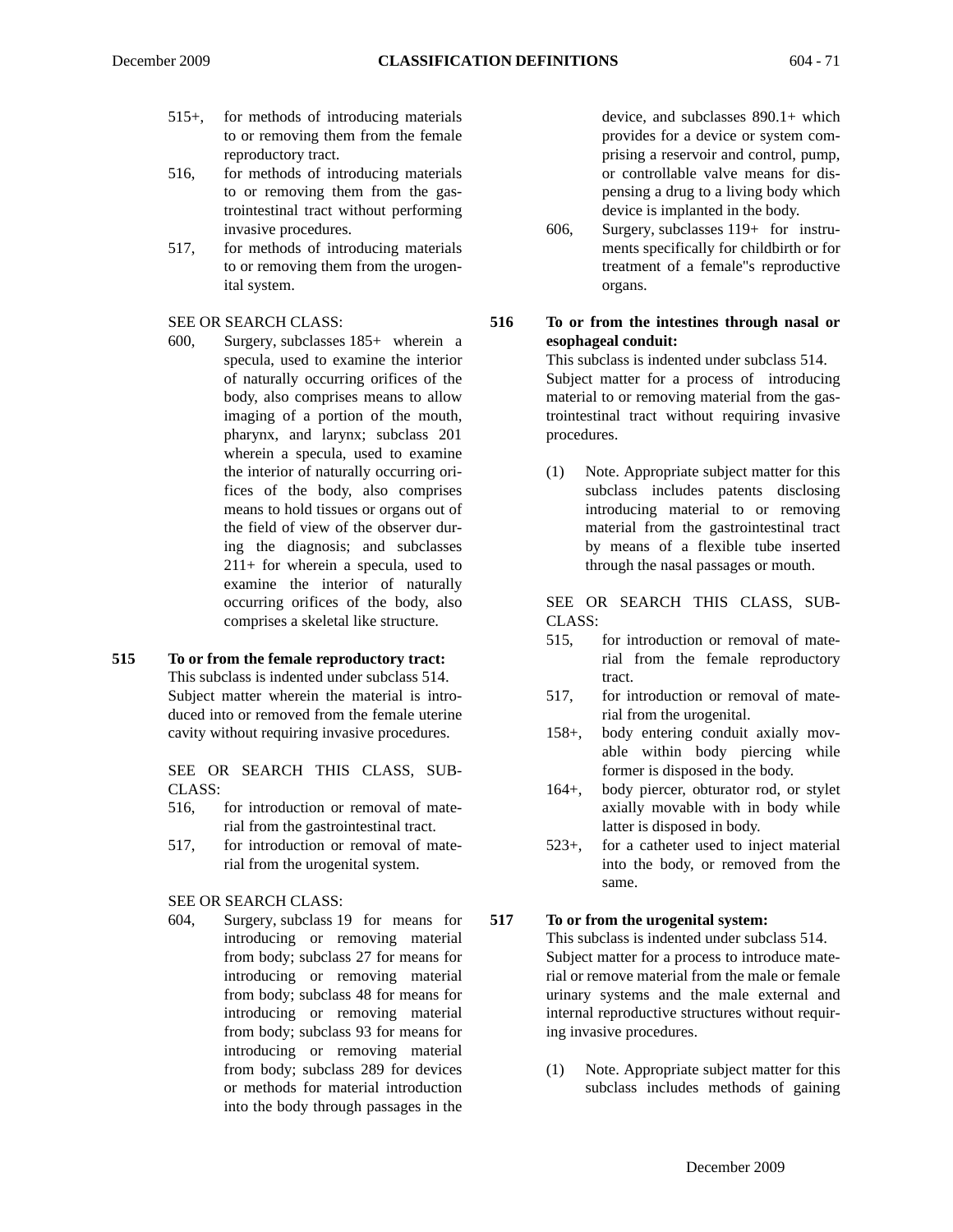515+, for methods of introducing materials to or removing them from the female reproductory tract.

516, for methods of introducing materials to or removing them from the gastrointestinal tract without performing invasive procedures.

517, for methods of introducing materials to or removing them from the urogenital system.

SEE OR SEARCH CLASS:

600, Surgery, subclasses 185+ wherein a specula, used to examine the interior of naturally occurring orifices of the body, also comprises means to allow imaging of a portion of the mouth, pharynx, and larynx; subclass 201 wherein a specula, used to examine the interior of naturally occurring orifices of the body, also comprises means to hold tissues or organs out of the field of view of the observer during the diagnosis; and subclasses 211+ for wherein a specula, used to examine the interior of naturally occurring orifices of the body, also comprises a skeletal like structure.

**515 To or from the female reproductory tract:**

This subclass is indented under subclass 514. Subject matter wherein the material is introduced into or removed from the female uterine cavity without requiring invasive procedures.

SEE OR SEARCH THIS CLASS, SUBCLASS:

516, for introduction or removal of material from the gastrointestinal tract.

517, for introduction or removal of material from the urogenital system.

SEE OR SEARCH CLASS:

604, Surgery, subclass 19 for means for introducing or removing material from body; subclass 27 for means for introducing or removing material from body; subclass 48 for means for introducing or removing material from body; subclass 93 for means for introducing or removing material from body; subclass 289 for devices or methods for material introduction into the body through passages in the device, and subclasses 890.1+ which provides for a device or system comprising a reservoir and control, pump, or controllable valve means for dispensing a drug to a living body which device is implanted in the body.

606, Surgery, subclasses 119+ for instruments specifically for childbirth or for treatment of a female"s reproductive organs.

**516 To or from the intestines through nasal or esophageal conduit:**

This subclass is indented under subclass 514. Subject matter for a process of introducing material to or removing material from the gastrointestinal tract without requiring invasive procedures.

(1) Note. Appropriate subject matter for this subclass includes patents disclosing introducing material to or removing material from the gastrointestinal tract by means of a flexible tube inserted through the nasal passages or mouth.

SEE OR SEARCH THIS CLASS, SUBCLASS:

515, for introduction or removal of material from the female reproductory tract.

517, for introduction or removal of material from the urogenital.

158+, body entering conduit axially movable within body piercing while former is disposed in the body.

164+, body piercer, obturator rod, or stylet axially movable with in body while latter is disposed in body.

523+, for a catheter used to inject material into the body, or removed from the same.

**517 To or from the urogenital system:**

This subclass is indented under subclass 514. Subject matter for a process to introduce material or remove material from the male or female urinary systems and the male external and internal reproductive structures without requiring invasive procedures.

(1) Note. Appropriate subject matter for this subclass includes methods of gaining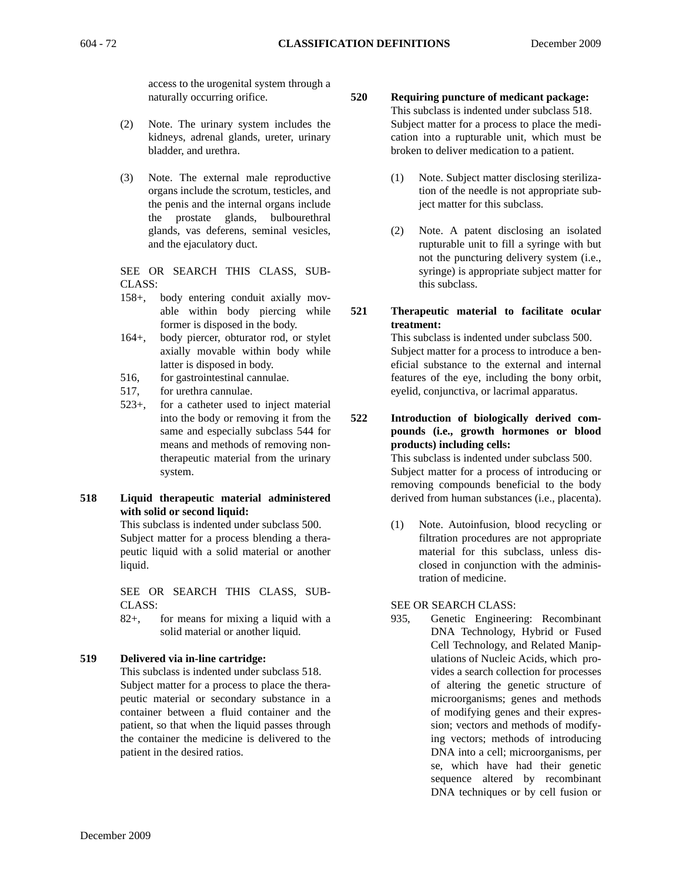access to the urogenital system through a naturally occurring orifice.

(2) Note. The urinary system includes the kidneys, adrenal glands, ureter, urinary bladder, and urethra.

(3) Note. The external male reproductive organs include the scrotum, testicles, and the penis and the internal organs include the prostate glands, bulbourethral glands, vas deferens, seminal vesicles, and the ejaculatory duct.

SEE OR SEARCH THIS CLASS, SUBCLASS:

- 158+, body entering conduit axially movable within body piercing while former is disposed in the body.
- 164+, body piercer, obturator rod, or stylet axially movable within body while latter is disposed in body.
- 516, for gastrointestinal cannulae.
- 517, for urethra cannulae.
- 523+, for a catheter used to inject material into the body or removing it from the same and especially subclass 544 for means and methods of removing nontherapeutic material from the urinary system.

**518 Liquid therapeutic material administered with solid or second liquid:**

This subclass is indented under subclass 500. Subject matter for a process blending a therapeutic liquid with a solid material or another liquid.

SEE OR SEARCH THIS CLASS, SUBCLASS:

- 82+, for means for mixing a liquid with a solid material or another liquid.

**519 Delivered via in-line cartridge:**

This subclass is indented under subclass 518. Subject matter for a process to place the therapeutic material or secondary substance in a container between a fluid container and the patient, so that when the liquid passes through the container the medicine is delivered to the patient in the desired ratios.

**520 Requiring puncture of medicant package:**

This subclass is indented under subclass 518. Subject matter for a process to place the medication into a rupturable unit, which must be broken to deliver medication to a patient.

(1) Note. Subject matter disclosing sterilization of the needle is not appropriate subject matter for this subclass.

(2) Note. A patent disclosing an isolated rupturable unit to fill a syringe with but not the puncturing delivery system (i.e., syringe) is appropriate subject matter for this subclass.

**521 Therapeutic material to facilitate ocular treatment:**

This subclass is indented under subclass 500. Subject matter for a process to introduce a beneficial substance to the external and internal features of the eye, including the bony orbit, eyelid, conjunctiva, or lacrimal apparatus.

**522 Introduction of biologically derived compounds (i.e., growth hormones or blood products) including cells:**

This subclass is indented under subclass 500. Subject matter for a process of introducing or removing compounds beneficial to the body derived from human substances (i.e., placenta).

(1) Note. Autoinfusion, blood recycling or filtration procedures are not appropriate material for this subclass, unless disclosed in conjunction with the administration of medicine.

SEE OR SEARCH CLASS:

- 935, Genetic Engineering: Recombinant DNA Technology, Hybrid or Fused Cell Technology, and Related Manipulations of Nucleic Acids, which provides a search collection for processes of altering the genetic structure of microorganisms; genes and methods of modifying genes and their expression; vectors and methods of modifying vectors; methods of introducing DNA into a cell; microorganisms, per se, which have had their genetic sequence altered by recombinant DNA techniques or by cell fusion or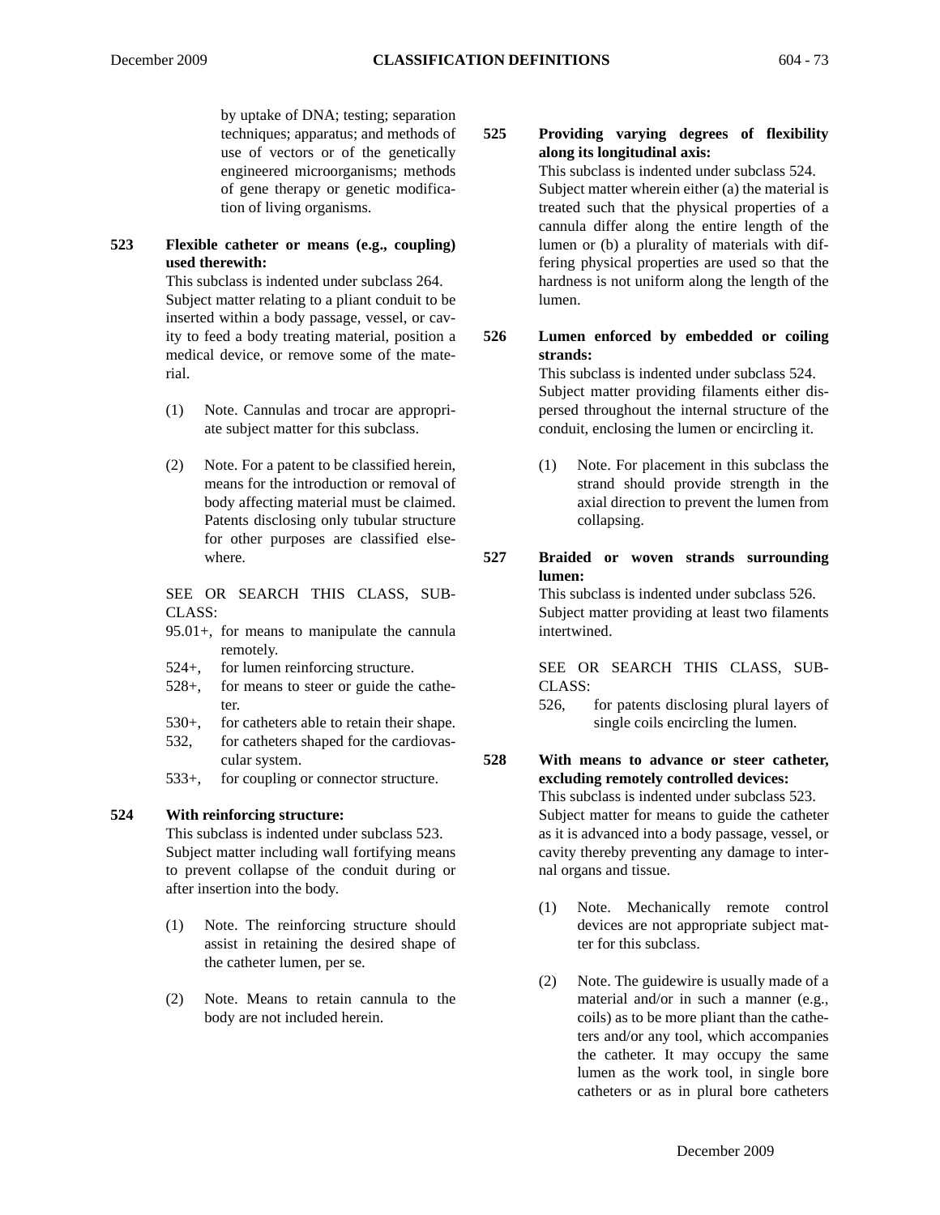by uptake of DNA; testing; separation techniques; apparatus; and methods of use of vectors or of the genetically engineered microorganisms; methods of gene therapy or genetic modification of living organisms.

**523 Flexible catheter or means (e.g., coupling) used therewith:**

This subclass is indented under subclass 264. Subject matter relating to a pliant conduit to be inserted within a body passage, vessel, or cavity to feed a body treating material, position a medical device, or remove some of the material.

(1) Note. Cannulas and trocar are appropriate subject matter for this subclass.

(2) Note. For a patent to be classified herein, means for the introduction or removal of body affecting material must be claimed. Patents disclosing only tubular structure for other purposes are classified elsewhere.

SEE OR SEARCH THIS CLASS, SUBCLASS:

95.01+, for means to manipulate the cannula remotely.
524+, for lumen reinforcing structure.
528+, for means to steer or guide the catheter.
530+, for catheters able to retain their shape.
532, for catheters shaped for the cardiovascular system.
533+, for coupling or connector structure.

**524 With reinforcing structure:**

This subclass is indented under subclass 523. Subject matter including wall fortifying means to prevent collapse of the conduit during or after insertion into the body.

(1) Note. The reinforcing structure should assist in retaining the desired shape of the catheter lumen, per se.

(2) Note. Means to retain cannula to the body are not included herein.

**525 Providing varying degrees of flexibility along its longitudinal axis:**

This subclass is indented under subclass 524. Subject matter wherein either (a) the material is treated such that the physical properties of a cannula differ along the entire length of the lumen or (b) a plurality of materials with differing physical properties are used so that the hardness is not uniform along the length of the lumen.

**526 Lumen enforced by embedded or coiling strands:**

This subclass is indented under subclass 524. Subject matter providing filaments either dispersed throughout the internal structure of the conduit, enclosing the lumen or encircling it.

(1) Note. For placement in this subclass the strand should provide strength in the axial direction to prevent the lumen from collapsing.

**527 Braided or woven strands surrounding lumen:**

This subclass is indented under subclass 526. Subject matter providing at least two filaments intertwined.

SEE OR SEARCH THIS CLASS, SUBCLASS:

526, for patents disclosing plural layers of single coils encircling the lumen.

**528 With means to advance or steer catheter, excluding remotely controlled devices:**

This subclass is indented under subclass 523. Subject matter for means to guide the catheter as it is advanced into a body passage, vessel, or cavity thereby preventing any damage to internal organs and tissue.

(1) Note. Mechanically remote control devices are not appropriate subject matter for this subclass.

(2) Note. The guidewire is usually made of a material and/or in such a manner (e.g., coils) as to be more pliant than the catheters and/or any tool, which accompanies the catheter. It may occupy the same lumen as the work tool, in single bore catheters or as in plural bore catheters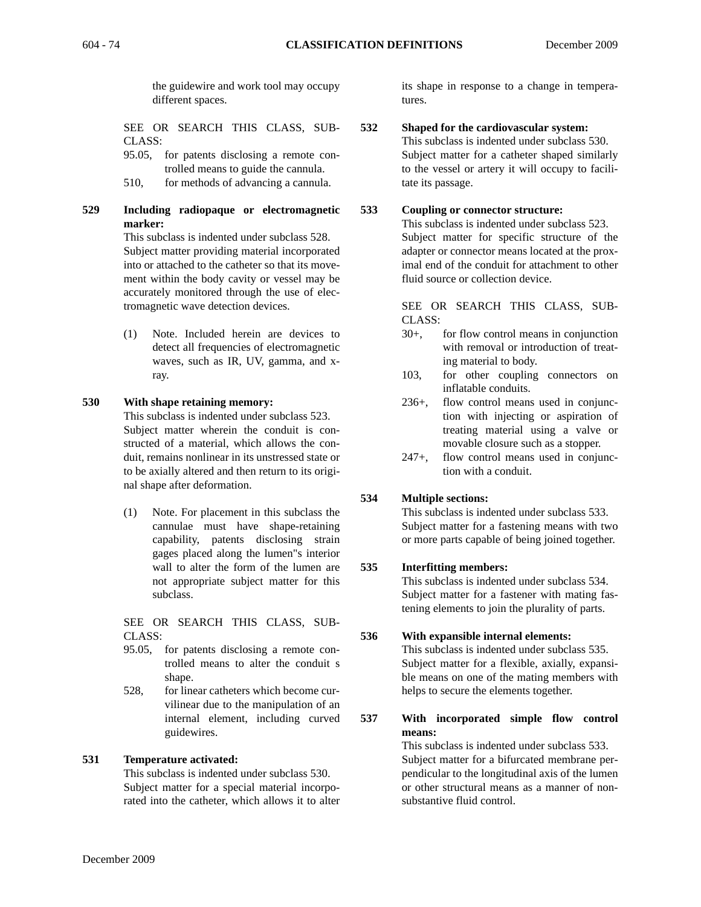the guidewire and work tool may occupy different spaces.

SEE OR SEARCH THIS CLASS, SUBCLASS:

95.05, for patents disclosing a remote controlled means to guide the cannula.

510, for methods of advancing a cannula.

**529 Including radiopaque or electromagnetic marker:**

This subclass is indented under subclass 528. Subject matter providing material incorporated into or attached to the catheter so that its movement within the body cavity or vessel may be accurately monitored through the use of electromagnetic wave detection devices.

(1) Note. Included herein are devices to detect all frequencies of electromagnetic waves, such as IR, UV, gamma, and x-ray.

**530 With shape retaining memory:**

This subclass is indented under subclass 523. Subject matter wherein the conduit is constructed of a material, which allows the conduit, remains nonlinear in its unstressed state or to be axially altered and then return to its original shape after deformation.

(1) Note. For placement in this subclass the cannulae must have shape-retaining capability, patents disclosing strain gages placed along the lumen"s interior wall to alter the form of the lumen are not appropriate subject matter for this subclass.

SEE OR SEARCH THIS CLASS, SUBCLASS:

95.05, for patents disclosing a remote controlled means to alter the conduit s shape.

528, for linear catheters which become curvilinear due to the manipulation of an internal element, including curved guidewires.

**531 Temperature activated:**

This subclass is indented under subclass 530. Subject matter for a special material incorporated into the catheter, which allows it to alter its shape in response to a change in temperatures.

**532 Shaped for the cardiovascular system:**

This subclass is indented under subclass 530. Subject matter for a catheter shaped similarly to the vessel or artery it will occupy to facilitate its passage.

**533 Coupling or connector structure:**

This subclass is indented under subclass 523. Subject matter for specific structure of the adapter or connector means located at the proximal end of the conduit for attachment to other fluid source or collection device.

SEE OR SEARCH THIS CLASS, SUBCLASS:

30+, for flow control means in conjunction with removal or introduction of treating material to body.

103, for other coupling connectors on inflatable conduits.

236+, flow control means used in conjunction with injecting or aspiration of treating material using a valve or movable closure such as a stopper.

247+, flow control means used in conjunction with a conduit.

**534 Multiple sections:**

This subclass is indented under subclass 533. Subject matter for a fastening means with two or more parts capable of being joined together.

**535 Interfitting members:**

This subclass is indented under subclass 534. Subject matter for a fastener with mating fastening elements to join the plurality of parts.

**536 With expansible internal elements:**

This subclass is indented under subclass 535. Subject matter for a flexible, axially, expansible means on one of the mating members with helps to secure the elements together.

**537 With incorporated simple flow control means:**

This subclass is indented under subclass 533. Subject matter for a bifurcated membrane perpendicular to the longitudinal axis of the lumen or other structural means as a manner of nonsubstantive fluid control.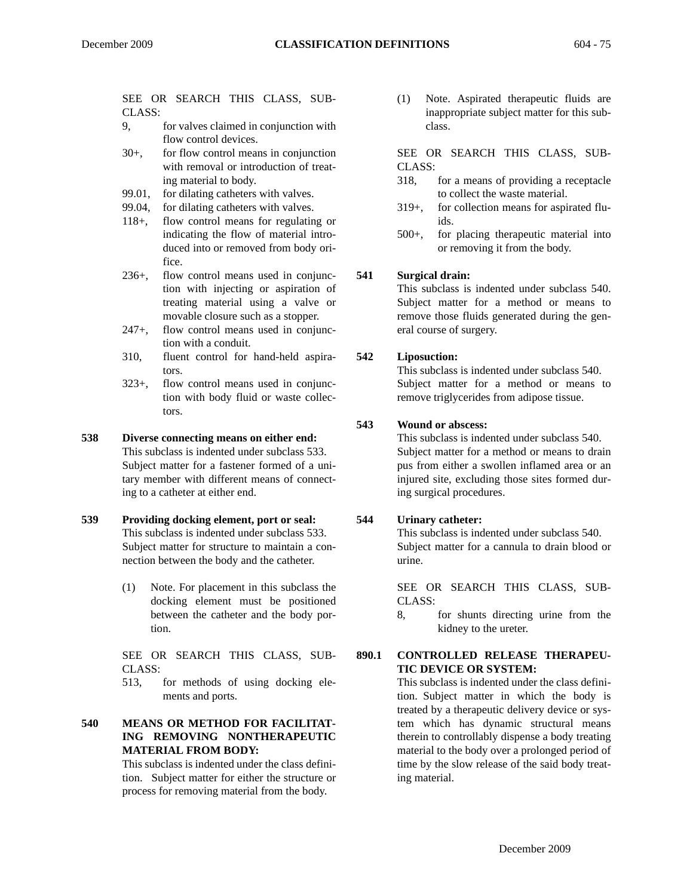SEE OR SEARCH THIS CLASS, SUBCLASS:

- 9, for valves claimed in conjunction with flow control devices.
- 30+, for flow control means in conjunction with removal or introduction of treating material to body.
- 99.01, for dilating catheters with valves.
- 99.04, for dilating catheters with valves.
- 118+, flow control means for regulating or indicating the flow of material introduced into or removed from body orifice.
- 236+, flow control means used in conjunction with injecting or aspiration of treating material using a valve or movable closure such as a stopper.
- 247+, flow control means used in conjunction with a conduit.
- 310, fluent control for hand-held aspirators.
- 323+, flow control means used in conjunction with body fluid or waste collectors.

**538 Diverse connecting means on either end:**
This subclass is indented under subclass 533. Subject matter for a fastener formed of a unitary member with different means of connecting to a catheter at either end.

**539 Providing docking element, port or seal:**
This subclass is indented under subclass 533. Subject matter for structure to maintain a connection between the body and the catheter.

(1) Note. For placement in this subclass the docking element must be positioned between the catheter and the body portion.

SEE OR SEARCH THIS CLASS, SUBCLASS:

- 513, for methods of using docking elements and ports.

**540 MEANS OR METHOD FOR FACILITATING REMOVING NONTHERAPEUTIC MATERIAL FROM BODY:**
This subclass is indented under the class definition. Subject matter for either the structure or process for removing material from the body.

(1) Note. Aspirated therapeutic fluids are inappropriate subject matter for this subclass.

SEE OR SEARCH THIS CLASS, SUBCLASS:

- 318, for a means of providing a receptacle to collect the waste material.
- 319+, for collection means for aspirated fluids.
- 500+, for placing therapeutic material into or removing it from the body.

**541 Surgical drain:**
This subclass is indented under subclass 540. Subject matter for a method or means to remove those fluids generated during the general course of surgery.

**542 Liposuction:**
This subclass is indented under subclass 540. Subject matter for a method or means to remove triglycerides from adipose tissue.

**543 Wound or abscess:**
This subclass is indented under subclass 540. Subject matter for a method or means to drain pus from either a swollen inflamed area or an injured site, excluding those sites formed during surgical procedures.

**544 Urinary catheter:**
This subclass is indented under subclass 540. Subject matter for a cannula to drain blood or urine.

SEE OR SEARCH THIS CLASS, SUBCLASS:

- 8, for shunts directing urine from the kidney to the ureter.

**890.1 CONTROLLED RELEASE THERAPEUTIC DEVICE OR SYSTEM:**
This subclass is indented under the class definition. Subject matter in which the body is treated by a therapeutic delivery device or system which has dynamic structural means therein to controllably dispense a body treating material to the body over a prolonged period of time by the slow release of the said body treating material.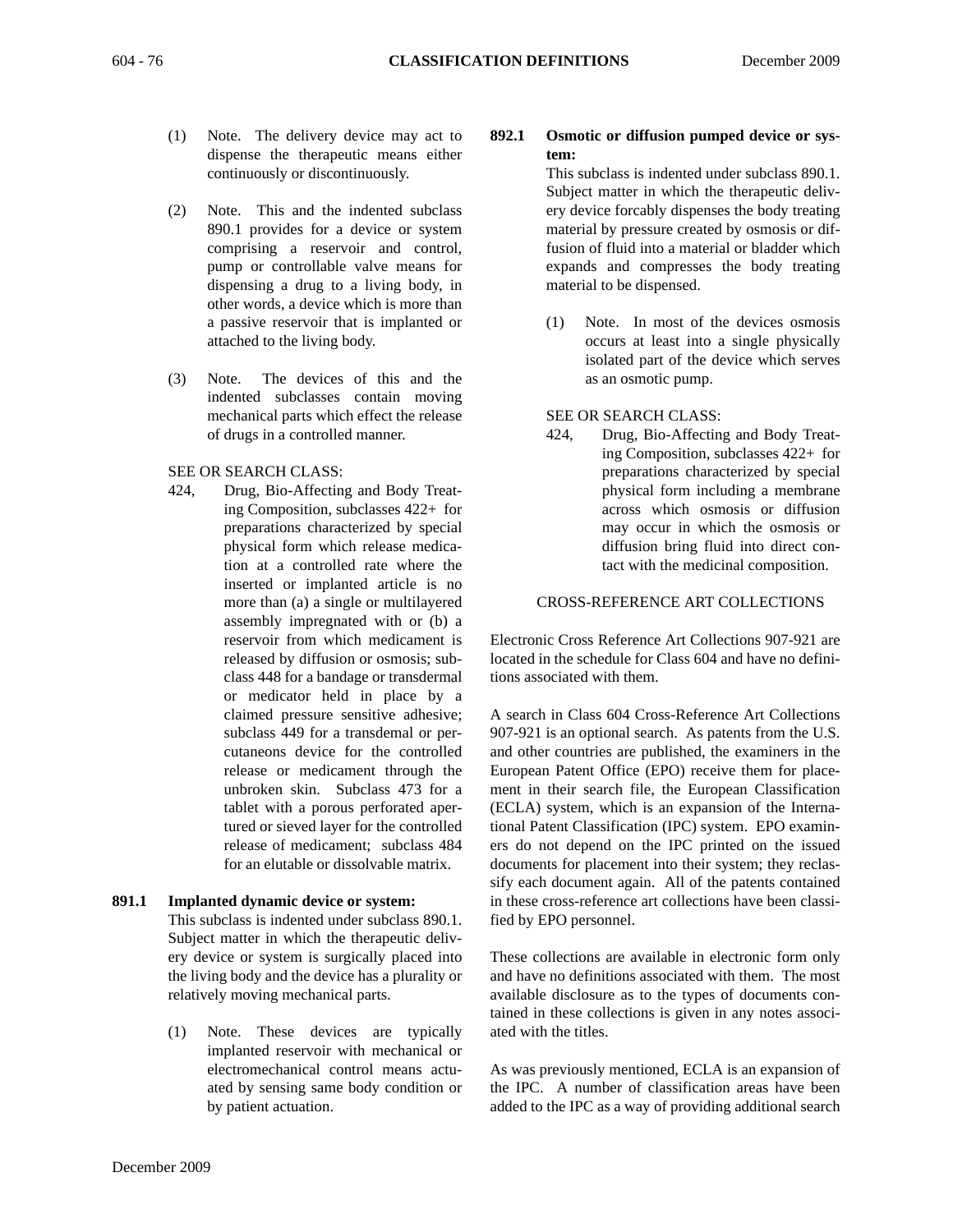(1) Note. The delivery device may act to dispense the therapeutic means either continuously or discontinuously.

(2) Note. This and the indented subclass 890.1 provides for a device or system comprising a reservoir and control, pump or controllable valve means for dispensing a drug to a living body, in other words, a device which is more than a passive reservoir that is implanted or attached to the living body.

(3) Note. The devices of this and the indented subclasses contain moving mechanical parts which effect the release of drugs in a controlled manner.

SEE OR SEARCH CLASS:

424, Drug, Bio-Affecting and Body Treating Composition, subclasses 422+ for preparations characterized by special physical form which release medication at a controlled rate where the inserted or implanted article is no more than (a) a single or multilayered assembly impregnated with or (b) a reservoir from which medicament is released by diffusion or osmosis; subclass 448 for a bandage or transdermal or medicator held in place by a claimed pressure sensitive adhesive; subclass 449 for a transdemal or percutaneons device for the controlled release or medicament through the unbroken skin. Subclass 473 for a tablet with a porous perforated apertured or sieved layer for the controlled release of medicament; subclass 484 for an elutable or dissolvable matrix.

**891.1 Implanted dynamic device or system:**
This subclass is indented under subclass 890.1. Subject matter in which the therapeutic delivery device or system is surgically placed into the living body and the device has a plurality or relatively moving mechanical parts.

(1) Note. These devices are typically implanted reservoir with mechanical or electromechanical control means actuated by sensing same body condition or by patient actuation.

**892.1 Osmotic or diffusion pumped device or system:**
This subclass is indented under subclass 890.1. Subject matter in which the therapeutic delivery device forcably dispenses the body treating material by pressure created by osmosis or diffusion of fluid into a material or bladder which expands and compresses the body treating material to be dispensed.

(1) Note. In most of the devices osmosis occurs at least into a single physically isolated part of the device which serves as an osmotic pump.

SEE OR SEARCH CLASS:

424, Drug, Bio-Affecting and Body Treating Composition, subclasses 422+ for preparations characterized by special physical form including a membrane across which osmosis or diffusion may occur in which the osmosis or diffusion bring fluid into direct contact with the medicinal composition.

CROSS-REFERENCE ART COLLECTIONS

Electronic Cross Reference Art Collections 907-921 are located in the schedule for Class 604 and have no definitions associated with them.

A search in Class 604 Cross-Reference Art Collections 907-921 is an optional search. As patents from the U.S. and other countries are published, the examiners in the European Patent Office (EPO) receive them for placement in their search file, the European Classification (ECLA) system, which is an expansion of the International Patent Classification (IPC) system. EPO examiners do not depend on the IPC printed on the issued documents for placement into their system; they reclassify each document again. All of the patents contained in these cross-reference art collections have been classified by EPO personnel.

These collections are available in electronic form only and have no definitions associated with them. The most available disclosure as to the types of documents contained in these collections is given in any notes associated with the titles.

As was previously mentioned, ECLA is an expansion of the IPC. A number of classification areas have been added to the IPC as a way of providing additional search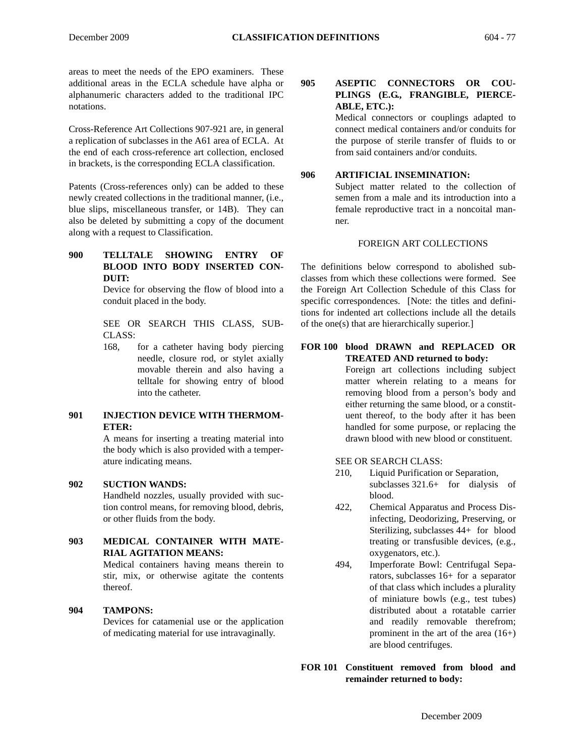areas to meet the needs of the EPO examiners. These additional areas in the ECLA schedule have alpha or alphanumeric characters added to the traditional IPC notations.

Cross-Reference Art Collections 907-921 are, in general a replication of subclasses in the A61 area of ECLA. At the end of each cross-reference art collection, enclosed in brackets, is the corresponding ECLA classification.

Patents (Cross-references only) can be added to these newly created collections in the traditional manner, (i.e., blue slips, miscellaneous transfer, or 14B). They can also be deleted by submitting a copy of the document along with a request to Classification.

**900 TELLTALE SHOWING ENTRY OF BLOOD INTO BODY INSERTED CONDUIT:**

Device for observing the flow of blood into a conduit placed in the body.

SEE OR SEARCH THIS CLASS, SUBCLASS:

168, for a catheter having body piercing needle, closure rod, or stylet axially movable therein and also having a telltale for showing entry of blood into the catheter.

**901 INJECTION DEVICE WITH THERMOMETER:**

A means for inserting a treating material into the body which is also provided with a temperature indicating means.

**902 SUCTION WANDS:**

Handheld nozzles, usually provided with suction control means, for removing blood, debris, or other fluids from the body.

**903 MEDICAL CONTAINER WITH MATERIAL AGITATION MEANS:**

Medical containers having means therein to stir, mix, or otherwise agitate the contents thereof.

**904 TAMPONS:**

Devices for catamenial use or the application of medicating material for use intravaginally.

**905 ASEPTIC CONNECTORS OR COUPLINGS (E.G., FRANGIBLE, PIERCEABLE, ETC.):**

Medical connectors or couplings adapted to connect medical containers and/or conduits for the purpose of sterile transfer of fluids to or from said containers and/or conduits.

**906 ARTIFICIAL INSEMINATION:**

Subject matter related to the collection of semen from a male and its introduction into a female reproductive tract in a noncoital manner.

## FOREIGN ART COLLECTIONS

The definitions below correspond to abolished subclasses from which these collections were formed. See the Foreign Art Collection Schedule of this Class for specific correspondences. [Note: the titles and definitions for indented art collections include all the details of the one(s) that are hierarchically superior.]

**FOR 100 blood DRAWN and REPLACED OR TREATED AND returned to body:**

Foreign art collections including subject matter wherein relating to a means for removing blood from a person's body and either returning the same blood, or a constituent thereof, to the body after it has been handled for some purpose, or replacing the drawn blood with new blood or constituent.

SEE OR SEARCH CLASS:

210, Liquid Purification or Separation, subclasses 321.6+ for dialysis of blood.

422, Chemical Apparatus and Process Disinfecting, Deodorizing, Preserving, or Sterilizing, subclasses 44+ for blood treating or transfusible devices, (e.g., oxygenators, etc.).

494, Imperforate Bowl: Centrifugal Separators, subclasses 16+ for a separator of that class which includes a plurality of miniature bowls (e.g., test tubes) distributed about a rotatable carrier and readily removable therefrom; prominent in the art of the area (16+) are blood centrifuges.

**FOR 101 Constituent removed from blood and remainder returned to body:**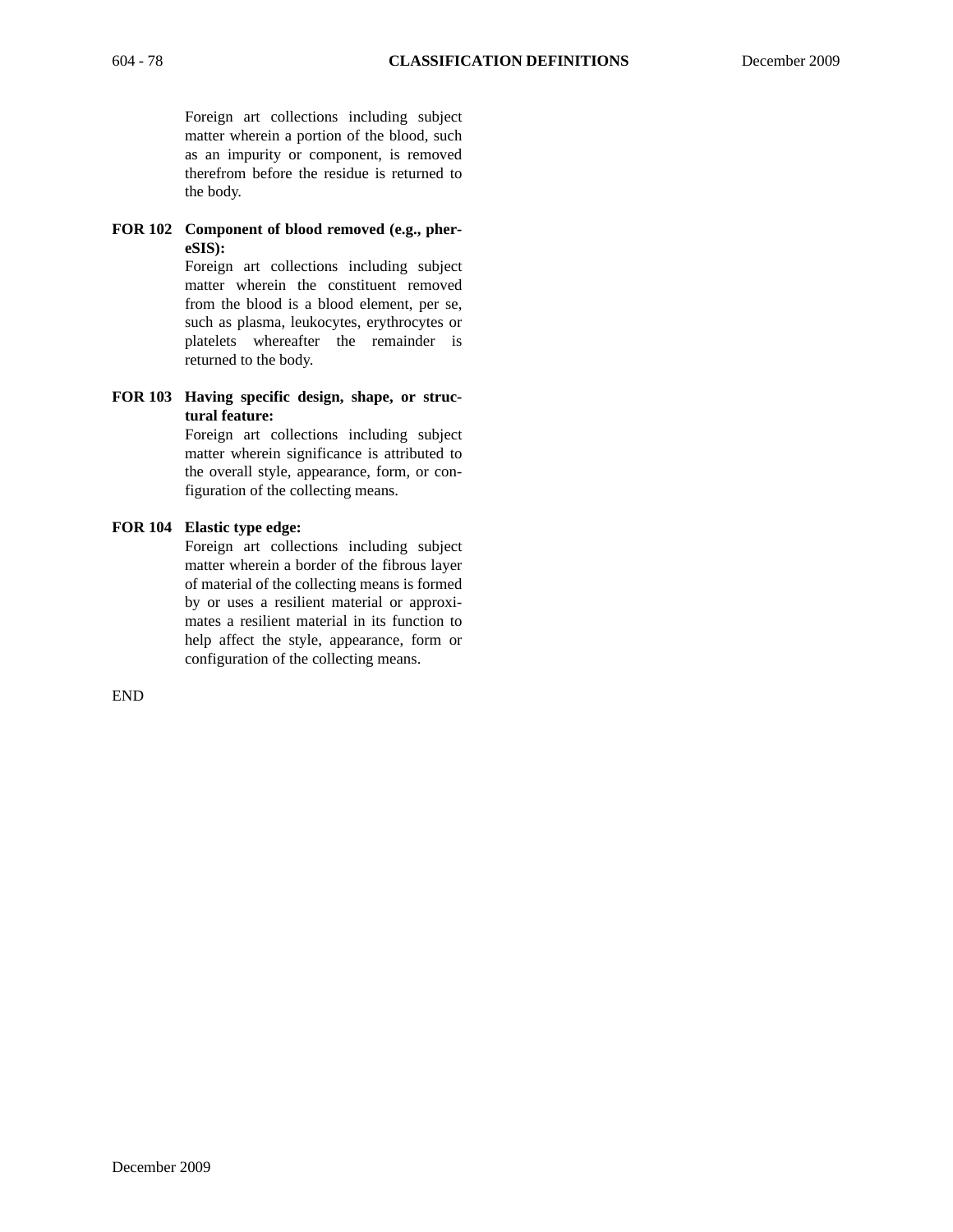Foreign art collections including subject matter wherein a portion of the blood, such as an impurity or component, is removed therefrom before the residue is returned to the body.

**FOR 102 Component of blood removed (e.g., pheresis):**

Foreign art collections including subject matter wherein the constituent removed from the blood is a blood element, per se, such as plasma, leukocytes, erythrocytes or platelets whereafter the remainder is returned to the body.

**FOR 103 Having specific design, shape, or structural feature:**

Foreign art collections including subject matter wherein significance is attributed to the overall style, appearance, form, or configuration of the collecting means.

**FOR 104 Elastic type edge:**

Foreign art collections including subject matter wherein a border of the fibrous layer of material of the collecting means is formed by or uses a resilient material or approximates a resilient material in its function to help affect the style, appearance, form or configuration of the collecting means.

END